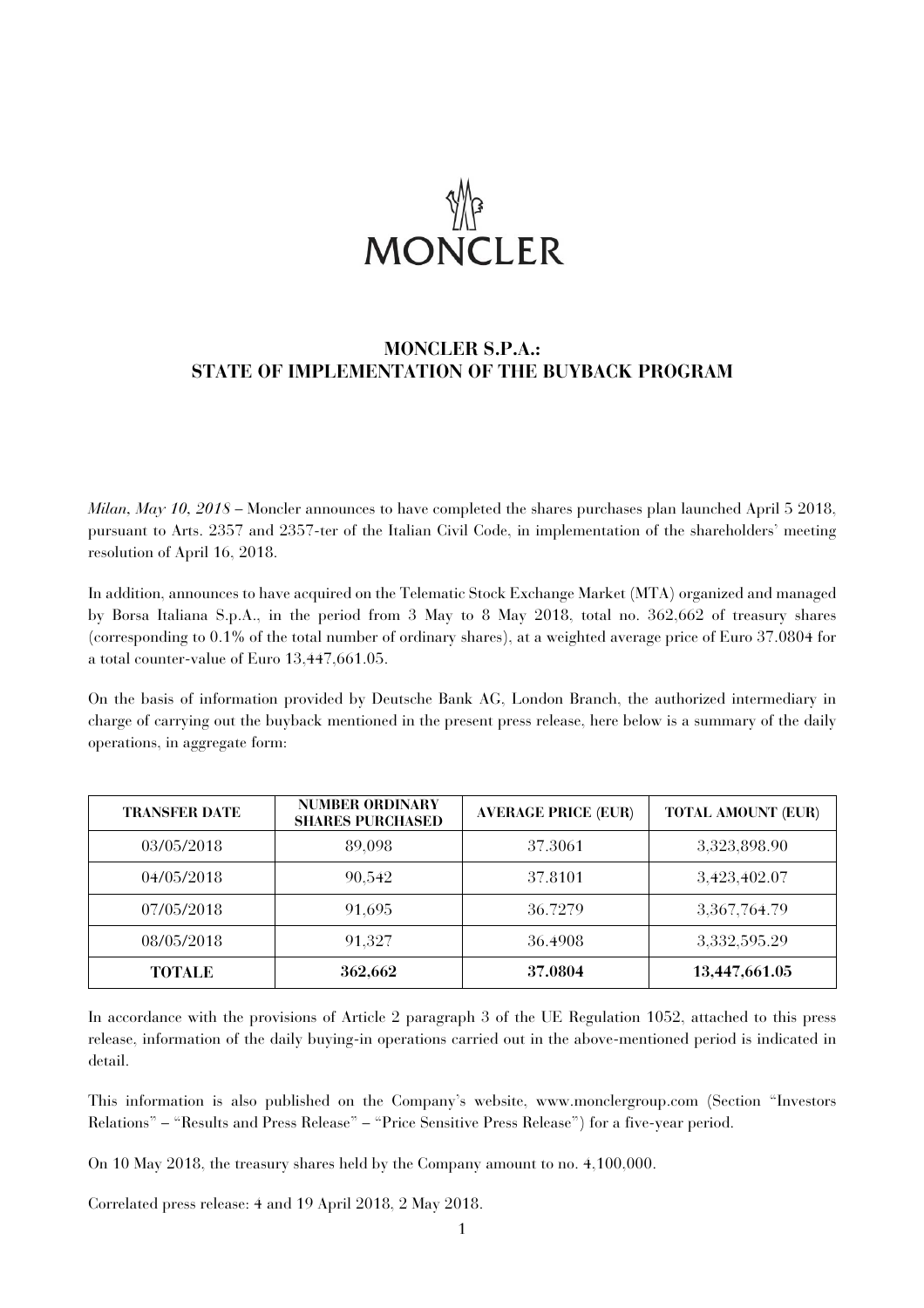MONCLER

# MONCLER S.P.A.: STATE OF IMPLEMENTATION OF THE BUYBACK PROGRAM

*Milan, May 10, 2018* – Moncler announces to have completed the shares purchases plan launched April 5 2018, pursuant to Arts. 2357 and 2357-ter of the Italian Civil Code, in implementation of the shareholders' meeting resolution of April 16, 2018.

In addition, announces to have acquired on the Telematic Stock Exchange Market (MTA) organized and managed by Borsa Italiana S.p.A., in the period from 3 May to 8 May 2018, total no. 362,662 of treasury shares (corresponding to 0.1% of the total number of ordinary shares), at a weighted average price of Euro 37.0804 for a total counter-value of Euro 13,447,661.05.

On the basis of information provided by Deutsche Bank AG, London Branch, the authorized intermediary in charge of carrying out the buyback mentioned in the present press release, here below is a summary of the daily operations, in aggregate form:

| TRANSFER DATE | NUMBER ORDINARY SHARES PURCHASED | AVERAGE PRICE (EUR) | TOTAL AMOUNT (EUR) |
|---|---|---|---|
| 03/05/2018 | 89,098 | 37.3061 | 3,323,898.90 |
| 04/05/2018 | 90,542 | 37.8101 | 3,423,402.07 |
| 07/05/2018 | 91,695 | 36.7279 | 3,367,764.79 |
| 08/05/2018 | 91,327 | 36.4908 | 3,332,595.29 |
| **TOTALE** | **362,662** | **37.0804** | **13,447,661.05** |

In accordance with the provisions of Article 2 paragraph 3 of the UE Regulation 1052, attached to this press release, information of the daily buying-in operations carried out in the above-mentioned period is indicated in detail.

This information is also published on the Company's website, www.monclergroup.com (Section "Investors Relations" – "Results and Press Release" – "Price Sensitive Press Release") for a five-year period.

On 10 May 2018, the treasury shares held by the Company amount to no. 4,100,000.

Correlated press release: 4 and 19 April 2018, 2 May 2018.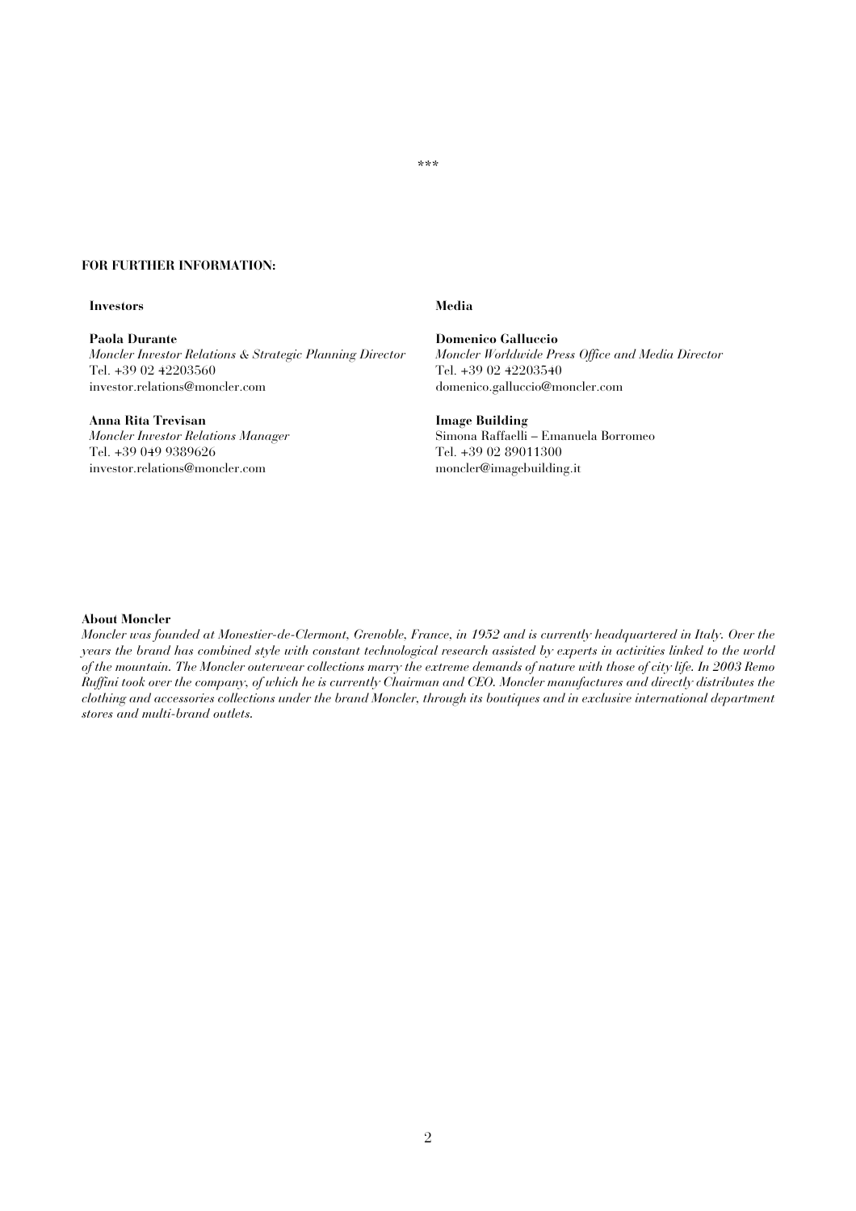\*\*\*

**FOR FURTHER INFORMATION:**

**Investors**

**Paola Durante**
*Moncler Investor Relations & Strategic Planning Director*
Tel. +39 02 42203560
investor.relations@moncler.com

**Anna Rita Trevisan**
*Moncler Investor Relations Manager*
Tel. +39 049 9389626
investor.relations@moncler.com

**Media**

**Domenico Galluccio**
*Moncler Worldwide Press Office and Media Director*
Tel. +39 02 42203540
domenico.galluccio@moncler.com

**Image Building**
Simona Raffaelli – Emanuela Borromeo
Tel. +39 02 89011300
moncler@imagebuilding.it

**About Moncler**

*Moncler was founded at Monestier-de-Clermont, Grenoble, France, in 1952 and is currently headquartered in Italy. Over the years the brand has combined style with constant technological research assisted by experts in activities linked to the world of the mountain. The Moncler outerwear collections marry the extreme demands of nature with those of city life. In 2003 Remo Ruffini took over the company, of which he is currently Chairman and CEO. Moncler manufactures and directly distributes the clothing and accessories collections under the brand Moncler, through its boutiques and in exclusive international department stores and multi-brand outlets.*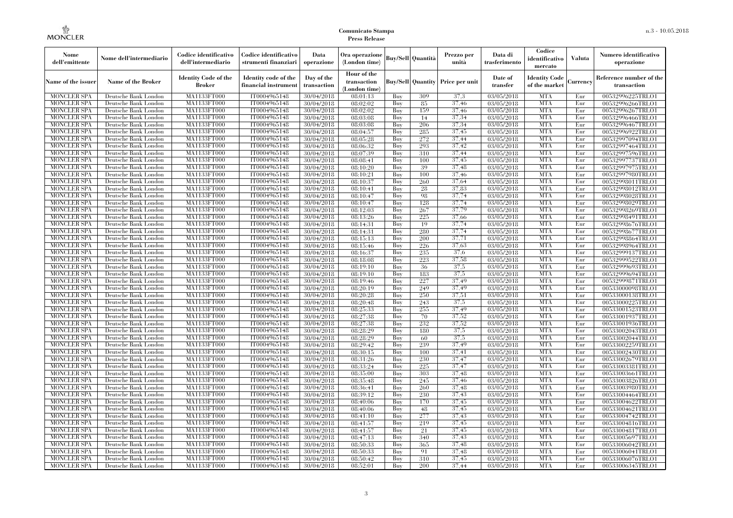| Nome dell'emittente | Nome dell'intermediario | Codice identificativo dell'intermediario | Codice identificativo strumenti finanziari | Data operazione | Ora operazione (London time) | Buy/Sell | Quantità | Prezzo per unità | Data di trasferimento | Codice identificativo mercato | Valuta | Numero identificativo operazione |
|---|---|---|---|---|---|---|---|---|---|---|---|---|
| Name of the issuer | Name of the Broker | Identity Code of the Broker | Identity code of the financial instrument | Day of the transaction | Hour of the transaction (London time) | Buy/Sell | Quantity | Price per unit | Date of transfer | Identity Code of the market | Currency | Reference number of the transaction |
| MONCLER SPA | Deutsche Bank London | MA1133FT000 | IT0004965148 | 30/04/2018 | 08:01:13 | Buy | 309 | 37,3 | 03/05/2018 | MTA | Eur | 00532996225TRLO1 |
| MONCLER SPA | Deutsche Bank London | MA1133FT000 | IT0004965148 | 30/04/2018 | 08:02:02 | Buy | 85 | 37,46 | 03/05/2018 | MTA | Eur | 00532996266TRLO1 |
| MONCLER SPA | Deutsche Bank London | MA1133FT000 | IT0004965148 | 30/04/2018 | 08:02:02 | Buy | 159 | 37,46 | 03/05/2018 | MTA | Eur | 00532996267TRLO1 |
| MONCLER SPA | Deutsche Bank London | MA1133FT000 | IT0004965148 | 30/04/2018 | 08:03:08 | Buy | 14 | 37,34 | 03/05/2018 | MTA | Eur | 00532996466TRLO1 |
| MONCLER SPA | Deutsche Bank London | MA1133FT000 | IT0004965148 | 30/04/2018 | 08:03:08 | Buy | 206 | 37,34 | 03/05/2018 | MTA | Eur | 00532996467TRLO1 |
| MONCLER SPA | Deutsche Bank London | MA1133FT000 | IT0004965148 | 30/04/2018 | 08:04:57 | Buy | 285 | 37,45 | 03/05/2018 | MTA | Eur | 00532996922TRLO1 |
| MONCLER SPA | Deutsche Bank London | MA1133FT000 | IT0004965148 | 30/04/2018 | 08:05:28 | Buy | 272 | 37,44 | 03/05/2018 | MTA | Eur | 00532997094TRLO1 |
| MONCLER SPA | Deutsche Bank London | MA1133FT000 | IT0004965148 | 30/04/2018 | 08:06:32 | Buy | 293 | 37,42 | 03/05/2018 | MTA | Eur | 00532997464TRLO1 |
| MONCLER SPA | Deutsche Bank London | MA1133FT000 | IT0004965148 | 30/04/2018 | 08:07:39 | Buy | 310 | 37,44 | 03/05/2018 | MTA | Eur | 00532997596TRLO1 |
| MONCLER SPA | Deutsche Bank London | MA1133FT000 | IT0004965148 | 30/04/2018 | 08:08:41 | Buy | 100 | 37,45 | 03/05/2018 | MTA | Eur | 00532997737TRLO1 |
| MONCLER SPA | Deutsche Bank London | MA1133FT000 | IT0004965148 | 30/04/2018 | 08:10:20 | Buy | 39 | 37,48 | 03/05/2018 | MTA | Eur | 00532997975TRLO1 |
| MONCLER SPA | Deutsche Bank London | MA1133FT000 | IT0004965148 | 30/04/2018 | 08:10:21 | Buy | 100 | 37,46 | 03/05/2018 | MTA | Eur | 00532997980TRLO1 |
| MONCLER SPA | Deutsche Bank London | MA1133FT000 | IT0004965148 | 30/04/2018 | 08:10:37 | Buy | 260 | 37,64 | 03/05/2018 | MTA | Eur | 00532998011TRLO1 |
| MONCLER SPA | Deutsche Bank London | MA1133FT000 | IT0004965148 | 30/04/2018 | 08:10:41 | Buy | 28 | 37,83 | 03/05/2018 | MTA | Eur | 00532998012TRLO1 |
| MONCLER SPA | Deutsche Bank London | MA1133FT000 | IT0004965148 | 30/04/2018 | 08:10:47 | Buy | 98 | 37,74 | 03/05/2018 | MTA | Eur | 00532998028TRLO1 |
| MONCLER SPA | Deutsche Bank London | MA1133FT000 | IT0004965148 | 30/04/2018 | 08:10:47 | Buy | 128 | 37,74 | 03/05/2018 | MTA | Eur | 00532998029TRLO1 |
| MONCLER SPA | Deutsche Bank London | MA1133FT000 | IT0004965148 | 30/04/2018 | 08:12:03 | Buy | 267 | 37,79 | 03/05/2018 | MTA | Eur | 00532998269TRLO1 |
| MONCLER SPA | Deutsche Bank London | MA1133FT000 | IT0004965148 | 30/04/2018 | 08:13:26 | Buy | 225 | 37,66 | 03/05/2018 | MTA | Eur | 00532998491TRLO1 |
| MONCLER SPA | Deutsche Bank London | MA1133FT000 | IT0004965148 | 30/04/2018 | 08:14:31 | Buy | 19 | 37,74 | 03/05/2018 | MTA | Eur | 00532998676TRLO1 |
| MONCLER SPA | Deutsche Bank London | MA1133FT000 | IT0004965148 | 30/04/2018 | 08:14:31 | Buy | 280 | 37,74 | 03/05/2018 | MTA | Eur | 00532998677TRLO1 |
| MONCLER SPA | Deutsche Bank London | MA1133FT000 | IT0004965148 | 30/04/2018 | 08:15:13 | Buy | 200 | 37,71 | 03/05/2018 | MTA | Eur | 00532998864TRLO1 |
| MONCLER SPA | Deutsche Bank London | MA1133FT000 | IT0004965148 | 30/04/2018 | 08:15:46 | Buy | 226 | 37,63 | 03/05/2018 | MTA | Eur | 00532998964TRLO1 |
| MONCLER SPA | Deutsche Bank London | MA1133FT000 | IT0004965148 | 30/04/2018 | 08:16:37 | Buy | 235 | 37,6 | 03/05/2018 | MTA | Eur | 00532999137TRLO1 |
| MONCLER SPA | Deutsche Bank London | MA1133FT000 | IT0004965148 | 30/04/2018 | 08:18:08 | Buy | 223 | 37,58 | 03/05/2018 | MTA | Eur | 00532999522TRLO1 |
| MONCLER SPA | Deutsche Bank London | MA1133FT000 | IT0004965148 | 30/04/2018 | 08:19:10 | Buy | 36 | 37,5 | 03/05/2018 | MTA | Eur | 00532999693TRLO1 |
| MONCLER SPA | Deutsche Bank London | MA1133FT000 | IT0004965148 | 30/04/2018 | 08:19:10 | Buy | 183 | 37,5 | 03/05/2018 | MTA | Eur | 00532999694TRLO1 |
| MONCLER SPA | Deutsche Bank London | MA1133FT000 | IT0004965148 | 30/04/2018 | 08:19:46 | Buy | 227 | 37,49 | 03/05/2018 | MTA | Eur | 00532999871TRLO1 |
| MONCLER SPA | Deutsche Bank London | MA1133FT000 | IT0004965148 | 30/04/2018 | 08:20:19 | Buy | 249 | 37,49 | 03/05/2018 | MTA | Eur | 00533000098TRLO1 |
| MONCLER SPA | Deutsche Bank London | MA1133FT000 | IT0004965148 | 30/04/2018 | 08:20:28 | Buy | 250 | 37,51 | 03/05/2018 | MTA | Eur | 00533000138TRLO1 |
| MONCLER SPA | Deutsche Bank London | MA1133FT000 | IT0004965148 | 30/04/2018 | 08:20:48 | Buy | 243 | 37,5 | 03/05/2018 | MTA | Eur | 00533000225TRLO1 |
| MONCLER SPA | Deutsche Bank London | MA1133FT000 | IT0004965148 | 30/04/2018 | 08:25:33 | Buy | 255 | 37,49 | 03/05/2018 | MTA | Eur | 00533001523TRLO1 |
| MONCLER SPA | Deutsche Bank London | MA1133FT000 | IT0004965148 | 30/04/2018 | 08:27:38 | Buy | 70 | 37,52 | 03/05/2018 | MTA | Eur | 00533001937TRLO1 |
| MONCLER SPA | Deutsche Bank London | MA1133FT000 | IT0004965148 | 30/04/2018 | 08:27:38 | Buy | 232 | 37,52 | 03/05/2018 | MTA | Eur | 00533001936TRLO1 |
| MONCLER SPA | Deutsche Bank London | MA1133FT000 | IT0004965148 | 30/04/2018 | 08:28:29 | Buy | 180 | 37,5 | 03/05/2018 | MTA | Eur | 00533002043TRLO1 |
| MONCLER SPA | Deutsche Bank London | MA1133FT000 | IT0004965148 | 30/04/2018 | 08:28:29 | Buy | 60 | 37,5 | 03/05/2018 | MTA | Eur | 00533002044TRLO1 |
| MONCLER SPA | Deutsche Bank London | MA1133FT000 | IT0004965148 | 30/04/2018 | 08:29:42 | Buy | 239 | 37,49 | 03/05/2018 | MTA | Eur | 00533002259TRLO1 |
| MONCLER SPA | Deutsche Bank London | MA1133FT000 | IT0004965148 | 30/04/2018 | 08:30:15 | Buy | 100 | 37,41 | 03/05/2018 | MTA | Eur | 00533002430TRLO1 |
| MONCLER SPA | Deutsche Bank London | MA1133FT000 | IT0004965148 | 30/04/2018 | 08:31:26 | Buy | 230 | 37,47 | 03/05/2018 | MTA | Eur | 00533002679TRLO1 |
| MONCLER SPA | Deutsche Bank London | MA1133FT000 | IT0004965148 | 30/04/2018 | 08:33:24 | Buy | 225 | 37,47 | 03/05/2018 | MTA | Eur | 00533003381TRLO1 |
| MONCLER SPA | Deutsche Bank London | MA1133FT000 | IT0004965148 | 30/04/2018 | 08:35:00 | Buy | 303 | 37,48 | 03/05/2018 | MTA | Eur | 00533003661TRLO1 |
| MONCLER SPA | Deutsche Bank London | MA1133FT000 | IT0004965148 | 30/04/2018 | 08:35:48 | Buy | 245 | 37,46 | 03/05/2018 | MTA | Eur | 00533003826TRLO1 |
| MONCLER SPA | Deutsche Bank London | MA1133FT000 | IT0004965148 | 30/04/2018 | 08:36:41 | Buy | 260 | 37,48 | 03/05/2018 | MTA | Eur | 00533003980TRLO1 |
| MONCLER SPA | Deutsche Bank London | MA1133FT000 | IT0004965148 | 30/04/2018 | 08:39:12 | Buy | 230 | 37,43 | 03/05/2018 | MTA | Eur | 00533004464TRLO1 |
| MONCLER SPA | Deutsche Bank London | MA1133FT000 | IT0004965148 | 30/04/2018 | 08:40:06 | Buy | 170 | 37,45 | 03/05/2018 | MTA | Eur | 00533004622TRLO1 |
| MONCLER SPA | Deutsche Bank London | MA1133FT000 | IT0004965148 | 30/04/2018 | 08:40:06 | Buy | 48 | 37,45 | 03/05/2018 | MTA | Eur | 00533004621TRLO1 |
| MONCLER SPA | Deutsche Bank London | MA1133FT000 | IT0004965148 | 30/04/2018 | 08:41:10 | Buy | 277 | 37,43 | 03/05/2018 | MTA | Eur | 00533004742TRLO1 |
| MONCLER SPA | Deutsche Bank London | MA1133FT000 | IT0004965148 | 30/04/2018 | 08:41:57 | Buy | 219 | 37,45 | 03/05/2018 | MTA | Eur | 00533004816TRLO1 |
| MONCLER SPA | Deutsche Bank London | MA1133FT000 | IT0004965148 | 30/04/2018 | 08:41:57 | Buy | 21 | 37,45 | 03/05/2018 | MTA | Eur | 00533004817TRLO1 |
| MONCLER SPA | Deutsche Bank London | MA1133FT000 | IT0004965148 | 30/04/2018 | 08:47:13 | Buy | 340 | 37,43 | 03/05/2018 | MTA | Eur | 00533005697TRLO1 |
| MONCLER SPA | Deutsche Bank London | MA1133FT000 | IT0004965148 | 30/04/2018 | 08:50:33 | Buy | 365 | 37,48 | 03/05/2018 | MTA | Eur | 00533006042TRLO1 |
| MONCLER SPA | Deutsche Bank London | MA1133FT000 | IT0004965148 | 30/04/2018 | 08:50:33 | Buy | 91 | 37,48 | 03/05/2018 | MTA | Eur | 00533006041TRLO1 |
| MONCLER SPA | Deutsche Bank London | MA1133FT000 | IT0004965148 | 30/04/2018 | 08:50:42 | Buy | 310 | 37,45 | 03/05/2018 | MTA | Eur | 00533006076TRLO1 |
| MONCLER SPA | Deutsche Bank London | MA1133FT000 | IT0004965148 | 30/04/2018 | 08:52:01 | Buy | 200 | 37,44 | 03/05/2018 | MTA | Eur | 00533006345TRLO1 |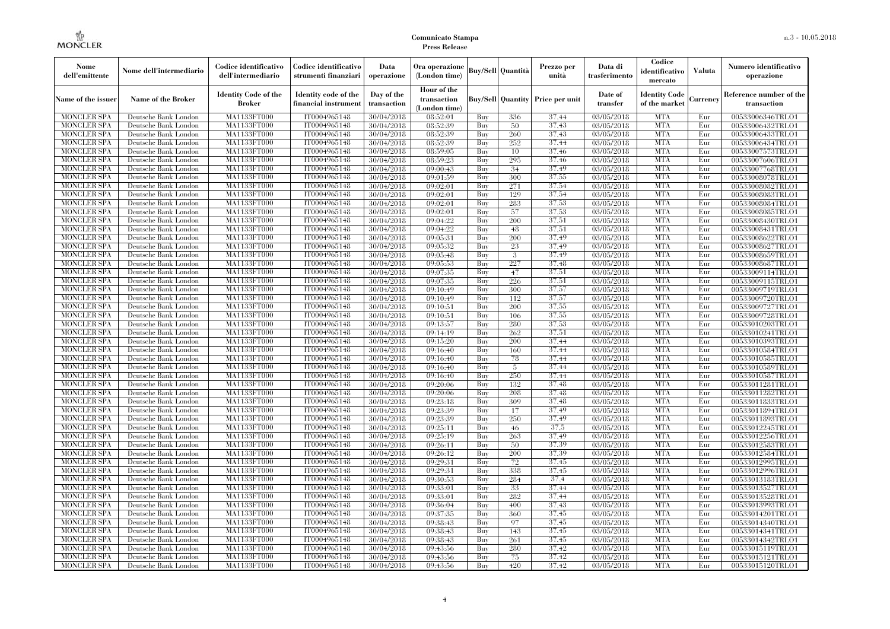| Nome dell'emittente | Nome dell'intermediario | Codice identificativo dell'intermediario | Codice identificativo strumenti finanziari | Data operazione | Ora operazione (London time) | Buy/Sell | Quantità | Prezzo per unità | Data di trasferimento | Codice identificativo mercato | Valuta | Numero identificativo operazione |
|---|---|---|---|---|---|---|---|---|---|---|---|---|
| Name of the issuer | Name of the Broker | Identity Code of the Broker | Identity code of the financial instrument | Day of the transaction | Hour of the transaction (London time) | Buy/Sell | Quantity | Price per unit | Date of transfer | Identity Code of the market | Currency | Reference number of the transaction |
| MONCLER SPA | Deutsche Bank London | MA1133FT000 | IT0004965148 | 30/04/2018 | 08:52:01 | Buy | 336 | 37,44 | 03/05/2018 | MTA | Eur | 00533006346TRLO1 |
| MONCLER SPA | Deutsche Bank London | MA1133FT000 | IT0004965148 | 30/04/2018 | 08:52:39 | Buy | 50 | 37,43 | 03/05/2018 | MTA | Eur | 00533006432TRLO1 |
| MONCLER SPA | Deutsche Bank London | MA1133FT000 | IT0004965148 | 30/04/2018 | 08:52:39 | Buy | 260 | 37,43 | 03/05/2018 | MTA | Eur | 00533006433TRLO1 |
| MONCLER SPA | Deutsche Bank London | MA1133FT000 | IT0004965148 | 30/04/2018 | 08:52:39 | Buy | 252 | 37,44 | 03/05/2018 | MTA | Eur | 00533006434TRLO1 |
| MONCLER SPA | Deutsche Bank London | MA1133FT000 | IT0004965148 | 30/04/2018 | 08:59:05 | Buy | 10 | 37,46 | 03/05/2018 | MTA | Eur | 00533007573TRLO1 |
| MONCLER SPA | Deutsche Bank London | MA1133FT000 | IT0004965148 | 30/04/2018 | 08:59:23 | Buy | 295 | 37,46 | 03/05/2018 | MTA | Eur | 00533007606TRLO1 |
| MONCLER SPA | Deutsche Bank London | MA1133FT000 | IT0004965148 | 30/04/2018 | 09:00:43 | Buy | 34 | 37,49 | 03/05/2018 | MTA | Eur | 00533007768TRLO1 |
| MONCLER SPA | Deutsche Bank London | MA1133FT000 | IT0004965148 | 30/04/2018 | 09:01:59 | Buy | 300 | 37,55 | 03/05/2018 | MTA | Eur | 00533008078TRLO1 |
| MONCLER SPA | Deutsche Bank London | MA1133FT000 | IT0004965148 | 30/04/2018 | 09:02:01 | Buy | 271 | 37,54 | 03/05/2018 | MTA | Eur | 00533008082TRLO1 |
| MONCLER SPA | Deutsche Bank London | MA1133FT000 | IT0004965148 | 30/04/2018 | 09:02:01 | Buy | 129 | 37,54 | 03/05/2018 | MTA | Eur | 00533008083TRLO1 |
| MONCLER SPA | Deutsche Bank London | MA1133FT000 | IT0004965148 | 30/04/2018 | 09:02:01 | Buy | 283 | 37,53 | 03/05/2018 | MTA | Eur | 00533008084TRLO1 |
| MONCLER SPA | Deutsche Bank London | MA1133FT000 | IT0004965148 | 30/04/2018 | 09:02:01 | Buy | 57 | 37,53 | 03/05/2018 | MTA | Eur | 00533008085TRLO1 |
| MONCLER SPA | Deutsche Bank London | MA1133FT000 | IT0004965148 | 30/04/2018 | 09:04:22 | Buy | 200 | 37,51 | 03/05/2018 | MTA | Eur | 00533008430TRLO1 |
| MONCLER SPA | Deutsche Bank London | MA1133FT000 | IT0004965148 | 30/04/2018 | 09:04:22 | Buy | 48 | 37,51 | 03/05/2018 | MTA | Eur | 00533008431TRLO1 |
| MONCLER SPA | Deutsche Bank London | MA1133FT000 | IT0004965148 | 30/04/2018 | 09:05:31 | Buy | 200 | 37,49 | 03/05/2018 | MTA | Eur | 00533008622TRLO1 |
| MONCLER SPA | Deutsche Bank London | MA1133FT000 | IT0004965148 | 30/04/2018 | 09:05:32 | Buy | 23 | 37,49 | 03/05/2018 | MTA | Eur | 00533008627TRLO1 |
| MONCLER SPA | Deutsche Bank London | MA1133FT000 | IT0004965148 | 30/04/2018 | 09:05:48 | Buy | 3 | 37,49 | 03/05/2018 | MTA | Eur | 00533008659TRLO1 |
| MONCLER SPA | Deutsche Bank London | MA1133FT000 | IT0004965148 | 30/04/2018 | 09:05:53 | Buy | 227 | 37,48 | 03/05/2018 | MTA | Eur | 00533008687TRLO1 |
| MONCLER SPA | Deutsche Bank London | MA1133FT000 | IT0004965148 | 30/04/2018 | 09:07:35 | Buy | 47 | 37,51 | 03/05/2018 | MTA | Eur | 00533009114TRLO1 |
| MONCLER SPA | Deutsche Bank London | MA1133FT000 | IT0004965148 | 30/04/2018 | 09:07:35 | Buy | 226 | 37,51 | 03/05/2018 | MTA | Eur | 00533009115TRLO1 |
| MONCLER SPA | Deutsche Bank London | MA1133FT000 | IT0004965148 | 30/04/2018 | 09:10:49 | Buy | 300 | 37,57 | 03/05/2018 | MTA | Eur | 00533009719TRLO1 |
| MONCLER SPA | Deutsche Bank London | MA1133FT000 | IT0004965148 | 30/04/2018 | 09:10:49 | Buy | 112 | 37,57 | 03/05/2018 | MTA | Eur | 00533009720TRLO1 |
| MONCLER SPA | Deutsche Bank London | MA1133FT000 | IT0004965148 | 30/04/2018 | 09:10:51 | Buy | 200 | 37,55 | 03/05/2018 | MTA | Eur | 00533009727TRLO1 |
| MONCLER SPA | Deutsche Bank London | MA1133FT000 | IT0004965148 | 30/04/2018 | 09:10:51 | Buy | 106 | 37,55 | 03/05/2018 | MTA | Eur | 00533009728TRLO1 |
| MONCLER SPA | Deutsche Bank London | MA1133FT000 | IT0004965148 | 30/04/2018 | 09:13:57 | Buy | 280 | 37,53 | 03/05/2018 | MTA | Eur | 00533010203TRLO1 |
| MONCLER SPA | Deutsche Bank London | MA1133FT000 | IT0004965148 | 30/04/2018 | 09:14:19 | Buy | 262 | 37,51 | 03/05/2018 | MTA | Eur | 00533010241TRLO1 |
| MONCLER SPA | Deutsche Bank London | MA1133FT000 | IT0004965148 | 30/04/2018 | 09:15:20 | Buy | 200 | 37,44 | 03/05/2018 | MTA | Eur | 00533010393TRLO1 |
| MONCLER SPA | Deutsche Bank London | MA1133FT000 | IT0004965148 | 30/04/2018 | 09:16:40 | Buy | 160 | 37,44 | 03/05/2018 | MTA | Eur | 00533010584TRLO1 |
| MONCLER SPA | Deutsche Bank London | MA1133FT000 | IT0004965148 | 30/04/2018 | 09:16:40 | Buy | 78 | 37,44 | 03/05/2018 | MTA | Eur | 00533010585TRLO1 |
| MONCLER SPA | Deutsche Bank London | MA1133FT000 | IT0004965148 | 30/04/2018 | 09:16:40 | Buy | 5 | 37,44 | 03/05/2018 | MTA | Eur | 00533010589TRLO1 |
| MONCLER SPA | Deutsche Bank London | MA1133FT000 | IT0004965148 | 30/04/2018 | 09:16:40 | Buy | 250 | 37,44 | 03/05/2018 | MTA | Eur | 00533010587TRLO1 |
| MONCLER SPA | Deutsche Bank London | MA1133FT000 | IT0004965148 | 30/04/2018 | 09:20:06 | Buy | 132 | 37,48 | 03/05/2018 | MTA | Eur | 00533011281TRLO1 |
| MONCLER SPA | Deutsche Bank London | MA1133FT000 | IT0004965148 | 30/04/2018 | 09:20:06 | Buy | 208 | 37,48 | 03/05/2018 | MTA | Eur | 00533011282TRLO1 |
| MONCLER SPA | Deutsche Bank London | MA1133FT000 | IT0004965148 | 30/04/2018 | 09:23:18 | Buy | 309 | 37,48 | 03/05/2018 | MTA | Eur | 00533011833TRLO1 |
| MONCLER SPA | Deutsche Bank London | MA1133FT000 | IT0004965148 | 30/04/2018 | 09:23:39 | Buy | 17 | 37,49 | 03/05/2018 | MTA | Eur | 00533011894TRLO1 |
| MONCLER SPA | Deutsche Bank London | MA1133FT000 | IT0004965148 | 30/04/2018 | 09:23:39 | Buy | 250 | 37,49 | 03/05/2018 | MTA | Eur | 00533011893TRLO1 |
| MONCLER SPA | Deutsche Bank London | MA1133FT000 | IT0004965148 | 30/04/2018 | 09:25:11 | Buy | 46 | 37,5 | 03/05/2018 | MTA | Eur | 00533012245TRLO1 |
| MONCLER SPA | Deutsche Bank London | MA1133FT000 | IT0004965148 | 30/04/2018 | 09:25:19 | Buy | 263 | 37,49 | 03/05/2018 | MTA | Eur | 00533012256TRLO1 |
| MONCLER SPA | Deutsche Bank London | MA1133FT000 | IT0004965148 | 30/04/2018 | 09:26:11 | Buy | 50 | 37,39 | 03/05/2018 | MTA | Eur | 00533012583TRLO1 |
| MONCLER SPA | Deutsche Bank London | MA1133FT000 | IT0004965148 | 30/04/2018 | 09:26:12 | Buy | 200 | 37,39 | 03/05/2018 | MTA | Eur | 00533012584TRLO1 |
| MONCLER SPA | Deutsche Bank London | MA1133FT000 | IT0004965148 | 30/04/2018 | 09:29:31 | Buy | 72 | 37,45 | 03/05/2018 | MTA | Eur | 00533012995TRLO1 |
| MONCLER SPA | Deutsche Bank London | MA1133FT000 | IT0004965148 | 30/04/2018 | 09:29:31 | Buy | 338 | 37,45 | 03/05/2018 | MTA | Eur | 00533012996TRLO1 |
| MONCLER SPA | Deutsche Bank London | MA1133FT000 | IT0004965148 | 30/04/2018 | 09:30:53 | Buy | 284 | 37,4 | 03/05/2018 | MTA | Eur | 00533013183TRLO1 |
| MONCLER SPA | Deutsche Bank London | MA1133FT000 | IT0004965148 | 30/04/2018 | 09:33:01 | Buy | 33 | 37,44 | 03/05/2018 | MTA | Eur | 00533013527TRLO1 |
| MONCLER SPA | Deutsche Bank London | MA1133FT000 | IT0004965148 | 30/04/2018 | 09:33:01 | Buy | 282 | 37,44 | 03/05/2018 | MTA | Eur | 00533013528TRLO1 |
| MONCLER SPA | Deutsche Bank London | MA1133FT000 | IT0004965148 | 30/04/2018 | 09:36:04 | Buy | 400 | 37,43 | 03/05/2018 | MTA | Eur | 00533013993TRLO1 |
| MONCLER SPA | Deutsche Bank London | MA1133FT000 | IT0004965148 | 30/04/2018 | 09:37:35 | Buy | 360 | 37,45 | 03/05/2018 | MTA | Eur | 00533014201TRLO1 |
| MONCLER SPA | Deutsche Bank London | MA1133FT000 | IT0004965148 | 30/04/2018 | 09:38:43 | Buy | 97 | 37,45 | 03/05/2018 | MTA | Eur | 00533014340TRLO1 |
| MONCLER SPA | Deutsche Bank London | MA1133FT000 | IT0004965148 | 30/04/2018 | 09:38:43 | Buy | 143 | 37,45 | 03/05/2018 | MTA | Eur | 00533014341TRLO1 |
| MONCLER SPA | Deutsche Bank London | MA1133FT000 | IT0004965148 | 30/04/2018 | 09:38:43 | Buy | 261 | 37,45 | 03/05/2018 | MTA | Eur | 00533014342TRLO1 |
| MONCLER SPA | Deutsche Bank London | MA1133FT000 | IT0004965148 | 30/04/2018 | 09:43:56 | Buy | 280 | 37,42 | 03/05/2018 | MTA | Eur | 00533015119TRLO1 |
| MONCLER SPA | Deutsche Bank London | MA1133FT000 | IT0004965148 | 30/04/2018 | 09:43:56 | Buy | 75 | 37,42 | 03/05/2018 | MTA | Eur | 00533015121TRLO1 |
| MONCLER SPA | Deutsche Bank London | MA1133FT000 | IT0004965148 | 30/04/2018 | 09:43:56 | Buy | 420 | 37,42 | 03/05/2018 | MTA | Eur | 00533015120TRLO1 |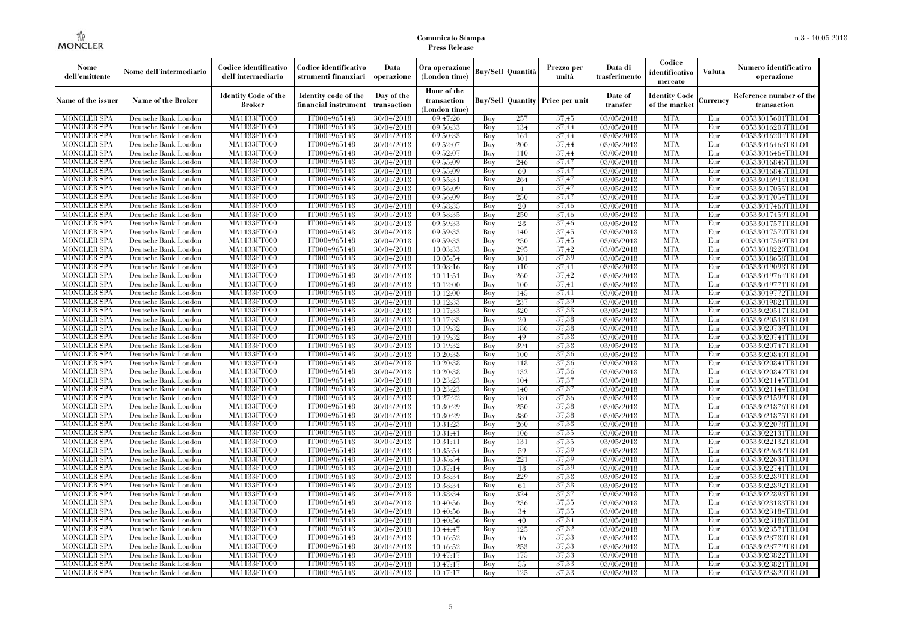| Nome dell'emittente | Nome dell'intermediario | Codice identificativo dell'intermediario | Codice identificativo strumenti finanziari | Data operazione | Ora operazione (London time) | Buy/Sell | Quantità | Prezzo per unità | Data di trasferimento | Codice identificativo mercato | Valuta | Numero identificativo operazione |
|---|---|---|---|---|---|---|---|---|---|---|---|---|
| Name of the issuer | Name of the Broker | Identity Code of the Broker | Identity code of the financial instrument | Day of the transaction | Hour of the transaction (London time) | Buy/Sell | Quantity | Price per unit | Date of transfer | Identity Code of the market | Currency | Reference number of the transaction |
| MONCLER SPA | Deutsche Bank London | MA1133FT000 | IT0004965148 | 30/04/2018 | 09:47:26 | Buy | 257 | 37,45 | 03/05/2018 | MTA | Eur | 00533015601TRLO1 |
| MONCLER SPA | Deutsche Bank London | MA1133FT000 | IT0004965148 | 30/04/2018 | 09:50:33 | Buy | 134 | 37,44 | 03/05/2018 | MTA | Eur | 00533016203TRLO1 |
| MONCLER SPA | Deutsche Bank London | MA1133FT000 | IT0004965148 | 30/04/2018 | 09:50:33 | Buy | 161 | 37,44 | 03/05/2018 | MTA | Eur | 00533016204TRLO1 |
| MONCLER SPA | Deutsche Bank London | MA1133FT000 | IT0004965148 | 30/04/2018 | 09:52:07 | Buy | 200 | 37,44 | 03/05/2018 | MTA | Eur | 00533016463TRLO1 |
| MONCLER SPA | Deutsche Bank London | MA1133FT000 | IT0004965148 | 30/04/2018 | 09:52:07 | Buy | 110 | 37,44 | 03/05/2018 | MTA | Eur | 00533016464TRLO1 |
| MONCLER SPA | Deutsche Bank London | MA1133FT000 | IT0004965148 | 30/04/2018 | 09:55:09 | Buy | 246 | 37,47 | 03/05/2018 | MTA | Eur | 00533016846TRLO1 |
| MONCLER SPA | Deutsche Bank London | MA1133FT000 | IT0004965148 | 30/04/2018 | 09:55:09 | Buy | 60 | 37,47 | 03/05/2018 | MTA | Eur | 00533016845TRLO1 |
| MONCLER SPA | Deutsche Bank London | MA1133FT000 | IT0004965148 | 30/04/2018 | 09:55:31 | Buy | 264 | 37,47 | 03/05/2018 | MTA | Eur | 00533016914TRLO1 |
| MONCLER SPA | Deutsche Bank London | MA1133FT000 | IT0004965148 | 30/04/2018 | 09:56:09 | Buy | 4 | 37,47 | 03/05/2018 | MTA | Eur | 00533017055TRLO1 |
| MONCLER SPA | Deutsche Bank London | MA1133FT000 | IT0004965148 | 30/04/2018 | 09:56:09 | Buy | 250 | 37,47 | 03/05/2018 | MTA | Eur | 00533017054TRLO1 |
| MONCLER SPA | Deutsche Bank London | MA1133FT000 | IT0004965148 | 30/04/2018 | 09:58:35 | Buy | 20 | 37,46 | 03/05/2018 | MTA | Eur | 00533017460TRLO1 |
| MONCLER SPA | Deutsche Bank London | MA1133FT000 | IT0004965148 | 30/04/2018 | 09:58:35 | Buy | 250 | 37,46 | 03/05/2018 | MTA | Eur | 00533017459TRLO1 |
| MONCLER SPA | Deutsche Bank London | MA1133FT000 | IT0004965148 | 30/04/2018 | 09:59:33 | Buy | 28 | 37,46 | 03/05/2018 | MTA | Eur | 00533017571TRLO1 |
| MONCLER SPA | Deutsche Bank London | MA1133FT000 | IT0004965148 | 30/04/2018 | 09:59:33 | Buy | 140 | 37,45 | 03/05/2018 | MTA | Eur | 00533017570TRLO1 |
| MONCLER SPA | Deutsche Bank London | MA1133FT000 | IT0004965148 | 30/04/2018 | 09:59:33 | Buy | 250 | 37,45 | 03/05/2018 | MTA | Eur | 00533017569TRLO1 |
| MONCLER SPA | Deutsche Bank London | MA1133FT000 | IT0004965148 | 30/04/2018 | 10:03:33 | Buy | 295 | 37,42 | 03/05/2018 | MTA | Eur | 00533018220TRLO1 |
| MONCLER SPA | Deutsche Bank London | MA1133FT000 | IT0004965148 | 30/04/2018 | 10:05:54 | Buy | 301 | 37,39 | 03/05/2018 | MTA | Eur | 00533018658TRLO1 |
| MONCLER SPA | Deutsche Bank London | MA1133FT000 | IT0004965148 | 30/04/2018 | 10:08:16 | Buy | 410 | 37,41 | 03/05/2018 | MTA | Eur | 00533019098TRLO1 |
| MONCLER SPA | Deutsche Bank London | MA1133FT000 | IT0004965148 | 30/04/2018 | 10:11:51 | Buy | 260 | 37,42 | 03/05/2018 | MTA | Eur | 00533019764TRLO1 |
| MONCLER SPA | Deutsche Bank London | MA1133FT000 | IT0004965148 | 30/04/2018 | 10:12:00 | Buy | 100 | 37,41 | 03/05/2018 | MTA | Eur | 00533019771TRLO1 |
| MONCLER SPA | Deutsche Bank London | MA1133FT000 | IT0004965148 | 30/04/2018 | 10:12:00 | Buy | 145 | 37,41 | 03/05/2018 | MTA | Eur | 00533019772TRLO1 |
| MONCLER SPA | Deutsche Bank London | MA1133FT000 | IT0004965148 | 30/04/2018 | 10:12:33 | Buy | 237 | 37,39 | 03/05/2018 | MTA | Eur | 00533019821TRLO1 |
| MONCLER SPA | Deutsche Bank London | MA1133FT000 | IT0004965148 | 30/04/2018 | 10:17:33 | Buy | 320 | 37,38 | 03/05/2018 | MTA | Eur | 00533020517TRLO1 |
| MONCLER SPA | Deutsche Bank London | MA1133FT000 | IT0004965148 | 30/04/2018 | 10:17:33 | Buy | 20 | 37,38 | 03/05/2018 | MTA | Eur | 00533020518TRLO1 |
| MONCLER SPA | Deutsche Bank London | MA1133FT000 | IT0004965148 | 30/04/2018 | 10:19:32 | Buy | 186 | 37,38 | 03/05/2018 | MTA | Eur | 00533020739TRLO1 |
| MONCLER SPA | Deutsche Bank London | MA1133FT000 | IT0004965148 | 30/04/2018 | 10:19:32 | Buy | 49 | 37,38 | 03/05/2018 | MTA | Eur | 00533020741TRLO1 |
| MONCLER SPA | Deutsche Bank London | MA1133FT000 | IT0004965148 | 30/04/2018 | 10:19:32 | Buy | 394 | 37,38 | 03/05/2018 | MTA | Eur | 00533020747TRLO1 |
| MONCLER SPA | Deutsche Bank London | MA1133FT000 | IT0004965148 | 30/04/2018 | 10:20:38 | Buy | 100 | 37,36 | 03/05/2018 | MTA | Eur | 00533020840TRLO1 |
| MONCLER SPA | Deutsche Bank London | MA1133FT000 | IT0004965148 | 30/04/2018 | 10:20:38 | Buy | 118 | 37,36 | 03/05/2018 | MTA | Eur | 00533020841TRLO1 |
| MONCLER SPA | Deutsche Bank London | MA1133FT000 | IT0004965148 | 30/04/2018 | 10:20:38 | Buy | 132 | 37,36 | 03/05/2018 | MTA | Eur | 00533020842TRLO1 |
| MONCLER SPA | Deutsche Bank London | MA1133FT000 | IT0004965148 | 30/04/2018 | 10:23:23 | Buy | 104 | 37,37 | 03/05/2018 | MTA | Eur | 00533021145TRLO1 |
| MONCLER SPA | Deutsche Bank London | MA1133FT000 | IT0004965148 | 30/04/2018 | 10:23:23 | Buy | 140 | 37,37 | 03/05/2018 | MTA | Eur | 00533021144TRLO1 |
| MONCLER SPA | Deutsche Bank London | MA1133FT000 | IT0004965148 | 30/04/2018 | 10:27:22 | Buy | 184 | 37,36 | 03/05/2018 | MTA | Eur | 00533021599TRLO1 |
| MONCLER SPA | Deutsche Bank London | MA1133FT000 | IT0004965148 | 30/04/2018 | 10:30:29 | Buy | 250 | 37,38 | 03/05/2018 | MTA | Eur | 00533021876TRLO1 |
| MONCLER SPA | Deutsche Bank London | MA1133FT000 | IT0004965148 | 30/04/2018 | 10:30:29 | Buy | 380 | 37,38 | 03/05/2018 | MTA | Eur | 00533021875TRLO1 |
| MONCLER SPA | Deutsche Bank London | MA1133FT000 | IT0004965148 | 30/04/2018 | 10:31:23 | Buy | 260 | 37,38 | 03/05/2018 | MTA | Eur | 00533022078TRLO1 |
| MONCLER SPA | Deutsche Bank London | MA1133FT000 | IT0004965148 | 30/04/2018 | 10:31:41 | Buy | 106 | 37,35 | 03/05/2018 | MTA | Eur | 00533022131TRLO1 |
| MONCLER SPA | Deutsche Bank London | MA1133FT000 | IT0004965148 | 30/04/2018 | 10:31:41 | Buy | 131 | 37,35 | 03/05/2018 | MTA | Eur | 00533022132TRLO1 |
| MONCLER SPA | Deutsche Bank London | MA1133FT000 | IT0004965148 | 30/04/2018 | 10:35:54 | Buy | 59 | 37,39 | 03/05/2018 | MTA | Eur | 00533022632TRLO1 |
| MONCLER SPA | Deutsche Bank London | MA1133FT000 | IT0004965148 | 30/04/2018 | 10:35:54 | Buy | 221 | 37,39 | 03/05/2018 | MTA | Eur | 00533022631TRLO1 |
| MONCLER SPA | Deutsche Bank London | MA1133FT000 | IT0004965148 | 30/04/2018 | 10:37:14 | Buy | 18 | 37,39 | 03/05/2018 | MTA | Eur | 00533022741TRLO1 |
| MONCLER SPA | Deutsche Bank London | MA1133FT000 | IT0004965148 | 30/04/2018 | 10:38:34 | Buy | 229 | 37,38 | 03/05/2018 | MTA | Eur | 00533022891TRLO1 |
| MONCLER SPA | Deutsche Bank London | MA1133FT000 | IT0004965148 | 30/04/2018 | 10:38:34 | Buy | 61 | 37,38 | 03/05/2018 | MTA | Eur | 00533022892TRLO1 |
| MONCLER SPA | Deutsche Bank London | MA1133FT000 | IT0004965148 | 30/04/2018 | 10:38:34 | Buy | 324 | 37,37 | 03/05/2018 | MTA | Eur | 00533022893TRLO1 |
| MONCLER SPA | Deutsche Bank London | MA1133FT000 | IT0004965148 | 30/04/2018 | 10:40:56 | Buy | 236 | 37,35 | 03/05/2018 | MTA | Eur | 00533023183TRLO1 |
| MONCLER SPA | Deutsche Bank London | MA1133FT000 | IT0004965148 | 30/04/2018 | 10:40:56 | Buy | 34 | 37,35 | 03/05/2018 | MTA | Eur | 00533023184TRLO1 |
| MONCLER SPA | Deutsche Bank London | MA1133FT000 | IT0004965148 | 30/04/2018 | 10:40:56 | Buy | 40 | 37,34 | 03/05/2018 | MTA | Eur | 00533023186TRLO1 |
| MONCLER SPA | Deutsche Bank London | MA1133FT000 | IT0004965148 | 30/04/2018 | 10:44:47 | Buy | 125 | 37,32 | 03/05/2018 | MTA | Eur | 00533023571TRLO1 |
| MONCLER SPA | Deutsche Bank London | MA1133FT000 | IT0004965148 | 30/04/2018 | 10:46:52 | Buy | 46 | 37,33 | 03/05/2018 | MTA | Eur | 00533023780TRLO1 |
| MONCLER SPA | Deutsche Bank London | MA1133FT000 | IT0004965148 | 30/04/2018 | 10:46:52 | Buy | 253 | 37,33 | 03/05/2018 | MTA | Eur | 00533023779TRLO1 |
| MONCLER SPA | Deutsche Bank London | MA1133FT000 | IT0004965148 | 30/04/2018 | 10:47:17 | Buy | 175 | 37,33 | 03/05/2018 | MTA | Eur | 00533023822TRLO1 |
| MONCLER SPA | Deutsche Bank London | MA1133FT000 | IT0004965148 | 30/04/2018 | 10:47:17 | Buy | 55 | 37,33 | 03/05/2018 | MTA | Eur | 00533023821TRLO1 |
| MONCLER SPA | Deutsche Bank London | MA1133FT000 | IT0004965148 | 30/04/2018 | 10:47:17 | Buy | 125 | 37,33 | 03/05/2018 | MTA | Eur | 00533023820TRLO1 |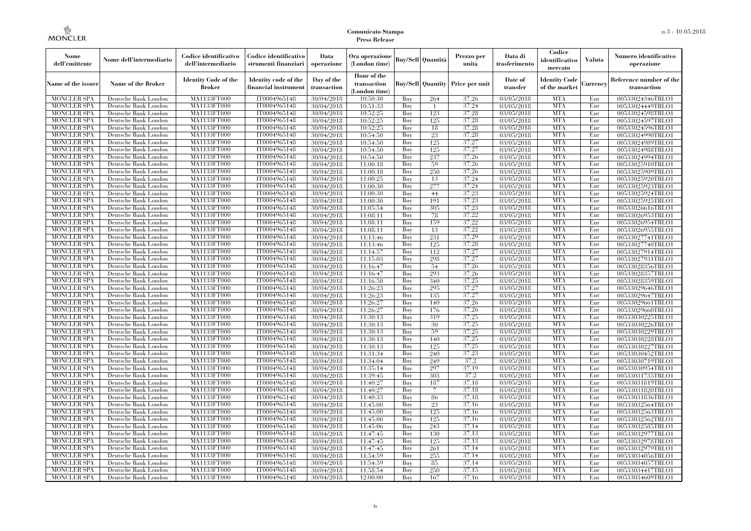| Nome dell'emittente | Nome dell'intermediario | Codice identificativo dell'intermediario | Codice identificativo strumenti finanziari | Data operazione | Ora operazione (London time) | Buy/Sell | Quantità | Prezzo per unità | Data di trasferimento | Codice identificativo mercato | Valuta | Numero identificativo operazione |
|---|---|---|---|---|---|---|---|---|---|---|---|---|
| Name of the issuer | Name of the Broker | Identity Code of the Broker | Identity code of the financial instrument | Day of the transaction | Hour of the transaction (London time) | Buy/Sell | Quantity | Price per unit | Date of transfer | Identity Code of the market | Currency | Reference number of the transaction |
| MONCLER SPA | Deutsche Bank London | MA1133FT000 | IT0004965148 | 30/04/2018 | 10:50:30 | Buy | 264 | 37,26 | 03/05/2018 | MTA | Eur | 00533024346TRLO1 |
| MONCLER SPA | Deutsche Bank London | MA1133FT000 | IT0004965148 | 30/04/2018 | 10:51:33 | Buy | 1 | 37,24 | 03/05/2018 | MTA | Eur | 00533024449TRLO1 |
| MONCLER SPA | Deutsche Bank London | MA1133FT000 | IT0004965148 | 30/04/2018 | 10:52:25 | Buy | 123 | 37,28 | 03/05/2018 | MTA | Eur | 00533024598TRLO1 |
| MONCLER SPA | Deutsche Bank London | MA1133FT000 | IT0004965148 | 30/04/2018 | 10:52:25 | Buy | 125 | 37,28 | 03/05/2018 | MTA | Eur | 00533024597TRLO1 |
| MONCLER SPA | Deutsche Bank London | MA1133FT000 | IT0004965148 | 30/04/2018 | 10:52:25 | Buy | 18 | 37,28 | 03/05/2018 | MTA | Eur | 00533024596TRLO1 |
| MONCLER SPA | Deutsche Bank London | MA1133FT000 | IT0004965148 | 30/04/2018 | 10:54:50 | Buy | 23 | 37,28 | 03/05/2018 | MTA | Eur | 00533024990TRLO1 |
| MONCLER SPA | Deutsche Bank London | MA1133FT000 | IT0004965148 | 30/04/2018 | 10:54:50 | Buy | 125 | 37,27 | 03/05/2018 | MTA | Eur | 00533024989TRLO1 |
| MONCLER SPA | Deutsche Bank London | MA1133FT000 | IT0004965148 | 30/04/2018 | 10:54:50 | Buy | 125 | 37,27 | 03/05/2018 | MTA | Eur | 00533024988TRLO1 |
| MONCLER SPA | Deutsche Bank London | MA1133FT000 | IT0004965148 | 30/04/2018 | 10:54:50 | Buy | 237 | 37,26 | 03/05/2018 | MTA | Eur | 00533024994TRLO1 |
| MONCLER SPA | Deutsche Bank London | MA1133FT000 | IT0004965148 | 30/04/2018 | 11:00:18 | Buy | 59 | 37,26 | 03/05/2018 | MTA | Eur | 00533025910TRLO1 |
| MONCLER SPA | Deutsche Bank London | MA1133FT000 | IT0004965148 | 30/04/2018 | 11:00:18 | Buy | 250 | 37,26 | 03/05/2018 | MTA | Eur | 00533025909TRLO1 |
| MONCLER SPA | Deutsche Bank London | MA1133FT000 | IT0004965148 | 30/04/2018 | 11:00:25 | Buy | 13 | 37,24 | 03/05/2018 | MTA | Eur | 00533025920TRLO1 |
| MONCLER SPA | Deutsche Bank London | MA1133FT000 | IT0004965148 | 30/04/2018 | 11:00:30 | Buy | 277 | 37,24 | 03/05/2018 | MTA | Eur | 00533025923TRLO1 |
| MONCLER SPA | Deutsche Bank London | MA1133FT000 | IT0004965148 | 30/04/2018 | 11:00:30 | Buy | 44 | 37,23 | 03/05/2018 | MTA | Eur | 00533025924TRLO1 |
| MONCLER SPA | Deutsche Bank London | MA1133FT000 | IT0004965148 | 30/04/2018 | 11:00:30 | Buy | 191 | 37,23 | 03/05/2018 | MTA | Eur | 00533025925TRLO1 |
| MONCLER SPA | Deutsche Bank London | MA1133FT000 | IT0004965148 | 30/04/2018 | 11:05:54 | Buy | 305 | 37,23 | 03/05/2018 | MTA | Eur | 00533026616TRLO1 |
| MONCLER SPA | Deutsche Bank London | MA1133FT000 | IT0004965148 | 30/04/2018 | 11:08:11 | Buy | 78 | 37,22 | 03/05/2018 | MTA | Eur | 00533026953TRLO1 |
| MONCLER SPA | Deutsche Bank London | MA1133FT000 | IT0004965148 | 30/04/2018 | 11:08:11 | Buy | 159 | 37,22 | 03/05/2018 | MTA | Eur | 00533026954TRLO1 |
| MONCLER SPA | Deutsche Bank London | MA1133FT000 | IT0004965148 | 30/04/2018 | 11:08:11 | Buy | 13 | 37,22 | 03/05/2018 | MTA | Eur | 00533026955TRLO1 |
| MONCLER SPA | Deutsche Bank London | MA1133FT000 | IT0004965148 | 30/04/2018 | 11:13:46 | Buy | 231 | 37,29 | 03/05/2018 | MTA | Eur | 00533027741TRLO1 |
| MONCLER SPA | Deutsche Bank London | MA1133FT000 | IT0004965148 | 30/04/2018 | 11:13:46 | Buy | 125 | 37,28 | 03/05/2018 | MTA | Eur | 00533027740TRLO1 |
| MONCLER SPA | Deutsche Bank London | MA1133FT000 | IT0004965148 | 30/04/2018 | 11:14:57 | Buy | 112 | 37,27 | 03/05/2018 | MTA | Eur | 00533027914TRLO1 |
| MONCLER SPA | Deutsche Bank London | MA1133FT000 | IT0004965148 | 30/04/2018 | 11:15:03 | Buy | 298 | 37,27 | 03/05/2018 | MTA | Eur | 00533027931TRLO1 |
| MONCLER SPA | Deutsche Bank London | MA1133FT000 | IT0004965148 | 30/04/2018 | 11:16:47 | Buy | 54 | 37,26 | 03/05/2018 | MTA | Eur | 00533028356TRLO1 |
| MONCLER SPA | Deutsche Bank London | MA1133FT000 | IT0004965148 | 30/04/2018 | 11:16:47 | Buy | 293 | 37,26 | 03/05/2018 | MTA | Eur | 00533028357TRLO1 |
| MONCLER SPA | Deutsche Bank London | MA1133FT000 | IT0004965148 | 30/04/2018 | 11:16:50 | Buy | 340 | 37,25 | 03/05/2018 | MTA | Eur | 00533028359TRLO1 |
| MONCLER SPA | Deutsche Bank London | MA1133FT000 | IT0004965148 | 30/04/2018 | 11:26:23 | Buy | 295 | 37,27 | 03/05/2018 | MTA | Eur | 00533029646TRLO1 |
| MONCLER SPA | Deutsche Bank London | MA1133FT000 | IT0004965148 | 30/04/2018 | 11:26:23 | Buy | 135 | 37,27 | 03/05/2018 | MTA | Eur | 00533029647TRLO1 |
| MONCLER SPA | Deutsche Bank London | MA1133FT000 | IT0004965148 | 30/04/2018 | 11:26:27 | Buy | 140 | 37,26 | 03/05/2018 | MTA | Eur | 00533029661TRLO1 |
| MONCLER SPA | Deutsche Bank London | MA1133FT000 | IT0004965148 | 30/04/2018 | 11:26:27 | Buy | 176 | 37,26 | 03/05/2018 | MTA | Eur | 00533029660TRLO1 |
| MONCLER SPA | Deutsche Bank London | MA1133FT000 | IT0004965148 | 30/04/2018 | 11:30:13 | Buy | 319 | 37,25 | 03/05/2018 | MTA | Eur | 00533030225TRLO1 |
| MONCLER SPA | Deutsche Bank London | MA1133FT000 | IT0004965148 | 30/04/2018 | 11:30:13 | Buy | 30 | 37,25 | 03/05/2018 | MTA | Eur | 00533030226TRLO1 |
| MONCLER SPA | Deutsche Bank London | MA1133FT000 | IT0004965148 | 30/04/2018 | 11:30:13 | Buy | 59 | 37,25 | 03/05/2018 | MTA | Eur | 00533030229TRLO1 |
| MONCLER SPA | Deutsche Bank London | MA1133FT000 | IT0004965148 | 30/04/2018 | 11:30:13 | Buy | 140 | 37,25 | 03/05/2018 | MTA | Eur | 00533030228TRLO1 |
| MONCLER SPA | Deutsche Bank London | MA1133FT000 | IT0004965148 | 30/04/2018 | 11:30:13 | Buy | 125 | 37,25 | 03/05/2018 | MTA | Eur | 00533030227TRLO1 |
| MONCLER SPA | Deutsche Bank London | MA1133FT000 | IT0004965148 | 30/04/2018 | 11:31:34 | Buy | 240 | 37,23 | 03/05/2018 | MTA | Eur | 00533030452TRLO1 |
| MONCLER SPA | Deutsche Bank London | MA1133FT000 | IT0004965148 | 30/04/2018 | 11:34:04 | Buy | 249 | 37,2 | 03/05/2018 | MTA | Eur | 00533030719TRLO1 |
| MONCLER SPA | Deutsche Bank London | MA1133FT000 | IT0004965148 | 30/04/2018 | 11:35:14 | Buy | 297 | 37,19 | 03/05/2018 | MTA | Eur | 00533030954TRLO1 |
| MONCLER SPA | Deutsche Bank London | MA1133FT000 | IT0004965148 | 30/04/2018 | 11:39:45 | Buy | 303 | 37,2 | 03/05/2018 | MTA | Eur | 00533031735TRLO1 |
| MONCLER SPA | Deutsche Bank London | MA1133FT000 | IT0004965148 | 30/04/2018 | 11:40:27 | Buy | 187 | 37,18 | 03/05/2018 | MTA | Eur | 00533031819TRLO1 |
| MONCLER SPA | Deutsche Bank London | MA1133FT000 | IT0004965148 | 30/04/2018 | 11:40:27 | Buy | 7 | 37,18 | 03/05/2018 | MTA | Eur | 00533031820TRLO1 |
| MONCLER SPA | Deutsche Bank London | MA1133FT000 | IT0004965148 | 30/04/2018 | 11:40:33 | Buy | 86 | 37,18 | 03/05/2018 | MTA | Eur | 00533031836TRLO1 |
| MONCLER SPA | Deutsche Bank London | MA1133FT000 | IT0004965148 | 30/04/2018 | 11:45:00 | Buy | 23 | 37,16 | 03/05/2018 | MTA | Eur | 00533032564TRLO1 |
| MONCLER SPA | Deutsche Bank London | MA1133FT000 | IT0004965148 | 30/04/2018 | 11:45:00 | Buy | 125 | 37,16 | 03/05/2018 | MTA | Eur | 00533032563TRLO1 |
| MONCLER SPA | Deutsche Bank London | MA1133FT000 | IT0004965148 | 30/04/2018 | 11:45:00 | Buy | 125 | 37,16 | 03/05/2018 | MTA | Eur | 00533032562TRLO1 |
| MONCLER SPA | Deutsche Bank London | MA1133FT000 | IT0004965148 | 30/04/2018 | 11:45:06 | Buy | 243 | 37,14 | 03/05/2018 | MTA | Eur | 00533032585TRLO1 |
| MONCLER SPA | Deutsche Bank London | MA1133FT000 | IT0004965148 | 30/04/2018 | 11:47:45 | Buy | 130 | 37,13 | 03/05/2018 | MTA | Eur | 00533032977TRLO1 |
| MONCLER SPA | Deutsche Bank London | MA1133FT000 | IT0004965148 | 30/04/2018 | 11:47:45 | Buy | 125 | 37,13 | 03/05/2018 | MTA | Eur | 00533032978TRLO1 |
| MONCLER SPA | Deutsche Bank London | MA1133FT000 | IT0004965148 | 30/04/2018 | 11:47:45 | Buy | 261 | 37,14 | 03/05/2018 | MTA | Eur | 00533032979TRLO1 |
| MONCLER SPA | Deutsche Bank London | MA1133FT000 | IT0004965148 | 30/04/2018 | 11:54:59 | Buy | 255 | 37,14 | 03/05/2018 | MTA | Eur | 00533034056TRLO1 |
| MONCLER SPA | Deutsche Bank London | MA1133FT000 | IT0004965148 | 30/04/2018 | 11:54:59 | Buy | 85 | 37,14 | 03/05/2018 | MTA | Eur | 00533034057TRLO1 |
| MONCLER SPA | Deutsche Bank London | MA1133FT000 | IT0004965148 | 30/04/2018 | 11:58:54 | Buy | 250 | 37,15 | 03/05/2018 | MTA | Eur | 00533034417TRLO1 |
| MONCLER SPA | Deutsche Bank London | MA1133FT000 | IT0004965148 | 30/04/2018 | 12:00:00 | Buy | 167 | 37,16 | 03/05/2018 | MTA | Eur | 00533034609TRLO1 |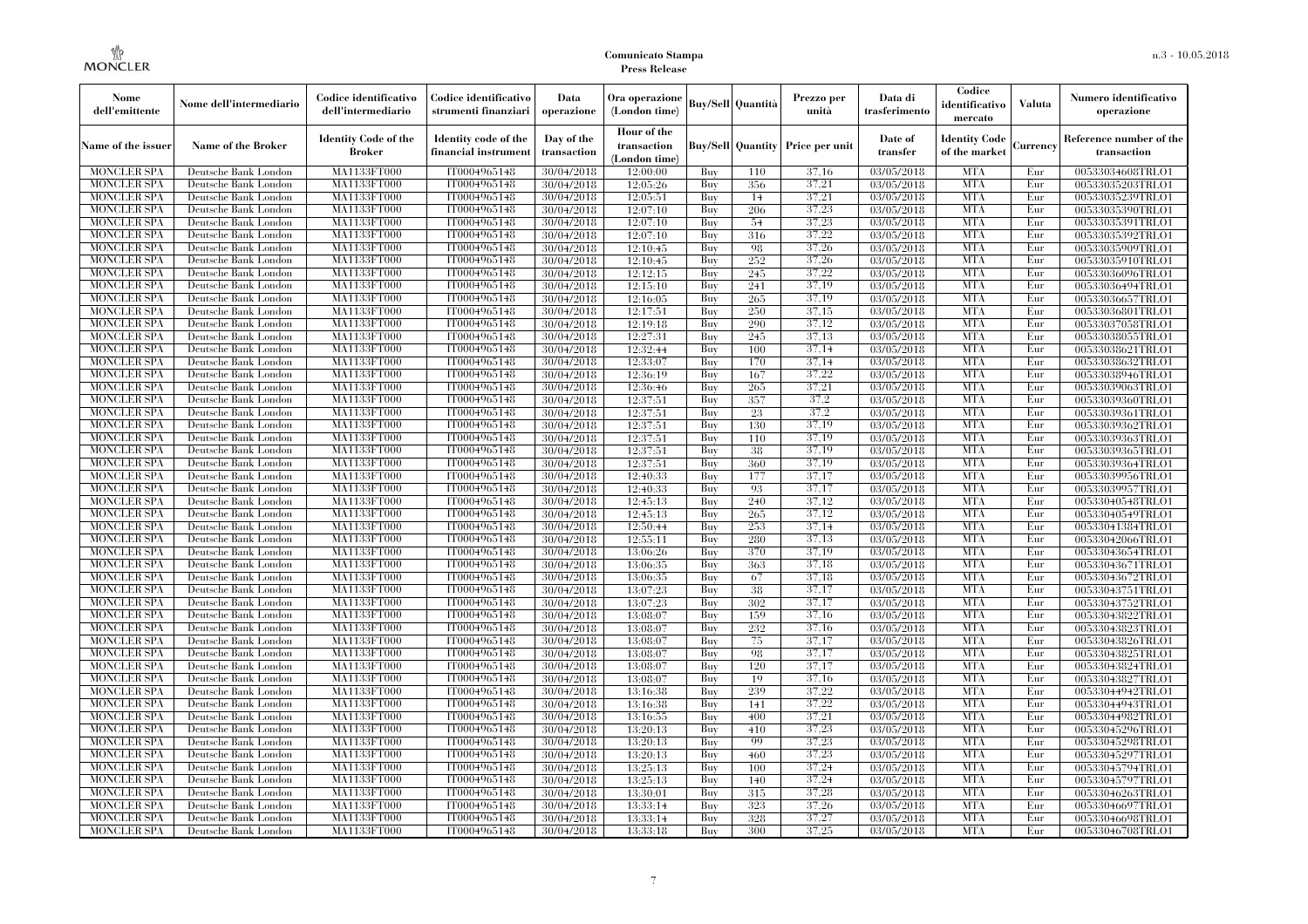**Comunicato Stampa**
**Press Release**

| Nome dell'emittente | Nome dell'intermediario | Codice identificativo dell'intermediario | Codice identificativo strumenti finanziari | Data operazione | Ora operazione (London time) | Buy/Sell | Quantità | Prezzo per unità | Data di trasferimento | Codice identificativo mercato | Valuta | Numero identificativo operazione |
|---|---|---|---|---|---|---|---|---|---|---|---|---|
| Name of the issuer | Name of the Broker | Identity Code of the Broker | Identity code of the financial instrument | Day of the transaction | Hour of the transaction (London time) | Buy/Sell | Quantity | Price per unit | Date of transfer | Identity Code of the market | Currency | Reference number of the transaction |
| MONCLER SPA | Deutsche Bank London | MA1133FT000 | IT0004965148 | 30/04/2018 | 12:00:00 | Buy | 110 | 37,16 | 03/05/2018 | MTA | Eur | 00533034608TRLO1 |
| MONCLER SPA | Deutsche Bank London | MA1133FT000 | IT0004965148 | 30/04/2018 | 12:05:26 | Buy | 356 | 37,21 | 03/05/2018 | MTA | Eur | 00533035203TRLO1 |
| MONCLER SPA | Deutsche Bank London | MA1133FT000 | IT0004965148 | 30/04/2018 | 12:05:51 | Buy | 14 | 37,21 | 03/05/2018 | MTA | Eur | 00533035239TRLO1 |
| MONCLER SPA | Deutsche Bank London | MA1133FT000 | IT0004965148 | 30/04/2018 | 12:07:10 | Buy | 206 | 37,23 | 03/05/2018 | MTA | Eur | 00533035390TRLO1 |
| MONCLER SPA | Deutsche Bank London | MA1133FT000 | IT0004965148 | 30/04/2018 | 12:07:10 | Buy | 54 | 37,23 | 03/05/2018 | MTA | Eur | 00533035391TRLO1 |
| MONCLER SPA | Deutsche Bank London | MA1133FT000 | IT0004965148 | 30/04/2018 | 12:07:10 | Buy | 316 | 37,22 | 03/05/2018 | MTA | Eur | 00533035392TRLO1 |
| MONCLER SPA | Deutsche Bank London | MA1133FT000 | IT0004965148 | 30/04/2018 | 12:10:45 | Buy | 98 | 37,26 | 03/05/2018 | MTA | Eur | 00533035909TRLO1 |
| MONCLER SPA | Deutsche Bank London | MA1133FT000 | IT0004965148 | 30/04/2018 | 12:10:45 | Buy | 252 | 37,26 | 03/05/2018 | MTA | Eur | 00533035910TRLO1 |
| MONCLER SPA | Deutsche Bank London | MA1133FT000 | IT0004965148 | 30/04/2018 | 12:12:15 | Buy | 245 | 37,22 | 03/05/2018 | MTA | Eur | 00533036096TRLO1 |
| MONCLER SPA | Deutsche Bank London | MA1133FT000 | IT0004965148 | 30/04/2018 | 12:15:10 | Buy | 241 | 37,19 | 03/05/2018 | MTA | Eur | 00533036494TRLO1 |
| MONCLER SPA | Deutsche Bank London | MA1133FT000 | IT0004965148 | 30/04/2018 | 12:16:05 | Buy | 265 | 37,19 | 03/05/2018 | MTA | Eur | 00533036657TRLO1 |
| MONCLER SPA | Deutsche Bank London | MA1133FT000 | IT0004965148 | 30/04/2018 | 12:17:51 | Buy | 250 | 37,15 | 03/05/2018 | MTA | Eur | 00533036801TRLO1 |
| MONCLER SPA | Deutsche Bank London | MA1133FT000 | IT0004965148 | 30/04/2018 | 12:19:18 | Buy | 290 | 37,12 | 03/05/2018 | MTA | Eur | 00533037058TRLO1 |
| MONCLER SPA | Deutsche Bank London | MA1133FT000 | IT0004965148 | 30/04/2018 | 12:27:31 | Buy | 245 | 37,13 | 03/05/2018 | MTA | Eur | 00533038055TRLO1 |
| MONCLER SPA | Deutsche Bank London | MA1133FT000 | IT0004965148 | 30/04/2018 | 12:32:44 | Buy | 100 | 37,14 | 03/05/2018 | MTA | Eur | 00533038621TRLO1 |
| MONCLER SPA | Deutsche Bank London | MA1133FT000 | IT0004965148 | 30/04/2018 | 12:33:07 | Buy | 170 | 37,14 | 03/05/2018 | MTA | Eur | 00533038632TRLO1 |
| MONCLER SPA | Deutsche Bank London | MA1133FT000 | IT0004965148 | 30/04/2018 | 12:36:19 | Buy | 167 | 37,22 | 03/05/2018 | MTA | Eur | 00533038946TRLO1 |
| MONCLER SPA | Deutsche Bank London | MA1133FT000 | IT0004965148 | 30/04/2018 | 12:36:46 | Buy | 265 | 37,21 | 03/05/2018 | MTA | Eur | 00533039063TRLO1 |
| MONCLER SPA | Deutsche Bank London | MA1133FT000 | IT0004965148 | 30/04/2018 | 12:37:51 | Buy | 357 | 37,2 | 03/05/2018 | MTA | Eur | 00533039360TRLO1 |
| MONCLER SPA | Deutsche Bank London | MA1133FT000 | IT0004965148 | 30/04/2018 | 12:37:51 | Buy | 23 | 37,2 | 03/05/2018 | MTA | Eur | 00533039361TRLO1 |
| MONCLER SPA | Deutsche Bank London | MA1133FT000 | IT0004965148 | 30/04/2018 | 12:37:51 | Buy | 130 | 37,19 | 03/05/2018 | MTA | Eur | 00533039362TRLO1 |
| MONCLER SPA | Deutsche Bank London | MA1133FT000 | IT0004965148 | 30/04/2018 | 12:37:51 | Buy | 110 | 37,19 | 03/05/2018 | MTA | Eur | 00533039363TRLO1 |
| MONCLER SPA | Deutsche Bank London | MA1133FT000 | IT0004965148 | 30/04/2018 | 12:37:51 | Buy | 38 | 37,19 | 03/05/2018 | MTA | Eur | 00533039365TRLO1 |
| MONCLER SPA | Deutsche Bank London | MA1133FT000 | IT0004965148 | 30/04/2018 | 12:37:51 | Buy | 360 | 37,19 | 03/05/2018 | MTA | Eur | 00533039364TRLO1 |
| MONCLER SPA | Deutsche Bank London | MA1133FT000 | IT0004965148 | 30/04/2018 | 12:40:33 | Buy | 177 | 37,17 | 03/05/2018 | MTA | Eur | 00533039956TRLO1 |
| MONCLER SPA | Deutsche Bank London | MA1133FT000 | IT0004965148 | 30/04/2018 | 12:40:33 | Buy | 93 | 37,17 | 03/05/2018 | MTA | Eur | 00533039957TRLO1 |
| MONCLER SPA | Deutsche Bank London | MA1133FT000 | IT0004965148 | 30/04/2018 | 12:45:13 | Buy | 240 | 37,12 | 03/05/2018 | MTA | Eur | 00533040548TRLO1 |
| MONCLER SPA | Deutsche Bank London | MA1133FT000 | IT0004965148 | 30/04/2018 | 12:45:13 | Buy | 265 | 37,12 | 03/05/2018 | MTA | Eur | 00533040549TRLO1 |
| MONCLER SPA | Deutsche Bank London | MA1133FT000 | IT0004965148 | 30/04/2018 | 12:50:44 | Buy | 253 | 37,14 | 03/05/2018 | MTA | Eur | 00533041384TRLO1 |
| MONCLER SPA | Deutsche Bank London | MA1133FT000 | IT0004965148 | 30/04/2018 | 12:55:11 | Buy | 280 | 37,13 | 03/05/2018 | MTA | Eur | 00533042066TRLO1 |
| MONCLER SPA | Deutsche Bank London | MA1133FT000 | IT0004965148 | 30/04/2018 | 13:06:26 | Buy | 370 | 37,19 | 03/05/2018 | MTA | Eur | 00533043654TRLO1 |
| MONCLER SPA | Deutsche Bank London | MA1133FT000 | IT0004965148 | 30/04/2018 | 13:06:35 | Buy | 363 | 37,18 | 03/05/2018 | MTA | Eur | 00533043671TRLO1 |
| MONCLER SPA | Deutsche Bank London | MA1133FT000 | IT0004965148 | 30/04/2018 | 13:06:35 | Buy | 67 | 37,18 | 03/05/2018 | MTA | Eur | 00533043672TRLO1 |
| MONCLER SPA | Deutsche Bank London | MA1133FT000 | IT0004965148 | 30/04/2018 | 13:07:23 | Buy | 38 | 37,17 | 03/05/2018 | MTA | Eur | 00533043751TRLO1 |
| MONCLER SPA | Deutsche Bank London | MA1133FT000 | IT0004965148 | 30/04/2018 | 13:07:23 | Buy | 302 | 37,17 | 03/05/2018 | MTA | Eur | 00533043752TRLO1 |
| MONCLER SPA | Deutsche Bank London | MA1133FT000 | IT0004965148 | 30/04/2018 | 13:08:07 | Buy | 159 | 37,16 | 03/05/2018 | MTA | Eur | 00533043822TRLO1 |
| MONCLER SPA | Deutsche Bank London | MA1133FT000 | IT0004965148 | 30/04/2018 | 13:08:07 | Buy | 232 | 37,16 | 03/05/2018 | MTA | Eur | 00533043823TRLO1 |
| MONCLER SPA | Deutsche Bank London | MA1133FT000 | IT0004965148 | 30/04/2018 | 13:08:07 | Buy | 75 | 37,17 | 03/05/2018 | MTA | Eur | 00533043826TRLO1 |
| MONCLER SPA | Deutsche Bank London | MA1133FT000 | IT0004965148 | 30/04/2018 | 13:08:07 | Buy | 98 | 37,17 | 03/05/2018 | MTA | Eur | 00533043825TRLO1 |
| MONCLER SPA | Deutsche Bank London | MA1133FT000 | IT0004965148 | 30/04/2018 | 13:08:07 | Buy | 120 | 37,17 | 03/05/2018 | MTA | Eur | 00533043824TRLO1 |
| MONCLER SPA | Deutsche Bank London | MA1133FT000 | IT0004965148 | 30/04/2018 | 13:08:07 | Buy | 19 | 37,16 | 03/05/2018 | MTA | Eur | 00533043827TRLO1 |
| MONCLER SPA | Deutsche Bank London | MA1133FT000 | IT0004965148 | 30/04/2018 | 13:16:38 | Buy | 239 | 37,22 | 03/05/2018 | MTA | Eur | 00533044942TRLO1 |
| MONCLER SPA | Deutsche Bank London | MA1133FT000 | IT0004965148 | 30/04/2018 | 13:16:38 | Buy | 141 | 37,22 | 03/05/2018 | MTA | Eur | 00533044943TRLO1 |
| MONCLER SPA | Deutsche Bank London | MA1133FT000 | IT0004965148 | 30/04/2018 | 13:16:55 | Buy | 400 | 37,21 | 03/05/2018 | MTA | Eur | 00533044982TRLO1 |
| MONCLER SPA | Deutsche Bank London | MA1133FT000 | IT0004965148 | 30/04/2018 | 13:20:13 | Buy | 410 | 37,23 | 03/05/2018 | MTA | Eur | 00533045296TRLO1 |
| MONCLER SPA | Deutsche Bank London | MA1133FT000 | IT0004965148 | 30/04/2018 | 13:20:13 | Buy | 99 | 37,23 | 03/05/2018 | MTA | Eur | 00533045298TRLO1 |
| MONCLER SPA | Deutsche Bank London | MA1133FT000 | IT0004965148 | 30/04/2018 | 13:20:13 | Buy | 460 | 37,23 | 03/05/2018 | MTA | Eur | 00533045297TRLO1 |
| MONCLER SPA | Deutsche Bank London | MA1133FT000 | IT0004965148 | 30/04/2018 | 13:25:13 | Buy | 100 | 37,24 | 03/05/2018 | MTA | Eur | 00533045794TRLO1 |
| MONCLER SPA | Deutsche Bank London | MA1133FT000 | IT0004965148 | 30/04/2018 | 13:25:13 | Buy | 140 | 37,24 | 03/05/2018 | MTA | Eur | 00533045797TRLO1 |
| MONCLER SPA | Deutsche Bank London | MA1133FT000 | IT0004965148 | 30/04/2018 | 13:30:01 | Buy | 315 | 37,28 | 03/05/2018 | MTA | Eur | 00533046263TRLO1 |
| MONCLER SPA | Deutsche Bank London | MA1133FT000 | IT0004965148 | 30/04/2018 | 13:33:14 | Buy | 323 | 37,26 | 03/05/2018 | MTA | Eur | 00533046697TRLO1 |
| MONCLER SPA | Deutsche Bank London | MA1133FT000 | IT0004965148 | 30/04/2018 | 13:33:14 | Buy | 328 | 37,27 | 03/05/2018 | MTA | Eur | 00533046698TRLO1 |
| MONCLER SPA | Deutsche Bank London | MA1133FT000 | IT0004965148 | 30/04/2018 | 13:33:18 | Buy | 300 | 37,25 | 03/05/2018 | MTA | Eur | 00533046708TRLO1 |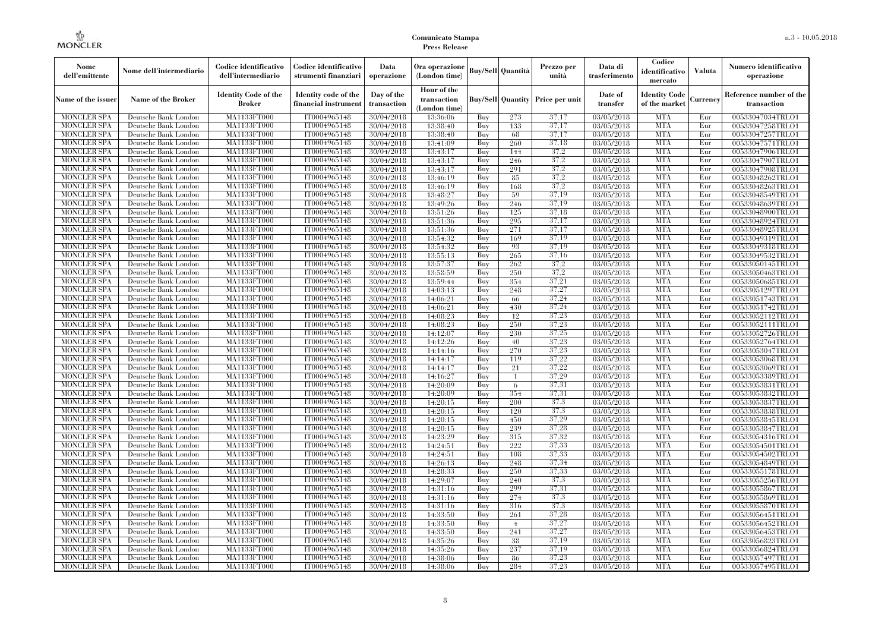| Nome dell'emittente | Nome dell'intermediario | Codice identificativo dell'intermediario | Codice identificativo strumenti finanziari | Data operazione | Ora operazione (London time) | Buy/Sell | Quantità | Prezzo per unità | Data di trasferimento | Codice identificativo mercato | Valuta | Numero identificativo operazione |
|---|---|---|---|---|---|---|---|---|---|---|---|---|
| Name of the issuer | Name of the Broker | Identity Code of the Broker | Identity code of the financial instrument | Day of the transaction | Hour of the transaction (London time) | Buy/Sell | Quantity | Price per unit | Date of transfer | Identity Code of the market | Currency | Reference number of the transaction |
| MONCLER SPA | Deutsche Bank London | MA1133FT000 | IT0004965148 | 30/04/2018 | 13:36:06 | Buy | 273 | 37,17 | 03/05/2018 | MTA | Eur | 00533047034TRLO1 |
| MONCLER SPA | Deutsche Bank London | MA1133FT000 | IT0004965148 | 30/04/2018 | 13:38:40 | Buy | 133 | 37,17 | 03/05/2018 | MTA | Eur | 00533047258TRLO1 |
| MONCLER SPA | Deutsche Bank London | MA1133FT000 | IT0004965148 | 30/04/2018 | 13:38:40 | Buy | 68 | 37,17 | 03/05/2018 | MTA | Eur | 00533047257TRLO1 |
| MONCLER SPA | Deutsche Bank London | MA1133FT000 | IT0004965148 | 30/04/2018 | 13:41:09 | Buy | 260 | 37,18 | 03/05/2018 | MTA | Eur | 00533047571TRLO1 |
| MONCLER SPA | Deutsche Bank London | MA1133FT000 | IT0004965148 | 30/04/2018 | 13:43:17 | Buy | 144 | 37,2 | 03/05/2018 | MTA | Eur | 00533047906TRLO1 |
| MONCLER SPA | Deutsche Bank London | MA1133FT000 | IT0004965148 | 30/04/2018 | 13:43:17 | Buy | 246 | 37,2 | 03/05/2018 | MTA | Eur | 00533047907TRLO1 |
| MONCLER SPA | Deutsche Bank London | MA1133FT000 | IT0004965148 | 30/04/2018 | 13:43:17 | Buy | 291 | 37,2 | 03/05/2018 | MTA | Eur | 00533047908TRLO1 |
| MONCLER SPA | Deutsche Bank London | MA1133FT000 | IT0004965148 | 30/04/2018 | 13:46:19 | Buy | 85 | 37,2 | 03/05/2018 | MTA | Eur | 00533048262TRLO1 |
| MONCLER SPA | Deutsche Bank London | MA1133FT000 | IT0004965148 | 30/04/2018 | 13:46:19 | Buy | 168 | 37,2 | 03/05/2018 | MTA | Eur | 00533048263TRLO1 |
| MONCLER SPA | Deutsche Bank London | MA1133FT000 | IT0004965148 | 30/04/2018 | 13:48:27 | Buy | 59 | 37,19 | 03/05/2018 | MTA | Eur | 00533048549TRLO1 |
| MONCLER SPA | Deutsche Bank London | MA1133FT000 | IT0004965148 | 30/04/2018 | 13:49:26 | Buy | 246 | 37,19 | 03/05/2018 | MTA | Eur | 00533048639TRLO1 |
| MONCLER SPA | Deutsche Bank London | MA1133FT000 | IT0004965148 | 30/04/2018 | 13:51:26 | Buy | 125 | 37,18 | 03/05/2018 | MTA | Eur | 00533048900TRLO1 |
| MONCLER SPA | Deutsche Bank London | MA1133FT000 | IT0004965148 | 30/04/2018 | 13:51:36 | Buy | 295 | 37,17 | 03/05/2018 | MTA | Eur | 00533048924TRLO1 |
| MONCLER SPA | Deutsche Bank London | MA1133FT000 | IT0004965148 | 30/04/2018 | 13:51:36 | Buy | 271 | 37,17 | 03/05/2018 | MTA | Eur | 00533048925TRLO1 |
| MONCLER SPA | Deutsche Bank London | MA1133FT000 | IT0004965148 | 30/04/2018 | 13:54:32 | Buy | 169 | 37,19 | 03/05/2018 | MTA | Eur | 00533049319TRLO1 |
| MONCLER SPA | Deutsche Bank London | MA1133FT000 | IT0004965148 | 30/04/2018 | 13:54:32 | Buy | 93 | 37,19 | 03/05/2018 | MTA | Eur | 00533049318TRLO1 |
| MONCLER SPA | Deutsche Bank London | MA1133FT000 | IT0004965148 | 30/04/2018 | 13:55:13 | Buy | 265 | 37,16 | 03/05/2018 | MTA | Eur | 00533049532TRLO1 |
| MONCLER SPA | Deutsche Bank London | MA1133FT000 | IT0004965148 | 30/04/2018 | 13:57:37 | Buy | 262 | 37,2 | 03/05/2018 | MTA | Eur | 00533050145TRLO1 |
| MONCLER SPA | Deutsche Bank London | MA1133FT000 | IT0004965148 | 30/04/2018 | 13:58:59 | Buy | 250 | 37,2 | 03/05/2018 | MTA | Eur | 00533050463TRLO1 |
| MONCLER SPA | Deutsche Bank London | MA1133FT000 | IT0004965148 | 30/04/2018 | 13:59:44 | Buy | 354 | 37,21 | 03/05/2018 | MTA | Eur | 00533050685TRLO1 |
| MONCLER SPA | Deutsche Bank London | MA1133FT000 | IT0004965148 | 30/04/2018 | 14:03:13 | Buy | 248 | 37,27 | 03/05/2018 | MTA | Eur | 00533051297TRLO1 |
| MONCLER SPA | Deutsche Bank London | MA1133FT000 | IT0004965148 | 30/04/2018 | 14:06:21 | Buy | 66 | 37,24 | 03/05/2018 | MTA | Eur | 00533051743TRLO1 |
| MONCLER SPA | Deutsche Bank London | MA1133FT000 | IT0004965148 | 30/04/2018 | 14:06:21 | Buy | 430 | 37,24 | 03/05/2018 | MTA | Eur | 00533051742TRLO1 |
| MONCLER SPA | Deutsche Bank London | MA1133FT000 | IT0004965148 | 30/04/2018 | 14:08:23 | Buy | 12 | 37,23 | 03/05/2018 | MTA | Eur | 00533052112TRLO1 |
| MONCLER SPA | Deutsche Bank London | MA1133FT000 | IT0004965148 | 30/04/2018 | 14:08:23 | Buy | 250 | 37,23 | 03/05/2018 | MTA | Eur | 00533052111TRLO1 |
| MONCLER SPA | Deutsche Bank London | MA1133FT000 | IT0004965148 | 30/04/2018 | 14:12:07 | Buy | 230 | 37,25 | 03/05/2018 | MTA | Eur | 00533052726TRLO1 |
| MONCLER SPA | Deutsche Bank London | MA1133FT000 | IT0004965148 | 30/04/2018 | 14:12:26 | Buy | 40 | 37,23 | 03/05/2018 | MTA | Eur | 00533052764TRLO1 |
| MONCLER SPA | Deutsche Bank London | MA1133FT000 | IT0004965148 | 30/04/2018 | 14:14:16 | Buy | 270 | 37,23 | 03/05/2018 | MTA | Eur | 00533053047TRLO1 |
| MONCLER SPA | Deutsche Bank London | MA1133FT000 | IT0004965148 | 30/04/2018 | 14:14:17 | Buy | 119 | 37,22 | 03/05/2018 | MTA | Eur | 00533053068TRLO1 |
| MONCLER SPA | Deutsche Bank London | MA1133FT000 | IT0004965148 | 30/04/2018 | 14:14:17 | Buy | 21 | 37,22 | 03/05/2018 | MTA | Eur | 00533053069TRLO1 |
| MONCLER SPA | Deutsche Bank London | MA1133FT000 | IT0004965148 | 30/04/2018 | 14:16:27 | Buy | 1 | 37,29 | 03/05/2018 | MTA | Eur | 00533053389TRLO1 |
| MONCLER SPA | Deutsche Bank London | MA1133FT000 | IT0004965148 | 30/04/2018 | 14:20:09 | Buy | 6 | 37,31 | 03/05/2018 | MTA | Eur | 00533053831TRLO1 |
| MONCLER SPA | Deutsche Bank London | MA1133FT000 | IT0004965148 | 30/04/2018 | 14:20:09 | Buy | 354 | 37,31 | 03/05/2018 | MTA | Eur | 00533053832TRLO1 |
| MONCLER SPA | Deutsche Bank London | MA1133FT000 | IT0004965148 | 30/04/2018 | 14:20:15 | Buy | 200 | 37,3 | 03/05/2018 | MTA | Eur | 00533053837TRLO1 |
| MONCLER SPA | Deutsche Bank London | MA1133FT000 | IT0004965148 | 30/04/2018 | 14:20:15 | Buy | 120 | 37,3 | 03/05/2018 | MTA | Eur | 00533053838TRLO1 |
| MONCLER SPA | Deutsche Bank London | MA1133FT000 | IT0004965148 | 30/04/2018 | 14:20:15 | Buy | 450 | 37,29 | 03/05/2018 | MTA | Eur | 00533053845TRLO1 |
| MONCLER SPA | Deutsche Bank London | MA1133FT000 | IT0004965148 | 30/04/2018 | 14:20:15 | Buy | 239 | 37,28 | 03/05/2018 | MTA | Eur | 00533053847TRLO1 |
| MONCLER SPA | Deutsche Bank London | MA1133FT000 | IT0004965148 | 30/04/2018 | 14:23:29 | Buy | 315 | 37,32 | 03/05/2018 | MTA | Eur | 00533054316TRLO1 |
| MONCLER SPA | Deutsche Bank London | MA1133FT000 | IT0004965148 | 30/04/2018 | 14:24:51 | Buy | 222 | 37,33 | 03/05/2018 | MTA | Eur | 00533054501TRLO1 |
| MONCLER SPA | Deutsche Bank London | MA1133FT000 | IT0004965148 | 30/04/2018 | 14:24:51 | Buy | 108 | 37,33 | 03/05/2018 | MTA | Eur | 00533054502TRLO1 |
| MONCLER SPA | Deutsche Bank London | MA1133FT000 | IT0004965148 | 30/04/2018 | 14:26:13 | Buy | 248 | 37,34 | 03/05/2018 | MTA | Eur | 00533054849TRLO1 |
| MONCLER SPA | Deutsche Bank London | MA1133FT000 | IT0004965148 | 30/04/2018 | 14:28:33 | Buy | 250 | 37,33 | 03/05/2018 | MTA | Eur | 00533055178TRLO1 |
| MONCLER SPA | Deutsche Bank London | MA1133FT000 | IT0004965148 | 30/04/2018 | 14:29:07 | Buy | 240 | 37,3 | 03/05/2018 | MTA | Eur | 00533055256TRLO1 |
| MONCLER SPA | Deutsche Bank London | MA1133FT000 | IT0004965148 | 30/04/2018 | 14:31:16 | Buy | 299 | 37,31 | 03/05/2018 | MTA | Eur | 00533055867TRLO1 |
| MONCLER SPA | Deutsche Bank London | MA1133FT000 | IT0004965148 | 30/04/2018 | 14:31:16 | Buy | 274 | 37,3 | 03/05/2018 | MTA | Eur | 00533055869TRLO1 |
| MONCLER SPA | Deutsche Bank London | MA1133FT000 | IT0004965148 | 30/04/2018 | 14:31:16 | Buy | 316 | 37,3 | 03/05/2018 | MTA | Eur | 00533055870TRLO1 |
| MONCLER SPA | Deutsche Bank London | MA1133FT000 | IT0004965148 | 30/04/2018 | 14:33:50 | Buy | 261 | 37,28 | 03/05/2018 | MTA | Eur | 00533056451TRLO1 |
| MONCLER SPA | Deutsche Bank London | MA1133FT000 | IT0004965148 | 30/04/2018 | 14:33:50 | Buy | 4 | 37,27 | 03/05/2018 | MTA | Eur | 00533056452TRLO1 |
| MONCLER SPA | Deutsche Bank London | MA1133FT000 | IT0004965148 | 30/04/2018 | 14:33:50 | Buy | 241 | 37,27 | 03/05/2018 | MTA | Eur | 00533056453TRLO1 |
| MONCLER SPA | Deutsche Bank London | MA1133FT000 | IT0004965148 | 30/04/2018 | 14:35:26 | Buy | 38 | 37,19 | 03/05/2018 | MTA | Eur | 00533056823TRLO1 |
| MONCLER SPA | Deutsche Bank London | MA1133FT000 | IT0004965148 | 30/04/2018 | 14:35:26 | Buy | 237 | 37,19 | 03/05/2018 | MTA | Eur | 00533056824TRLO1 |
| MONCLER SPA | Deutsche Bank London | MA1133FT000 | IT0004965148 | 30/04/2018 | 14:38:06 | Buy | 86 | 37,23 | 03/05/2018 | MTA | Eur | 00533057497TRLO1 |
| MONCLER SPA | Deutsche Bank London | MA1133FT000 | IT0004965148 | 30/04/2018 | 14:38:06 | Buy | 284 | 37,23 | 03/05/2018 | MTA | Eur | 00533057495TRLO1 |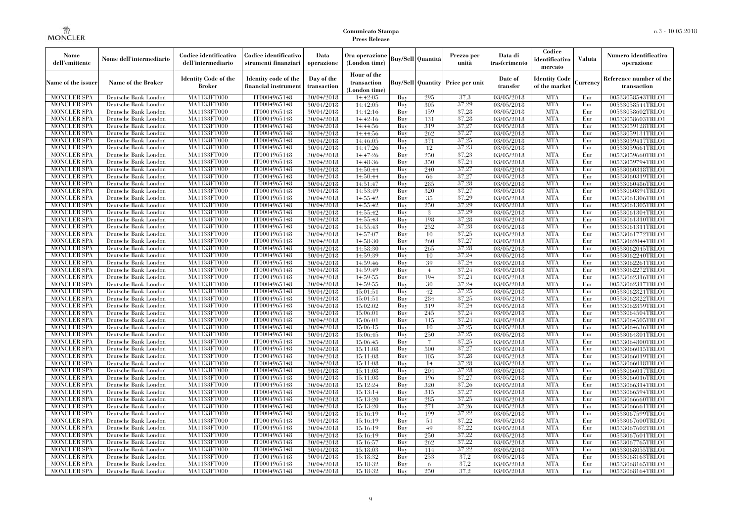| Nome dell'emittente | Nome dell'intermediario | Codice identificativo dell'intermediario | Codice identificativo strumenti finanziari | Data operazione | Ora operazione (London time) | Buy/Sell | Quantità | Prezzo per unità | Data di trasferimento | Codice identificativo mercato | Valuta | Numero identificativo operazione |
|---|---|---|---|---|---|---|---|---|---|---|---|---|
| Name of the issuer | Name of the Broker | Identity Code of the Broker | Identity code of the financial instrument | Day of the transaction | Hour of the transaction (London time) | Buy/Sell | Quantity | Price per unit | Date of transfer | Identity Code of the market | Currency | Reference number of the transaction |
| MONCLER SPA | Deutsche Bank London | MA1133FT000 | IT0004965148 | 30/04/2018 | 14:42:05 | Buy | 295 | 37.3 | 03/05/2018 | MTA | Eur | 00533058543TRLO1 |
| MONCLER SPA | Deutsche Bank London | MA1133FT000 | IT0004965148 | 30/04/2018 | 14:42:05 | Buy | 305 | 37.29 | 03/05/2018 | MTA | Eur | 00533058544TRLO1 |
| MONCLER SPA | Deutsche Bank London | MA1133FT000 | IT0004965148 | 30/04/2018 | 14:42:16 | Buy | 159 | 37.28 | 03/05/2018 | MTA | Eur | 00533058602TRLO1 |
| MONCLER SPA | Deutsche Bank London | MA1133FT000 | IT0004965148 | 30/04/2018 | 14:42:16 | Buy | 131 | 37.28 | 03/05/2018 | MTA | Eur | 00533058603TRLO1 |
| MONCLER SPA | Deutsche Bank London | MA1133FT000 | IT0004965148 | 30/04/2018 | 14:44:56 | Buy | 319 | 37.27 | 03/05/2018 | MTA | Eur | 00533059128TRLO1 |
| MONCLER SPA | Deutsche Bank London | MA1133FT000 | IT0004965148 | 30/04/2018 | 14:44:56 | Buy | 262 | 37.27 | 03/05/2018 | MTA | Eur | 00533059131TRLO1 |
| MONCLER SPA | Deutsche Bank London | MA1133FT000 | IT0004965148 | 30/04/2018 | 14:46:05 | Buy | 371 | 37.25 | 03/05/2018 | MTA | Eur | 00533059417TRLO1 |
| MONCLER SPA | Deutsche Bank London | MA1133FT000 | IT0004965148 | 30/04/2018 | 14:47:26 | Buy | 12 | 37.23 | 03/05/2018 | MTA | Eur | 00533059661TRLO1 |
| MONCLER SPA | Deutsche Bank London | MA1133FT000 | IT0004965148 | 30/04/2018 | 14:47:26 | Buy | 250 | 37.23 | 03/05/2018 | MTA | Eur | 00533059660TRLO1 |
| MONCLER SPA | Deutsche Bank London | MA1133FT000 | IT0004965148 | 30/04/2018 | 14:48:36 | Buy | 350 | 37.24 | 03/05/2018 | MTA | Eur | 00533059794TRLO1 |
| MONCLER SPA | Deutsche Bank London | MA1133FT000 | IT0004965148 | 30/04/2018 | 14:50:44 | Buy | 240 | 37.27 | 03/05/2018 | MTA | Eur | 00533060318TRLO1 |
| MONCLER SPA | Deutsche Bank London | MA1133FT000 | IT0004965148 | 30/04/2018 | 14:50:44 | Buy | 66 | 37.27 | 03/05/2018 | MTA | Eur | 00533060319TRLO1 |
| MONCLER SPA | Deutsche Bank London | MA1133FT000 | IT0004965148 | 30/04/2018 | 14:51:47 | Buy | 285 | 37.28 | 03/05/2018 | MTA | Eur | 00533060486TRLO1 |
| MONCLER SPA | Deutsche Bank London | MA1133FT000 | IT0004965148 | 30/04/2018 | 14:53:49 | Buy | 320 | 37.27 | 03/05/2018 | MTA | Eur | 00533060894TRLO1 |
| MONCLER SPA | Deutsche Bank London | MA1133FT000 | IT0004965148 | 30/04/2018 | 14:55:42 | Buy | 35 | 37.29 | 03/05/2018 | MTA | Eur | 00533061306TRLO1 |
| MONCLER SPA | Deutsche Bank London | MA1133FT000 | IT0004965148 | 30/04/2018 | 14:55:42 | Buy | 250 | 37.29 | 03/05/2018 | MTA | Eur | 00533061305TRLO1 |
| MONCLER SPA | Deutsche Bank London | MA1133FT000 | IT0004965148 | 30/04/2018 | 14:55:42 | Buy | 3 | 37.29 | 03/05/2018 | MTA | Eur | 00533061304TRLO1 |
| MONCLER SPA | Deutsche Bank London | MA1133FT000 | IT0004965148 | 30/04/2018 | 14:55:43 | Buy | 198 | 37.28 | 03/05/2018 | MTA | Eur | 00533061310TRLO1 |
| MONCLER SPA | Deutsche Bank London | MA1133FT000 | IT0004965148 | 30/04/2018 | 14:55:43 | Buy | 252 | 37.28 | 03/05/2018 | MTA | Eur | 00533061311TRLO1 |
| MONCLER SPA | Deutsche Bank London | MA1133FT000 | IT0004965148 | 30/04/2018 | 14:57:07 | Buy | 10 | 37.25 | 03/05/2018 | MTA | Eur | 00533061772TRLO1 |
| MONCLER SPA | Deutsche Bank London | MA1133FT000 | IT0004965148 | 30/04/2018 | 14:58:30 | Buy | 260 | 37.27 | 03/05/2018 | MTA | Eur | 00533062044TRLO1 |
| MONCLER SPA | Deutsche Bank London | MA1133FT000 | IT0004965148 | 30/04/2018 | 14:58:30 | Buy | 265 | 37.28 | 03/05/2018 | MTA | Eur | 00533062045TRLO1 |
| MONCLER SPA | Deutsche Bank London | MA1133FT000 | IT0004965148 | 30/04/2018 | 14:59:39 | Buy | 10 | 37.24 | 03/05/2018 | MTA | Eur | 00533062240TRLO1 |
| MONCLER SPA | Deutsche Bank London | MA1133FT000 | IT0004965148 | 30/04/2018 | 14:59:46 | Buy | 39 | 37.24 | 03/05/2018 | MTA | Eur | 00533062261TRLO1 |
| MONCLER SPA | Deutsche Bank London | MA1133FT000 | IT0004965148 | 30/04/2018 | 14:59:49 | Buy | 4 | 37.24 | 03/05/2018 | MTA | Eur | 00533062272TRLO1 |
| MONCLER SPA | Deutsche Bank London | MA1133FT000 | IT0004965148 | 30/04/2018 | 14:59:55 | Buy | 194 | 37.24 | 03/05/2018 | MTA | Eur | 00533062316TRLO1 |
| MONCLER SPA | Deutsche Bank London | MA1133FT000 | IT0004965148 | 30/04/2018 | 14:59:55 | Buy | 30 | 37.24 | 03/05/2018 | MTA | Eur | 00533062317TRLO1 |
| MONCLER SPA | Deutsche Bank London | MA1133FT000 | IT0004965148 | 30/04/2018 | 15:01:51 | Buy | 42 | 37.25 | 03/05/2018 | MTA | Eur | 00533062821TRLO1 |
| MONCLER SPA | Deutsche Bank London | MA1133FT000 | IT0004965148 | 30/04/2018 | 15:01:51 | Buy | 284 | 37.25 | 03/05/2018 | MTA | Eur | 00533062822TRLO1 |
| MONCLER SPA | Deutsche Bank London | MA1133FT000 | IT0004965148 | 30/04/2018 | 15:02:02 | Buy | 319 | 37.24 | 03/05/2018 | MTA | Eur | 00533062859TRLO1 |
| MONCLER SPA | Deutsche Bank London | MA1133FT000 | IT0004965148 | 30/04/2018 | 15:06:01 | Buy | 245 | 37.24 | 03/05/2018 | MTA | Eur | 00533064504TRLO1 |
| MONCLER SPA | Deutsche Bank London | MA1133FT000 | IT0004965148 | 30/04/2018 | 15:06:01 | Buy | 115 | 37.24 | 03/05/2018 | MTA | Eur | 00533064505TRLO1 |
| MONCLER SPA | Deutsche Bank London | MA1133FT000 | IT0004965148 | 30/04/2018 | 15:06:15 | Buy | 10 | 37.25 | 03/05/2018 | MTA | Eur | 00533064636TRLO1 |
| MONCLER SPA | Deutsche Bank London | MA1133FT000 | IT0004965148 | 30/04/2018 | 15:06:45 | Buy | 250 | 37.25 | 03/05/2018 | MTA | Eur | 00533064801TRLO1 |
| MONCLER SPA | Deutsche Bank London | MA1133FT000 | IT0004965148 | 30/04/2018 | 15:06:45 | Buy | 7 | 37.25 | 03/05/2018 | MTA | Eur | 00533064800TRLO1 |
| MONCLER SPA | Deutsche Bank London | MA1133FT000 | IT0004965148 | 30/04/2018 | 15:11:08 | Buy | 500 | 37.27 | 03/05/2018 | MTA | Eur | 00533066015TRLO1 |
| MONCLER SPA | Deutsche Bank London | MA1133FT000 | IT0004965148 | 30/04/2018 | 15:11:08 | Buy | 105 | 37.28 | 03/05/2018 | MTA | Eur | 00533066019TRLO1 |
| MONCLER SPA | Deutsche Bank London | MA1133FT000 | IT0004965148 | 30/04/2018 | 15:11:08 | Buy | 14 | 37.28 | 03/05/2018 | MTA | Eur | 00533066018TRLO1 |
| MONCLER SPA | Deutsche Bank London | MA1133FT000 | IT0004965148 | 30/04/2018 | 15:11:08 | Buy | 204 | 37.28 | 03/05/2018 | MTA | Eur | 00533066017TRLO1 |
| MONCLER SPA | Deutsche Bank London | MA1133FT000 | IT0004965148 | 30/04/2018 | 15:11:08 | Buy | 196 | 37.27 | 03/05/2018 | MTA | Eur | 00533066016TRLO1 |
| MONCLER SPA | Deutsche Bank London | MA1133FT000 | IT0004965148 | 30/04/2018 | 15:12:24 | Buy | 320 | 37.26 | 03/05/2018 | MTA | Eur | 00533066314TRLO1 |
| MONCLER SPA | Deutsche Bank London | MA1133FT000 | IT0004965148 | 30/04/2018 | 15:13:14 | Buy | 315 | 37.27 | 03/05/2018 | MTA | Eur | 00533066594TRLO1 |
| MONCLER SPA | Deutsche Bank London | MA1133FT000 | IT0004965148 | 30/04/2018 | 15:13:20 | Buy | 285 | 37.25 | 03/05/2018 | MTA | Eur | 00533066660TRLO1 |
| MONCLER SPA | Deutsche Bank London | MA1133FT000 | IT0004965148 | 30/04/2018 | 15:13:20 | Buy | 271 | 37.26 | 03/05/2018 | MTA | Eur | 00533066661TRLO1 |
| MONCLER SPA | Deutsche Bank London | MA1133FT000 | IT0004965148 | 30/04/2018 | 15:16:19 | Buy | 199 | 37.22 | 03/05/2018 | MTA | Eur | 00533067599TRLO1 |
| MONCLER SPA | Deutsche Bank London | MA1133FT000 | IT0004965148 | 30/04/2018 | 15:16:19 | Buy | 51 | 37.22 | 03/05/2018 | MTA | Eur | 00533067600TRLO1 |
| MONCLER SPA | Deutsche Bank London | MA1133FT000 | IT0004965148 | 30/04/2018 | 15:16:19 | Buy | 49 | 37.22 | 03/05/2018 | MTA | Eur | 00533067602TRLO1 |
| MONCLER SPA | Deutsche Bank London | MA1133FT000 | IT0004965148 | 30/04/2018 | 15:16:19 | Buy | 250 | 37.22 | 03/05/2018 | MTA | Eur | 00533067601TRLO1 |
| MONCLER SPA | Deutsche Bank London | MA1133FT000 | IT0004965148 | 30/04/2018 | 15:16:57 | Buy | 262 | 37.22 | 03/05/2018 | MTA | Eur | 00533067765TRLO1 |
| MONCLER SPA | Deutsche Bank London | MA1133FT000 | IT0004965148 | 30/04/2018 | 15:18:03 | Buy | 114 | 37.22 | 03/05/2018 | MTA | Eur | 00533068055TRLO1 |
| MONCLER SPA | Deutsche Bank London | MA1133FT000 | IT0004965148 | 30/04/2018 | 15:18:32 | Buy | 253 | 37.2 | 03/05/2018 | MTA | Eur | 00533068163TRLO1 |
| MONCLER SPA | Deutsche Bank London | MA1133FT000 | IT0004965148 | 30/04/2018 | 15:18:32 | Buy | 6 | 37.2 | 03/05/2018 | MTA | Eur | 00533068165TRLO1 |
| MONCLER SPA | Deutsche Bank London | MA1133FT000 | IT0004965148 | 30/04/2018 | 15:18:32 | Buy | 250 | 37.2 | 03/05/2018 | MTA | Eur | 00533068164TRLO1 |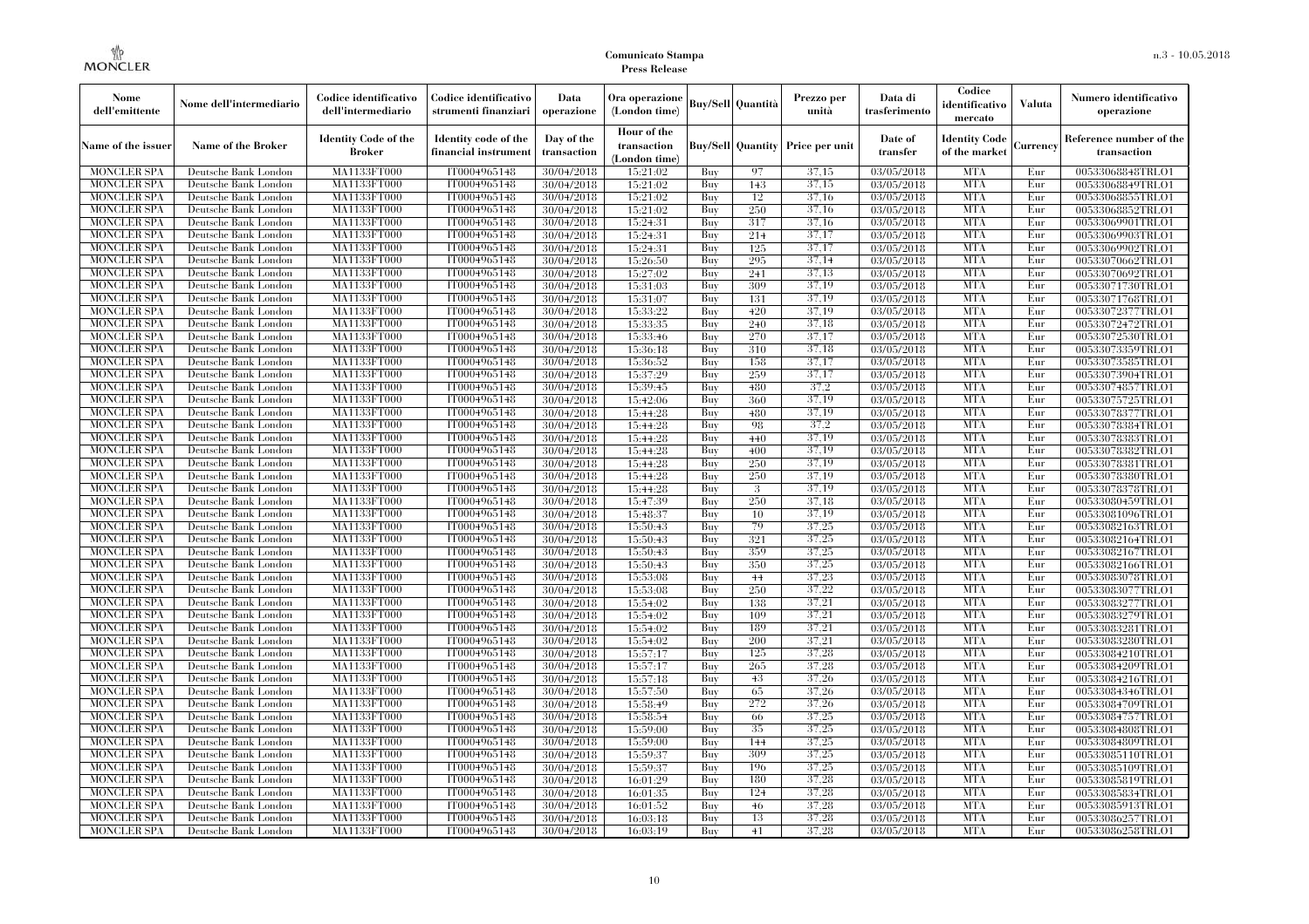| Nome dell'emittente | Nome dell'intermediario | Codice identificativo dell'intermediario | Codice identificativo strumenti finanziari | Data operazione | Ora operazione (London time) | Buy/Sell | Quantità | Prezzo per unità | Data di trasferimento | Codice identificativo mercato | Valuta | Numero identificativo operazione |
|---|---|---|---|---|---|---|---|---|---|---|---|---|
| Name of the issuer | Name of the Broker | Identity Code of the Broker | Identity code of the financial instrument | Day of the transaction | Hour of the transaction (London time) | Buy/Sell | Quantity | Price per unit | Date of transfer | Identity Code of the market | Currency | Reference number of the transaction |
| MONCLER SPA | Deutsche Bank London | MA1133FT000 | IT0004965148 | 30/04/2018 | 15:21:02 | Buy | 97 | 37,15 | 03/05/2018 | MTA | Eur | 00533068848TRLO1 |
| MONCLER SPA | Deutsche Bank London | MA1133FT000 | IT0004965148 | 30/04/2018 | 15:21:02 | Buy | 143 | 37,15 | 03/05/2018 | MTA | Eur | 00533068849TRLO1 |
| MONCLER SPA | Deutsche Bank London | MA1133FT000 | IT0004965148 | 30/04/2018 | 15:21:02 | Buy | 12 | 37,16 | 03/05/2018 | MTA | Eur | 00533068855TRLO1 |
| MONCLER SPA | Deutsche Bank London | MA1133FT000 | IT0004965148 | 30/04/2018 | 15:21:02 | Buy | 250 | 37,16 | 03/05/2018 | MTA | Eur | 00533068852TRLO1 |
| MONCLER SPA | Deutsche Bank London | MA1133FT000 | IT0004965148 | 30/04/2018 | 15:24:31 | Buy | 317 | 37,16 | 03/05/2018 | MTA | Eur | 00533069901TRLO1 |
| MONCLER SPA | Deutsche Bank London | MA1133FT000 | IT0004965148 | 30/04/2018 | 15:24:31 | Buy | 214 | 37,17 | 03/05/2018 | MTA | Eur | 00533069903TRLO1 |
| MONCLER SPA | Deutsche Bank London | MA1133FT000 | IT0004965148 | 30/04/2018 | 15:24:31 | Buy | 125 | 37,17 | 03/05/2018 | MTA | Eur | 00533069902TRLO1 |
| MONCLER SPA | Deutsche Bank London | MA1133FT000 | IT0004965148 | 30/04/2018 | 15:26:50 | Buy | 295 | 37,14 | 03/05/2018 | MTA | Eur | 00533070662TRLO1 |
| MONCLER SPA | Deutsche Bank London | MA1133FT000 | IT0004965148 | 30/04/2018 | 15:27:02 | Buy | 241 | 37,13 | 03/05/2018 | MTA | Eur | 00533070692TRLO1 |
| MONCLER SPA | Deutsche Bank London | MA1133FT000 | IT0004965148 | 30/04/2018 | 15:31:03 | Buy | 309 | 37,19 | 03/05/2018 | MTA | Eur | 00533071730TRLO1 |
| MONCLER SPA | Deutsche Bank London | MA1133FT000 | IT0004965148 | 30/04/2018 | 15:31:07 | Buy | 131 | 37,19 | 03/05/2018 | MTA | Eur | 00533071768TRLO1 |
| MONCLER SPA | Deutsche Bank London | MA1133FT000 | IT0004965148 | 30/04/2018 | 15:33:22 | Buy | 420 | 37,19 | 03/05/2018 | MTA | Eur | 00533072377TRLO1 |
| MONCLER SPA | Deutsche Bank London | MA1133FT000 | IT0004965148 | 30/04/2018 | 15:33:35 | Buy | 240 | 37,18 | 03/05/2018 | MTA | Eur | 00533072472TRLO1 |
| MONCLER SPA | Deutsche Bank London | MA1133FT000 | IT0004965148 | 30/04/2018 | 15:33:46 | Buy | 270 | 37,17 | 03/05/2018 | MTA | Eur | 00533072530TRLO1 |
| MONCLER SPA | Deutsche Bank London | MA1133FT000 | IT0004965148 | 30/04/2018 | 15:36:18 | Buy | 310 | 37,18 | 03/05/2018 | MTA | Eur | 00533073359TRLO1 |
| MONCLER SPA | Deutsche Bank London | MA1133FT000 | IT0004965148 | 30/04/2018 | 15:36:52 | Buy | 158 | 37,17 | 03/05/2018 | MTA | Eur | 00533073585TRLO1 |
| MONCLER SPA | Deutsche Bank London | MA1133FT000 | IT0004965148 | 30/04/2018 | 15:37:29 | Buy | 259 | 37,17 | 03/05/2018 | MTA | Eur | 00533073904TRLO1 |
| MONCLER SPA | Deutsche Bank London | MA1133FT000 | IT0004965148 | 30/04/2018 | 15:39:45 | Buy | 480 | 37,2 | 03/05/2018 | MTA | Eur | 00533074857TRLO1 |
| MONCLER SPA | Deutsche Bank London | MA1133FT000 | IT0004965148 | 30/04/2018 | 15:42:06 | Buy | 360 | 37,19 | 03/05/2018 | MTA | Eur | 00533075725TRLO1 |
| MONCLER SPA | Deutsche Bank London | MA1133FT000 | IT0004965148 | 30/04/2018 | 15:44:28 | Buy | 480 | 37,19 | 03/05/2018 | MTA | Eur | 00533078377TRLO1 |
| MONCLER SPA | Deutsche Bank London | MA1133FT000 | IT0004965148 | 30/04/2018 | 15:44:28 | Buy | 98 | 37,2 | 03/05/2018 | MTA | Eur | 00533078384TRLO1 |
| MONCLER SPA | Deutsche Bank London | MA1133FT000 | IT0004965148 | 30/04/2018 | 15:44:28 | Buy | 440 | 37,19 | 03/05/2018 | MTA | Eur | 00533078383TRLO1 |
| MONCLER SPA | Deutsche Bank London | MA1133FT000 | IT0004965148 | 30/04/2018 | 15:44:28 | Buy | 400 | 37,19 | 03/05/2018 | MTA | Eur | 00533078382TRLO1 |
| MONCLER SPA | Deutsche Bank London | MA1133FT000 | IT0004965148 | 30/04/2018 | 15:44:28 | Buy | 250 | 37,19 | 03/05/2018 | MTA | Eur | 00533078381TRLO1 |
| MONCLER SPA | Deutsche Bank London | MA1133FT000 | IT0004965148 | 30/04/2018 | 15:44:28 | Buy | 250 | 37,19 | 03/05/2018 | MTA | Eur | 00533078380TRLO1 |
| MONCLER SPA | Deutsche Bank London | MA1133FT000 | IT0004965148 | 30/04/2018 | 15:44:28 | Buy | 3 | 37,19 | 03/05/2018 | MTA | Eur | 00533078378TRLO1 |
| MONCLER SPA | Deutsche Bank London | MA1133FT000 | IT0004965148 | 30/04/2018 | 15:47:39 | Buy | 250 | 37,18 | 03/05/2018 | MTA | Eur | 00533080459TRLO1 |
| MONCLER SPA | Deutsche Bank London | MA1133FT000 | IT0004965148 | 30/04/2018 | 15:48:37 | Buy | 10 | 37,19 | 03/05/2018 | MTA | Eur | 00533081096TRLO1 |
| MONCLER SPA | Deutsche Bank London | MA1133FT000 | IT0004965148 | 30/04/2018 | 15:50:43 | Buy | 79 | 37,25 | 03/05/2018 | MTA | Eur | 00533082163TRLO1 |
| MONCLER SPA | Deutsche Bank London | MA1133FT000 | IT0004965148 | 30/04/2018 | 15:50:43 | Buy | 321 | 37,25 | 03/05/2018 | MTA | Eur | 00533082164TRLO1 |
| MONCLER SPA | Deutsche Bank London | MA1133FT000 | IT0004965148 | 30/04/2018 | 15:50:43 | Buy | 359 | 37,25 | 03/05/2018 | MTA | Eur | 00533082167TRLO1 |
| MONCLER SPA | Deutsche Bank London | MA1133FT000 | IT0004965148 | 30/04/2018 | 15:50:43 | Buy | 350 | 37,25 | 03/05/2018 | MTA | Eur | 00533082166TRLO1 |
| MONCLER SPA | Deutsche Bank London | MA1133FT000 | IT0004965148 | 30/04/2018 | 15:53:08 | Buy | 44 | 37,23 | 03/05/2018 | MTA | Eur | 00533083078TRLO1 |
| MONCLER SPA | Deutsche Bank London | MA1133FT000 | IT0004965148 | 30/04/2018 | 15:53:08 | Buy | 250 | 37,22 | 03/05/2018 | MTA | Eur | 00533083077TRLO1 |
| MONCLER SPA | Deutsche Bank London | MA1133FT000 | IT0004965148 | 30/04/2018 | 15:54:02 | Buy | 138 | 37,21 | 03/05/2018 | MTA | Eur | 00533083277TRLO1 |
| MONCLER SPA | Deutsche Bank London | MA1133FT000 | IT0004965148 | 30/04/2018 | 15:54:02 | Buy | 109 | 37,21 | 03/05/2018 | MTA | Eur | 00533083279TRLO1 |
| MONCLER SPA | Deutsche Bank London | MA1133FT000 | IT0004965148 | 30/04/2018 | 15:54:02 | Buy | 189 | 37,21 | 03/05/2018 | MTA | Eur | 00533083281TRLO1 |
| MONCLER SPA | Deutsche Bank London | MA1133FT000 | IT0004965148 | 30/04/2018 | 15:54:02 | Buy | 200 | 37,21 | 03/05/2018 | MTA | Eur | 00533083280TRLO1 |
| MONCLER SPA | Deutsche Bank London | MA1133FT000 | IT0004965148 | 30/04/2018 | 15:57:17 | Buy | 125 | 37,28 | 03/05/2018 | MTA | Eur | 00533084210TRLO1 |
| MONCLER SPA | Deutsche Bank London | MA1133FT000 | IT0004965148 | 30/04/2018 | 15:57:17 | Buy | 265 | 37,28 | 03/05/2018 | MTA | Eur | 00533084209TRLO1 |
| MONCLER SPA | Deutsche Bank London | MA1133FT000 | IT0004965148 | 30/04/2018 | 15:57:18 | Buy | 43 | 37,26 | 03/05/2018 | MTA | Eur | 00533084216TRLO1 |
| MONCLER SPA | Deutsche Bank London | MA1133FT000 | IT0004965148 | 30/04/2018 | 15:57:50 | Buy | 65 | 37,26 | 03/05/2018 | MTA | Eur | 00533084346TRLO1 |
| MONCLER SPA | Deutsche Bank London | MA1133FT000 | IT0004965148 | 30/04/2018 | 15:58:49 | Buy | 272 | 37,26 | 03/05/2018 | MTA | Eur | 00533084709TRLO1 |
| MONCLER SPA | Deutsche Bank London | MA1133FT000 | IT0004965148 | 30/04/2018 | 15:58:54 | Buy | 66 | 37,25 | 03/05/2018 | MTA | Eur | 00533084757TRLO1 |
| MONCLER SPA | Deutsche Bank London | MA1133FT000 | IT0004965148 | 30/04/2018 | 15:59:00 | Buy | 35 | 37,25 | 03/05/2018 | MTA | Eur | 00533084808TRLO1 |
| MONCLER SPA | Deutsche Bank London | MA1133FT000 | IT0004965148 | 30/04/2018 | 15:59:00 | Buy | 144 | 37,25 | 03/05/2018 | MTA | Eur | 00533084809TRLO1 |
| MONCLER SPA | Deutsche Bank London | MA1133FT000 | IT0004965148 | 30/04/2018 | 15:59:37 | Buy | 309 | 37,25 | 03/05/2018 | MTA | Eur | 00533085110TRLO1 |
| MONCLER SPA | Deutsche Bank London | MA1133FT000 | IT0004965148 | 30/04/2018 | 15:59:37 | Buy | 196 | 37,25 | 03/05/2018 | MTA | Eur | 00533085109TRLO1 |
| MONCLER SPA | Deutsche Bank London | MA1133FT000 | IT0004965148 | 30/04/2018 | 16:01:29 | Buy | 180 | 37,28 | 03/05/2018 | MTA | Eur | 00533085819TRLO1 |
| MONCLER SPA | Deutsche Bank London | MA1133FT000 | IT0004965148 | 30/04/2018 | 16:01:35 | Buy | 124 | 37,28 | 03/05/2018 | MTA | Eur | 00533085834TRLO1 |
| MONCLER SPA | Deutsche Bank London | MA1133FT000 | IT0004965148 | 30/04/2018 | 16:01:52 | Buy | 46 | 37,28 | 03/05/2018 | MTA | Eur | 00533085913TRLO1 |
| MONCLER SPA | Deutsche Bank London | MA1133FT000 | IT0004965148 | 30/04/2018 | 16:03:18 | Buy | 13 | 37,28 | 03/05/2018 | MTA | Eur | 00533086257TRLO1 |
| MONCLER SPA | Deutsche Bank London | MA1133FT000 | IT0004965148 | 30/04/2018 | 16:03:19 | Buy | 41 | 37,28 | 03/05/2018 | MTA | Eur | 00533086258TRLO1 |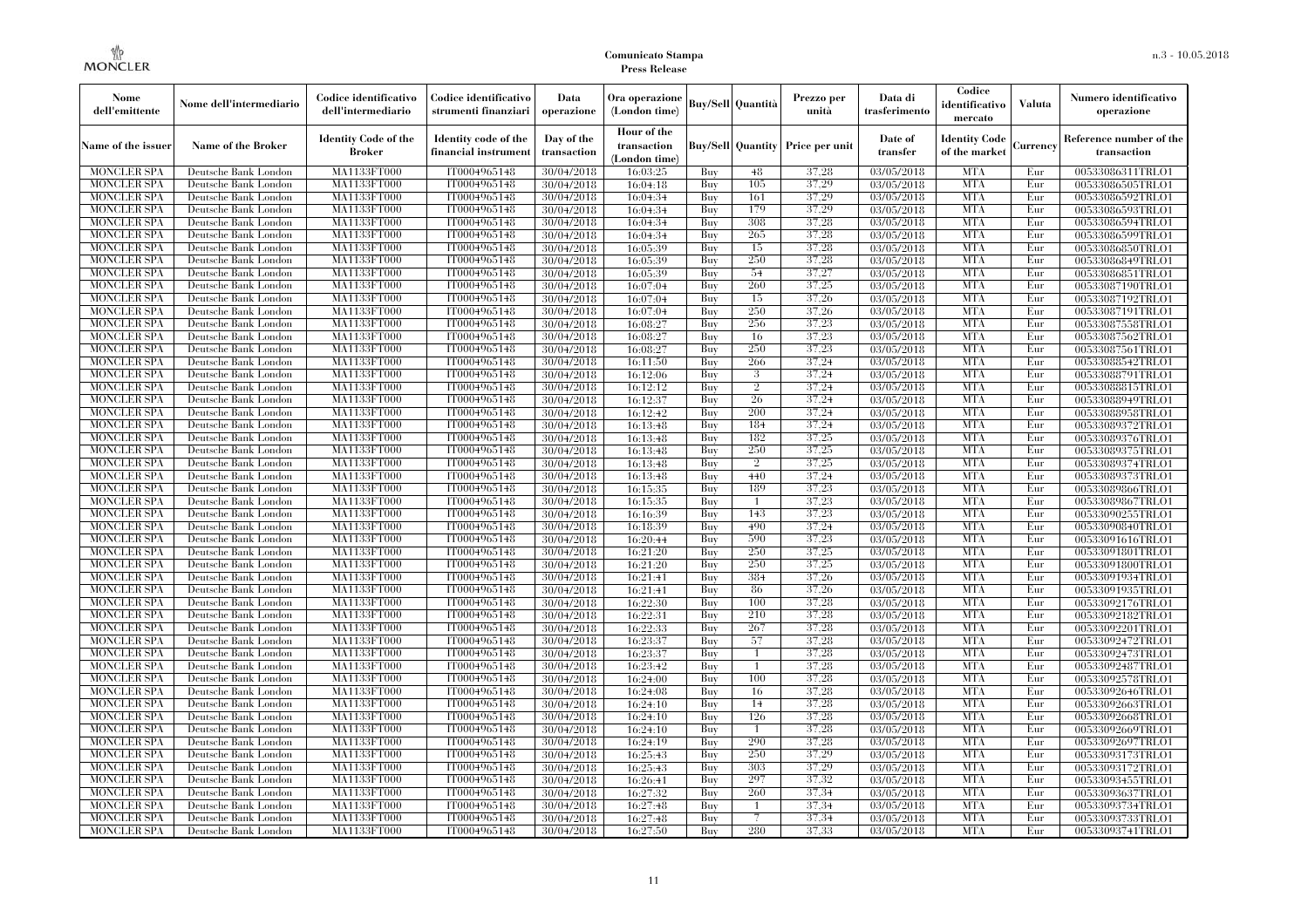| Nome dell'emittente | Nome dell'intermediario | Codice identificativo dell'intermediario | Codice identificativo strumenti finanziari | Data operazione | Ora operazione (London time) | Buy/Sell | Quantità | Prezzo per unità | Data di trasferimento | Codice identificativo mercato | Valuta | Numero identificativo operazione |
|---|---|---|---|---|---|---|---|---|---|---|---|---|
| Name of the issuer | Name of the Broker | Identity Code of the Broker | Identity code of the financial instrument | Day of the transaction | Hour of the transaction (London time) | Buy/Sell | Quantity | Price per unit | Date of transfer | Identity Code of the market | Currency | Reference number of the transaction |
| MONCLER SPA | Deutsche Bank London | MA1133FT000 | IT0004965148 | 30/04/2018 | 16:03:25 | Buy | 48 | 37,28 | 03/05/2018 | MTA | Eur | 00533086311TRLO1 |
| MONCLER SPA | Deutsche Bank London | MA1133FT000 | IT0004965148 | 30/04/2018 | 16:04:18 | Buy | 105 | 37,29 | 03/05/2018 | MTA | Eur | 00533086505TRLO1 |
| MONCLER SPA | Deutsche Bank London | MA1133FT000 | IT0004965148 | 30/04/2018 | 16:04:34 | Buy | 161 | 37,29 | 03/05/2018 | MTA | Eur | 00533086592TRLO1 |
| MONCLER SPA | Deutsche Bank London | MA1133FT000 | IT0004965148 | 30/04/2018 | 16:04:34 | Buy | 179 | 37,29 | 03/05/2018 | MTA | Eur | 00533086593TRLO1 |
| MONCLER SPA | Deutsche Bank London | MA1133FT000 | IT0004965148 | 30/04/2018 | 16:04:34 | Buy | 308 | 37,28 | 03/05/2018 | MTA | Eur | 00533086594TRLO1 |
| MONCLER SPA | Deutsche Bank London | MA1133FT000 | IT0004965148 | 30/04/2018 | 16:04:34 | Buy | 265 | 37,28 | 03/05/2018 | MTA | Eur | 00533086599TRLO1 |
| MONCLER SPA | Deutsche Bank London | MA1133FT000 | IT0004965148 | 30/04/2018 | 16:05:39 | Buy | 15 | 37,28 | 03/05/2018 | MTA | Eur | 00533086850TRLO1 |
| MONCLER SPA | Deutsche Bank London | MA1133FT000 | IT0004965148 | 30/04/2018 | 16:05:39 | Buy | 250 | 37,28 | 03/05/2018 | MTA | Eur | 00533086849TRLO1 |
| MONCLER SPA | Deutsche Bank London | MA1133FT000 | IT0004965148 | 30/04/2018 | 16:05:39 | Buy | 54 | 37,27 | 03/05/2018 | MTA | Eur | 00533086851TRLO1 |
| MONCLER SPA | Deutsche Bank London | MA1133FT000 | IT0004965148 | 30/04/2018 | 16:07:04 | Buy | 260 | 37,25 | 03/05/2018 | MTA | Eur | 00533087190TRLO1 |
| MONCLER SPA | Deutsche Bank London | MA1133FT000 | IT0004965148 | 30/04/2018 | 16:07:04 | Buy | 15 | 37,26 | 03/05/2018 | MTA | Eur | 00533087192TRLO1 |
| MONCLER SPA | Deutsche Bank London | MA1133FT000 | IT0004965148 | 30/04/2018 | 16:07:04 | Buy | 250 | 37,26 | 03/05/2018 | MTA | Eur | 00533087191TRLO1 |
| MONCLER SPA | Deutsche Bank London | MA1133FT000 | IT0004965148 | 30/04/2018 | 16:08:27 | Buy | 256 | 37,23 | 03/05/2018 | MTA | Eur | 00533087558TRLO1 |
| MONCLER SPA | Deutsche Bank London | MA1133FT000 | IT0004965148 | 30/04/2018 | 16:08:27 | Buy | 16 | 37,23 | 03/05/2018 | MTA | Eur | 00533087562TRLO1 |
| MONCLER SPA | Deutsche Bank London | MA1133FT000 | IT0004965148 | 30/04/2018 | 16:08:27 | Buy | 250 | 37,23 | 03/05/2018 | MTA | Eur | 00533087561TRLO1 |
| MONCLER SPA | Deutsche Bank London | MA1133FT000 | IT0004965148 | 30/04/2018 | 16:11:50 | Buy | 266 | 37,24 | 03/05/2018 | MTA | Eur | 00533088542TRLO1 |
| MONCLER SPA | Deutsche Bank London | MA1133FT000 | IT0004965148 | 30/04/2018 | 16:12:06 | Buy | 3 | 37,24 | 03/05/2018 | MTA | Eur | 00533088791TRLO1 |
| MONCLER SPA | Deutsche Bank London | MA1133FT000 | IT0004965148 | 30/04/2018 | 16:12:12 | Buy | 2 | 37,24 | 03/05/2018 | MTA | Eur | 00533088815TRLO1 |
| MONCLER SPA | Deutsche Bank London | MA1133FT000 | IT0004965148 | 30/04/2018 | 16:12:37 | Buy | 26 | 37,24 | 03/05/2018 | MTA | Eur | 00533088949TRLO1 |
| MONCLER SPA | Deutsche Bank London | MA1133FT000 | IT0004965148 | 30/04/2018 | 16:12:42 | Buy | 200 | 37,24 | 03/05/2018 | MTA | Eur | 00533088958TRLO1 |
| MONCLER SPA | Deutsche Bank London | MA1133FT000 | IT0004965148 | 30/04/2018 | 16:13:48 | Buy | 184 | 37,24 | 03/05/2018 | MTA | Eur | 00533089372TRLO1 |
| MONCLER SPA | Deutsche Bank London | MA1133FT000 | IT0004965148 | 30/04/2018 | 16:13:48 | Buy | 182 | 37,25 | 03/05/2018 | MTA | Eur | 00533089376TRLO1 |
| MONCLER SPA | Deutsche Bank London | MA1133FT000 | IT0004965148 | 30/04/2018 | 16:13:48 | Buy | 250 | 37,25 | 03/05/2018 | MTA | Eur | 00533089375TRLO1 |
| MONCLER SPA | Deutsche Bank London | MA1133FT000 | IT0004965148 | 30/04/2018 | 16:13:48 | Buy | 2 | 37,25 | 03/05/2018 | MTA | Eur | 00533089374TRLO1 |
| MONCLER SPA | Deutsche Bank London | MA1133FT000 | IT0004965148 | 30/04/2018 | 16:13:48 | Buy | 440 | 37,24 | 03/05/2018 | MTA | Eur | 00533089373TRLO1 |
| MONCLER SPA | Deutsche Bank London | MA1133FT000 | IT0004965148 | 30/04/2018 | 16:15:35 | Buy | 189 | 37,23 | 03/05/2018 | MTA | Eur | 00533089866TRLO1 |
| MONCLER SPA | Deutsche Bank London | MA1133FT000 | IT0004965148 | 30/04/2018 | 16:15:35 | Buy | 1 | 37,23 | 03/05/2018 | MTA | Eur | 00533089867TRLO1 |
| MONCLER SPA | Deutsche Bank London | MA1133FT000 | IT0004965148 | 30/04/2018 | 16:16:39 | Buy | 143 | 37,23 | 03/05/2018 | MTA | Eur | 00533090255TRLO1 |
| MONCLER SPA | Deutsche Bank London | MA1133FT000 | IT0004965148 | 30/04/2018 | 16:18:39 | Buy | 490 | 37,24 | 03/05/2018 | MTA | Eur | 00533090840TRLO1 |
| MONCLER SPA | Deutsche Bank London | MA1133FT000 | IT0004965148 | 30/04/2018 | 16:20:44 | Buy | 590 | 37,23 | 03/05/2018 | MTA | Eur | 00533091616TRLO1 |
| MONCLER SPA | Deutsche Bank London | MA1133FT000 | IT0004965148 | 30/04/2018 | 16:21:20 | Buy | 250 | 37,25 | 03/05/2018 | MTA | Eur | 00533091801TRLO1 |
| MONCLER SPA | Deutsche Bank London | MA1133FT000 | IT0004965148 | 30/04/2018 | 16:21:20 | Buy | 250 | 37,25 | 03/05/2018 | MTA | Eur | 00533091800TRLO1 |
| MONCLER SPA | Deutsche Bank London | MA1133FT000 | IT0004965148 | 30/04/2018 | 16:21:41 | Buy | 384 | 37,26 | 03/05/2018 | MTA | Eur | 00533091934TRLO1 |
| MONCLER SPA | Deutsche Bank London | MA1133FT000 | IT0004965148 | 30/04/2018 | 16:21:41 | Buy | 86 | 37,26 | 03/05/2018 | MTA | Eur | 00533091935TRLO1 |
| MONCLER SPA | Deutsche Bank London | MA1133FT000 | IT0004965148 | 30/04/2018 | 16:22:30 | Buy | 100 | 37,28 | 03/05/2018 | MTA | Eur | 00533092176TRLO1 |
| MONCLER SPA | Deutsche Bank London | MA1133FT000 | IT0004965148 | 30/04/2018 | 16:22:31 | Buy | 210 | 37,28 | 03/05/2018 | MTA | Eur | 00533092182TRLO1 |
| MONCLER SPA | Deutsche Bank London | MA1133FT000 | IT0004965148 | 30/04/2018 | 16:22:33 | Buy | 267 | 37,28 | 03/05/2018 | MTA | Eur | 00533092201TRLO1 |
| MONCLER SPA | Deutsche Bank London | MA1133FT000 | IT0004965148 | 30/04/2018 | 16:23:37 | Buy | 57 | 37,28 | 03/05/2018 | MTA | Eur | 00533092472TRLO1 |
| MONCLER SPA | Deutsche Bank London | MA1133FT000 | IT0004965148 | 30/04/2018 | 16:23:37 | Buy | 1 | 37,28 | 03/05/2018 | MTA | Eur | 00533092473TRLO1 |
| MONCLER SPA | Deutsche Bank London | MA1133FT000 | IT0004965148 | 30/04/2018 | 16:23:42 | Buy | 1 | 37,28 | 03/05/2018 | MTA | Eur | 00533092487TRLO1 |
| MONCLER SPA | Deutsche Bank London | MA1133FT000 | IT0004965148 | 30/04/2018 | 16:24:00 | Buy | 100 | 37,28 | 03/05/2018 | MTA | Eur | 00533092578TRLO1 |
| MONCLER SPA | Deutsche Bank London | MA1133FT000 | IT0004965148 | 30/04/2018 | 16:24:08 | Buy | 16 | 37,28 | 03/05/2018 | MTA | Eur | 00533092646TRLO1 |
| MONCLER SPA | Deutsche Bank London | MA1133FT000 | IT0004965148 | 30/04/2018 | 16:24:10 | Buy | 14 | 37,28 | 03/05/2018 | MTA | Eur | 00533092663TRLO1 |
| MONCLER SPA | Deutsche Bank London | MA1133FT000 | IT0004965148 | 30/04/2018 | 16:24:10 | Buy | 126 | 37,28 | 03/05/2018 | MTA | Eur | 00533092668TRLO1 |
| MONCLER SPA | Deutsche Bank London | MA1133FT000 | IT0004965148 | 30/04/2018 | 16:24:10 | Buy | 1 | 37,28 | 03/05/2018 | MTA | Eur | 00533092669TRLO1 |
| MONCLER SPA | Deutsche Bank London | MA1133FT000 | IT0004965148 | 30/04/2018 | 16:24:19 | Buy | 290 | 37,28 | 03/05/2018 | MTA | Eur | 00533092697TRLO1 |
| MONCLER SPA | Deutsche Bank London | MA1133FT000 | IT0004965148 | 30/04/2018 | 16:25:43 | Buy | 250 | 37,29 | 03/05/2018 | MTA | Eur | 00533093173TRLO1 |
| MONCLER SPA | Deutsche Bank London | MA1133FT000 | IT0004965148 | 30/04/2018 | 16:25:43 | Buy | 303 | 37,29 | 03/05/2018 | MTA | Eur | 00533093172TRLO1 |
| MONCLER SPA | Deutsche Bank London | MA1133FT000 | IT0004965148 | 30/04/2018 | 16:26:41 | Buy | 297 | 37,32 | 03/05/2018 | MTA | Eur | 00533093455TRLO1 |
| MONCLER SPA | Deutsche Bank London | MA1133FT000 | IT0004965148 | 30/04/2018 | 16:27:32 | Buy | 260 | 37,34 | 03/05/2018 | MTA | Eur | 00533093637TRLO1 |
| MONCLER SPA | Deutsche Bank London | MA1133FT000 | IT0004965148 | 30/04/2018 | 16:27:48 | Buy | 1 | 37,34 | 03/05/2018 | MTA | Eur | 00533093734TRLO1 |
| MONCLER SPA | Deutsche Bank London | MA1133FT000 | IT0004965148 | 30/04/2018 | 16:27:48 | Buy | 7 | 37,34 | 03/05/2018 | MTA | Eur | 00533093733TRLO1 |
| MONCLER SPA | Deutsche Bank London | MA1133FT000 | IT0004965148 | 30/04/2018 | 16:27:50 | Buy | 280 | 37,33 | 03/05/2018 | MTA | Eur | 00533093741TRLO1 |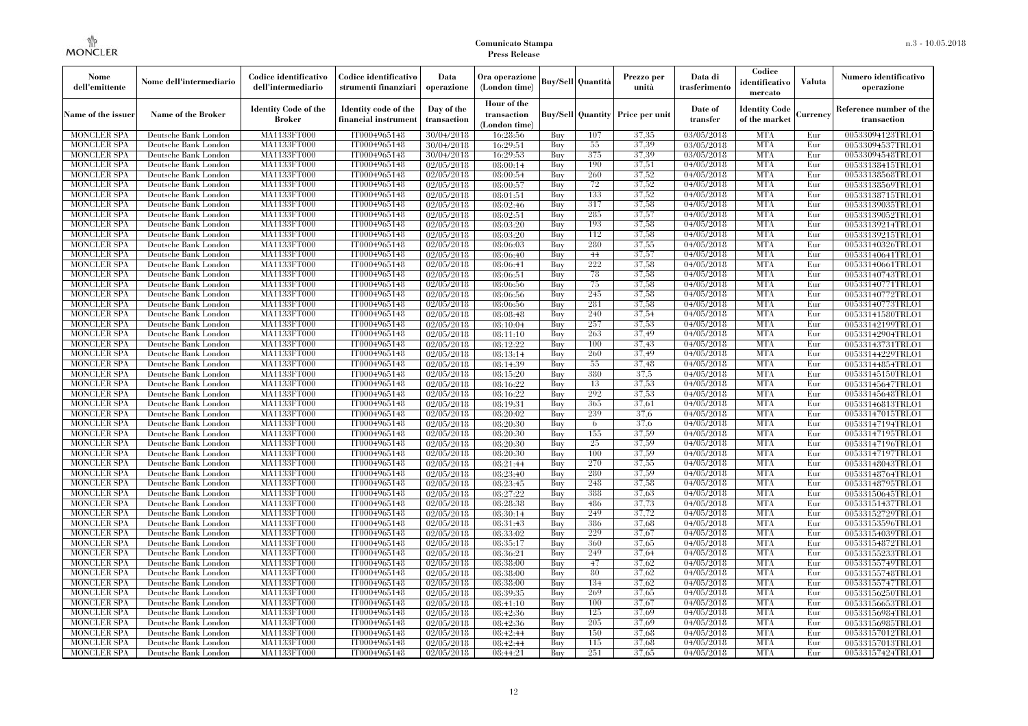| Nome dell'emittente | Nome dell'intermediario | Codice identificativo dell'intermediario | Codice identificativo strumenti finanziari | Data operazione | Ora operazione (London time) | Buy/Sell | Quantità | Prezzo per unità | Data di trasferimento | Codice identificativo mercato | Valuta | Numero identificativo operazione |
|---|---|---|---|---|---|---|---|---|---|---|---|---|
| Name of the issuer | Name of the Broker | Identity Code of the Broker | Identity code of the financial instrument | Day of the transaction | Hour of the transaction (London time) | Buy/Sell | Quantity | Price per unit | Date of transfer | Identity Code of the market | Currency | Reference number of the transaction |
| MONCLER SPA | Deutsche Bank London | MA1133FT000 | IT0004965148 | 30/04/2018 | 16:28:56 | Buy | 107 | 37,35 | 03/05/2018 | MTA | Eur | 00533094123TRLO1 |
| MONCLER SPA | Deutsche Bank London | MA1133FT000 | IT0004965148 | 30/04/2018 | 16:29:51 | Buy | 55 | 37,39 | 03/05/2018 | MTA | Eur | 00533094537TRLO1 |
| MONCLER SPA | Deutsche Bank London | MA1133FT000 | IT0004965148 | 30/04/2018 | 16:29:53 | Buy | 375 | 37,39 | 03/05/2018 | MTA | Eur | 00533094548TRLO1 |
| MONCLER SPA | Deutsche Bank London | MA1133FT000 | IT0004965148 | 02/05/2018 | 08:00:14 | Buy | 190 | 37,51 | 04/05/2018 | MTA | Eur | 00533138415TRLO1 |
| MONCLER SPA | Deutsche Bank London | MA1133FT000 | IT0004965148 | 02/05/2018 | 08:00:54 | Buy | 260 | 37,52 | 04/05/2018 | MTA | Eur | 00533138568TRLO1 |
| MONCLER SPA | Deutsche Bank London | MA1133FT000 | IT0004965148 | 02/05/2018 | 08:00:57 | Buy | 72 | 37,52 | 04/05/2018 | MTA | Eur | 00533138569TRLO1 |
| MONCLER SPA | Deutsche Bank London | MA1133FT000 | IT0004965148 | 02/05/2018 | 08:01:51 | Buy | 133 | 37,52 | 04/05/2018 | MTA | Eur | 00533138715TRLO1 |
| MONCLER SPA | Deutsche Bank London | MA1133FT000 | IT0004965148 | 02/05/2018 | 08:02:46 | Buy | 317 | 37,58 | 04/05/2018 | MTA | Eur | 00533139035TRLO1 |
| MONCLER SPA | Deutsche Bank London | MA1133FT000 | IT0004965148 | 02/05/2018 | 08:02:51 | Buy | 285 | 37,57 | 04/05/2018 | MTA | Eur | 00533139052TRLO1 |
| MONCLER SPA | Deutsche Bank London | MA1133FT000 | IT0004965148 | 02/05/2018 | 08:03:20 | Buy | 193 | 37,58 | 04/05/2018 | MTA | Eur | 00533139214TRLO1 |
| MONCLER SPA | Deutsche Bank London | MA1133FT000 | IT0004965148 | 02/05/2018 | 08:03:20 | Buy | 112 | 37,58 | 04/05/2018 | MTA | Eur | 00533139215TRLO1 |
| MONCLER SPA | Deutsche Bank London | MA1133FT000 | IT0004965148 | 02/05/2018 | 08:06:03 | Buy | 280 | 37,55 | 04/05/2018 | MTA | Eur | 00533140326TRLO1 |
| MONCLER SPA | Deutsche Bank London | MA1133FT000 | IT0004965148 | 02/05/2018 | 08:06:40 | Buy | 44 | 37,57 | 04/05/2018 | MTA | Eur | 00533140641TRLO1 |
| MONCLER SPA | Deutsche Bank London | MA1133FT000 | IT0004965148 | 02/05/2018 | 08:06:41 | Buy | 222 | 37,58 | 04/05/2018 | MTA | Eur | 00533140661TRLO1 |
| MONCLER SPA | Deutsche Bank London | MA1133FT000 | IT0004965148 | 02/05/2018 | 08:06:51 | Buy | 78 | 37,58 | 04/05/2018 | MTA | Eur | 00533140743TRLO1 |
| MONCLER SPA | Deutsche Bank London | MA1133FT000 | IT0004965148 | 02/05/2018 | 08:06:56 | Buy | 75 | 37,58 | 04/05/2018 | MTA | Eur | 00533140771TRLO1 |
| MONCLER SPA | Deutsche Bank London | MA1133FT000 | IT0004965148 | 02/05/2018 | 08:06:56 | Buy | 245 | 37,58 | 04/05/2018 | MTA | Eur | 00533140772TRLO1 |
| MONCLER SPA | Deutsche Bank London | MA1133FT000 | IT0004965148 | 02/05/2018 | 08:06:56 | Buy | 281 | 37,58 | 04/05/2018 | MTA | Eur | 00533140773TRLO1 |
| MONCLER SPA | Deutsche Bank London | MA1133FT000 | IT0004965148 | 02/05/2018 | 08:08:48 | Buy | 240 | 37,54 | 04/05/2018 | MTA | Eur | 00533141580TRLO1 |
| MONCLER SPA | Deutsche Bank London | MA1133FT000 | IT0004965148 | 02/05/2018 | 08:10:04 | Buy | 257 | 37,53 | 04/05/2018 | MTA | Eur | 00533142199TRLO1 |
| MONCLER SPA | Deutsche Bank London | MA1133FT000 | IT0004965148 | 02/05/2018 | 08:11:10 | Buy | 263 | 37,49 | 04/05/2018 | MTA | Eur | 00533142904TRLO1 |
| MONCLER SPA | Deutsche Bank London | MA1133FT000 | IT0004965148 | 02/05/2018 | 08:12:22 | Buy | 100 | 37,43 | 04/05/2018 | MTA | Eur | 00533143731TRLO1 |
| MONCLER SPA | Deutsche Bank London | MA1133FT000 | IT0004965148 | 02/05/2018 | 08:13:14 | Buy | 260 | 37,49 | 04/05/2018 | MTA | Eur | 00533144229TRLO1 |
| MONCLER SPA | Deutsche Bank London | MA1133FT000 | IT0004965148 | 02/05/2018 | 08:14:39 | Buy | 55 | 37,48 | 04/05/2018 | MTA | Eur | 00533144854TRLO1 |
| MONCLER SPA | Deutsche Bank London | MA1133FT000 | IT0004965148 | 02/05/2018 | 08:15:20 | Buy | 380 | 37,5 | 04/05/2018 | MTA | Eur | 00533145150TRLO1 |
| MONCLER SPA | Deutsche Bank London | MA1133FT000 | IT0004965148 | 02/05/2018 | 08:16:22 | Buy | 13 | 37,53 | 04/05/2018 | MTA | Eur | 00533145647TRLO1 |
| MONCLER SPA | Deutsche Bank London | MA1133FT000 | IT0004965148 | 02/05/2018 | 08:16:22 | Buy | 292 | 37,53 | 04/05/2018 | MTA | Eur | 00533145648TRLO1 |
| MONCLER SPA | Deutsche Bank London | MA1133FT000 | IT0004965148 | 02/05/2018 | 08:19:31 | Buy | 365 | 37,61 | 04/05/2018 | MTA | Eur | 00533146813TRLO1 |
| MONCLER SPA | Deutsche Bank London | MA1133FT000 | IT0004965148 | 02/05/2018 | 08:20:02 | Buy | 239 | 37,6 | 04/05/2018 | MTA | Eur | 00533147015TRLO1 |
| MONCLER SPA | Deutsche Bank London | MA1133FT000 | IT0004965148 | 02/05/2018 | 08:20:30 | Buy | 6 | 37,6 | 04/05/2018 | MTA | Eur | 00533147194TRLO1 |
| MONCLER SPA | Deutsche Bank London | MA1133FT000 | IT0004965148 | 02/05/2018 | 08:20:30 | Buy | 155 | 37,59 | 04/05/2018 | MTA | Eur | 00533147195TRLO1 |
| MONCLER SPA | Deutsche Bank London | MA1133FT000 | IT0004965148 | 02/05/2018 | 08:20:30 | Buy | 25 | 37,59 | 04/05/2018 | MTA | Eur | 00533147196TRLO1 |
| MONCLER SPA | Deutsche Bank London | MA1133FT000 | IT0004965148 | 02/05/2018 | 08:20:30 | Buy | 100 | 37,59 | 04/05/2018 | MTA | Eur | 00533147197TRLO1 |
| MONCLER SPA | Deutsche Bank London | MA1133FT000 | IT0004965148 | 02/05/2018 | 08:21:44 | Buy | 270 | 37,55 | 04/05/2018 | MTA | Eur | 00533148043TRLO1 |
| MONCLER SPA | Deutsche Bank London | MA1133FT000 | IT0004965148 | 02/05/2018 | 08:23:40 | Buy | 280 | 37,59 | 04/05/2018 | MTA | Eur | 00533148764TRLO1 |
| MONCLER SPA | Deutsche Bank London | MA1133FT000 | IT0004965148 | 02/05/2018 | 08:23:45 | Buy | 248 | 37,58 | 04/05/2018 | MTA | Eur | 00533148795TRLO1 |
| MONCLER SPA | Deutsche Bank London | MA1133FT000 | IT0004965148 | 02/05/2018 | 08:27:22 | Buy | 388 | 37,63 | 04/05/2018 | MTA | Eur | 00533150645TRLO1 |
| MONCLER SPA | Deutsche Bank London | MA1133FT000 | IT0004965148 | 02/05/2018 | 08:28:38 | Buy | 486 | 37,73 | 04/05/2018 | MTA | Eur | 00533151437TRLO1 |
| MONCLER SPA | Deutsche Bank London | MA1133FT000 | IT0004965148 | 02/05/2018 | 08:30:14 | Buy | 249 | 37,72 | 04/05/2018 | MTA | Eur | 00533152729TRLO1 |
| MONCLER SPA | Deutsche Bank London | MA1133FT000 | IT0004965148 | 02/05/2018 | 08:31:43 | Buy | 386 | 37,68 | 04/05/2018 | MTA | Eur | 00533153596TRLO1 |
| MONCLER SPA | Deutsche Bank London | MA1133FT000 | IT0004965148 | 02/05/2018 | 08:33:02 | Buy | 229 | 37,67 | 04/05/2018 | MTA | Eur | 00533154039TRLO1 |
| MONCLER SPA | Deutsche Bank London | MA1133FT000 | IT0004965148 | 02/05/2018 | 08:35:17 | Buy | 360 | 37,65 | 04/05/2018 | MTA | Eur | 00533154872TRLO1 |
| MONCLER SPA | Deutsche Bank London | MA1133FT000 | IT0004965148 | 02/05/2018 | 08:36:21 | Buy | 249 | 37,64 | 04/05/2018 | MTA | Eur | 00533155233TRLO1 |
| MONCLER SPA | Deutsche Bank London | MA1133FT000 | IT0004965148 | 02/05/2018 | 08:38:00 | Buy | 47 | 37,62 | 04/05/2018 | MTA | Eur | 00533155749TRLO1 |
| MONCLER SPA | Deutsche Bank London | MA1133FT000 | IT0004965148 | 02/05/2018 | 08:38:00 | Buy | 80 | 37,62 | 04/05/2018 | MTA | Eur | 00533155748TRLO1 |
| MONCLER SPA | Deutsche Bank London | MA1133FT000 | IT0004965148 | 02/05/2018 | 08:38:00 | Buy | 134 | 37,62 | 04/05/2018 | MTA | Eur | 00533155747TRLO1 |
| MONCLER SPA | Deutsche Bank London | MA1133FT000 | IT0004965148 | 02/05/2018 | 08:39:35 | Buy | 269 | 37,65 | 04/05/2018 | MTA | Eur | 00533156250TRLO1 |
| MONCLER SPA | Deutsche Bank London | MA1133FT000 | IT0004965148 | 02/05/2018 | 08:41:10 | Buy | 100 | 37,67 | 04/05/2018 | MTA | Eur | 00533156653TRLO1 |
| MONCLER SPA | Deutsche Bank London | MA1133FT000 | IT0004965148 | 02/05/2018 | 08:42:36 | Buy | 125 | 37,69 | 04/05/2018 | MTA | Eur | 00533156984TRLO1 |
| MONCLER SPA | Deutsche Bank London | MA1133FT000 | IT0004965148 | 02/05/2018 | 08:42:36 | Buy | 205 | 37,69 | 04/05/2018 | MTA | Eur | 00533156985TRLO1 |
| MONCLER SPA | Deutsche Bank London | MA1133FT000 | IT0004965148 | 02/05/2018 | 08:42:44 | Buy | 150 | 37,68 | 04/05/2018 | MTA | Eur | 00533157012TRLO1 |
| MONCLER SPA | Deutsche Bank London | MA1133FT000 | IT0004965148 | 02/05/2018 | 08:42:44 | Buy | 115 | 37,68 | 04/05/2018 | MTA | Eur | 00533157013TRLO1 |
| MONCLER SPA | Deutsche Bank London | MA1133FT000 | IT0004965148 | 02/05/2018 | 08:44:21 | Buy | 251 | 37,65 | 04/05/2018 | MTA | Eur | 00533157424TRLO1 |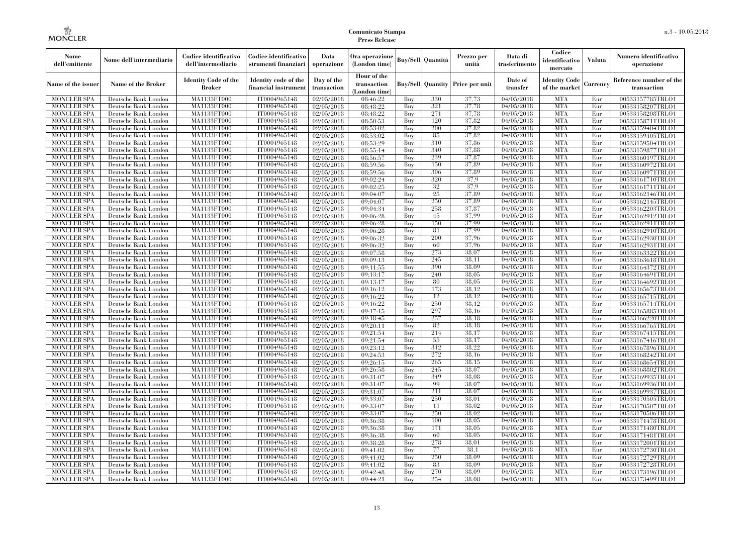**Comunicato Stampa**
**Press Release**

| Nome dell'emittente | Nome dell'intermediario | Codice identificativo dell'intermediario | Codice identificativo strumenti finanziari | Data operazione | Ora operazione (London time) | Buy/Sell | Quantità | Prezzo per unità | Data di trasferimento | Codice identificativo mercato | Valuta | Numero identificativo operazione |
|---|---|---|---|---|---|---|---|---|---|---|---|---|
| Name of the issuer | Name of the Broker | Identity Code of the Broker | Identity code of the financial instrument | Day of the transaction | Hour of the transaction (London time) | Buy/Sell | Quantity | Price per unit | Date of transfer | Identity Code of the market | Currency | Reference number of the transaction |
| MONCLER SPA | Deutsche Bank London | MA1133FT000 | IT0004965148 | 02/05/2018 | 08:46:22 | Buy | 330 | 37,73 | 04/05/2018 | MTA | Eur | 00533157785TRLO1 |
| MONCLER SPA | Deutsche Bank London | MA1133FT000 | IT0004965148 | 02/05/2018 | 08:48:22 | Buy | 321 | 37,78 | 04/05/2018 | MTA | Eur | 00533158207TRLO1 |
| MONCLER SPA | Deutsche Bank London | MA1133FT000 | IT0004965148 | 02/05/2018 | 08:48:22 | Buy | 271 | 37,78 | 04/05/2018 | MTA | Eur | 00533158208TRLO1 |
| MONCLER SPA | Deutsche Bank London | MA1133FT000 | IT0004965148 | 02/05/2018 | 08:50:53 | Buy | 120 | 37,82 | 04/05/2018 | MTA | Eur | 00533158711TRLO1 |
| MONCLER SPA | Deutsche Bank London | MA1133FT000 | IT0004965148 | 02/05/2018 | 08:53:02 | Buy | 200 | 37,82 | 04/05/2018 | MTA | Eur | 00533159404TRLO1 |
| MONCLER SPA | Deutsche Bank London | MA1133FT000 | IT0004965148 | 02/05/2018 | 08:53:02 | Buy | 85 | 37,82 | 04/05/2018 | MTA | Eur | 00533159405TRLO1 |
| MONCLER SPA | Deutsche Bank London | MA1133FT000 | IT0004965148 | 02/05/2018 | 08:53:29 | Buy | 310 | 37,86 | 04/05/2018 | MTA | Eur | 00533159504TRLO1 |
| MONCLER SPA | Deutsche Bank London | MA1133FT000 | IT0004965148 | 02/05/2018 | 08:55:14 | Buy | 340 | 37,88 | 04/05/2018 | MTA | Eur | 00533159877TRLO1 |
| MONCLER SPA | Deutsche Bank London | MA1133FT000 | IT0004965148 | 02/05/2018 | 08:56:57 | Buy | 239 | 37,87 | 04/05/2018 | MTA | Eur | 00533160197TRLO1 |
| MONCLER SPA | Deutsche Bank London | MA1133FT000 | IT0004965148 | 02/05/2018 | 08:59:56 | Buy | 150 | 37,89 | 04/05/2018 | MTA | Eur | 00533160972TRLO1 |
| MONCLER SPA | Deutsche Bank London | MA1133FT000 | IT0004965148 | 02/05/2018 | 08:59:56 | Buy | 306 | 37,89 | 04/05/2018 | MTA | Eur | 00533160971TRLO1 |
| MONCLER SPA | Deutsche Bank London | MA1133FT000 | IT0004965148 | 02/05/2018 | 09:02:24 | Buy | 320 | 37,9 | 04/05/2018 | MTA | Eur | 00533161710TRLO1 |
| MONCLER SPA | Deutsche Bank London | MA1133FT000 | IT0004965148 | 02/05/2018 | 09:02:25 | Buy | 32 | 37,9 | 04/05/2018 | MTA | Eur | 00533161711TRLO1 |
| MONCLER SPA | Deutsche Bank London | MA1133FT000 | IT0004965148 | 02/05/2018 | 09:04:07 | Buy | 25 | 37,89 | 04/05/2018 | MTA | Eur | 00533162146TRLO1 |
| MONCLER SPA | Deutsche Bank London | MA1133FT000 | IT0004965148 | 02/05/2018 | 09:04:07 | Buy | 250 | 37,89 | 04/05/2018 | MTA | Eur | 00533162145TRLO1 |
| MONCLER SPA | Deutsche Bank London | MA1133FT000 | IT0004965148 | 02/05/2018 | 09:04:34 | Buy | 258 | 37,87 | 04/05/2018 | MTA | Eur | 00533162203TRLO1 |
| MONCLER SPA | Deutsche Bank London | MA1133FT000 | IT0004965148 | 02/05/2018 | 09:06:28 | Buy | 45 | 37,99 | 04/05/2018 | MTA | Eur | 00533162912TRLO1 |
| MONCLER SPA | Deutsche Bank London | MA1133FT000 | IT0004965148 | 02/05/2018 | 09:06:28 | Buy | 150 | 37,99 | 04/05/2018 | MTA | Eur | 00533162911TRLO1 |
| MONCLER SPA | Deutsche Bank London | MA1133FT000 | IT0004965148 | 02/05/2018 | 09:06:28 | Buy | 81 | 37,99 | 04/05/2018 | MTA | Eur | 00533162910TRLO1 |
| MONCLER SPA | Deutsche Bank London | MA1133FT000 | IT0004965148 | 02/05/2018 | 09:06:32 | Buy | 200 | 37,96 | 04/05/2018 | MTA | Eur | 00533162930TRLO1 |
| MONCLER SPA | Deutsche Bank London | MA1133FT000 | IT0004965148 | 02/05/2018 | 09:06:32 | Buy | 60 | 37,96 | 04/05/2018 | MTA | Eur | 00533162931TRLO1 |
| MONCLER SPA | Deutsche Bank London | MA1133FT000 | IT0004965148 | 02/05/2018 | 09:07:58 | Buy | 273 | 38,07 | 04/05/2018 | MTA | Eur | 00533163322TRLO1 |
| MONCLER SPA | Deutsche Bank London | MA1133FT000 | IT0004965148 | 02/05/2018 | 09:09:13 | Buy | 245 | 38,11 | 04/05/2018 | MTA | Eur | 00533163618TRLO1 |
| MONCLER SPA | Deutsche Bank London | MA1133FT000 | IT0004965148 | 02/05/2018 | 09:11:55 | Buy | 390 | 38,09 | 04/05/2018 | MTA | Eur | 00533164372TRLO1 |
| MONCLER SPA | Deutsche Bank London | MA1133FT000 | IT0004965148 | 02/05/2018 | 09:13:17 | Buy | 240 | 38,05 | 04/05/2018 | MTA | Eur | 00533164691TRLO1 |
| MONCLER SPA | Deutsche Bank London | MA1133FT000 | IT0004965148 | 02/05/2018 | 09:13:17 | Buy | 80 | 38,05 | 04/05/2018 | MTA | Eur | 00533164692TRLO1 |
| MONCLER SPA | Deutsche Bank London | MA1133FT000 | IT0004965148 | 02/05/2018 | 09:16:12 | Buy | 173 | 38,12 | 04/05/2018 | MTA | Eur | 00533165673TRLO1 |
| MONCLER SPA | Deutsche Bank London | MA1133FT000 | IT0004965148 | 02/05/2018 | 09:16:22 | Buy | 12 | 38,12 | 04/05/2018 | MTA | Eur | 00533165715TRLO1 |
| MONCLER SPA | Deutsche Bank London | MA1133FT000 | IT0004965148 | 02/05/2018 | 09:16:22 | Buy | 250 | 38,12 | 04/05/2018 | MTA | Eur | 00533165714TRLO1 |
| MONCLER SPA | Deutsche Bank London | MA1133FT000 | IT0004965148 | 02/05/2018 | 09:17:15 | Buy | 297 | 38,16 | 04/05/2018 | MTA | Eur | 00533165885TRLO1 |
| MONCLER SPA | Deutsche Bank London | MA1133FT000 | IT0004965148 | 02/05/2018 | 09:18:45 | Buy | 257 | 38,18 | 04/05/2018 | MTA | Eur | 00533166220TRLO1 |
| MONCLER SPA | Deutsche Bank London | MA1133FT000 | IT0004965148 | 02/05/2018 | 09:20:11 | Buy | 82 | 38,18 | 04/05/2018 | MTA | Eur | 00533166765TRLO1 |
| MONCLER SPA | Deutsche Bank London | MA1133FT000 | IT0004965148 | 02/05/2018 | 09:21:54 | Buy | 214 | 38,17 | 04/05/2018 | MTA | Eur | 00533167415TRLO1 |
| MONCLER SPA | Deutsche Bank London | MA1133FT000 | IT0004965148 | 02/05/2018 | 09:21:54 | Buy | 55 | 38,17 | 04/05/2018 | MTA | Eur | 00533167416TRLO1 |
| MONCLER SPA | Deutsche Bank London | MA1133FT000 | IT0004965148 | 02/05/2018 | 09:23:12 | Buy | 312 | 38,22 | 04/05/2018 | MTA | Eur | 00533167896TRLO1 |
| MONCLER SPA | Deutsche Bank London | MA1133FT000 | IT0004965148 | 02/05/2018 | 09:24:53 | Buy | 272 | 38,16 | 04/05/2018 | MTA | Eur | 00533168242TRLO1 |
| MONCLER SPA | Deutsche Bank London | MA1133FT000 | IT0004965148 | 02/05/2018 | 09:26:15 | Buy | 265 | 38,15 | 04/05/2018 | MTA | Eur | 00533168654TRLO1 |
| MONCLER SPA | Deutsche Bank London | MA1133FT000 | IT0004965148 | 02/05/2018 | 09:26:58 | Buy | 245 | 38,07 | 04/05/2018 | MTA | Eur | 00533168802TRLO1 |
| MONCLER SPA | Deutsche Bank London | MA1133FT000 | IT0004965148 | 02/05/2018 | 09:31:07 | Buy | 349 | 38,08 | 04/05/2018 | MTA | Eur | 00533169935TRLO1 |
| MONCLER SPA | Deutsche Bank London | MA1133FT000 | IT0004965148 | 02/05/2018 | 09:31:07 | Buy | 99 | 38,07 | 04/05/2018 | MTA | Eur | 00533169936TRLO1 |
| MONCLER SPA | Deutsche Bank London | MA1133FT000 | IT0004965148 | 02/05/2018 | 09:31:07 | Buy | 211 | 38,07 | 04/05/2018 | MTA | Eur | 00533169937TRLO1 |
| MONCLER SPA | Deutsche Bank London | MA1133FT000 | IT0004965148 | 02/05/2018 | 09:33:07 | Buy | 250 | 38,01 | 04/05/2018 | MTA | Eur | 00533170505TRLO1 |
| MONCLER SPA | Deutsche Bank London | MA1133FT000 | IT0004965148 | 02/05/2018 | 09:33:07 | Buy | 11 | 38,02 | 04/05/2018 | MTA | Eur | 00533170507TRLO1 |
| MONCLER SPA | Deutsche Bank London | MA1133FT000 | IT0004965148 | 02/05/2018 | 09:33:07 | Buy | 250 | 38,02 | 04/05/2018 | MTA | Eur | 00533170506TRLO1 |
| MONCLER SPA | Deutsche Bank London | MA1133FT000 | IT0004965148 | 02/05/2018 | 09:36:38 | Buy | 100 | 38,05 | 04/05/2018 | MTA | Eur | 00533171478TRLO1 |
| MONCLER SPA | Deutsche Bank London | MA1133FT000 | IT0004965148 | 02/05/2018 | 09:36:38 | Buy | 171 | 38,05 | 04/05/2018 | MTA | Eur | 00533171480TRLO1 |
| MONCLER SPA | Deutsche Bank London | MA1133FT000 | IT0004965148 | 02/05/2018 | 09:36:38 | Buy | 60 | 38,05 | 04/05/2018 | MTA | Eur | 00533171481TRLO1 |
| MONCLER SPA | Deutsche Bank London | MA1133FT000 | IT0004965148 | 02/05/2018 | 09:38:28 | Buy | 278 | 38,01 | 04/05/2018 | MTA | Eur | 00533172001TRLO1 |
| MONCLER SPA | Deutsche Bank London | MA1133FT000 | IT0004965148 | 02/05/2018 | 09:41:02 | Buy | 77 | 38,1 | 04/05/2018 | MTA | Eur | 00533172730TRLO1 |
| MONCLER SPA | Deutsche Bank London | MA1133FT000 | IT0004965148 | 02/05/2018 | 09:41:02 | Buy | 250 | 38,09 | 04/05/2018 | MTA | Eur | 00533172729TRLO1 |
| MONCLER SPA | Deutsche Bank London | MA1133FT000 | IT0004965148 | 02/05/2018 | 09:41:02 | Buy | 83 | 38,09 | 04/05/2018 | MTA | Eur | 00533172728TRLO1 |
| MONCLER SPA | Deutsche Bank London | MA1133FT000 | IT0004965148 | 02/05/2018 | 09:42:48 | Buy | 270 | 38,09 | 04/05/2018 | MTA | Eur | 00533173196TRLO1 |
| MONCLER SPA | Deutsche Bank London | MA1133FT000 | IT0004965148 | 02/05/2018 | 09:44:21 | Buy | 254 | 38,08 | 04/05/2018 | MTA | Eur | 00533173499TRLO1 |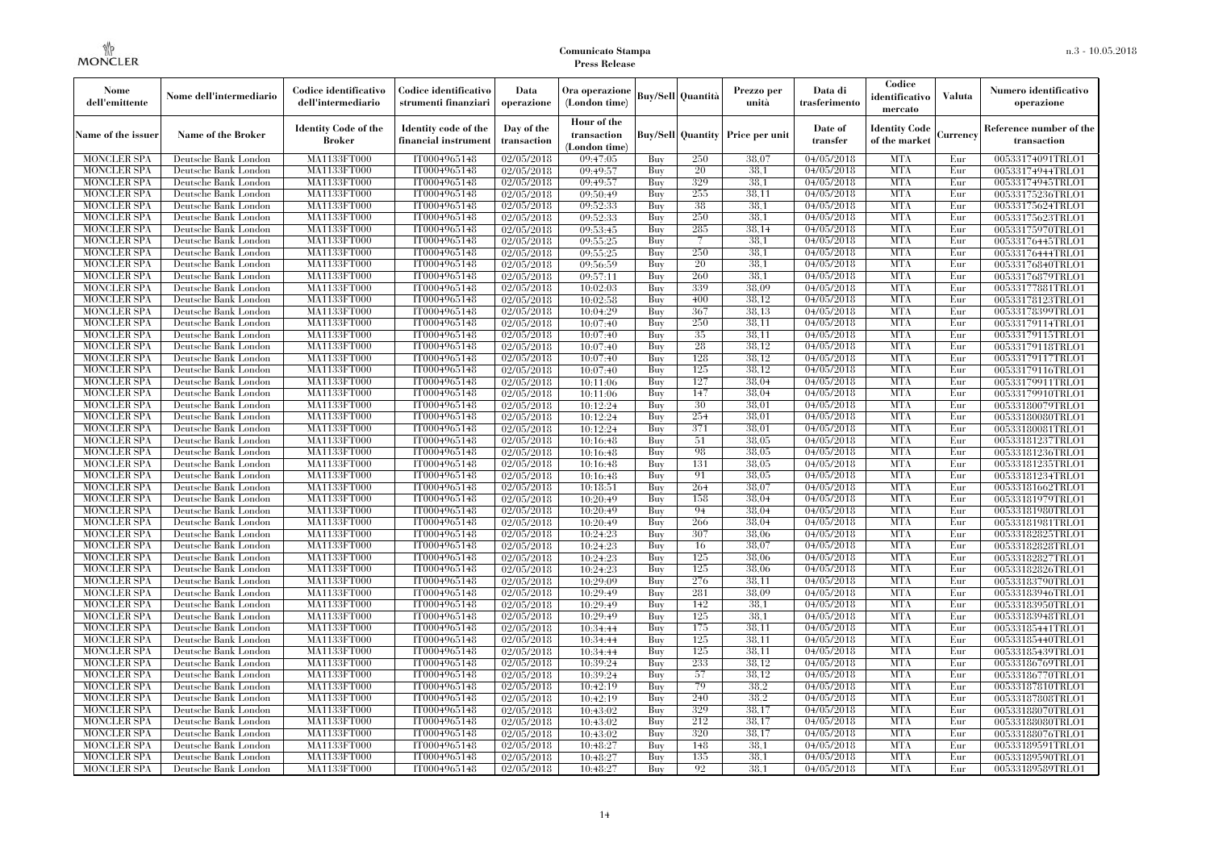| Nome dell'emittente | Nome dell'intermediario | Codice identificativo dell'intermediario | Codice identificativo strumenti finanziari | Data operazione | Ora operazione (London time) | Buy/Sell | Quantità | Prezzo per unità | Data di trasferimento | Codice identificativo mercato | Valuta | Numero identificativo operazione |
|---|---|---|---|---|---|---|---|---|---|---|---|---|
| Name of the issuer | Name of the Broker | Identity Code of the Broker | Identity code of the financial instrument | Day of the transaction | Hour of the transaction (London time) | Buy/Sell | Quantity | Price per unit | Date of transfer | Identity Code of the market | Currency | Reference number of the transaction |
| MONCLER SPA | Deutsche Bank London | MA1133FT000 | IT0004965148 | 02/05/2018 | 09:47:05 | Buy | 250 | 38.07 | 04/05/2018 | MTA | Eur | 00533174091TRLO1 |
| MONCLER SPA | Deutsche Bank London | MA1133FT000 | IT0004965148 | 02/05/2018 | 09:49:57 | Buy | 20 | 38.1 | 04/05/2018 | MTA | Eur | 00533174944TRLO1 |
| MONCLER SPA | Deutsche Bank London | MA1133FT000 | IT0004965148 | 02/05/2018 | 09:49:57 | Buy | 329 | 38.1 | 04/05/2018 | MTA | Eur | 00533174945TRLO1 |
| MONCLER SPA | Deutsche Bank London | MA1133FT000 | IT0004965148 | 02/05/2018 | 09:50:49 | Buy | 255 | 38.11 | 04/05/2018 | MTA | Eur | 00533175236TRLO1 |
| MONCLER SPA | Deutsche Bank London | MA1133FT000 | IT0004965148 | 02/05/2018 | 09:52:33 | Buy | 38 | 38.1 | 04/05/2018 | MTA | Eur | 00533175624TRLO1 |
| MONCLER SPA | Deutsche Bank London | MA1133FT000 | IT0004965148 | 02/05/2018 | 09:52:33 | Buy | 250 | 38.1 | 04/05/2018 | MTA | Eur | 00533175623TRLO1 |
| MONCLER SPA | Deutsche Bank London | MA1133FT000 | IT0004965148 | 02/05/2018 | 09:53:45 | Buy | 285 | 38.14 | 04/05/2018 | MTA | Eur | 00533175970TRLO1 |
| MONCLER SPA | Deutsche Bank London | MA1133FT000 | IT0004965148 | 02/05/2018 | 09:55:25 | Buy | 7 | 38.1 | 04/05/2018 | MTA | Eur | 00533176445TRLO1 |
| MONCLER SPA | Deutsche Bank London | MA1133FT000 | IT0004965148 | 02/05/2018 | 09:55:25 | Buy | 250 | 38.1 | 04/05/2018 | MTA | Eur | 00533176444TRLO1 |
| MONCLER SPA | Deutsche Bank London | MA1133FT000 | IT0004965148 | 02/05/2018 | 09:56:59 | Buy | 20 | 38.1 | 04/05/2018 | MTA | Eur | 00533176840TRLO1 |
| MONCLER SPA | Deutsche Bank London | MA1133FT000 | IT0004965148 | 02/05/2018 | 09:57:11 | Buy | 260 | 38.1 | 04/05/2018 | MTA | Eur | 00533176879TRLO1 |
| MONCLER SPA | Deutsche Bank London | MA1133FT000 | IT0004965148 | 02/05/2018 | 10:02:03 | Buy | 339 | 38.09 | 04/05/2018 | MTA | Eur | 00533177881TRLO1 |
| MONCLER SPA | Deutsche Bank London | MA1133FT000 | IT0004965148 | 02/05/2018 | 10:02:58 | Buy | 400 | 38.12 | 04/05/2018 | MTA | Eur | 00533178123TRLO1 |
| MONCLER SPA | Deutsche Bank London | MA1133FT000 | IT0004965148 | 02/05/2018 | 10:04:29 | Buy | 367 | 38.13 | 04/05/2018 | MTA | Eur | 00533178399TRLO1 |
| MONCLER SPA | Deutsche Bank London | MA1133FT000 | IT0004965148 | 02/05/2018 | 10:07:40 | Buy | 250 | 38.11 | 04/05/2018 | MTA | Eur | 00533179114TRLO1 |
| MONCLER SPA | Deutsche Bank London | MA1133FT000 | IT0004965148 | 02/05/2018 | 10:07:40 | Buy | 35 | 38.11 | 04/05/2018 | MTA | Eur | 00533179115TRLO1 |
| MONCLER SPA | Deutsche Bank London | MA1133FT000 | IT0004965148 | 02/05/2018 | 10:07:40 | Buy | 28 | 38.12 | 04/05/2018 | MTA | Eur | 00533179118TRLO1 |
| MONCLER SPA | Deutsche Bank London | MA1133FT000 | IT0004965148 | 02/05/2018 | 10:07:40 | Buy | 128 | 38.12 | 04/05/2018 | MTA | Eur | 00533179117TRLO1 |
| MONCLER SPA | Deutsche Bank London | MA1133FT000 | IT0004965148 | 02/05/2018 | 10:07:40 | Buy | 125 | 38.12 | 04/05/2018 | MTA | Eur | 00533179116TRLO1 |
| MONCLER SPA | Deutsche Bank London | MA1133FT000 | IT0004965148 | 02/05/2018 | 10:11:06 | Buy | 127 | 38.04 | 04/05/2018 | MTA | Eur | 00533179911TRLO1 |
| MONCLER SPA | Deutsche Bank London | MA1133FT000 | IT0004965148 | 02/05/2018 | 10:11:06 | Buy | 147 | 38.04 | 04/05/2018 | MTA | Eur | 00533179910TRLO1 |
| MONCLER SPA | Deutsche Bank London | MA1133FT000 | IT0004965148 | 02/05/2018 | 10:12:24 | Buy | 30 | 38.01 | 04/05/2018 | MTA | Eur | 00533180079TRLO1 |
| MONCLER SPA | Deutsche Bank London | MA1133FT000 | IT0004965148 | 02/05/2018 | 10:12:24 | Buy | 254 | 38.01 | 04/05/2018 | MTA | Eur | 00533180080TRLO1 |
| MONCLER SPA | Deutsche Bank London | MA1133FT000 | IT0004965148 | 02/05/2018 | 10:12:24 | Buy | 371 | 38.01 | 04/05/2018 | MTA | Eur | 00533180081TRLO1 |
| MONCLER SPA | Deutsche Bank London | MA1133FT000 | IT0004965148 | 02/05/2018 | 10:16:48 | Buy | 51 | 38.05 | 04/05/2018 | MTA | Eur | 00533181237TRLO1 |
| MONCLER SPA | Deutsche Bank London | MA1133FT000 | IT0004965148 | 02/05/2018 | 10:16:48 | Buy | 98 | 38.05 | 04/05/2018 | MTA | Eur | 00533181236TRLO1 |
| MONCLER SPA | Deutsche Bank London | MA1133FT000 | IT0004965148 | 02/05/2018 | 10:16:48 | Buy | 131 | 38.05 | 04/05/2018 | MTA | Eur | 00533181235TRLO1 |
| MONCLER SPA | Deutsche Bank London | MA1133FT000 | IT0004965148 | 02/05/2018 | 10:16:48 | Buy | 91 | 38.05 | 04/05/2018 | MTA | Eur | 00533181234TRLO1 |
| MONCLER SPA | Deutsche Bank London | MA1133FT000 | IT0004965148 | 02/05/2018 | 10:18:51 | Buy | 264 | 38.07 | 04/05/2018 | MTA | Eur | 00533181662TRLO1 |
| MONCLER SPA | Deutsche Bank London | MA1133FT000 | IT0004965148 | 02/05/2018 | 10:20:49 | Buy | 158 | 38.04 | 04/05/2018 | MTA | Eur | 00533181979TRLO1 |
| MONCLER SPA | Deutsche Bank London | MA1133FT000 | IT0004965148 | 02/05/2018 | 10:20:49 | Buy | 94 | 38.04 | 04/05/2018 | MTA | Eur | 00533181980TRLO1 |
| MONCLER SPA | Deutsche Bank London | MA1133FT000 | IT0004965148 | 02/05/2018 | 10:20:49 | Buy | 266 | 38.04 | 04/05/2018 | MTA | Eur | 00533181981TRLO1 |
| MONCLER SPA | Deutsche Bank London | MA1133FT000 | IT0004965148 | 02/05/2018 | 10:24:23 | Buy | 307 | 38.06 | 04/05/2018 | MTA | Eur | 00533182825TRLO1 |
| MONCLER SPA | Deutsche Bank London | MA1133FT000 | IT0004965148 | 02/05/2018 | 10:24:23 | Buy | 16 | 38.07 | 04/05/2018 | MTA | Eur | 00533182828TRLO1 |
| MONCLER SPA | Deutsche Bank London | MA1133FT000 | IT0004965148 | 02/05/2018 | 10:24:23 | Buy | 125 | 38.06 | 04/05/2018 | MTA | Eur | 00533182827TRLO1 |
| MONCLER SPA | Deutsche Bank London | MA1133FT000 | IT0004965148 | 02/05/2018 | 10:24:23 | Buy | 125 | 38.06 | 04/05/2018 | MTA | Eur | 00533182826TRLO1 |
| MONCLER SPA | Deutsche Bank London | MA1133FT000 | IT0004965148 | 02/05/2018 | 10:29:09 | Buy | 276 | 38.11 | 04/05/2018 | MTA | Eur | 00533183790TRLO1 |
| MONCLER SPA | Deutsche Bank London | MA1133FT000 | IT0004965148 | 02/05/2018 | 10:29:49 | Buy | 281 | 38.09 | 04/05/2018 | MTA | Eur | 00533183946TRLO1 |
| MONCLER SPA | Deutsche Bank London | MA1133FT000 | IT0004965148 | 02/05/2018 | 10:29:49 | Buy | 142 | 38.1 | 04/05/2018 | MTA | Eur | 00533183950TRLO1 |
| MONCLER SPA | Deutsche Bank London | MA1133FT000 | IT0004965148 | 02/05/2018 | 10:29:49 | Buy | 125 | 38.1 | 04/05/2018 | MTA | Eur | 00533183948TRLO1 |
| MONCLER SPA | Deutsche Bank London | MA1133FT000 | IT0004965148 | 02/05/2018 | 10:34:44 | Buy | 175 | 38.11 | 04/05/2018 | MTA | Eur | 00533185441TRLO1 |
| MONCLER SPA | Deutsche Bank London | MA1133FT000 | IT0004965148 | 02/05/2018 | 10:34:44 | Buy | 125 | 38.11 | 04/05/2018 | MTA | Eur | 00533185440TRLO1 |
| MONCLER SPA | Deutsche Bank London | MA1133FT000 | IT0004965148 | 02/05/2018 | 10:34:44 | Buy | 125 | 38.11 | 04/05/2018 | MTA | Eur | 00533185439TRLO1 |
| MONCLER SPA | Deutsche Bank London | MA1133FT000 | IT0004965148 | 02/05/2018 | 10:39:24 | Buy | 233 | 38.12 | 04/05/2018 | MTA | Eur | 00533186769TRLO1 |
| MONCLER SPA | Deutsche Bank London | MA1133FT000 | IT0004965148 | 02/05/2018 | 10:39:24 | Buy | 57 | 38.12 | 04/05/2018 | MTA | Eur | 00533186770TRLO1 |
| MONCLER SPA | Deutsche Bank London | MA1133FT000 | IT0004965148 | 02/05/2018 | 10:42:19 | Buy | 79 | 38.2 | 04/05/2018 | MTA | Eur | 00533187810TRLO1 |
| MONCLER SPA | Deutsche Bank London | MA1133FT000 | IT0004965148 | 02/05/2018 | 10:42:19 | Buy | 240 | 38.2 | 04/05/2018 | MTA | Eur | 00533187808TRLO1 |
| MONCLER SPA | Deutsche Bank London | MA1133FT000 | IT0004965148 | 02/05/2018 | 10:43:02 | Buy | 329 | 38.17 | 04/05/2018 | MTA | Eur | 00533188070TRLO1 |
| MONCLER SPA | Deutsche Bank London | MA1133FT000 | IT0004965148 | 02/05/2018 | 10:43:02 | Buy | 212 | 38.17 | 04/05/2018 | MTA | Eur | 00533188080TRLO1 |
| MONCLER SPA | Deutsche Bank London | MA1133FT000 | IT0004965148 | 02/05/2018 | 10:43:02 | Buy | 320 | 38.17 | 04/05/2018 | MTA | Eur | 00533188076TRLO1 |
| MONCLER SPA | Deutsche Bank London | MA1133FT000 | IT0004965148 | 02/05/2018 | 10:48:27 | Buy | 148 | 38.1 | 04/05/2018 | MTA | Eur | 00533189591TRLO1 |
| MONCLER SPA | Deutsche Bank London | MA1133FT000 | IT0004965148 | 02/05/2018 | 10:48:27 | Buy | 135 | 38.1 | 04/05/2018 | MTA | Eur | 00533189590TRLO1 |
| MONCLER SPA | Deutsche Bank London | MA1133FT000 | IT0004965148 | 02/05/2018 | 10:48:27 | Buy | 92 | 38.1 | 04/05/2018 | MTA | Eur | 00533189589TRLO1 |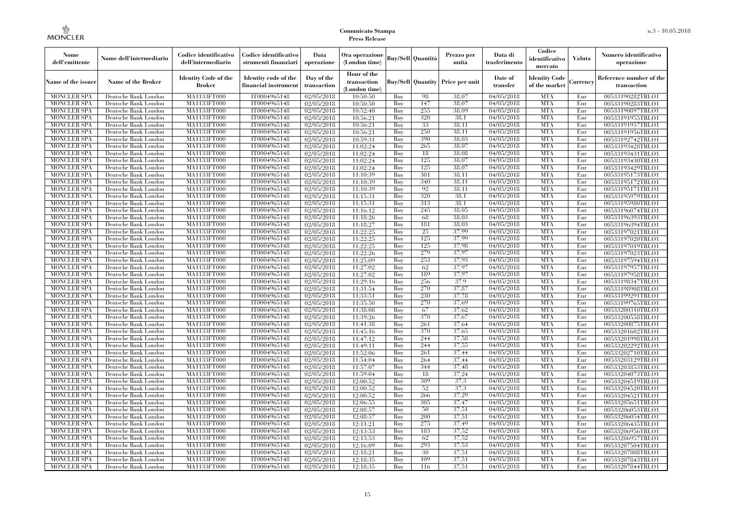| Nome dell'emittente | Nome dell'intermediario | Codice identificativo dell'intermediario | Codice identificativo strumenti finanziari | Data operazione | Ora operazione (London time) | Buy/Sell | Quantità | Prezzo per unità | Data di trasferimento | Codice identificativo mercato | Valuta | Numero identificativo operazione |
|---|---|---|---|---|---|---|---|---|---|---|---|---|
| Name of the issuer | Name of the Broker | Identity Code of the Broker | Identity code of the financial instrument | Day of the transaction | Hour of the transaction (London time) | Buy/Sell | Quantity | Price per unit | Date of transfer | Identity Code of the market | Currency | Reference number of the transaction |
| MONCLER SPA | Deutsche Bank London | MA1133FT000 | IT0004965148 | 02/05/2018 | 10:50:50 | Buy | 98 | 38.07 | 04/05/2018 | MTA | Eur | 00533190282TRLO1 |
| MONCLER SPA | Deutsche Bank London | MA1133FT000 | IT0004965148 | 02/05/2018 | 10:50:50 | Buy | 147 | 38.07 | 04/05/2018 | MTA | Eur | 00533190283TRLO1 |
| MONCLER SPA | Deutsche Bank London | MA1133FT000 | IT0004965148 | 02/05/2018 | 10:52:40 | Buy | 255 | 38.09 | 04/05/2018 | MTA | Eur | 00533190897TRLO1 |
| MONCLER SPA | Deutsche Bank London | MA1133FT000 | IT0004965148 | 02/05/2018 | 10:56:21 | Buy | 320 | 38.1 | 04/05/2018 | MTA | Eur | 00533191955TRLO1 |
| MONCLER SPA | Deutsche Bank London | MA1133FT000 | IT0004965148 | 02/05/2018 | 10:56:21 | Buy | 33 | 38.11 | 04/05/2018 | MTA | Eur | 00533191957TRLO1 |
| MONCLER SPA | Deutsche Bank London | MA1133FT000 | IT0004965148 | 02/05/2018 | 10:56:21 | Buy | 250 | 38.11 | 04/05/2018 | MTA | Eur | 00533191956TRLO1 |
| MONCLER SPA | Deutsche Bank London | MA1133FT000 | IT0004965148 | 02/05/2018 | 10:59:31 | Buy | 390 | 38.03 | 04/05/2018 | MTA | Eur | 00533192742TRLO1 |
| MONCLER SPA | Deutsche Bank London | MA1133FT000 | IT0004965148 | 02/05/2018 | 11:02:24 | Buy | 265 | 38.07 | 04/05/2018 | MTA | Eur | 00533193428TRLO1 |
| MONCLER SPA | Deutsche Bank London | MA1133FT000 | IT0004965148 | 02/05/2018 | 11:02:24 | Buy | 18 | 38.08 | 04/05/2018 | MTA | Eur | 00533193431TRLO1 |
| MONCLER SPA | Deutsche Bank London | MA1133FT000 | IT0004965148 | 02/05/2018 | 11:02:24 | Buy | 125 | 38.07 | 04/05/2018 | MTA | Eur | 00533193430TRLO1 |
| MONCLER SPA | Deutsche Bank London | MA1133FT000 | IT0004965148 | 02/05/2018 | 11:02:24 | Buy | 125 | 38.07 | 04/05/2018 | MTA | Eur | 00533193429TRLO1 |
| MONCLER SPA | Deutsche Bank London | MA1133FT000 | IT0004965148 | 02/05/2018 | 11:10:39 | Buy | 301 | 38.11 | 04/05/2018 | MTA | Eur | 00533195173TRLO1 |
| MONCLER SPA | Deutsche Bank London | MA1133FT000 | IT0004965148 | 02/05/2018 | 11:10:39 | Buy | 340 | 38.11 | 04/05/2018 | MTA | Eur | 00533195172TRLO1 |
| MONCLER SPA | Deutsche Bank London | MA1133FT000 | IT0004965148 | 02/05/2018 | 11:10:39 | Buy | 92 | 38.11 | 04/05/2018 | MTA | Eur | 00533195171TRLO1 |
| MONCLER SPA | Deutsche Bank London | MA1133FT000 | IT0004965148 | 02/05/2018 | 11:15:31 | Buy | 320 | 38.1 | 04/05/2018 | MTA | Eur | 00533195979TRLO1 |
| MONCLER SPA | Deutsche Bank London | MA1133FT000 | IT0004965148 | 02/05/2018 | 11:15:31 | Buy | 313 | 38.1 | 04/05/2018 | MTA | Eur | 00533195980TRLO1 |
| MONCLER SPA | Deutsche Bank London | MA1133FT000 | IT0004965148 | 02/05/2018 | 11:16:12 | Buy | 245 | 38.05 | 04/05/2018 | MTA | Eur | 00533196074TRLO1 |
| MONCLER SPA | Deutsche Bank London | MA1133FT000 | IT0004965148 | 02/05/2018 | 11:18:26 | Buy | 68 | 38.03 | 04/05/2018 | MTA | Eur | 00533196393TRLO1 |
| MONCLER SPA | Deutsche Bank London | MA1133FT000 | IT0004965148 | 02/05/2018 | 11:18:27 | Buy | 181 | 38.03 | 04/05/2018 | MTA | Eur | 00533196394TRLO1 |
| MONCLER SPA | Deutsche Bank London | MA1133FT000 | IT0004965148 | 02/05/2018 | 11:22:25 | Buy | 25 | 37.99 | 04/05/2018 | MTA | Eur | 00533197021TRLO1 |
| MONCLER SPA | Deutsche Bank London | MA1133FT000 | IT0004965148 | 02/05/2018 | 11:22:25 | Buy | 125 | 37.99 | 04/05/2018 | MTA | Eur | 00533197020TRLO1 |
| MONCLER SPA | Deutsche Bank London | MA1133FT000 | IT0004965148 | 02/05/2018 | 11:22:25 | Buy | 125 | 37.98 | 04/05/2018 | MTA | Eur | 00533197019TRLO1 |
| MONCLER SPA | Deutsche Bank London | MA1133FT000 | IT0004965148 | 02/05/2018 | 11:22:26 | Buy | 279 | 37.97 | 04/05/2018 | MTA | Eur | 00533197023TRLO1 |
| MONCLER SPA | Deutsche Bank London | MA1133FT000 | IT0004965148 | 02/05/2018 | 11:25:09 | Buy | 253 | 37.93 | 04/05/2018 | MTA | Eur | 00533197594TRLO1 |
| MONCLER SPA | Deutsche Bank London | MA1133FT000 | IT0004965148 | 02/05/2018 | 11:27:02 | Buy | 62 | 37.97 | 04/05/2018 | MTA | Eur | 00533197957TRLO1 |
| MONCLER SPA | Deutsche Bank London | MA1133FT000 | IT0004965148 | 02/05/2018 | 11:27:02 | Buy | 189 | 37.97 | 04/05/2018 | MTA | Eur | 00533197958TRLO1 |
| MONCLER SPA | Deutsche Bank London | MA1133FT000 | IT0004965148 | 02/05/2018 | 11:29:16 | Buy | 256 | 37.9 | 04/05/2018 | MTA | Eur | 00533198347TRLO1 |
| MONCLER SPA | Deutsche Bank London | MA1133FT000 | IT0004965148 | 02/05/2018 | 11:31:54 | Buy | 270 | 37.87 | 04/05/2018 | MTA | Eur | 00533198908TRLO1 |
| MONCLER SPA | Deutsche Bank London | MA1133FT000 | IT0004965148 | 02/05/2018 | 11:33:51 | Buy | 230 | 37.78 | 04/05/2018 | MTA | Eur | 00533199291TRLO1 |
| MONCLER SPA | Deutsche Bank London | MA1133FT000 | IT0004965148 | 02/05/2018 | 11:35:50 | Buy | 270 | 37.69 | 04/05/2018 | MTA | Eur | 00533199765TRLO1 |
| MONCLER SPA | Deutsche Bank London | MA1133FT000 | IT0004965148 | 02/05/2018 | 11:38:08 | Buy | 67 | 37.62 | 04/05/2018 | MTA | Eur | 00533200310TRLO1 |
| MONCLER SPA | Deutsche Bank London | MA1133FT000 | IT0004965148 | 02/05/2018 | 11:39:26 | Buy | 370 | 37.67 | 04/05/2018 | MTA | Eur | 00533200558TRLO1 |
| MONCLER SPA | Deutsche Bank London | MA1133FT000 | IT0004965148 | 02/05/2018 | 11:41:38 | Buy | 261 | 37.64 | 04/05/2018 | MTA | Eur | 00533200875TRLO1 |
| MONCLER SPA | Deutsche Bank London | MA1133FT000 | IT0004965148 | 02/05/2018 | 11:45:16 | Buy | 370 | 37.65 | 04/05/2018 | MTA | Eur | 00533201602TRLO1 |
| MONCLER SPA | Deutsche Bank London | MA1133FT000 | IT0004965148 | 02/05/2018 | 11:47:12 | Buy | 244 | 37.58 | 04/05/2018 | MTA | Eur | 00533201998TRLO1 |
| MONCLER SPA | Deutsche Bank London | MA1133FT000 | IT0004965148 | 02/05/2018 | 11:49:11 | Buy | 244 | 37.55 | 04/05/2018 | MTA | Eur | 00533202292TRLO1 |
| MONCLER SPA | Deutsche Bank London | MA1133FT000 | IT0004965148 | 02/05/2018 | 11:52:06 | Buy | 261 | 37.44 | 04/05/2018 | MTA | Eur | 00533202710TRLO1 |
| MONCLER SPA | Deutsche Bank London | MA1133FT000 | IT0004965148 | 02/05/2018 | 11:54:04 | Buy | 264 | 37.44 | 04/05/2018 | MTA | Eur | 00533203129TRLO1 |
| MONCLER SPA | Deutsche Bank London | MA1133FT000 | IT0004965148 | 02/05/2018 | 11:57:07 | Buy | 344 | 37.48 | 04/05/2018 | MTA | Eur | 00533203853TRLO1 |
| MONCLER SPA | Deutsche Bank London | MA1133FT000 | IT0004965148 | 02/05/2018 | 11:59:04 | Buy | 18 | 37.24 | 04/05/2018 | MTA | Eur | 00533204073TRLO1 |
| MONCLER SPA | Deutsche Bank London | MA1133FT000 | IT0004965148 | 02/05/2018 | 12:00:52 | Buy | 309 | 37.3 | 04/05/2018 | MTA | Eur | 00533204519TRLO1 |
| MONCLER SPA | Deutsche Bank London | MA1133FT000 | IT0004965148 | 02/05/2018 | 12:00:52 | Buy | 52 | 37.3 | 04/05/2018 | MTA | Eur | 00533204520TRLO1 |
| MONCLER SPA | Deutsche Bank London | MA1133FT000 | IT0004965148 | 02/05/2018 | 12:00:52 | Buy | 266 | 37.29 | 04/05/2018 | MTA | Eur | 00533204521TRLO1 |
| MONCLER SPA | Deutsche Bank London | MA1133FT000 | IT0004965148 | 02/05/2018 | 12:06:55 | Buy | 305 | 37.47 | 04/05/2018 | MTA | Eur | 00533205651TRLO1 |
| MONCLER SPA | Deutsche Bank London | MA1133FT000 | IT0004965148 | 02/05/2018 | 12:08:57 | Buy | 50 | 37.51 | 04/05/2018 | MTA | Eur | 00533206053TRLO1 |
| MONCLER SPA | Deutsche Bank London | MA1133FT000 | IT0004965148 | 02/05/2018 | 12:08:57 | Buy | 200 | 37.51 | 04/05/2018 | MTA | Eur | 00533206054TRLO1 |
| MONCLER SPA | Deutsche Bank London | MA1133FT000 | IT0004965148 | 02/05/2018 | 12:11:21 | Buy | 275 | 37.49 | 04/05/2018 | MTA | Eur | 00533206435TRLO1 |
| MONCLER SPA | Deutsche Bank London | MA1133FT000 | IT0004965148 | 02/05/2018 | 12:13:53 | Buy | 183 | 37.52 | 04/05/2018 | MTA | Eur | 00533206956TRLO1 |
| MONCLER SPA | Deutsche Bank London | MA1133FT000 | IT0004965148 | 02/05/2018 | 12:13:53 | Buy | 62 | 37.52 | 04/05/2018 | MTA | Eur | 00533206957TRLO1 |
| MONCLER SPA | Deutsche Bank London | MA1133FT000 | IT0004965148 | 02/05/2018 | 12:16:09 | Buy | 293 | 37.53 | 04/05/2018 | MTA | Eur | 00533207504TRLO1 |
| MONCLER SPA | Deutsche Bank London | MA1133FT000 | IT0004965148 | 02/05/2018 | 12:18:21 | Buy | 30 | 37.51 | 04/05/2018 | MTA | Eur | 00533207808TRLO1 |
| MONCLER SPA | Deutsche Bank London | MA1133FT000 | IT0004965148 | 02/05/2018 | 12:18:35 | Buy | 109 | 37.51 | 04/05/2018 | MTA | Eur | 00533207843TRLO1 |
| MONCLER SPA | Deutsche Bank London | MA1133FT000 | IT0004965148 | 02/05/2018 | 12:18:35 | Buy | 116 | 37.51 | 04/05/2018 | MTA | Eur | 00533207844TRLO1 |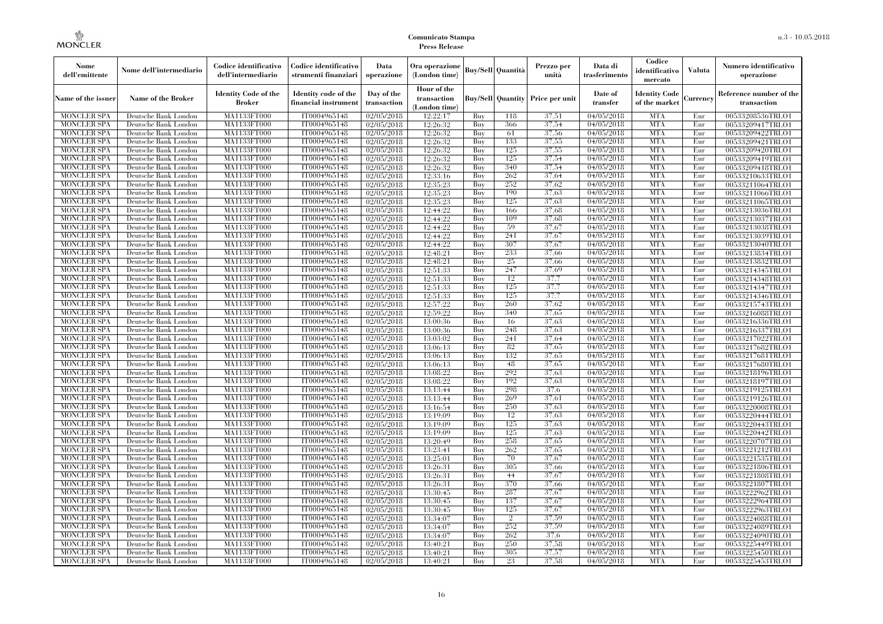| Nome dell'emittente | Nome dell'intermediario | Codice identificativo dell'intermediario | Codice identificativo strumenti finanziari | Data operazione | Ora operazione (London time) | Buy/Sell | Quantità | Prezzo per unità | Data di trasferimento | Codice identificativo mercato | Valuta | Numero identificativo operazione |
|---|---|---|---|---|---|---|---|---|---|---|---|---|
| Name of the issuer | Name of the Broker | Identity Code of the Broker | Identity code of the financial instrument | Day of the transaction | Hour of the transaction (London time) | Buy/Sell | Quantity | Price per unit | Date of transfer | Identity Code of the market | Currency | Reference number of the transaction |
| MONCLER SPA | Deutsche Bank London | MA1133FT000 | IT0004965148 | 02/05/2018 | 12:22:17 | Buy | 118 | 37,51 | 04/05/2018 | MTA | Eur | 00533208536TRLO1 |
| MONCLER SPA | Deutsche Bank London | MA1133FT000 | IT0004965148 | 02/05/2018 | 12:26:32 | Buy | 366 | 37,54 | 04/05/2018 | MTA | Eur | 00533209417TRLO1 |
| MONCLER SPA | Deutsche Bank London | MA1133FT000 | IT0004965148 | 02/05/2018 | 12:26:32 | Buy | 61 | 37,56 | 04/05/2018 | MTA | Eur | 00533209422TRLO1 |
| MONCLER SPA | Deutsche Bank London | MA1133FT000 | IT0004965148 | 02/05/2018 | 12:26:32 | Buy | 133 | 37,55 | 04/05/2018 | MTA | Eur | 00533209421TRLO1 |
| MONCLER SPA | Deutsche Bank London | MA1133FT000 | IT0004965148 | 02/05/2018 | 12:26:32 | Buy | 125 | 37,55 | 04/05/2018 | MTA | Eur | 00533209420TRLO1 |
| MONCLER SPA | Deutsche Bank London | MA1133FT000 | IT0004965148 | 02/05/2018 | 12:26:32 | Buy | 125 | 37,54 | 04/05/2018 | MTA | Eur | 00533209419TRLO1 |
| MONCLER SPA | Deutsche Bank London | MA1133FT000 | IT0004965148 | 02/05/2018 | 12:26:32 | Buy | 340 | 37,54 | 04/05/2018 | MTA | Eur | 00533209418TRLO1 |
| MONCLER SPA | Deutsche Bank London | MA1133FT000 | IT0004965148 | 02/05/2018 | 12:33:16 | Buy | 262 | 37,64 | 04/05/2018 | MTA | Eur | 00533210633TRLO1 |
| MONCLER SPA | Deutsche Bank London | MA1133FT000 | IT0004965148 | 02/05/2018 | 12:35:23 | Buy | 252 | 37,62 | 04/05/2018 | MTA | Eur | 00533211064TRLO1 |
| MONCLER SPA | Deutsche Bank London | MA1133FT000 | IT0004965148 | 02/05/2018 | 12:35:23 | Buy | 190 | 37,63 | 04/05/2018 | MTA | Eur | 00533211066TRLO1 |
| MONCLER SPA | Deutsche Bank London | MA1133FT000 | IT0004965148 | 02/05/2018 | 12:35:23 | Buy | 125 | 37,63 | 04/05/2018 | MTA | Eur | 00533211065TRLO1 |
| MONCLER SPA | Deutsche Bank London | MA1133FT000 | IT0004965148 | 02/05/2018 | 12:44:22 | Buy | 166 | 37,68 | 04/05/2018 | MTA | Eur | 00533213036TRLO1 |
| MONCLER SPA | Deutsche Bank London | MA1133FT000 | IT0004965148 | 02/05/2018 | 12:44:22 | Buy | 109 | 37,68 | 04/05/2018 | MTA | Eur | 00533213037TRLO1 |
| MONCLER SPA | Deutsche Bank London | MA1133FT000 | IT0004965148 | 02/05/2018 | 12:44:22 | Buy | 59 | 37,67 | 04/05/2018 | MTA | Eur | 00533213038TRLO1 |
| MONCLER SPA | Deutsche Bank London | MA1133FT000 | IT0004965148 | 02/05/2018 | 12:44:22 | Buy | 241 | 37,67 | 04/05/2018 | MTA | Eur | 00533213039TRLO1 |
| MONCLER SPA | Deutsche Bank London | MA1133FT000 | IT0004965148 | 02/05/2018 | 12:44:22 | Buy | 307 | 37,67 | 04/05/2018 | MTA | Eur | 00533213040TRLO1 |
| MONCLER SPA | Deutsche Bank London | MA1133FT000 | IT0004965148 | 02/05/2018 | 12:48:21 | Buy | 233 | 37,66 | 04/05/2018 | MTA | Eur | 00533213834TRLO1 |
| MONCLER SPA | Deutsche Bank London | MA1133FT000 | IT0004965148 | 02/05/2018 | 12:48:21 | Buy | 25 | 37,66 | 04/05/2018 | MTA | Eur | 00533213832TRLO1 |
| MONCLER SPA | Deutsche Bank London | MA1133FT000 | IT0004965148 | 02/05/2018 | 12:51:33 | Buy | 247 | 37,69 | 04/05/2018 | MTA | Eur | 00533214345TRLO1 |
| MONCLER SPA | Deutsche Bank London | MA1133FT000 | IT0004965148 | 02/05/2018 | 12:51:33 | Buy | 12 | 37,7 | 04/05/2018 | MTA | Eur | 00533214348TRLO1 |
| MONCLER SPA | Deutsche Bank London | MA1133FT000 | IT0004965148 | 02/05/2018 | 12:51:33 | Buy | 125 | 37,7 | 04/05/2018 | MTA | Eur | 00533214347TRLO1 |
| MONCLER SPA | Deutsche Bank London | MA1133FT000 | IT0004965148 | 02/05/2018 | 12:51:33 | Buy | 125 | 37,7 | 04/05/2018 | MTA | Eur | 00533214346TRLO1 |
| MONCLER SPA | Deutsche Bank London | MA1133FT000 | IT0004965148 | 02/05/2018 | 12:57:22 | Buy | 260 | 37,62 | 04/05/2018 | MTA | Eur | 00533215743TRLO1 |
| MONCLER SPA | Deutsche Bank London | MA1133FT000 | IT0004965148 | 02/05/2018 | 12:59:22 | Buy | 340 | 37,65 | 04/05/2018 | MTA | Eur | 00533216088TRLO1 |
| MONCLER SPA | Deutsche Bank London | MA1133FT000 | IT0004965148 | 02/05/2018 | 13:00:36 | Buy | 16 | 37,63 | 04/05/2018 | MTA | Eur | 00533216336TRLO1 |
| MONCLER SPA | Deutsche Bank London | MA1133FT000 | IT0004965148 | 02/05/2018 | 13:00:36 | Buy | 248 | 37,63 | 04/05/2018 | MTA | Eur | 00533216337TRLO1 |
| MONCLER SPA | Deutsche Bank London | MA1133FT000 | IT0004965148 | 02/05/2018 | 13:03:02 | Buy | 241 | 37,64 | 04/05/2018 | MTA | Eur | 00533217022TRLO1 |
| MONCLER SPA | Deutsche Bank London | MA1133FT000 | IT0004965148 | 02/05/2018 | 13:06:13 | Buy | 82 | 37,65 | 04/05/2018 | MTA | Eur | 00533217682TRLO1 |
| MONCLER SPA | Deutsche Bank London | MA1133FT000 | IT0004965148 | 02/05/2018 | 13:06:13 | Buy | 132 | 37,65 | 04/05/2018 | MTA | Eur | 00533217681TRLO1 |
| MONCLER SPA | Deutsche Bank London | MA1133FT000 | IT0004965148 | 02/05/2018 | 13:06:13 | Buy | 48 | 37,65 | 04/05/2018 | MTA | Eur | 00533217680TRLO1 |
| MONCLER SPA | Deutsche Bank London | MA1133FT000 | IT0004965148 | 02/05/2018 | 13:08:22 | Buy | 292 | 37,63 | 04/05/2018 | MTA | Eur | 00533218196TRLO1 |
| MONCLER SPA | Deutsche Bank London | MA1133FT000 | IT0004965148 | 02/05/2018 | 13:08:22 | Buy | 192 | 37,63 | 04/05/2018 | MTA | Eur | 00533218197TRLO1 |
| MONCLER SPA | Deutsche Bank London | MA1133FT000 | IT0004965148 | 02/05/2018 | 13:13:44 | Buy | 298 | 37,6 | 04/05/2018 | MTA | Eur | 00533219125TRLO1 |
| MONCLER SPA | Deutsche Bank London | MA1133FT000 | IT0004965148 | 02/05/2018 | 13:13:44 | Buy | 269 | 37,61 | 04/05/2018 | MTA | Eur | 00533219126TRLO1 |
| MONCLER SPA | Deutsche Bank London | MA1133FT000 | IT0004965148 | 02/05/2018 | 13:16:54 | Buy | 250 | 37,63 | 04/05/2018 | MTA | Eur | 00533220008TRLO1 |
| MONCLER SPA | Deutsche Bank London | MA1133FT000 | IT0004965148 | 02/05/2018 | 13:19:09 | Buy | 12 | 37,63 | 04/05/2018 | MTA | Eur | 00533220444TRLO1 |
| MONCLER SPA | Deutsche Bank London | MA1133FT000 | IT0004965148 | 02/05/2018 | 13:19:09 | Buy | 125 | 37,63 | 04/05/2018 | MTA | Eur | 00533220443TRLO1 |
| MONCLER SPA | Deutsche Bank London | MA1133FT000 | IT0004965148 | 02/05/2018 | 13:19:09 | Buy | 125 | 37,63 | 04/05/2018 | MTA | Eur | 00533220442TRLO1 |
| MONCLER SPA | Deutsche Bank London | MA1133FT000 | IT0004965148 | 02/05/2018 | 13:20:49 | Buy | 258 | 37,65 | 04/05/2018 | MTA | Eur | 00533220707TRLO1 |
| MONCLER SPA | Deutsche Bank London | MA1133FT000 | IT0004965148 | 02/05/2018 | 13:23:41 | Buy | 262 | 37,65 | 04/05/2018 | MTA | Eur | 00533221212TRLO1 |
| MONCLER SPA | Deutsche Bank London | MA1133FT000 | IT0004965148 | 02/05/2018 | 13:25:01 | Buy | 70 | 37,67 | 04/05/2018 | MTA | Eur | 00533221535TRLO1 |
| MONCLER SPA | Deutsche Bank London | MA1133FT000 | IT0004965148 | 02/05/2018 | 13:26:31 | Buy | 305 | 37,66 | 04/05/2018 | MTA | Eur | 00533221806TRLO1 |
| MONCLER SPA | Deutsche Bank London | MA1133FT000 | IT0004965148 | 02/05/2018 | 13:26:31 | Buy | 44 | 37,67 | 04/05/2018 | MTA | Eur | 00533221808TRLO1 |
| MONCLER SPA | Deutsche Bank London | MA1133FT000 | IT0004965148 | 02/05/2018 | 13:26:31 | Buy | 370 | 37,66 | 04/05/2018 | MTA | Eur | 00533221807TRLO1 |
| MONCLER SPA | Deutsche Bank London | MA1133FT000 | IT0004965148 | 02/05/2018 | 13:30:45 | Buy | 287 | 37,67 | 04/05/2018 | MTA | Eur | 00533222962TRLO1 |
| MONCLER SPA | Deutsche Bank London | MA1133FT000 | IT0004965148 | 02/05/2018 | 13:30:45 | Buy | 137 | 37,67 | 04/05/2018 | MTA | Eur | 00533222964TRLO1 |
| MONCLER SPA | Deutsche Bank London | MA1133FT000 | IT0004965148 | 02/05/2018 | 13:30:45 | Buy | 125 | 37,67 | 04/05/2018 | MTA | Eur | 00533222963TRLO1 |
| MONCLER SPA | Deutsche Bank London | MA1133FT000 | IT0004965148 | 02/05/2018 | 13:34:07 | Buy | 2 | 37,59 | 04/05/2018 | MTA | Eur | 00533224088TRLO1 |
| MONCLER SPA | Deutsche Bank London | MA1133FT000 | IT0004965148 | 02/05/2018 | 13:34:07 | Buy | 252 | 37,59 | 04/05/2018 | MTA | Eur | 00533224089TRLO1 |
| MONCLER SPA | Deutsche Bank London | MA1133FT000 | IT0004965148 | 02/05/2018 | 13:34:07 | Buy | 262 | 37,6 | 04/05/2018 | MTA | Eur | 00533224090TRLO1 |
| MONCLER SPA | Deutsche Bank London | MA1133FT000 | IT0004965148 | 02/05/2018 | 13:40:21 | Buy | 250 | 37,58 | 04/05/2018 | MTA | Eur | 00533225449TRLO1 |
| MONCLER SPA | Deutsche Bank London | MA1133FT000 | IT0004965148 | 02/05/2018 | 13:40:21 | Buy | 305 | 37,57 | 04/05/2018 | MTA | Eur | 00533225450TRLO1 |
| MONCLER SPA | Deutsche Bank London | MA1133FT000 | IT0004965148 | 02/05/2018 | 13:40:21 | Buy | 23 | 37,58 | 04/05/2018 | MTA | Eur | 00533225453TRLO1 |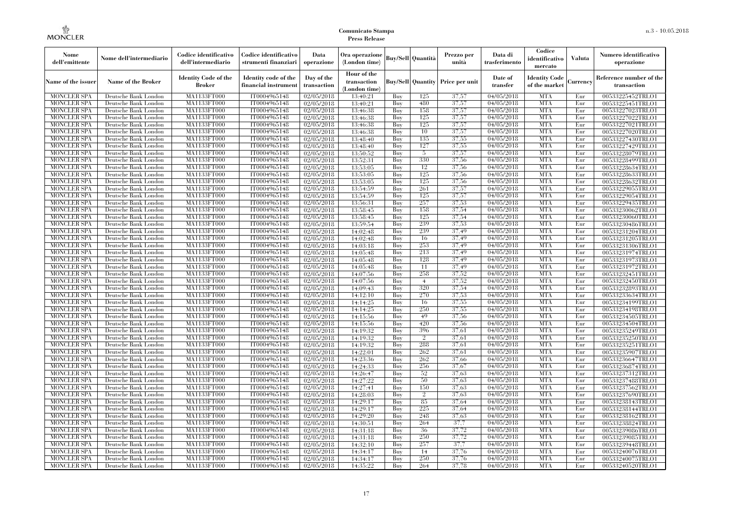| Nome dell'emittente | Nome dell'intermediario | Codice identificativo dell'intermediario | Codice identificativo strumenti finanziari | Data operazione | Ora operazione (London time) | Buy/Sell | Quantità | Prezzo per unità | Data di trasferimento | Codice identificativo mercato | Valuta | Numero identificativo operazione |
|---|---|---|---|---|---|---|---|---|---|---|---|---|
| Name of the issuer | Name of the Broker | Identity Code of the Broker | Identity code of the financial instrument | Day of the transaction | Hour of the transaction (London time) | Buy/Sell | Quantity | Price per unit | Date of transfer | Identity Code of the market | Currency | Reference number of the transaction |
| MONCLER SPA | Deutsche Bank London | MA1133FT000 | IT0004965148 | 02/05/2018 | 13:40:21 | Buy | 125 | 37,57 | 04/05/2018 | MTA | Eur | 00533225452TRLO1 |
| MONCLER SPA | Deutsche Bank London | MA1133FT000 | IT0004965148 | 02/05/2018 | 13:40:21 | Buy | 480 | 37,57 | 04/05/2018 | MTA | Eur | 00533225451TRLO1 |
| MONCLER SPA | Deutsche Bank London | MA1133FT000 | IT0004965148 | 02/05/2018 | 13:46:38 | Buy | 158 | 37,57 | 04/05/2018 | MTA | Eur | 00533227023TRLO1 |
| MONCLER SPA | Deutsche Bank London | MA1133FT000 | IT0004965148 | 02/05/2018 | 13:46:38 | Buy | 125 | 37,57 | 04/05/2018 | MTA | Eur | 00533227022TRLO1 |
| MONCLER SPA | Deutsche Bank London | MA1133FT000 | IT0004965148 | 02/05/2018 | 13:46:38 | Buy | 125 | 37,57 | 04/05/2018 | MTA | Eur | 00533227021TRLO1 |
| MONCLER SPA | Deutsche Bank London | MA1133FT000 | IT0004965148 | 02/05/2018 | 13:46:38 | Buy | 10 | 37,57 | 04/05/2018 | MTA | Eur | 00533227020TRLO1 |
| MONCLER SPA | Deutsche Bank London | MA1133FT000 | IT0004965148 | 02/05/2018 | 13:48:40 | Buy | 135 | 37,55 | 04/05/2018 | MTA | Eur | 00533227430TRLO1 |
| MONCLER SPA | Deutsche Bank London | MA1133FT000 | IT0004965148 | 02/05/2018 | 13:48:40 | Buy | 127 | 37,55 | 04/05/2018 | MTA | Eur | 00533227429TRLO1 |
| MONCLER SPA | Deutsche Bank London | MA1133FT000 | IT0004965148 | 02/05/2018 | 13:50:52 | Buy | 5 | 37,57 | 04/05/2018 | MTA | Eur | 00533228079TRLO1 |
| MONCLER SPA | Deutsche Bank London | MA1133FT000 | IT0004965148 | 02/05/2018 | 13:52:31 | Buy | 330 | 37,56 | 04/05/2018 | MTA | Eur | 00533228499TRLO1 |
| MONCLER SPA | Deutsche Bank London | MA1133FT000 | IT0004965148 | 02/05/2018 | 13:53:05 | Buy | 12 | 37,56 | 04/05/2018 | MTA | Eur | 00533228634TRLO1 |
| MONCLER SPA | Deutsche Bank London | MA1133FT000 | IT0004965148 | 02/05/2018 | 13:53:05 | Buy | 125 | 37,56 | 04/05/2018 | MTA | Eur | 00533228633TRLO1 |
| MONCLER SPA | Deutsche Bank London | MA1133FT000 | IT0004965148 | 02/05/2018 | 13:53:05 | Buy | 125 | 37,56 | 04/05/2018 | MTA | Eur | 00533228632TRLO1 |
| MONCLER SPA | Deutsche Bank London | MA1133FT000 | IT0004965148 | 02/05/2018 | 13:54:59 | Buy | 261 | 37,57 | 04/05/2018 | MTA | Eur | 00533229055TRLO1 |
| MONCLER SPA | Deutsche Bank London | MA1133FT000 | IT0004965148 | 02/05/2018 | 13:54:59 | Buy | 125 | 37,57 | 04/05/2018 | MTA | Eur | 00533229054TRLO1 |
| MONCLER SPA | Deutsche Bank London | MA1133FT000 | IT0004965148 | 02/05/2018 | 13:56:31 | Buy | 257 | 37,53 | 04/05/2018 | MTA | Eur | 00533229435TRLO1 |
| MONCLER SPA | Deutsche Bank London | MA1133FT000 | IT0004965148 | 02/05/2018 | 13:58:45 | Buy | 158 | 37,54 | 04/05/2018 | MTA | Eur | 00533230062TRLO1 |
| MONCLER SPA | Deutsche Bank London | MA1133FT000 | IT0004965148 | 02/05/2018 | 13:58:45 | Buy | 125 | 37,54 | 04/05/2018 | MTA | Eur | 00533230060TRLO1 |
| MONCLER SPA | Deutsche Bank London | MA1133FT000 | IT0004965148 | 02/05/2018 | 13:59:54 | Buy | 239 | 37,53 | 04/05/2018 | MTA | Eur | 00533230486TRLO1 |
| MONCLER SPA | Deutsche Bank London | MA1133FT000 | IT0004965148 | 02/05/2018 | 14:02:48 | Buy | 239 | 37,49 | 04/05/2018 | MTA | Eur | 00533231204TRLO1 |
| MONCLER SPA | Deutsche Bank London | MA1133FT000 | IT0004965148 | 02/05/2018 | 14:02:48 | Buy | 16 | 37,49 | 04/05/2018 | MTA | Eur | 00533231205TRLO1 |
| MONCLER SPA | Deutsche Bank London | MA1133FT000 | IT0004965148 | 02/05/2018 | 14:03:18 | Buy | 253 | 37,49 | 04/05/2018 | MTA | Eur | 00533231306TRLO1 |
| MONCLER SPA | Deutsche Bank London | MA1133FT000 | IT0004965148 | 02/05/2018 | 14:05:48 | Buy | 213 | 37,49 | 04/05/2018 | MTA | Eur | 00533231974TRLO1 |
| MONCLER SPA | Deutsche Bank London | MA1133FT000 | IT0004965148 | 02/05/2018 | 14:05:48 | Buy | 128 | 37,49 | 04/05/2018 | MTA | Eur | 00533231973TRLO1 |
| MONCLER SPA | Deutsche Bank London | MA1133FT000 | IT0004965148 | 02/05/2018 | 14:05:48 | Buy | 11 | 37,49 | 04/05/2018 | MTA | Eur | 00533231972TRLO1 |
| MONCLER SPA | Deutsche Bank London | MA1133FT000 | IT0004965148 | 02/05/2018 | 14:07:56 | Buy | 258 | 37,52 | 04/05/2018 | MTA | Eur | 00533232451TRLO1 |
| MONCLER SPA | Deutsche Bank London | MA1133FT000 | IT0004965148 | 02/05/2018 | 14:07:56 | Buy | 4 | 37,52 | 04/05/2018 | MTA | Eur | 00533232450TRLO1 |
| MONCLER SPA | Deutsche Bank London | MA1133FT000 | IT0004965148 | 02/05/2018 | 14:09:43 | Buy | 320 | 37,54 | 04/05/2018 | MTA | Eur | 00533232893TRLO1 |
| MONCLER SPA | Deutsche Bank London | MA1133FT000 | IT0004965148 | 02/05/2018 | 14:12:10 | Buy | 270 | 37,53 | 04/05/2018 | MTA | Eur | 00533233634TRLO1 |
| MONCLER SPA | Deutsche Bank London | MA1133FT000 | IT0004965148 | 02/05/2018 | 14:14:25 | Buy | 16 | 37,55 | 04/05/2018 | MTA | Eur | 00533234199TRLO1 |
| MONCLER SPA | Deutsche Bank London | MA1133FT000 | IT0004965148 | 02/05/2018 | 14:14:25 | Buy | 250 | 37,55 | 04/05/2018 | MTA | Eur | 00533234198TRLO1 |
| MONCLER SPA | Deutsche Bank London | MA1133FT000 | IT0004965148 | 02/05/2018 | 14:15:56 | Buy | 49 | 37,56 | 04/05/2018 | MTA | Eur | 00533234505TRLO1 |
| MONCLER SPA | Deutsche Bank London | MA1133FT000 | IT0004965148 | 02/05/2018 | 14:15:56 | Buy | 420 | 37,56 | 04/05/2018 | MTA | Eur | 00533234504TRLO1 |
| MONCLER SPA | Deutsche Bank London | MA1133FT000 | IT0004965148 | 02/05/2018 | 14:19:32 | Buy | 396 | 37,61 | 04/05/2018 | MTA | Eur | 00533235249TRLO1 |
| MONCLER SPA | Deutsche Bank London | MA1133FT000 | IT0004965148 | 02/05/2018 | 14:19:32 | Buy | 2 | 37,61 | 04/05/2018 | MTA | Eur | 00533235250TRLO1 |
| MONCLER SPA | Deutsche Bank London | MA1133FT000 | IT0004965148 | 02/05/2018 | 14:19:32 | Buy | 288 | 37,61 | 04/05/2018 | MTA | Eur | 00533235251TRLO1 |
| MONCLER SPA | Deutsche Bank London | MA1133FT000 | IT0004965148 | 02/05/2018 | 14:22:01 | Buy | 262 | 37,61 | 04/05/2018 | MTA | Eur | 00533235907TRLO1 |
| MONCLER SPA | Deutsche Bank London | MA1133FT000 | IT0004965148 | 02/05/2018 | 14:23:36 | Buy | 262 | 37,66 | 04/05/2018 | MTA | Eur | 00533236647TRLO1 |
| MONCLER SPA | Deutsche Bank London | MA1133FT000 | IT0004965148 | 02/05/2018 | 14:24:33 | Buy | 256 | 37,67 | 04/05/2018 | MTA | Eur | 00533236874TRLO1 |
| MONCLER SPA | Deutsche Bank London | MA1133FT000 | IT0004965148 | 02/05/2018 | 14:26:47 | Buy | 52 | 37,63 | 04/05/2018 | MTA | Eur | 00533237312TRLO1 |
| MONCLER SPA | Deutsche Bank London | MA1133FT000 | IT0004965148 | 02/05/2018 | 14:27:22 | Buy | 50 | 37,63 | 04/05/2018 | MTA | Eur | 00533237488TRLO1 |
| MONCLER SPA | Deutsche Bank London | MA1133FT000 | IT0004965148 | 02/05/2018 | 14:27:41 | Buy | 150 | 37,63 | 04/05/2018 | MTA | Eur | 00533237562TRLO1 |
| MONCLER SPA | Deutsche Bank London | MA1133FT000 | IT0004965148 | 02/05/2018 | 14:28:03 | Buy | 2 | 37,63 | 04/05/2018 | MTA | Eur | 00533237690TRLO1 |
| MONCLER SPA | Deutsche Bank London | MA1133FT000 | IT0004965148 | 02/05/2018 | 14:29:17 | Buy | 85 | 37,64 | 04/05/2018 | MTA | Eur | 00533238143TRLO1 |
| MONCLER SPA | Deutsche Bank London | MA1133FT000 | IT0004965148 | 02/05/2018 | 14:29:17 | Buy | 225 | 37,64 | 04/05/2018 | MTA | Eur | 00533238144TRLO1 |
| MONCLER SPA | Deutsche Bank London | MA1133FT000 | IT0004965148 | 02/05/2018 | 14:29:20 | Buy | 248 | 37,63 | 04/05/2018 | MTA | Eur | 00533238162TRLO1 |
| MONCLER SPA | Deutsche Bank London | MA1133FT000 | IT0004965148 | 02/05/2018 | 14:30:51 | Buy | 264 | 37,7 | 04/05/2018 | MTA | Eur | 00533238824TRLO1 |
| MONCLER SPA | Deutsche Bank London | MA1133FT000 | IT0004965148 | 02/05/2018 | 14:31:18 | Buy | 36 | 37,72 | 04/05/2018 | MTA | Eur | 00533239086TRLO1 |
| MONCLER SPA | Deutsche Bank London | MA1133FT000 | IT0004965148 | 02/05/2018 | 14:31:18 | Buy | 250 | 37,72 | 04/05/2018 | MTA | Eur | 00533239085TRLO1 |
| MONCLER SPA | Deutsche Bank London | MA1133FT000 | IT0004965148 | 02/05/2018 | 14:32:10 | Buy | 257 | 37,7 | 04/05/2018 | MTA | Eur | 00533239448TRLO1 |
| MONCLER SPA | Deutsche Bank London | MA1133FT000 | IT0004965148 | 02/05/2018 | 14:34:17 | Buy | 14 | 37,76 | 04/05/2018 | MTA | Eur | 00533240076TRLO1 |
| MONCLER SPA | Deutsche Bank London | MA1133FT000 | IT0004965148 | 02/05/2018 | 14:34:17 | Buy | 250 | 37,76 | 04/05/2018 | MTA | Eur | 00533240075TRLO1 |
| MONCLER SPA | Deutsche Bank London | MA1133FT000 | IT0004965148 | 02/05/2018 | 14:35:22 | Buy | 264 | 37,78 | 04/05/2018 | MTA | Eur | 00533240520TRLO1 |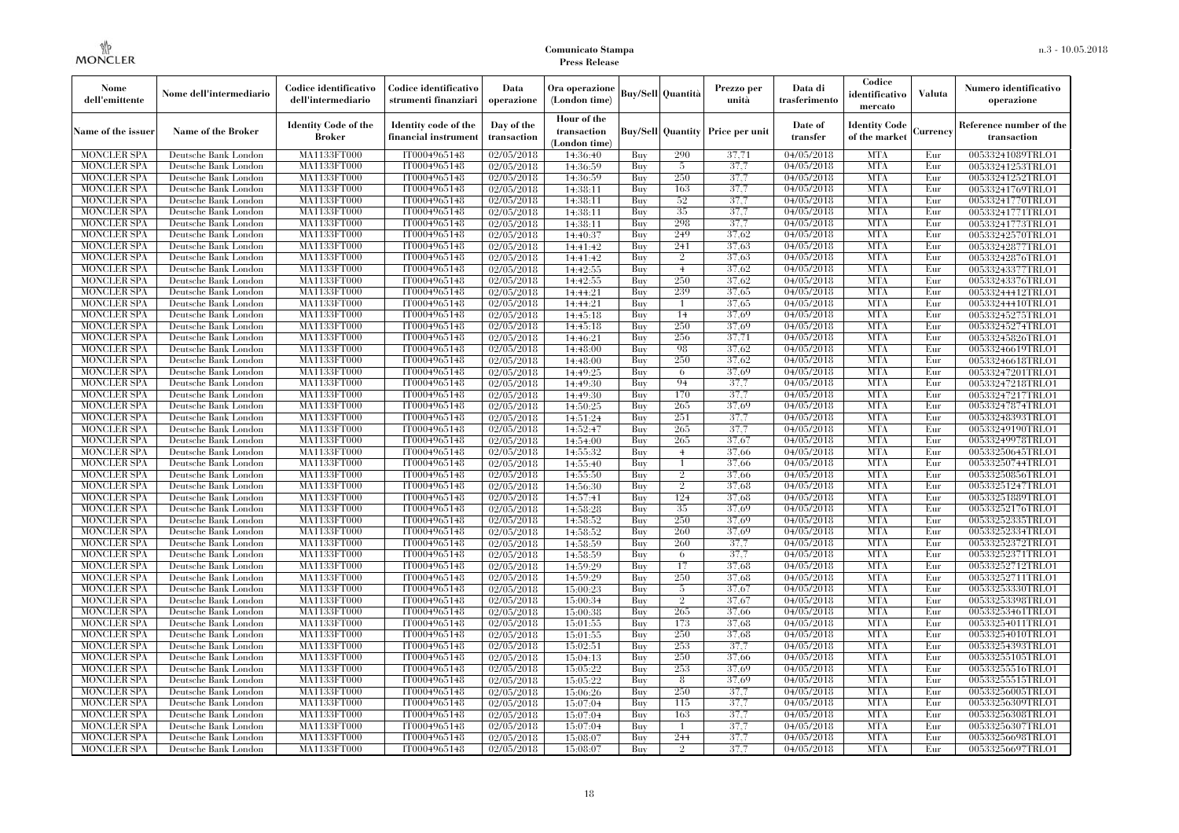| Nome dell'emittente | Nome dell'intermediario | Codice identificativo dell'intermediario | Codice identificativo strumenti finanziari | Data operazione | Ora operazione (London time) | Buy/Sell | Quantità | Prezzo per unità | Data di trasferimento | Codice identificativo mercato | Valuta | Numero identificativo operazione |
|---|---|---|---|---|---|---|---|---|---|---|---|---|
| Name of the issuer | Name of the Broker | Identity Code of the Broker | Identity code of the financial instrument | Day of the transaction | Hour of the transaction (London time) | Buy/Sell | Quantity | Price per unit | Date of transfer | Identity Code of the market | Currency | Reference number of the transaction |
| MONCLER SPA | Deutsche Bank London | MA1133FT000 | IT0004965148 | 02/05/2018 | 14:36:40 | Buy | 290 | 37,71 | 04/05/2018 | MTA | Eur | 00533241089TRLO1 |
| MONCLER SPA | Deutsche Bank London | MA1133FT000 | IT0004965148 | 02/05/2018 | 14:36:59 | Buy | 5 | 37,7 | 04/05/2018 | MTA | Eur | 00533241253TRLO1 |
| MONCLER SPA | Deutsche Bank London | MA1133FT000 | IT0004965148 | 02/05/2018 | 14:36:59 | Buy | 250 | 37,7 | 04/05/2018 | MTA | Eur | 00533241252TRLO1 |
| MONCLER SPA | Deutsche Bank London | MA1133FT000 | IT0004965148 | 02/05/2018 | 14:38:11 | Buy | 163 | 37,7 | 04/05/2018 | MTA | Eur | 00533241769TRLO1 |
| MONCLER SPA | Deutsche Bank London | MA1133FT000 | IT0004965148 | 02/05/2018 | 14:38:11 | Buy | 52 | 37,7 | 04/05/2018 | MTA | Eur | 00533241770TRLO1 |
| MONCLER SPA | Deutsche Bank London | MA1133FT000 | IT0004965148 | 02/05/2018 | 14:38:11 | Buy | 35 | 37,7 | 04/05/2018 | MTA | Eur | 00533241771TRLO1 |
| MONCLER SPA | Deutsche Bank London | MA1133FT000 | IT0004965148 | 02/05/2018 | 14:38:11 | Buy | 298 | 37,7 | 04/05/2018 | MTA | Eur | 00533241773TRLO1 |
| MONCLER SPA | Deutsche Bank London | MA1133FT000 | IT0004965148 | 02/05/2018 | 14:40:37 | Buy | 249 | 37,62 | 04/05/2018 | MTA | Eur | 00533242570TRLO1 |
| MONCLER SPA | Deutsche Bank London | MA1133FT000 | IT0004965148 | 02/05/2018 | 14:41:42 | Buy | 241 | 37,63 | 04/05/2018 | MTA | Eur | 00533242877TRLO1 |
| MONCLER SPA | Deutsche Bank London | MA1133FT000 | IT0004965148 | 02/05/2018 | 14:41:42 | Buy | 2 | 37,63 | 04/05/2018 | MTA | Eur | 00533242876TRLO1 |
| MONCLER SPA | Deutsche Bank London | MA1133FT000 | IT0004965148 | 02/05/2018 | 14:42:55 | Buy | 4 | 37,62 | 04/05/2018 | MTA | Eur | 00533243377TRLO1 |
| MONCLER SPA | Deutsche Bank London | MA1133FT000 | IT0004965148 | 02/05/2018 | 14:42:55 | Buy | 250 | 37,62 | 04/05/2018 | MTA | Eur | 00533243376TRLO1 |
| MONCLER SPA | Deutsche Bank London | MA1133FT000 | IT0004965148 | 02/05/2018 | 14:44:21 | Buy | 239 | 37,65 | 04/05/2018 | MTA | Eur | 00533244412TRLO1 |
| MONCLER SPA | Deutsche Bank London | MA1133FT000 | IT0004965148 | 02/05/2018 | 14:44:21 | Buy | 1 | 37,65 | 04/05/2018 | MTA | Eur | 00533244410TRLO1 |
| MONCLER SPA | Deutsche Bank London | MA1133FT000 | IT0004965148 | 02/05/2018 | 14:45:18 | Buy | 14 | 37,69 | 04/05/2018 | MTA | Eur | 00533245275TRLO1 |
| MONCLER SPA | Deutsche Bank London | MA1133FT000 | IT0004965148 | 02/05/2018 | 14:45:18 | Buy | 250 | 37,69 | 04/05/2018 | MTA | Eur | 00533245274TRLO1 |
| MONCLER SPA | Deutsche Bank London | MA1133FT000 | IT0004965148 | 02/05/2018 | 14:46:21 | Buy | 256 | 37,71 | 04/05/2018 | MTA | Eur | 00533245826TRLO1 |
| MONCLER SPA | Deutsche Bank London | MA1133FT000 | IT0004965148 | 02/05/2018 | 14:48:00 | Buy | 98 | 37,62 | 04/05/2018 | MTA | Eur | 00533246619TRLO1 |
| MONCLER SPA | Deutsche Bank London | MA1133FT000 | IT0004965148 | 02/05/2018 | 14:48:00 | Buy | 250 | 37,62 | 04/05/2018 | MTA | Eur | 00533246618TRLO1 |
| MONCLER SPA | Deutsche Bank London | MA1133FT000 | IT0004965148 | 02/05/2018 | 14:49:25 | Buy | 6 | 37,69 | 04/05/2018 | MTA | Eur | 00533247201TRLO1 |
| MONCLER SPA | Deutsche Bank London | MA1133FT000 | IT0004965148 | 02/05/2018 | 14:49:30 | Buy | 94 | 37,7 | 04/05/2018 | MTA | Eur | 00533247218TRLO1 |
| MONCLER SPA | Deutsche Bank London | MA1133FT000 | IT0004965148 | 02/05/2018 | 14:49:30 | Buy | 170 | 37,7 | 04/05/2018 | MTA | Eur | 00533247217TRLO1 |
| MONCLER SPA | Deutsche Bank London | MA1133FT000 | IT0004965148 | 02/05/2018 | 14:50:25 | Buy | 265 | 37,69 | 04/05/2018 | MTA | Eur | 00533247874TRLO1 |
| MONCLER SPA | Deutsche Bank London | MA1133FT000 | IT0004965148 | 02/05/2018 | 14:51:24 | Buy | 251 | 37,7 | 04/05/2018 | MTA | Eur | 00533248393TRLO1 |
| MONCLER SPA | Deutsche Bank London | MA1133FT000 | IT0004965148 | 02/05/2018 | 14:52:47 | Buy | 265 | 37,7 | 04/05/2018 | MTA | Eur | 00533249190TRLO1 |
| MONCLER SPA | Deutsche Bank London | MA1133FT000 | IT0004965148 | 02/05/2018 | 14:54:00 | Buy | 265 | 37,67 | 04/05/2018 | MTA | Eur | 00533249978TRLO1 |
| MONCLER SPA | Deutsche Bank London | MA1133FT000 | IT0004965148 | 02/05/2018 | 14:55:32 | Buy | 4 | 37,66 | 04/05/2018 | MTA | Eur | 00533250645TRLO1 |
| MONCLER SPA | Deutsche Bank London | MA1133FT000 | IT0004965148 | 02/05/2018 | 14:55:40 | Buy | 1 | 37,66 | 04/05/2018 | MTA | Eur | 00533250744TRLO1 |
| MONCLER SPA | Deutsche Bank London | MA1133FT000 | IT0004965148 | 02/05/2018 | 14:55:50 | Buy | 2 | 37,66 | 04/05/2018 | MTA | Eur | 00533250856TRLO1 |
| MONCLER SPA | Deutsche Bank London | MA1133FT000 | IT0004965148 | 02/05/2018 | 14:56:30 | Buy | 2 | 37,68 | 04/05/2018 | MTA | Eur | 00533251247TRLO1 |
| MONCLER SPA | Deutsche Bank London | MA1133FT000 | IT0004965148 | 02/05/2018 | 14:57:41 | Buy | 124 | 37,68 | 04/05/2018 | MTA | Eur | 00533251889TRLO1 |
| MONCLER SPA | Deutsche Bank London | MA1133FT000 | IT0004965148 | 02/05/2018 | 14:58:28 | Buy | 35 | 37,69 | 04/05/2018 | MTA | Eur | 00533252176TRLO1 |
| MONCLER SPA | Deutsche Bank London | MA1133FT000 | IT0004965148 | 02/05/2018 | 14:58:52 | Buy | 250 | 37,69 | 04/05/2018 | MTA | Eur | 00533252335TRLO1 |
| MONCLER SPA | Deutsche Bank London | MA1133FT000 | IT0004965148 | 02/05/2018 | 14:58:52 | Buy | 260 | 37,69 | 04/05/2018 | MTA | Eur | 00533252334TRLO1 |
| MONCLER SPA | Deutsche Bank London | MA1133FT000 | IT0004965148 | 02/05/2018 | 14:58:59 | Buy | 260 | 37,7 | 04/05/2018 | MTA | Eur | 00533252372TRLO1 |
| MONCLER SPA | Deutsche Bank London | MA1133FT000 | IT0004965148 | 02/05/2018 | 14:58:59 | Buy | 6 | 37,7 | 04/05/2018 | MTA | Eur | 00533252371TRLO1 |
| MONCLER SPA | Deutsche Bank London | MA1133FT000 | IT0004965148 | 02/05/2018 | 14:59:29 | Buy | 17 | 37,68 | 04/05/2018 | MTA | Eur | 00533252712TRLO1 |
| MONCLER SPA | Deutsche Bank London | MA1133FT000 | IT0004965148 | 02/05/2018 | 14:59:29 | Buy | 250 | 37,68 | 04/05/2018 | MTA | Eur | 00533252711TRLO1 |
| MONCLER SPA | Deutsche Bank London | MA1133FT000 | IT0004965148 | 02/05/2018 | 15:00:23 | Buy | 5 | 37,67 | 04/05/2018 | MTA | Eur | 00533253330TRLO1 |
| MONCLER SPA | Deutsche Bank London | MA1133FT000 | IT0004965148 | 02/05/2018 | 15:00:34 | Buy | 2 | 37,67 | 04/05/2018 | MTA | Eur | 00533253398TRLO1 |
| MONCLER SPA | Deutsche Bank London | MA1133FT000 | IT0004965148 | 02/05/2018 | 15:00:38 | Buy | 265 | 37,66 | 04/05/2018 | MTA | Eur | 00533253461TRLO1 |
| MONCLER SPA | Deutsche Bank London | MA1133FT000 | IT0004965148 | 02/05/2018 | 15:01:55 | Buy | 173 | 37,68 | 04/05/2018 | MTA | Eur | 00533254011TRLO1 |
| MONCLER SPA | Deutsche Bank London | MA1133FT000 | IT0004965148 | 02/05/2018 | 15:01:55 | Buy | 250 | 37,68 | 04/05/2018 | MTA | Eur | 00533254010TRLO1 |
| MONCLER SPA | Deutsche Bank London | MA1133FT000 | IT0004965148 | 02/05/2018 | 15:02:51 | Buy | 253 | 37,7 | 04/05/2018 | MTA | Eur | 00533254393TRLO1 |
| MONCLER SPA | Deutsche Bank London | MA1133FT000 | IT0004965148 | 02/05/2018 | 15:04:13 | Buy | 250 | 37,66 | 04/05/2018 | MTA | Eur | 00533255105TRLO1 |
| MONCLER SPA | Deutsche Bank London | MA1133FT000 | IT0004965148 | 02/05/2018 | 15:05:22 | Buy | 253 | 37,69 | 04/05/2018 | MTA | Eur | 00533255516TRLO1 |
| MONCLER SPA | Deutsche Bank London | MA1133FT000 | IT0004965148 | 02/05/2018 | 15:05:22 | Buy | 8 | 37,69 | 04/05/2018 | MTA | Eur | 00533255515TRLO1 |
| MONCLER SPA | Deutsche Bank London | MA1133FT000 | IT0004965148 | 02/05/2018 | 15:06:26 | Buy | 250 | 37,7 | 04/05/2018 | MTA | Eur | 00533256005TRLO1 |
| MONCLER SPA | Deutsche Bank London | MA1133FT000 | IT0004965148 | 02/05/2018 | 15:07:04 | Buy | 115 | 37,7 | 04/05/2018 | MTA | Eur | 00533256309TRLO1 |
| MONCLER SPA | Deutsche Bank London | MA1133FT000 | IT0004965148 | 02/05/2018 | 15:07:04 | Buy | 163 | 37,7 | 04/05/2018 | MTA | Eur | 00533256308TRLO1 |
| MONCLER SPA | Deutsche Bank London | MA1133FT000 | IT0004965148 | 02/05/2018 | 15:07:04 | Buy | 1 | 37,7 | 04/05/2018 | MTA | Eur | 00533256307TRLO1 |
| MONCLER SPA | Deutsche Bank London | MA1133FT000 | IT0004965148 | 02/05/2018 | 15:08:07 | Buy | 244 | 37,7 | 04/05/2018 | MTA | Eur | 00533256698TRLO1 |
| MONCLER SPA | Deutsche Bank London | MA1133FT000 | IT0004965148 | 02/05/2018 | 15:08:07 | Buy | 2 | 37,7 | 04/05/2018 | MTA | Eur | 00533256697TRLO1 |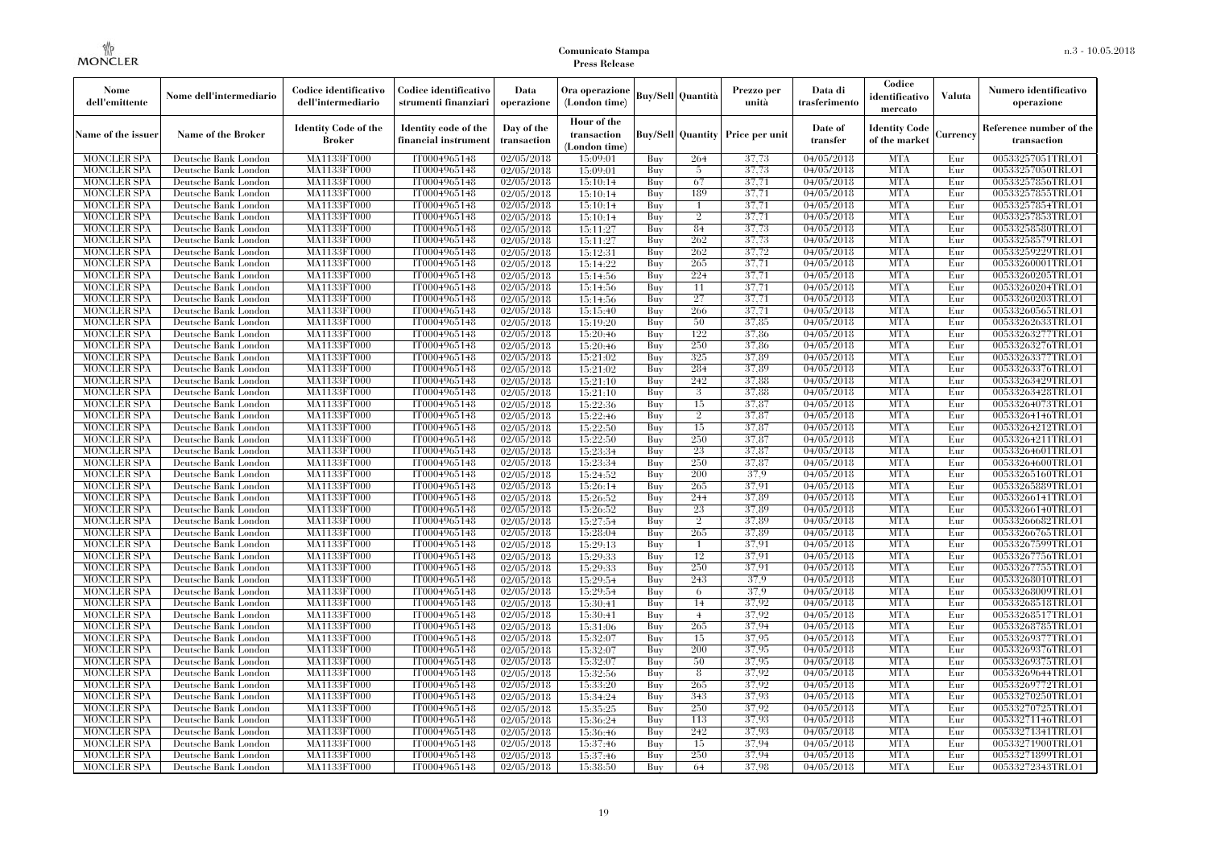| Nome dell'emittente | Nome dell'intermediario | Codice identificativo dell'intermediario | Codice identificativo strumenti finanziari | Data operazione | Ora operazione (London time) | Buy/Sell | Quantità | Prezzo per unità | Data di trasferimento | Codice identificativo mercato | Valuta | Numero identificativo operazione |
|---|---|---|---|---|---|---|---|---|---|---|---|---|
| Name of the issuer | Name of the Broker | Identity Code of the Broker | Identity code of the financial instrument | Day of the transaction | Hour of the transaction (London time) | Buy/Sell | Quantity | Price per unit | Date of transfer | Identity Code of the market | Currency | Reference number of the transaction |
| MONCLER SPA | Deutsche Bank London | MA1133FT000 | IT0004965148 | 02/05/2018 | 15:09:01 | Buy | 264 | 37,73 | 04/05/2018 | MTA | Eur | 00533257051TRLO1 |
| MONCLER SPA | Deutsche Bank London | MA1133FT000 | IT0004965148 | 02/05/2018 | 15:09:01 | Buy | 5 | 37,73 | 04/05/2018 | MTA | Eur | 00533257050TRLO1 |
| MONCLER SPA | Deutsche Bank London | MA1133FT000 | IT0004965148 | 02/05/2018 | 15:10:14 | Buy | 67 | 37,71 | 04/05/2018 | MTA | Eur | 00533257856TRLO1 |
| MONCLER SPA | Deutsche Bank London | MA1133FT000 | IT0004965148 | 02/05/2018 | 15:10:14 | Buy | 189 | 37,71 | 04/05/2018 | MTA | Eur | 00533257855TRLO1 |
| MONCLER SPA | Deutsche Bank London | MA1133FT000 | IT0004965148 | 02/05/2018 | 15:10:14 | Buy | 1 | 37,71 | 04/05/2018 | MTA | Eur | 00533257854TRLO1 |
| MONCLER SPA | Deutsche Bank London | MA1133FT000 | IT0004965148 | 02/05/2018 | 15:10:14 | Buy | 2 | 37,71 | 04/05/2018 | MTA | Eur | 00533257853TRLO1 |
| MONCLER SPA | Deutsche Bank London | MA1133FT000 | IT0004965148 | 02/05/2018 | 15:11:27 | Buy | 84 | 37,73 | 04/05/2018 | MTA | Eur | 00533258580TRLO1 |
| MONCLER SPA | Deutsche Bank London | MA1133FT000 | IT0004965148 | 02/05/2018 | 15:11:27 | Buy | 262 | 37,73 | 04/05/2018 | MTA | Eur | 00533258579TRLO1 |
| MONCLER SPA | Deutsche Bank London | MA1133FT000 | IT0004965148 | 02/05/2018 | 15:12:31 | Buy | 262 | 37,72 | 04/05/2018 | MTA | Eur | 00533259229TRLO1 |
| MONCLER SPA | Deutsche Bank London | MA1133FT000 | IT0004965148 | 02/05/2018 | 15:14:22 | Buy | 265 | 37,71 | 04/05/2018 | MTA | Eur | 00533260001TRLO1 |
| MONCLER SPA | Deutsche Bank London | MA1133FT000 | IT0004965148 | 02/05/2018 | 15:14:56 | Buy | 224 | 37,71 | 04/05/2018 | MTA | Eur | 00533260205TRLO1 |
| MONCLER SPA | Deutsche Bank London | MA1133FT000 | IT0004965148 | 02/05/2018 | 15:14:56 | Buy | 11 | 37,71 | 04/05/2018 | MTA | Eur | 00533260204TRLO1 |
| MONCLER SPA | Deutsche Bank London | MA1133FT000 | IT0004965148 | 02/05/2018 | 15:14:56 | Buy | 27 | 37,71 | 04/05/2018 | MTA | Eur | 00533260203TRLO1 |
| MONCLER SPA | Deutsche Bank London | MA1133FT000 | IT0004965148 | 02/05/2018 | 15:15:40 | Buy | 266 | 37,71 | 04/05/2018 | MTA | Eur | 00533260565TRLO1 |
| MONCLER SPA | Deutsche Bank London | MA1133FT000 | IT0004965148 | 02/05/2018 | 15:19:20 | Buy | 50 | 37,85 | 04/05/2018 | MTA | Eur | 00533262633TRLO1 |
| MONCLER SPA | Deutsche Bank London | MA1133FT000 | IT0004965148 | 02/05/2018 | 15:20:46 | Buy | 122 | 37,86 | 04/05/2018 | MTA | Eur | 00533263277TRLO1 |
| MONCLER SPA | Deutsche Bank London | MA1133FT000 | IT0004965148 | 02/05/2018 | 15:20:46 | Buy | 250 | 37,86 | 04/05/2018 | MTA | Eur | 00533263276TRLO1 |
| MONCLER SPA | Deutsche Bank London | MA1133FT000 | IT0004965148 | 02/05/2018 | 15:21:02 | Buy | 325 | 37,89 | 04/05/2018 | MTA | Eur | 00533263377TRLO1 |
| MONCLER SPA | Deutsche Bank London | MA1133FT000 | IT0004965148 | 02/05/2018 | 15:21:02 | Buy | 284 | 37,89 | 04/05/2018 | MTA | Eur | 00533263376TRLO1 |
| MONCLER SPA | Deutsche Bank London | MA1133FT000 | IT0004965148 | 02/05/2018 | 15:21:10 | Buy | 242 | 37,88 | 04/05/2018 | MTA | Eur | 00533263429TRLO1 |
| MONCLER SPA | Deutsche Bank London | MA1133FT000 | IT0004965148 | 02/05/2018 | 15:21:10 | Buy | 3 | 37,88 | 04/05/2018 | MTA | Eur | 00533263428TRLO1 |
| MONCLER SPA | Deutsche Bank London | MA1133FT000 | IT0004965148 | 02/05/2018 | 15:22:36 | Buy | 15 | 37,87 | 04/05/2018 | MTA | Eur | 00533264073TRLO1 |
| MONCLER SPA | Deutsche Bank London | MA1133FT000 | IT0004965148 | 02/05/2018 | 15:22:46 | Buy | 2 | 37,87 | 04/05/2018 | MTA | Eur | 00533264146TRLO1 |
| MONCLER SPA | Deutsche Bank London | MA1133FT000 | IT0004965148 | 02/05/2018 | 15:22:50 | Buy | 15 | 37,87 | 04/05/2018 | MTA | Eur | 00533264212TRLO1 |
| MONCLER SPA | Deutsche Bank London | MA1133FT000 | IT0004965148 | 02/05/2018 | 15:22:50 | Buy | 250 | 37,87 | 04/05/2018 | MTA | Eur | 00533264211TRLO1 |
| MONCLER SPA | Deutsche Bank London | MA1133FT000 | IT0004965148 | 02/05/2018 | 15:23:34 | Buy | 23 | 37,87 | 04/05/2018 | MTA | Eur | 00533264601TRLO1 |
| MONCLER SPA | Deutsche Bank London | MA1133FT000 | IT0004965148 | 02/05/2018 | 15:23:34 | Buy | 250 | 37,87 | 04/05/2018 | MTA | Eur | 00533264600TRLO1 |
| MONCLER SPA | Deutsche Bank London | MA1133FT000 | IT0004965148 | 02/05/2018 | 15:24:52 | Buy | 200 | 37,9 | 04/05/2018 | MTA | Eur | 00533265160TRLO1 |
| MONCLER SPA | Deutsche Bank London | MA1133FT000 | IT0004965148 | 02/05/2018 | 15:26:14 | Buy | 265 | 37,91 | 04/05/2018 | MTA | Eur | 00533265889TRLO1 |
| MONCLER SPA | Deutsche Bank London | MA1133FT000 | IT0004965148 | 02/05/2018 | 15:26:52 | Buy | 244 | 37,89 | 04/05/2018 | MTA | Eur | 00533266141TRLO1 |
| MONCLER SPA | Deutsche Bank London | MA1133FT000 | IT0004965148 | 02/05/2018 | 15:26:52 | Buy | 23 | 37,89 | 04/05/2018 | MTA | Eur | 00533266140TRLO1 |
| MONCLER SPA | Deutsche Bank London | MA1133FT000 | IT0004965148 | 02/05/2018 | 15:27:54 | Buy | 2 | 37,89 | 04/05/2018 | MTA | Eur | 00533266682TRLO1 |
| MONCLER SPA | Deutsche Bank London | MA1133FT000 | IT0004965148 | 02/05/2018 | 15:28:04 | Buy | 265 | 37,89 | 04/05/2018 | MTA | Eur | 00533266765TRLO1 |
| MONCLER SPA | Deutsche Bank London | MA1133FT000 | IT0004965148 | 02/05/2018 | 15:29:13 | Buy | 1 | 37,91 | 04/05/2018 | MTA | Eur | 00533267599TRLO1 |
| MONCLER SPA | Deutsche Bank London | MA1133FT000 | IT0004965148 | 02/05/2018 | 15:29:33 | Buy | 12 | 37,91 | 04/05/2018 | MTA | Eur | 00533267756TRLO1 |
| MONCLER SPA | Deutsche Bank London | MA1133FT000 | IT0004965148 | 02/05/2018 | 15:29:33 | Buy | 250 | 37,91 | 04/05/2018 | MTA | Eur | 00533267755TRLO1 |
| MONCLER SPA | Deutsche Bank London | MA1133FT000 | IT0004965148 | 02/05/2018 | 15:29:54 | Buy | 243 | 37,9 | 04/05/2018 | MTA | Eur | 00533268010TRLO1 |
| MONCLER SPA | Deutsche Bank London | MA1133FT000 | IT0004965148 | 02/05/2018 | 15:29:54 | Buy | 6 | 37,9 | 04/05/2018 | MTA | Eur | 00533268009TRLO1 |
| MONCLER SPA | Deutsche Bank London | MA1133FT000 | IT0004965148 | 02/05/2018 | 15:30:41 | Buy | 14 | 37,92 | 04/05/2018 | MTA | Eur | 00533268518TRLO1 |
| MONCLER SPA | Deutsche Bank London | MA1133FT000 | IT0004965148 | 02/05/2018 | 15:30:41 | Buy | 4 | 37,92 | 04/05/2018 | MTA | Eur | 00533268517TRLO1 |
| MONCLER SPA | Deutsche Bank London | MA1133FT000 | IT0004965148 | 02/05/2018 | 15:31:06 | Buy | 265 | 37,94 | 04/05/2018 | MTA | Eur | 00533268785TRLO1 |
| MONCLER SPA | Deutsche Bank London | MA1133FT000 | IT0004965148 | 02/05/2018 | 15:32:07 | Buy | 15 | 37,95 | 04/05/2018 | MTA | Eur | 00533269377TRLO1 |
| MONCLER SPA | Deutsche Bank London | MA1133FT000 | IT0004965148 | 02/05/2018 | 15:32:07 | Buy | 200 | 37,95 | 04/05/2018 | MTA | Eur | 00533269376TRLO1 |
| MONCLER SPA | Deutsche Bank London | MA1133FT000 | IT0004965148 | 02/05/2018 | 15:32:07 | Buy | 50 | 37,95 | 04/05/2018 | MTA | Eur | 00533269375TRLO1 |
| MONCLER SPA | Deutsche Bank London | MA1133FT000 | IT0004965148 | 02/05/2018 | 15:32:56 | Buy | 8 | 37,92 | 04/05/2018 | MTA | Eur | 00533269644TRLO1 |
| MONCLER SPA | Deutsche Bank London | MA1133FT000 | IT0004965148 | 02/05/2018 | 15:33:20 | Buy | 265 | 37,92 | 04/05/2018 | MTA | Eur | 00533269772TRLO1 |
| MONCLER SPA | Deutsche Bank London | MA1133FT000 | IT0004965148 | 02/05/2018 | 15:34:24 | Buy | 343 | 37,93 | 04/05/2018 | MTA | Eur | 00533270250TRLO1 |
| MONCLER SPA | Deutsche Bank London | MA1133FT000 | IT0004965148 | 02/05/2018 | 15:35:25 | Buy | 250 | 37,92 | 04/05/2018 | MTA | Eur | 00533270725TRLO1 |
| MONCLER SPA | Deutsche Bank London | MA1133FT000 | IT0004965148 | 02/05/2018 | 15:36:24 | Buy | 113 | 37,93 | 04/05/2018 | MTA | Eur | 00533271146TRLO1 |
| MONCLER SPA | Deutsche Bank London | MA1133FT000 | IT0004965148 | 02/05/2018 | 15:36:46 | Buy | 242 | 37,93 | 04/05/2018 | MTA | Eur | 00533271341TRLO1 |
| MONCLER SPA | Deutsche Bank London | MA1133FT000 | IT0004965148 | 02/05/2018 | 15:37:46 | Buy | 15 | 37,94 | 04/05/2018 | MTA | Eur | 00533271900TRLO1 |
| MONCLER SPA | Deutsche Bank London | MA1133FT000 | IT0004965148 | 02/05/2018 | 15:37:46 | Buy | 250 | 37,94 | 04/05/2018 | MTA | Eur | 00533271899TRLO1 |
| MONCLER SPA | Deutsche Bank London | MA1133FT000 | IT0004965148 | 02/05/2018 | 15:38:50 | Buy | 64 | 37,98 | 04/05/2018 | MTA | Eur | 00533272343TRLO1 |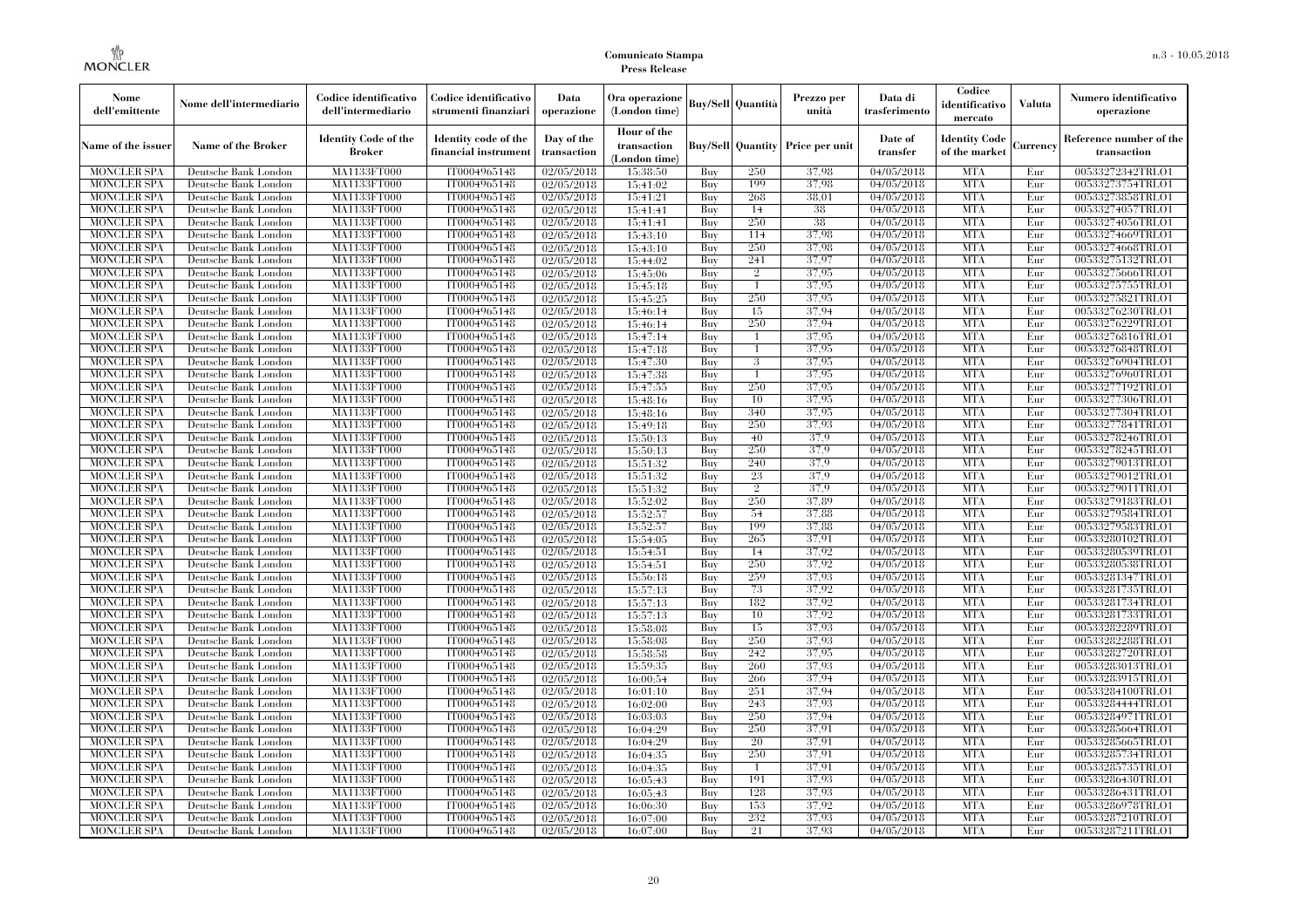| Nome dell'emittente | Nome dell'intermediario | Codice identificativo dell'intermediario | Codice identificativo strumenti finanziari | Data operazione | Ora operazione (London time) | Buy/Sell | Quantità | Prezzo per unità | Data di trasferimento | Codice identificativo mercato | Valuta | Numero identificativo operazione |
|---|---|---|---|---|---|---|---|---|---|---|---|---|
| Name of the issuer | Name of the Broker | Identity Code of the Broker | Identity code of the financial instrument | Day of the transaction | Hour of the transaction (London time) | Buy/Sell | Quantity | Price per unit | Date of transfer | Identity Code of the market | Currency | Reference number of the transaction |
| MONCLER SPA | Deutsche Bank London | MA1133FT000 | IT0004965148 | 02/05/2018 | 15:38:50 | Buy | 250 | 37,98 | 04/05/2018 | MTA | Eur | 00533272342TRLO1 |
| MONCLER SPA | Deutsche Bank London | MA1133FT000 | IT0004965148 | 02/05/2018 | 15:41:02 | Buy | 199 | 37,98 | 04/05/2018 | MTA | Eur | 00533273754TRLO1 |
| MONCLER SPA | Deutsche Bank London | MA1133FT000 | IT0004965148 | 02/05/2018 | 15:41:21 | Buy | 268 | 38,01 | 04/05/2018 | MTA | Eur | 00533273858TRLO1 |
| MONCLER SPA | Deutsche Bank London | MA1133FT000 | IT0004965148 | 02/05/2018 | 15:41:41 | Buy | 14 | 38 | 04/05/2018 | MTA | Eur | 00533274057TRLO1 |
| MONCLER SPA | Deutsche Bank London | MA1133FT000 | IT0004965148 | 02/05/2018 | 15:41:41 | Buy | 250 | 38 | 04/05/2018 | MTA | Eur | 00533274056TRLO1 |
| MONCLER SPA | Deutsche Bank London | MA1133FT000 | IT0004965148 | 02/05/2018 | 15:43:10 | Buy | 114 | 37,98 | 04/05/2018 | MTA | Eur | 00533274669TRLO1 |
| MONCLER SPA | Deutsche Bank London | MA1133FT000 | IT0004965148 | 02/05/2018 | 15:43:10 | Buy | 250 | 37,98 | 04/05/2018 | MTA | Eur | 00533274668TRLO1 |
| MONCLER SPA | Deutsche Bank London | MA1133FT000 | IT0004965148 | 02/05/2018 | 15:44:02 | Buy | 241 | 37,97 | 04/05/2018 | MTA | Eur | 00533275132TRLO1 |
| MONCLER SPA | Deutsche Bank London | MA1133FT000 | IT0004965148 | 02/05/2018 | 15:45:06 | Buy | 2 | 37,95 | 04/05/2018 | MTA | Eur | 00533275666TRLO1 |
| MONCLER SPA | Deutsche Bank London | MA1133FT000 | IT0004965148 | 02/05/2018 | 15:45:18 | Buy | 1 | 37,95 | 04/05/2018 | MTA | Eur | 00533275755TRLO1 |
| MONCLER SPA | Deutsche Bank London | MA1133FT000 | IT0004965148 | 02/05/2018 | 15:45:25 | Buy | 250 | 37,95 | 04/05/2018 | MTA | Eur | 00533275821TRLO1 |
| MONCLER SPA | Deutsche Bank London | MA1133FT000 | IT0004965148 | 02/05/2018 | 15:46:14 | Buy | 15 | 37,94 | 04/05/2018 | MTA | Eur | 00533276230TRLO1 |
| MONCLER SPA | Deutsche Bank London | MA1133FT000 | IT0004965148 | 02/05/2018 | 15:46:14 | Buy | 250 | 37,94 | 04/05/2018 | MTA | Eur | 00533276229TRLO1 |
| MONCLER SPA | Deutsche Bank London | MA1133FT000 | IT0004965148 | 02/05/2018 | 15:47:14 | Buy | 1 | 37,95 | 04/05/2018 | MTA | Eur | 00533276816TRLO1 |
| MONCLER SPA | Deutsche Bank London | MA1133FT000 | IT0004965148 | 02/05/2018 | 15:47:18 | Buy | 1 | 37,95 | 04/05/2018 | MTA | Eur | 00533276848TRLO1 |
| MONCLER SPA | Deutsche Bank London | MA1133FT000 | IT0004965148 | 02/05/2018 | 15:47:30 | Buy | 3 | 37,95 | 04/05/2018 | MTA | Eur | 00533276904TRLO1 |
| MONCLER SPA | Deutsche Bank London | MA1133FT000 | IT0004965148 | 02/05/2018 | 15:47:38 | Buy | 1 | 37,95 | 04/05/2018 | MTA | Eur | 00533276960TRLO1 |
| MONCLER SPA | Deutsche Bank London | MA1133FT000 | IT0004965148 | 02/05/2018 | 15:47:55 | Buy | 250 | 37,95 | 04/05/2018 | MTA | Eur | 00533277192TRLO1 |
| MONCLER SPA | Deutsche Bank London | MA1133FT000 | IT0004965148 | 02/05/2018 | 15:48:16 | Buy | 10 | 37,95 | 04/05/2018 | MTA | Eur | 00533277306TRLO1 |
| MONCLER SPA | Deutsche Bank London | MA1133FT000 | IT0004965148 | 02/05/2018 | 15:48:16 | Buy | 340 | 37,95 | 04/05/2018 | MTA | Eur | 00533277304TRLO1 |
| MONCLER SPA | Deutsche Bank London | MA1133FT000 | IT0004965148 | 02/05/2018 | 15:49:18 | Buy | 250 | 37,93 | 04/05/2018 | MTA | Eur | 00533277841TRLO1 |
| MONCLER SPA | Deutsche Bank London | MA1133FT000 | IT0004965148 | 02/05/2018 | 15:50:13 | Buy | 40 | 37,9 | 04/05/2018 | MTA | Eur | 00533278246TRLO1 |
| MONCLER SPA | Deutsche Bank London | MA1133FT000 | IT0004965148 | 02/05/2018 | 15:50:13 | Buy | 250 | 37,9 | 04/05/2018 | MTA | Eur | 00533278245TRLO1 |
| MONCLER SPA | Deutsche Bank London | MA1133FT000 | IT0004965148 | 02/05/2018 | 15:51:32 | Buy | 240 | 37,9 | 04/05/2018 | MTA | Eur | 00533279013TRLO1 |
| MONCLER SPA | Deutsche Bank London | MA1133FT000 | IT0004965148 | 02/05/2018 | 15:51:32 | Buy | 23 | 37,9 | 04/05/2018 | MTA | Eur | 00533279012TRLO1 |
| MONCLER SPA | Deutsche Bank London | MA1133FT000 | IT0004965148 | 02/05/2018 | 15:51:32 | Buy | 2 | 37,9 | 04/05/2018 | MTA | Eur | 00533279011TRLO1 |
| MONCLER SPA | Deutsche Bank London | MA1133FT000 | IT0004965148 | 02/05/2018 | 15:52:02 | Buy | 250 | 37,89 | 04/05/2018 | MTA | Eur | 00533279183TRLO1 |
| MONCLER SPA | Deutsche Bank London | MA1133FT000 | IT0004965148 | 02/05/2018 | 15:52:57 | Buy | 54 | 37,88 | 04/05/2018 | MTA | Eur | 00533279584TRLO1 |
| MONCLER SPA | Deutsche Bank London | MA1133FT000 | IT0004965148 | 02/05/2018 | 15:52:57 | Buy | 199 | 37,88 | 04/05/2018 | MTA | Eur | 00533279583TRLO1 |
| MONCLER SPA | Deutsche Bank London | MA1133FT000 | IT0004965148 | 02/05/2018 | 15:54:05 | Buy | 265 | 37,91 | 04/05/2018 | MTA | Eur | 00533280102TRLO1 |
| MONCLER SPA | Deutsche Bank London | MA1133FT000 | IT0004965148 | 02/05/2018 | 15:54:51 | Buy | 14 | 37,92 | 04/05/2018 | MTA | Eur | 00533280539TRLO1 |
| MONCLER SPA | Deutsche Bank London | MA1133FT000 | IT0004965148 | 02/05/2018 | 15:54:51 | Buy | 250 | 37,92 | 04/05/2018 | MTA | Eur | 00533280538TRLO1 |
| MONCLER SPA | Deutsche Bank London | MA1133FT000 | IT0004965148 | 02/05/2018 | 15:56:18 | Buy | 259 | 37,93 | 04/05/2018 | MTA | Eur | 00533281347TRLO1 |
| MONCLER SPA | Deutsche Bank London | MA1133FT000 | IT0004965148 | 02/05/2018 | 15:57:13 | Buy | 73 | 37,92 | 04/05/2018 | MTA | Eur | 00533281735TRLO1 |
| MONCLER SPA | Deutsche Bank London | MA1133FT000 | IT0004965148 | 02/05/2018 | 15:57:13 | Buy | 182 | 37,92 | 04/05/2018 | MTA | Eur | 00533281734TRLO1 |
| MONCLER SPA | Deutsche Bank London | MA1133FT000 | IT0004965148 | 02/05/2018 | 15:57:13 | Buy | 10 | 37,92 | 04/05/2018 | MTA | Eur | 00533281733TRLO1 |
| MONCLER SPA | Deutsche Bank London | MA1133FT000 | IT0004965148 | 02/05/2018 | 15:58:08 | Buy | 15 | 37,93 | 04/05/2018 | MTA | Eur | 00533282289TRLO1 |
| MONCLER SPA | Deutsche Bank London | MA1133FT000 | IT0004965148 | 02/05/2018 | 15:58:08 | Buy | 250 | 37,93 | 04/05/2018 | MTA | Eur | 00533282288TRLO1 |
| MONCLER SPA | Deutsche Bank London | MA1133FT000 | IT0004965148 | 02/05/2018 | 15:58:58 | Buy | 242 | 37,95 | 04/05/2018 | MTA | Eur | 00533282720TRLO1 |
| MONCLER SPA | Deutsche Bank London | MA1133FT000 | IT0004965148 | 02/05/2018 | 15:59:35 | Buy | 260 | 37,93 | 04/05/2018 | MTA | Eur | 00533283013TRLO1 |
| MONCLER SPA | Deutsche Bank London | MA1133FT000 | IT0004965148 | 02/05/2018 | 16:00:54 | Buy | 266 | 37,94 | 04/05/2018 | MTA | Eur | 00533283915TRLO1 |
| MONCLER SPA | Deutsche Bank London | MA1133FT000 | IT0004965148 | 02/05/2018 | 16:01:10 | Buy | 251 | 37,94 | 04/05/2018 | MTA | Eur | 00533284100TRLO1 |
| MONCLER SPA | Deutsche Bank London | MA1133FT000 | IT0004965148 | 02/05/2018 | 16:02:00 | Buy | 243 | 37,93 | 04/05/2018 | MTA | Eur | 00533284444TRLO1 |
| MONCLER SPA | Deutsche Bank London | MA1133FT000 | IT0004965148 | 02/05/2018 | 16:03:03 | Buy | 250 | 37,94 | 04/05/2018 | MTA | Eur | 00533284971TRLO1 |
| MONCLER SPA | Deutsche Bank London | MA1133FT000 | IT0004965148 | 02/05/2018 | 16:04:29 | Buy | 250 | 37,91 | 04/05/2018 | MTA | Eur | 00533285664TRLO1 |
| MONCLER SPA | Deutsche Bank London | MA1133FT000 | IT0004965148 | 02/05/2018 | 16:04:29 | Buy | 20 | 37,91 | 04/05/2018 | MTA | Eur | 00533285665TRLO1 |
| MONCLER SPA | Deutsche Bank London | MA1133FT000 | IT0004965148 | 02/05/2018 | 16:04:35 | Buy | 250 | 37,91 | 04/05/2018 | MTA | Eur | 00533285734TRLO1 |
| MONCLER SPA | Deutsche Bank London | MA1133FT000 | IT0004965148 | 02/05/2018 | 16:04:35 | Buy | 1 | 37,91 | 04/05/2018 | MTA | Eur | 00533285735TRLO1 |
| MONCLER SPA | Deutsche Bank London | MA1133FT000 | IT0004965148 | 02/05/2018 | 16:05:43 | Buy | 191 | 37,93 | 04/05/2018 | MTA | Eur | 00533286430TRLO1 |
| MONCLER SPA | Deutsche Bank London | MA1133FT000 | IT0004965148 | 02/05/2018 | 16:05:43 | Buy | 128 | 37,93 | 04/05/2018 | MTA | Eur | 00533286431TRLO1 |
| MONCLER SPA | Deutsche Bank London | MA1133FT000 | IT0004965148 | 02/05/2018 | 16:06:30 | Buy | 153 | 37,92 | 04/05/2018 | MTA | Eur | 00533286978TRLO1 |
| MONCLER SPA | Deutsche Bank London | MA1133FT000 | IT0004965148 | 02/05/2018 | 16:07:00 | Buy | 232 | 37,93 | 04/05/2018 | MTA | Eur | 00533287210TRLO1 |
| MONCLER SPA | Deutsche Bank London | MA1133FT000 | IT0004965148 | 02/05/2018 | 16:07:00 | Buy | 21 | 37,93 | 04/05/2018 | MTA | Eur | 00533287211TRLO1 |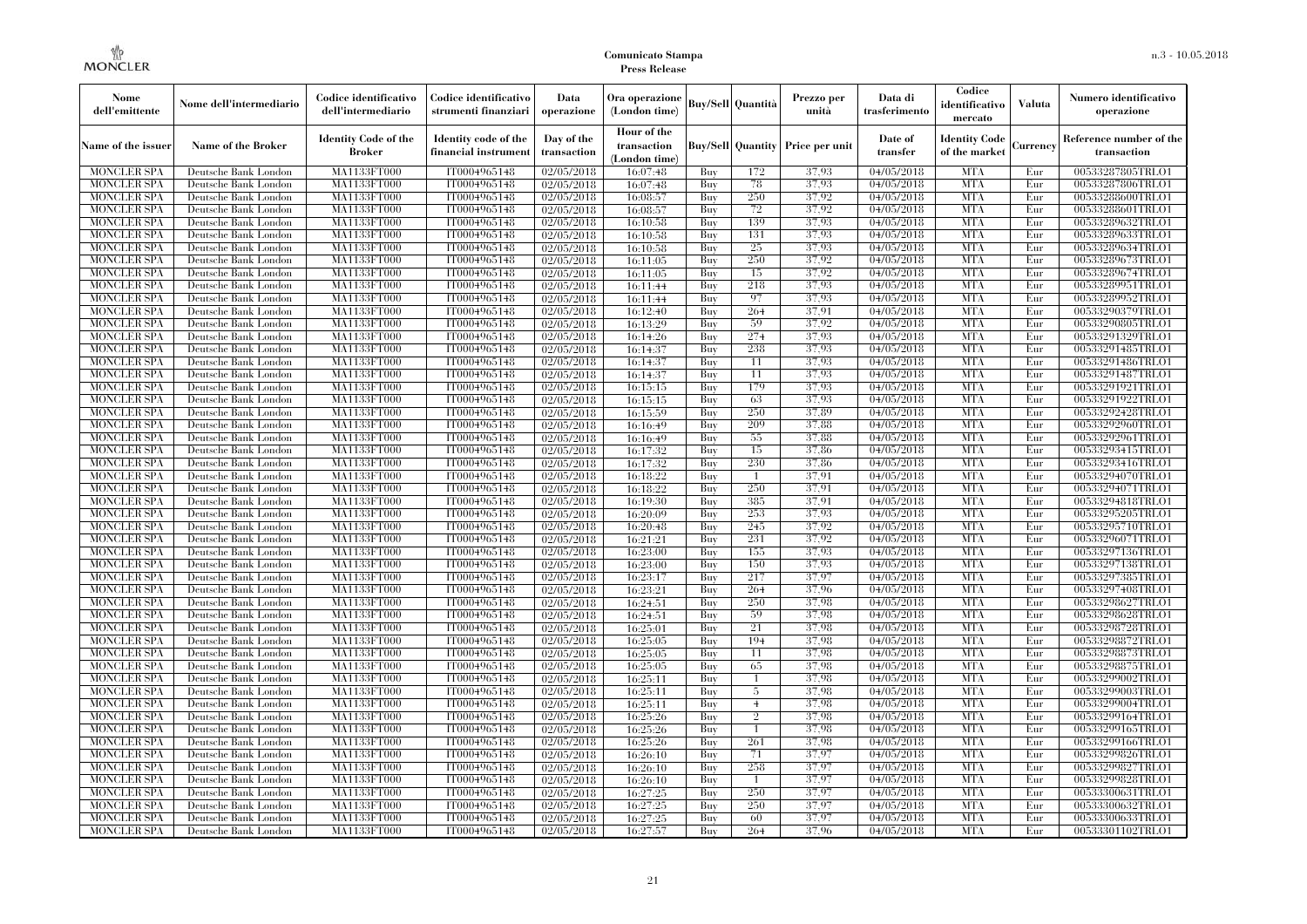| Nome dell'emittente | Nome dell'intermediario | Codice identificativo dell'intermediario | Codice identificativo strumenti finanziari | Data operazione | Ora operazione (London time) | Buy/Sell | Quantità | Prezzo per unità | Data di trasferimento | Codice identificativo mercato | Valuta | Numero identificativo operazione |
|---|---|---|---|---|---|---|---|---|---|---|---|---|
| Name of the issuer | Name of the Broker | Identity Code of the Broker | Identity code of the financial instrument | Day of the transaction | Hour of the transaction (London time) | Buy/Sell | Quantity | Price per unit | Date of transfer | Identity Code of the market | Currency | Reference number of the transaction |
| MONCLER SPA | Deutsche Bank London | MA1133FT000 | IT0004965148 | 02/05/2018 | 16:07:48 | Buy | 172 | 37,93 | 04/05/2018 | MTA | Eur | 00533287805TRLO1 |
| MONCLER SPA | Deutsche Bank London | MA1133FT000 | IT0004965148 | 02/05/2018 | 16:07:48 | Buy | 78 | 37,93 | 04/05/2018 | MTA | Eur | 00533287806TRLO1 |
| MONCLER SPA | Deutsche Bank London | MA1133FT000 | IT0004965148 | 02/05/2018 | 16:08:57 | Buy | 250 | 37,92 | 04/05/2018 | MTA | Eur | 00533288600TRLO1 |
| MONCLER SPA | Deutsche Bank London | MA1133FT000 | IT0004965148 | 02/05/2018 | 16:08:57 | Buy | 72 | 37,92 | 04/05/2018 | MTA | Eur | 00533288601TRLO1 |
| MONCLER SPA | Deutsche Bank London | MA1133FT000 | IT0004965148 | 02/05/2018 | 16:10:58 | Buy | 139 | 37,93 | 04/05/2018 | MTA | Eur | 00533289632TRLO1 |
| MONCLER SPA | Deutsche Bank London | MA1133FT000 | IT0004965148 | 02/05/2018 | 16:10:58 | Buy | 131 | 37,93 | 04/05/2018 | MTA | Eur | 00533289633TRLO1 |
| MONCLER SPA | Deutsche Bank London | MA1133FT000 | IT0004965148 | 02/05/2018 | 16:10:58 | Buy | 25 | 37,93 | 04/05/2018 | MTA | Eur | 00533289634TRLO1 |
| MONCLER SPA | Deutsche Bank London | MA1133FT000 | IT0004965148 | 02/05/2018 | 16:11:05 | Buy | 250 | 37,92 | 04/05/2018 | MTA | Eur | 00533289673TRLO1 |
| MONCLER SPA | Deutsche Bank London | MA1133FT000 | IT0004965148 | 02/05/2018 | 16:11:05 | Buy | 15 | 37,92 | 04/05/2018 | MTA | Eur | 00533289674TRLO1 |
| MONCLER SPA | Deutsche Bank London | MA1133FT000 | IT0004965148 | 02/05/2018 | 16:11:44 | Buy | 218 | 37,93 | 04/05/2018 | MTA | Eur | 00533289951TRLO1 |
| MONCLER SPA | Deutsche Bank London | MA1133FT000 | IT0004965148 | 02/05/2018 | 16:11:44 | Buy | 97 | 37,93 | 04/05/2018 | MTA | Eur | 00533289952TRLO1 |
| MONCLER SPA | Deutsche Bank London | MA1133FT000 | IT0004965148 | 02/05/2018 | 16:12:40 | Buy | 264 | 37,91 | 04/05/2018 | MTA | Eur | 00533290379TRLO1 |
| MONCLER SPA | Deutsche Bank London | MA1133FT000 | IT0004965148 | 02/05/2018 | 16:13:29 | Buy | 59 | 37,92 | 04/05/2018 | MTA | Eur | 00533290805TRLO1 |
| MONCLER SPA | Deutsche Bank London | MA1133FT000 | IT0004965148 | 02/05/2018 | 16:14:26 | Buy | 274 | 37,93 | 04/05/2018 | MTA | Eur | 00533291329TRLO1 |
| MONCLER SPA | Deutsche Bank London | MA1133FT000 | IT0004965148 | 02/05/2018 | 16:14:37 | Buy | 238 | 37,93 | 04/05/2018 | MTA | Eur | 00533291485TRLO1 |
| MONCLER SPA | Deutsche Bank London | MA1133FT000 | IT0004965148 | 02/05/2018 | 16:14:37 | Buy | 11 | 37,93 | 04/05/2018 | MTA | Eur | 00533291486TRLO1 |
| MONCLER SPA | Deutsche Bank London | MA1133FT000 | IT0004965148 | 02/05/2018 | 16:14:37 | Buy | 11 | 37,93 | 04/05/2018 | MTA | Eur | 00533291487TRLO1 |
| MONCLER SPA | Deutsche Bank London | MA1133FT000 | IT0004965148 | 02/05/2018 | 16:15:15 | Buy | 179 | 37,93 | 04/05/2018 | MTA | Eur | 00533291921TRLO1 |
| MONCLER SPA | Deutsche Bank London | MA1133FT000 | IT0004965148 | 02/05/2018 | 16:15:15 | Buy | 63 | 37,93 | 04/05/2018 | MTA | Eur | 00533291922TRLO1 |
| MONCLER SPA | Deutsche Bank London | MA1133FT000 | IT0004965148 | 02/05/2018 | 16:15:59 | Buy | 250 | 37,89 | 04/05/2018 | MTA | Eur | 00533292428TRLO1 |
| MONCLER SPA | Deutsche Bank London | MA1133FT000 | IT0004965148 | 02/05/2018 | 16:16:49 | Buy | 209 | 37,88 | 04/05/2018 | MTA | Eur | 00533292960TRLO1 |
| MONCLER SPA | Deutsche Bank London | MA1133FT000 | IT0004965148 | 02/05/2018 | 16:16:49 | Buy | 55 | 37,88 | 04/05/2018 | MTA | Eur | 00533292961TRLO1 |
| MONCLER SPA | Deutsche Bank London | MA1133FT000 | IT0004965148 | 02/05/2018 | 16:17:32 | Buy | 15 | 37,86 | 04/05/2018 | MTA | Eur | 00533293415TRLO1 |
| MONCLER SPA | Deutsche Bank London | MA1133FT000 | IT0004965148 | 02/05/2018 | 16:17:32 | Buy | 230 | 37,86 | 04/05/2018 | MTA | Eur | 00533293416TRLO1 |
| MONCLER SPA | Deutsche Bank London | MA1133FT000 | IT0004965148 | 02/05/2018 | 16:18:22 | Buy | 1 | 37,91 | 04/05/2018 | MTA | Eur | 00533294070TRLO1 |
| MONCLER SPA | Deutsche Bank London | MA1133FT000 | IT0004965148 | 02/05/2018 | 16:18:22 | Buy | 250 | 37,91 | 04/05/2018 | MTA | Eur | 00533294071TRLO1 |
| MONCLER SPA | Deutsche Bank London | MA1133FT000 | IT0004965148 | 02/05/2018 | 16:19:30 | Buy | 385 | 37,91 | 04/05/2018 | MTA | Eur | 00533294818TRLO1 |
| MONCLER SPA | Deutsche Bank London | MA1133FT000 | IT0004965148 | 02/05/2018 | 16:20:09 | Buy | 253 | 37,93 | 04/05/2018 | MTA | Eur | 00533295205TRLO1 |
| MONCLER SPA | Deutsche Bank London | MA1133FT000 | IT0004965148 | 02/05/2018 | 16:20:48 | Buy | 245 | 37,92 | 04/05/2018 | MTA | Eur | 00533295710TRLO1 |
| MONCLER SPA | Deutsche Bank London | MA1133FT000 | IT0004965148 | 02/05/2018 | 16:21:21 | Buy | 231 | 37,92 | 04/05/2018 | MTA | Eur | 00533296071TRLO1 |
| MONCLER SPA | Deutsche Bank London | MA1133FT000 | IT0004965148 | 02/05/2018 | 16:23:00 | Buy | 155 | 37,93 | 04/05/2018 | MTA | Eur | 00533297136TRLO1 |
| MONCLER SPA | Deutsche Bank London | MA1133FT000 | IT0004965148 | 02/05/2018 | 16:23:00 | Buy | 150 | 37,93 | 04/05/2018 | MTA | Eur | 00533297138TRLO1 |
| MONCLER SPA | Deutsche Bank London | MA1133FT000 | IT0004965148 | 02/05/2018 | 16:23:17 | Buy | 217 | 37,97 | 04/05/2018 | MTA | Eur | 00533297385TRLO1 |
| MONCLER SPA | Deutsche Bank London | MA1133FT000 | IT0004965148 | 02/05/2018 | 16:23:21 | Buy | 264 | 37,96 | 04/05/2018 | MTA | Eur | 00533297408TRLO1 |
| MONCLER SPA | Deutsche Bank London | MA1133FT000 | IT0004965148 | 02/05/2018 | 16:24:51 | Buy | 250 | 37,98 | 04/05/2018 | MTA | Eur | 00533298627TRLO1 |
| MONCLER SPA | Deutsche Bank London | MA1133FT000 | IT0004965148 | 02/05/2018 | 16:24:51 | Buy | 59 | 37,98 | 04/05/2018 | MTA | Eur | 00533298628TRLO1 |
| MONCLER SPA | Deutsche Bank London | MA1133FT000 | IT0004965148 | 02/05/2018 | 16:25:01 | Buy | 21 | 37,98 | 04/05/2018 | MTA | Eur | 00533298728TRLO1 |
| MONCLER SPA | Deutsche Bank London | MA1133FT000 | IT0004965148 | 02/05/2018 | 16:25:05 | Buy | 194 | 37,98 | 04/05/2018 | MTA | Eur | 00533298872TRLO1 |
| MONCLER SPA | Deutsche Bank London | MA1133FT000 | IT0004965148 | 02/05/2018 | 16:25:05 | Buy | 11 | 37,98 | 04/05/2018 | MTA | Eur | 00533298873TRLO1 |
| MONCLER SPA | Deutsche Bank London | MA1133FT000 | IT0004965148 | 02/05/2018 | 16:25:05 | Buy | 65 | 37,98 | 04/05/2018 | MTA | Eur | 00533298875TRLO1 |
| MONCLER SPA | Deutsche Bank London | MA1133FT000 | IT0004965148 | 02/05/2018 | 16:25:11 | Buy | 1 | 37,98 | 04/05/2018 | MTA | Eur | 00533299002TRLO1 |
| MONCLER SPA | Deutsche Bank London | MA1133FT000 | IT0004965148 | 02/05/2018 | 16:25:11 | Buy | 5 | 37,98 | 04/05/2018 | MTA | Eur | 00533299003TRLO1 |
| MONCLER SPA | Deutsche Bank London | MA1133FT000 | IT0004965148 | 02/05/2018 | 16:25:11 | Buy | 4 | 37,98 | 04/05/2018 | MTA | Eur | 00533299004TRLO1 |
| MONCLER SPA | Deutsche Bank London | MA1133FT000 | IT0004965148 | 02/05/2018 | 16:25:26 | Buy | 2 | 37,98 | 04/05/2018 | MTA | Eur | 00533299164TRLO1 |
| MONCLER SPA | Deutsche Bank London | MA1133FT000 | IT0004965148 | 02/05/2018 | 16:25:26 | Buy | 1 | 37,98 | 04/05/2018 | MTA | Eur | 00533299165TRLO1 |
| MONCLER SPA | Deutsche Bank London | MA1133FT000 | IT0004965148 | 02/05/2018 | 16:25:26 | Buy | 261 | 37,98 | 04/05/2018 | MTA | Eur | 00533299166TRLO1 |
| MONCLER SPA | Deutsche Bank London | MA1133FT000 | IT0004965148 | 02/05/2018 | 16:26:10 | Buy | 71 | 37,97 | 04/05/2018 | MTA | Eur | 00533299826TRLO1 |
| MONCLER SPA | Deutsche Bank London | MA1133FT000 | IT0004965148 | 02/05/2018 | 16:26:10 | Buy | 258 | 37,97 | 04/05/2018 | MTA | Eur | 00533299827TRLO1 |
| MONCLER SPA | Deutsche Bank London | MA1133FT000 | IT0004965148 | 02/05/2018 | 16:26:10 | Buy | 1 | 37,97 | 04/05/2018 | MTA | Eur | 00533299828TRLO1 |
| MONCLER SPA | Deutsche Bank London | MA1133FT000 | IT0004965148 | 02/05/2018 | 16:27:25 | Buy | 250 | 37,97 | 04/05/2018 | MTA | Eur | 00533300631TRLO1 |
| MONCLER SPA | Deutsche Bank London | MA1133FT000 | IT0004965148 | 02/05/2018 | 16:27:25 | Buy | 250 | 37,97 | 04/05/2018 | MTA | Eur | 00533300632TRLO1 |
| MONCLER SPA | Deutsche Bank London | MA1133FT000 | IT0004965148 | 02/05/2018 | 16:27:25 | Buy | 60 | 37,97 | 04/05/2018 | MTA | Eur | 00533300633TRLO1 |
| MONCLER SPA | Deutsche Bank London | MA1133FT000 | IT0004965148 | 02/05/2018 | 16:27:57 | Buy | 264 | 37,96 | 04/05/2018 | MTA | Eur | 00533301102TRLO1 |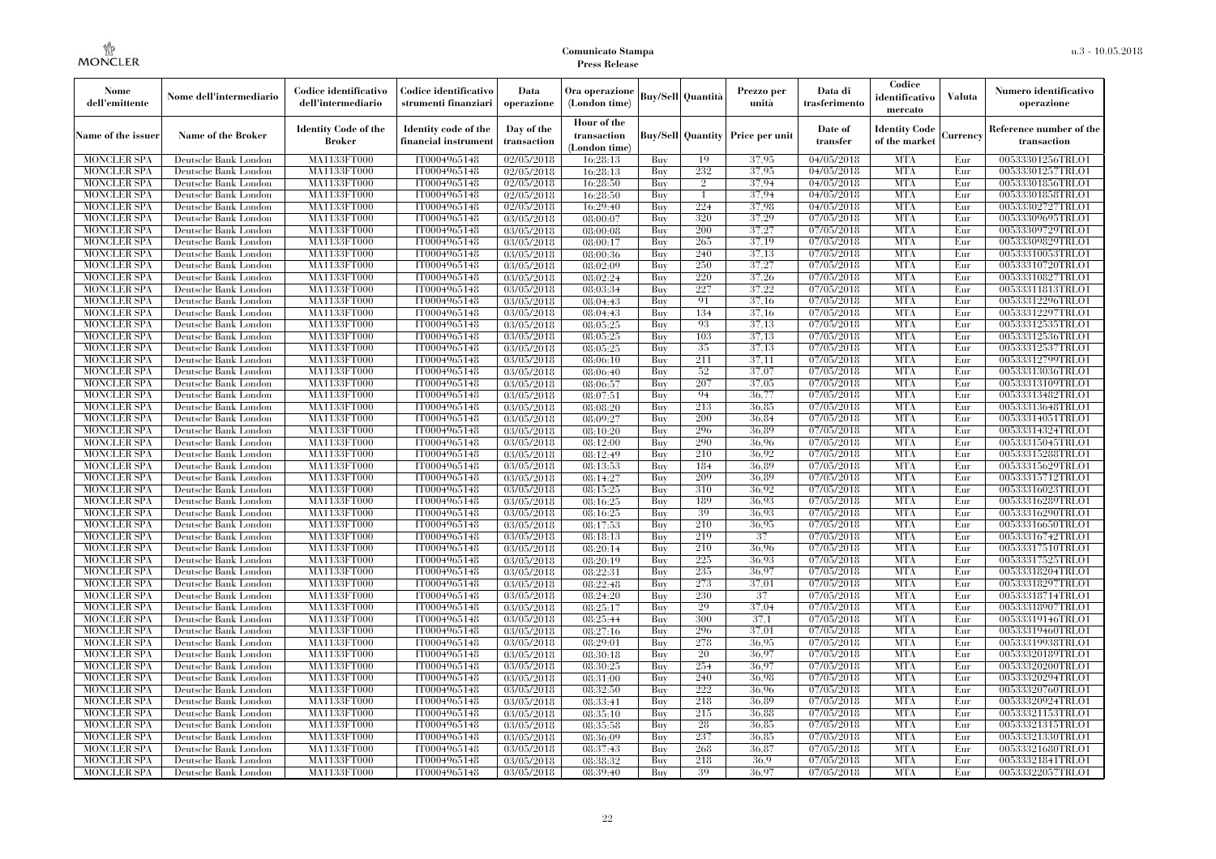| Nome dell'emittente | Nome dell'intermediario | Codice identificativo dell'intermediario | Codice identificativo strumenti finanziari | Data operazione | Ora operazione (London time) | Buy/Sell | Quantità | Prezzo per unità | Data di trasferimento | Codice identificativo mercato | Valuta | Numero identificativo operazione |
|---|---|---|---|---|---|---|---|---|---|---|---|---|
| Name of the issuer | Name of the Broker | Identity Code of the Broker | Identity code of the financial instrument | Day of the transaction | Hour of the transaction (London time) | Buy/Sell | Quantity | Price per unit | Date of transfer | Identity Code of the market | Currency | Reference number of the transaction |
| MONCLER SPA | Deutsche Bank London | MA1133FT000 | IT0004965148 | 02/05/2018 | 16:28:13 | Buy | 19 | 37.95 | 04/05/2018 | MTA | Eur | 00533301256TRLO1 |
| MONCLER SPA | Deutsche Bank London | MA1133FT000 | IT0004965148 | 02/05/2018 | 16:28:13 | Buy | 232 | 37.95 | 04/05/2018 | MTA | Eur | 00533301257TRLO1 |
| MONCLER SPA | Deutsche Bank London | MA1133FT000 | IT0004965148 | 02/05/2018 | 16:28:50 | Buy | 2 | 37.94 | 04/05/2018 | MTA | Eur | 00533301856TRLO1 |
| MONCLER SPA | Deutsche Bank London | MA1133FT000 | IT0004965148 | 02/05/2018 | 16:28:50 | Buy | 1 | 37.94 | 04/05/2018 | MTA | Eur | 00533301858TRLO1 |
| MONCLER SPA | Deutsche Bank London | MA1133FT000 | IT0004965148 | 02/05/2018 | 16:29:40 | Buy | 224 | 37.98 | 04/05/2018 | MTA | Eur | 00533302727TRLO1 |
| MONCLER SPA | Deutsche Bank London | MA1133FT000 | IT0004965148 | 03/05/2018 | 08:00:07 | Buy | 320 | 37.29 | 07/05/2018 | MTA | Eur | 00533309695TRLO1 |
| MONCLER SPA | Deutsche Bank London | MA1133FT000 | IT0004965148 | 03/05/2018 | 08:00:08 | Buy | 200 | 37.27 | 07/05/2018 | MTA | Eur | 00533309729TRLO1 |
| MONCLER SPA | Deutsche Bank London | MA1133FT000 | IT0004965148 | 03/05/2018 | 08:00:17 | Buy | 265 | 37.19 | 07/05/2018 | MTA | Eur | 00533309829TRLO1 |
| MONCLER SPA | Deutsche Bank London | MA1133FT000 | IT0004965148 | 03/05/2018 | 08:00:36 | Buy | 240 | 37.13 | 07/05/2018 | MTA | Eur | 00533310053TRLO1 |
| MONCLER SPA | Deutsche Bank London | MA1133FT000 | IT0004965148 | 03/05/2018 | 08:02:09 | Buy | 250 | 37.27 | 07/05/2018 | MTA | Eur | 00533310720TRLO1 |
| MONCLER SPA | Deutsche Bank London | MA1133FT000 | IT0004965148 | 03/05/2018 | 08:02:24 | Buy | 220 | 37.26 | 07/05/2018 | MTA | Eur | 00533310827TRLO1 |
| MONCLER SPA | Deutsche Bank London | MA1133FT000 | IT0004965148 | 03/05/2018 | 08:03:34 | Buy | 227 | 37.22 | 07/05/2018 | MTA | Eur | 00533311813TRLO1 |
| MONCLER SPA | Deutsche Bank London | MA1133FT000 | IT0004965148 | 03/05/2018 | 08:04:43 | Buy | 91 | 37.16 | 07/05/2018 | MTA | Eur | 00533312296TRLO1 |
| MONCLER SPA | Deutsche Bank London | MA1133FT000 | IT0004965148 | 03/05/2018 | 08:04:43 | Buy | 134 | 37.16 | 07/05/2018 | MTA | Eur | 00533312297TRLO1 |
| MONCLER SPA | Deutsche Bank London | MA1133FT000 | IT0004965148 | 03/05/2018 | 08:05:25 | Buy | 93 | 37.13 | 07/05/2018 | MTA | Eur | 00533312535TRLO1 |
| MONCLER SPA | Deutsche Bank London | MA1133FT000 | IT0004965148 | 03/05/2018 | 08:05:25 | Buy | 103 | 37.13 | 07/05/2018 | MTA | Eur | 00533312536TRLO1 |
| MONCLER SPA | Deutsche Bank London | MA1133FT000 | IT0004965148 | 03/05/2018 | 08:05:25 | Buy | 35 | 37.13 | 07/05/2018 | MTA | Eur | 00533312537TRLO1 |
| MONCLER SPA | Deutsche Bank London | MA1133FT000 | IT0004965148 | 03/05/2018 | 08:06:10 | Buy | 211 | 37.11 | 07/05/2018 | MTA | Eur | 00533312799TRLO1 |
| MONCLER SPA | Deutsche Bank London | MA1133FT000 | IT0004965148 | 03/05/2018 | 08:06:40 | Buy | 52 | 37.07 | 07/05/2018 | MTA | Eur | 00533313036TRLO1 |
| MONCLER SPA | Deutsche Bank London | MA1133FT000 | IT0004965148 | 03/05/2018 | 08:06:57 | Buy | 207 | 37.05 | 07/05/2018 | MTA | Eur | 00533313109TRLO1 |
| MONCLER SPA | Deutsche Bank London | MA1133FT000 | IT0004965148 | 03/05/2018 | 08:07:51 | Buy | 94 | 36.77 | 07/05/2018 | MTA | Eur | 00533313482TRLO1 |
| MONCLER SPA | Deutsche Bank London | MA1133FT000 | IT0004965148 | 03/05/2018 | 08:08:20 | Buy | 213 | 36.85 | 07/05/2018 | MTA | Eur | 00533313648TRLO1 |
| MONCLER SPA | Deutsche Bank London | MA1133FT000 | IT0004965148 | 03/05/2018 | 08:09:27 | Buy | 200 | 36.84 | 07/05/2018 | MTA | Eur | 00533314051TRLO1 |
| MONCLER SPA | Deutsche Bank London | MA1133FT000 | IT0004965148 | 03/05/2018 | 08:10:20 | Buy | 296 | 36.89 | 07/05/2018 | MTA | Eur | 00533314324TRLO1 |
| MONCLER SPA | Deutsche Bank London | MA1133FT000 | IT0004965148 | 03/05/2018 | 08:12:00 | Buy | 290 | 36.96 | 07/05/2018 | MTA | Eur | 00533315045TRLO1 |
| MONCLER SPA | Deutsche Bank London | MA1133FT000 | IT0004965148 | 03/05/2018 | 08:12:49 | Buy | 210 | 36.92 | 07/05/2018 | MTA | Eur | 00533315288TRLO1 |
| MONCLER SPA | Deutsche Bank London | MA1133FT000 | IT0004965148 | 03/05/2018 | 08:13:53 | Buy | 184 | 36.89 | 07/05/2018 | MTA | Eur | 00533315629TRLO1 |
| MONCLER SPA | Deutsche Bank London | MA1133FT000 | IT0004965148 | 03/05/2018 | 08:14:27 | Buy | 209 | 36.89 | 07/05/2018 | MTA | Eur | 00533315712TRLO1 |
| MONCLER SPA | Deutsche Bank London | MA1133FT000 | IT0004965148 | 03/05/2018 | 08:15:25 | Buy | 310 | 36.92 | 07/05/2018 | MTA | Eur | 00533316023TRLO1 |
| MONCLER SPA | Deutsche Bank London | MA1133FT000 | IT0004965148 | 03/05/2018 | 08:16:25 | Buy | 189 | 36.93 | 07/05/2018 | MTA | Eur | 00533316289TRLO1 |
| MONCLER SPA | Deutsche Bank London | MA1133FT000 | IT0004965148 | 03/05/2018 | 08:16:25 | Buy | 39 | 36.93 | 07/05/2018 | MTA | Eur | 00533316290TRLO1 |
| MONCLER SPA | Deutsche Bank London | MA1133FT000 | IT0004965148 | 03/05/2018 | 08:17:53 | Buy | 210 | 36.95 | 07/05/2018 | MTA | Eur | 00533316650TRLO1 |
| MONCLER SPA | Deutsche Bank London | MA1133FT000 | IT0004965148 | 03/05/2018 | 08:18:13 | Buy | 219 | 37 | 07/05/2018 | MTA | Eur | 00533316742TRLO1 |
| MONCLER SPA | Deutsche Bank London | MA1133FT000 | IT0004965148 | 03/05/2018 | 08:20:14 | Buy | 210 | 36.96 | 07/05/2018 | MTA | Eur | 00533317510TRLO1 |
| MONCLER SPA | Deutsche Bank London | MA1133FT000 | IT0004965148 | 03/05/2018 | 08:20:19 | Buy | 225 | 36.93 | 07/05/2018 | MTA | Eur | 00533317525TRLO1 |
| MONCLER SPA | Deutsche Bank London | MA1133FT000 | IT0004965148 | 03/05/2018 | 08:22:31 | Buy | 235 | 36.97 | 07/05/2018 | MTA | Eur | 00533318204TRLO1 |
| MONCLER SPA | Deutsche Bank London | MA1133FT000 | IT0004965148 | 03/05/2018 | 08:22:48 | Buy | 273 | 37.01 | 07/05/2018 | MTA | Eur | 00533318297TRLO1 |
| MONCLER SPA | Deutsche Bank London | MA1133FT000 | IT0004965148 | 03/05/2018 | 08:24:20 | Buy | 230 | 37 | 07/05/2018 | MTA | Eur | 00533318714TRLO1 |
| MONCLER SPA | Deutsche Bank London | MA1133FT000 | IT0004965148 | 03/05/2018 | 08:25:17 | Buy | 29 | 37.04 | 07/05/2018 | MTA | Eur | 00533318907TRLO1 |
| MONCLER SPA | Deutsche Bank London | MA1133FT000 | IT0004965148 | 03/05/2018 | 08:25:44 | Buy | 300 | 37.1 | 07/05/2018 | MTA | Eur | 00533319146TRLO1 |
| MONCLER SPA | Deutsche Bank London | MA1133FT000 | IT0004965148 | 03/05/2018 | 08:27:16 | Buy | 296 | 37.01 | 07/05/2018 | MTA | Eur | 00533319460TRLO1 |
| MONCLER SPA | Deutsche Bank London | MA1133FT000 | IT0004965148 | 03/05/2018 | 08:29:01 | Buy | 278 | 36.95 | 07/05/2018 | MTA | Eur | 00533319938TRLO1 |
| MONCLER SPA | Deutsche Bank London | MA1133FT000 | IT0004965148 | 03/05/2018 | 08:30:18 | Buy | 20 | 36.97 | 07/05/2018 | MTA | Eur | 00533320189TRLO1 |
| MONCLER SPA | Deutsche Bank London | MA1133FT000 | IT0004965148 | 03/05/2018 | 08:30:25 | Buy | 254 | 36.97 | 07/05/2018 | MTA | Eur | 00533320200TRLO1 |
| MONCLER SPA | Deutsche Bank London | MA1133FT000 | IT0004965148 | 03/05/2018 | 08:31:00 | Buy | 240 | 36.98 | 07/05/2018 | MTA | Eur | 00533320294TRLO1 |
| MONCLER SPA | Deutsche Bank London | MA1133FT000 | IT0004965148 | 03/05/2018 | 08:32:50 | Buy | 222 | 36.96 | 07/05/2018 | MTA | Eur | 00533320760TRLO1 |
| MONCLER SPA | Deutsche Bank London | MA1133FT000 | IT0004965148 | 03/05/2018 | 08:33:41 | Buy | 218 | 36.89 | 07/05/2018 | MTA | Eur | 00533320924TRLO1 |
| MONCLER SPA | Deutsche Bank London | MA1133FT000 | IT0004965148 | 03/05/2018 | 08:35:10 | Buy | 215 | 36.88 | 07/05/2018 | MTA | Eur | 00533321153TRLO1 |
| MONCLER SPA | Deutsche Bank London | MA1133FT000 | IT0004965148 | 03/05/2018 | 08:35:58 | Buy | 28 | 36.85 | 07/05/2018 | MTA | Eur | 00533321315TRLO1 |
| MONCLER SPA | Deutsche Bank London | MA1133FT000 | IT0004965148 | 03/05/2018 | 08:36:09 | Buy | 237 | 36.85 | 07/05/2018 | MTA | Eur | 00533321330TRLO1 |
| MONCLER SPA | Deutsche Bank London | MA1133FT000 | IT0004965148 | 03/05/2018 | 08:37:43 | Buy | 268 | 36.87 | 07/05/2018 | MTA | Eur | 00533321680TRLO1 |
| MONCLER SPA | Deutsche Bank London | MA1133FT000 | IT0004965148 | 03/05/2018 | 08:38:32 | Buy | 218 | 36.9 | 07/05/2018 | MTA | Eur | 00533321841TRLO1 |
| MONCLER SPA | Deutsche Bank London | MA1133FT000 | IT0004965148 | 03/05/2018 | 08:39:40 | Buy | 39 | 36.97 | 07/05/2018 | MTA | Eur | 00533322057TRLO1 |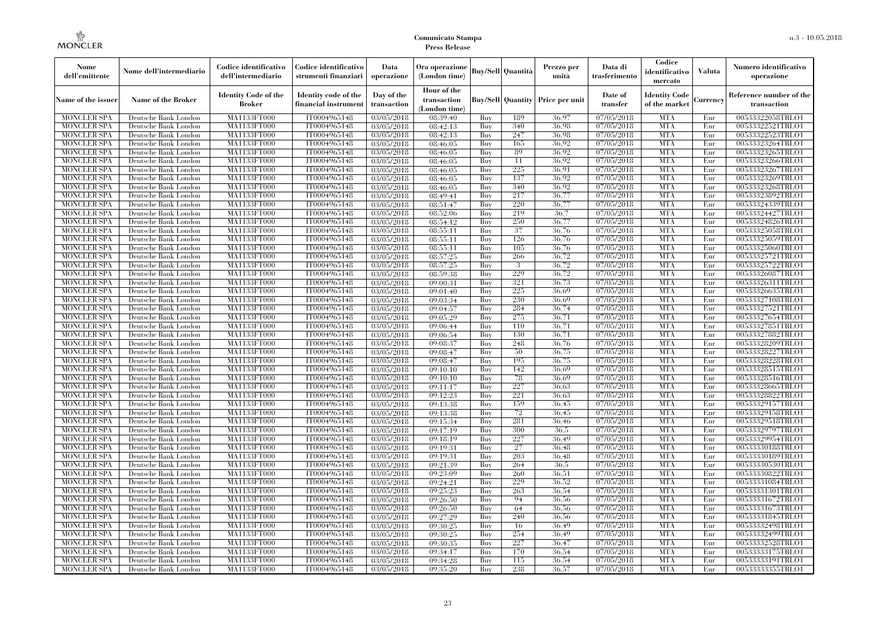| Nome dell'emittente | Nome dell'intermediario | Codice identificativo dell'intermediario | Codice identificativo strumenti finanziari | Data operazione | Ora operazione (London time) | Buy/Sell | Quantità | Prezzo per unità | Data di trasferimento | Codice identificativo mercato | Valuta | Numero identificativo operazione |
|---|---|---|---|---|---|---|---|---|---|---|---|---|
| Name of the issuer | Name of the Broker | Identity Code of the Broker | Identity code of the financial instrument | Day of the transaction | Hour of the transaction (London time) | Buy/Sell | Quantity | Price per unit | Date of transfer | Identity Code of the market | Currency | Reference number of the transaction |
| MONCLER SPA | Deutsche Bank London | MA1133FT000 | IT0004965148 | 03/05/2018 | 08:39:40 | Buy | 189 | 36,97 | 07/05/2018 | MTA | Eur | 00533322058TRLO1 |
| MONCLER SPA | Deutsche Bank London | MA1133FT000 | IT0004965148 | 03/05/2018 | 08:42:13 | Buy | 340 | 36,98 | 07/05/2018 | MTA | Eur | 00533322521TRLO1 |
| MONCLER SPA | Deutsche Bank London | MA1133FT000 | IT0004965148 | 03/05/2018 | 08:42:13 | Buy | 247 | 36,98 | 07/05/2018 | MTA | Eur | 00533322523TRLO1 |
| MONCLER SPA | Deutsche Bank London | MA1133FT000 | IT0004965148 | 03/05/2018 | 08:46:05 | Buy | 165 | 36,92 | 07/05/2018 | MTA | Eur | 00533323264TRLO1 |
| MONCLER SPA | Deutsche Bank London | MA1133FT000 | IT0004965148 | 03/05/2018 | 08:46:05 | Buy | 89 | 36,92 | 07/05/2018 | MTA | Eur | 00533323265TRLO1 |
| MONCLER SPA | Deutsche Bank London | MA1133FT000 | IT0004965148 | 03/05/2018 | 08:46:05 | Buy | 11 | 36,92 | 07/05/2018 | MTA | Eur | 00533323266TRLO1 |
| MONCLER SPA | Deutsche Bank London | MA1133FT000 | IT0004965148 | 03/05/2018 | 08:46:05 | Buy | 225 | 36,91 | 07/05/2018 | MTA | Eur | 00533323267TRLO1 |
| MONCLER SPA | Deutsche Bank London | MA1133FT000 | IT0004965148 | 03/05/2018 | 08:46:05 | Buy | 137 | 36,92 | 07/05/2018 | MTA | Eur | 00533323269TRLO1 |
| MONCLER SPA | Deutsche Bank London | MA1133FT000 | IT0004965148 | 03/05/2018 | 08:46:05 | Buy | 340 | 36,92 | 07/05/2018 | MTA | Eur | 00533323268TRLO1 |
| MONCLER SPA | Deutsche Bank London | MA1133FT000 | IT0004965148 | 03/05/2018 | 08:49:41 | Buy | 217 | 36,77 | 07/05/2018 | MTA | Eur | 00533323892TRLO1 |
| MONCLER SPA | Deutsche Bank London | MA1133FT000 | IT0004965148 | 03/05/2018 | 08:51:47 | Buy | 220 | 36,77 | 07/05/2018 | MTA | Eur | 00533324339TRLO1 |
| MONCLER SPA | Deutsche Bank London | MA1133FT000 | IT0004965148 | 03/05/2018 | 08:52:06 | Buy | 219 | 36,7 | 07/05/2018 | MTA | Eur | 00533324427TRLO1 |
| MONCLER SPA | Deutsche Bank London | MA1133FT000 | IT0004965148 | 03/05/2018 | 08:54:12 | Buy | 250 | 36,77 | 07/05/2018 | MTA | Eur | 00533324826TRLO1 |
| MONCLER SPA | Deutsche Bank London | MA1133FT000 | IT0004965148 | 03/05/2018 | 08:55:11 | Buy | 37 | 36,76 | 07/05/2018 | MTA | Eur | 00533325058TRLO1 |
| MONCLER SPA | Deutsche Bank London | MA1133FT000 | IT0004965148 | 03/05/2018 | 08:55:11 | Buy | 126 | 36,76 | 07/05/2018 | MTA | Eur | 00533325059TRLO1 |
| MONCLER SPA | Deutsche Bank London | MA1133FT000 | IT0004965148 | 03/05/2018 | 08:55:11 | Buy | 105 | 36,76 | 07/05/2018 | MTA | Eur | 00533325060TRLO1 |
| MONCLER SPA | Deutsche Bank London | MA1133FT000 | IT0004965148 | 03/05/2018 | 08:57:25 | Buy | 266 | 36,72 | 07/05/2018 | MTA | Eur | 00533325721TRLO1 |
| MONCLER SPA | Deutsche Bank London | MA1133FT000 | IT0004965148 | 03/05/2018 | 08:57:25 | Buy | 3 | 36,72 | 07/05/2018 | MTA | Eur | 00533325722TRLO1 |
| MONCLER SPA | Deutsche Bank London | MA1133FT000 | IT0004965148 | 03/05/2018 | 08:59:38 | Buy | 229 | 36,72 | 07/05/2018 | MTA | Eur | 00533326087TRLO1 |
| MONCLER SPA | Deutsche Bank London | MA1133FT000 | IT0004965148 | 03/05/2018 | 09:00:31 | Buy | 321 | 36,73 | 07/05/2018 | MTA | Eur | 00533326311TRLO1 |
| MONCLER SPA | Deutsche Bank London | MA1133FT000 | IT0004965148 | 03/05/2018 | 09:01:40 | Buy | 225 | 36,69 | 07/05/2018 | MTA | Eur | 00533326635TRLO1 |
| MONCLER SPA | Deutsche Bank London | MA1133FT000 | IT0004965148 | 03/05/2018 | 09:03:34 | Buy | 230 | 36,69 | 07/05/2018 | MTA | Eur | 00533327108TRLO1 |
| MONCLER SPA | Deutsche Bank London | MA1133FT000 | IT0004965148 | 03/05/2018 | 09:04:57 | Buy | 284 | 36,74 | 07/05/2018 | MTA | Eur | 00533327521TRLO1 |
| MONCLER SPA | Deutsche Bank London | MA1133FT000 | IT0004965148 | 03/05/2018 | 09:05:29 | Buy | 275 | 36,71 | 07/05/2018 | MTA | Eur | 00533327654TRLO1 |
| MONCLER SPA | Deutsche Bank London | MA1133FT000 | IT0004965148 | 03/05/2018 | 09:06:44 | Buy | 110 | 36,71 | 07/05/2018 | MTA | Eur | 00533327851TRLO1 |
| MONCLER SPA | Deutsche Bank London | MA1133FT000 | IT0004965148 | 03/05/2018 | 09:06:54 | Buy | 130 | 36,71 | 07/05/2018 | MTA | Eur | 00533327882TRLO1 |
| MONCLER SPA | Deutsche Bank London | MA1133FT000 | IT0004965148 | 03/05/2018 | 09:08:37 | Buy | 248 | 36,76 | 07/05/2018 | MTA | Eur | 00533328209TRLO1 |
| MONCLER SPA | Deutsche Bank London | MA1133FT000 | IT0004965148 | 03/05/2018 | 09:08:47 | Buy | 50 | 36,75 | 07/05/2018 | MTA | Eur | 00533328227TRLO1 |
| MONCLER SPA | Deutsche Bank London | MA1133FT000 | IT0004965148 | 03/05/2018 | 09:08:47 | Buy | 195 | 36,75 | 07/05/2018 | MTA | Eur | 00533328228TRLO1 |
| MONCLER SPA | Deutsche Bank London | MA1133FT000 | IT0004965148 | 03/05/2018 | 09:10:10 | Buy | 142 | 36,69 | 07/05/2018 | MTA | Eur | 00533328515TRLO1 |
| MONCLER SPA | Deutsche Bank London | MA1133FT000 | IT0004965148 | 03/05/2018 | 09:10:10 | Buy | 78 | 36,69 | 07/05/2018 | MTA | Eur | 00533328516TRLO1 |
| MONCLER SPA | Deutsche Bank London | MA1133FT000 | IT0004965148 | 03/05/2018 | 09:11:17 | Buy | 227 | 36,63 | 07/05/2018 | MTA | Eur | 00533328665TRLO1 |
| MONCLER SPA | Deutsche Bank London | MA1133FT000 | IT0004965148 | 03/05/2018 | 09:12:23 | Buy | 221 | 36,63 | 07/05/2018 | MTA | Eur | 00533328822TRLO1 |
| MONCLER SPA | Deutsche Bank London | MA1133FT000 | IT0004965148 | 03/05/2018 | 09:13:38 | Buy | 159 | 36,45 | 07/05/2018 | MTA | Eur | 00533329157TRLO1 |
| MONCLER SPA | Deutsche Bank London | MA1133FT000 | IT0004965148 | 03/05/2018 | 09:13:38 | Buy | 72 | 36,45 | 07/05/2018 | MTA | Eur | 00533329158TRLO1 |
| MONCLER SPA | Deutsche Bank London | MA1133FT000 | IT0004965148 | 03/05/2018 | 09:15:34 | Buy | 281 | 36,46 | 07/05/2018 | MTA | Eur | 00533329518TRLO1 |
| MONCLER SPA | Deutsche Bank London | MA1133FT000 | IT0004965148 | 03/05/2018 | 09:17:19 | Buy | 300 | 36,5 | 07/05/2018 | MTA | Eur | 00533329797TRLO1 |
| MONCLER SPA | Deutsche Bank London | MA1133FT000 | IT0004965148 | 03/05/2018 | 09:18:19 | Buy | 227 | 36,49 | 07/05/2018 | MTA | Eur | 00533329954TRLO1 |
| MONCLER SPA | Deutsche Bank London | MA1133FT000 | IT0004965148 | 03/05/2018 | 09:19:31 | Buy | 27 | 36,48 | 07/05/2018 | MTA | Eur | 00533330188TRLO1 |
| MONCLER SPA | Deutsche Bank London | MA1133FT000 | IT0004965148 | 03/05/2018 | 09:19:31 | Buy | 203 | 36,48 | 07/05/2018 | MTA | Eur | 00533330189TRLO1 |
| MONCLER SPA | Deutsche Bank London | MA1133FT000 | IT0004965148 | 03/05/2018 | 09:21:39 | Buy | 264 | 36,5 | 07/05/2018 | MTA | Eur | 00533330530TRLO1 |
| MONCLER SPA | Deutsche Bank London | MA1133FT000 | IT0004965148 | 03/05/2018 | 09:23:09 | Buy | 260 | 36,51 | 07/05/2018 | MTA | Eur | 00533330822TRLO1 |
| MONCLER SPA | Deutsche Bank London | MA1133FT000 | IT0004965148 | 03/05/2018 | 09:24:21 | Buy | 229 | 36,52 | 07/05/2018 | MTA | Eur | 00533331084TRLO1 |
| MONCLER SPA | Deutsche Bank London | MA1133FT000 | IT0004965148 | 03/05/2018 | 09:25:23 | Buy | 263 | 36,54 | 07/05/2018 | MTA | Eur | 00533331301TRLO1 |
| MONCLER SPA | Deutsche Bank London | MA1133FT000 | IT0004965148 | 03/05/2018 | 09:26:50 | Buy | 94 | 36,56 | 07/05/2018 | MTA | Eur | 00533331672TRLO1 |
| MONCLER SPA | Deutsche Bank London | MA1133FT000 | IT0004965148 | 03/05/2018 | 09:26:50 | Buy | 64 | 36,56 | 07/05/2018 | MTA | Eur | 00533331673TRLO1 |
| MONCLER SPA | Deutsche Bank London | MA1133FT000 | IT0004965148 | 03/05/2018 | 09:27:29 | Buy | 240 | 36,56 | 07/05/2018 | MTA | Eur | 00533331845TRLO1 |
| MONCLER SPA | Deutsche Bank London | MA1133FT000 | IT0004965148 | 03/05/2018 | 09:30:25 | Buy | 16 | 36,49 | 07/05/2018 | MTA | Eur | 00533332498TRLO1 |
| MONCLER SPA | Deutsche Bank London | MA1133FT000 | IT0004965148 | 03/05/2018 | 09:30:25 | Buy | 254 | 36,49 | 07/05/2018 | MTA | Eur | 00533332499TRLO1 |
| MONCLER SPA | Deutsche Bank London | MA1133FT000 | IT0004965148 | 03/05/2018 | 09:30:35 | Buy | 227 | 36,47 | 07/05/2018 | MTA | Eur | 00533332528TRLO1 |
| MONCLER SPA | Deutsche Bank London | MA1133FT000 | IT0004965148 | 03/05/2018 | 09:34:17 | Buy | 170 | 36,54 | 07/05/2018 | MTA | Eur | 00533333175TRLO1 |
| MONCLER SPA | Deutsche Bank London | MA1133FT000 | IT0004965148 | 03/05/2018 | 09:34:28 | Buy | 115 | 36,54 | 07/05/2018 | MTA | Eur | 00533333191TRLO1 |
| MONCLER SPA | Deutsche Bank London | MA1133FT000 | IT0004965148 | 03/05/2018 | 09:35:20 | Buy | 238 | 36,57 | 07/05/2018 | MTA | Eur | 00533333355TRLO1 |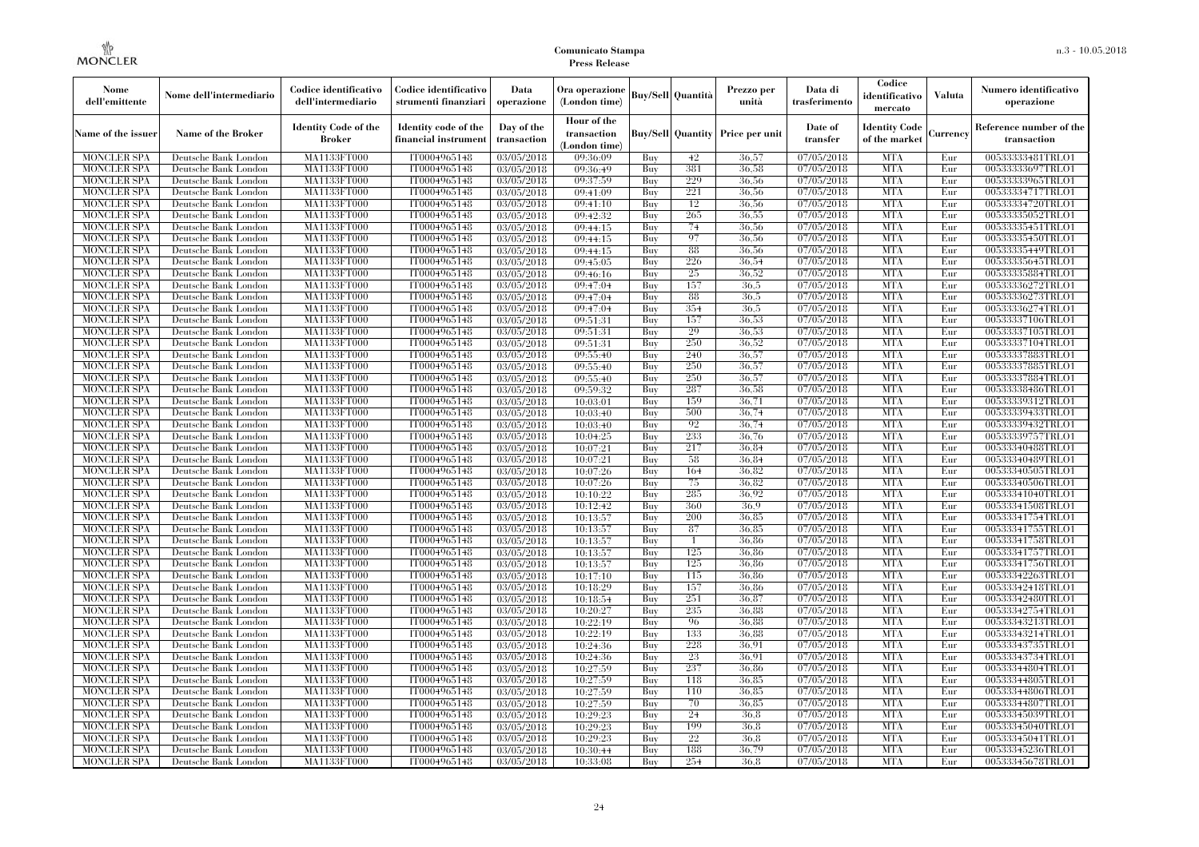| Nome dell'emittente | Nome dell'intermediario | Codice identificativo dell'intermediario | Codice identificativo strumenti finanziari | Data operazione | Ora operazione (London time) | Buy/Sell | Quantità | Prezzo per unità | Data di trasferimento | Codice identificativo mercato | Valuta | Numero identificativo operazione |
|---|---|---|---|---|---|---|---|---|---|---|---|---|
| Name of the issuer | Name of the Broker | Identity Code of the Broker | Identity code of the financial instrument | Day of the transaction | Hour of the transaction (London time) | Buy/Sell | Quantity | Price per unit | Date of transfer | Identity Code of the market | Currency | Reference number of the transaction |
| MONCLER SPA | Deutsche Bank London | MA1133FT000 | IT0004965148 | 03/05/2018 | 09:36:09 | Buy | 42 | 36,57 | 07/05/2018 | MTA | Eur | 00533333481TRLO1 |
| MONCLER SPA | Deutsche Bank London | MA1133FT000 | IT0004965148 | 03/05/2018 | 09:36:49 | Buy | 381 | 36,58 | 07/05/2018 | MTA | Eur | 00533333697TRLO1 |
| MONCLER SPA | Deutsche Bank London | MA1133FT000 | IT0004965148 | 03/05/2018 | 09:37:59 | Buy | 229 | 36,56 | 07/05/2018 | MTA | Eur | 00533333965TRLO1 |
| MONCLER SPA | Deutsche Bank London | MA1133FT000 | IT0004965148 | 03/05/2018 | 09:41:09 | Buy | 221 | 36,56 | 07/05/2018 | MTA | Eur | 00533334717TRLO1 |
| MONCLER SPA | Deutsche Bank London | MA1133FT000 | IT0004965148 | 03/05/2018 | 09:41:10 | Buy | 12 | 36,56 | 07/05/2018 | MTA | Eur | 00533334720TRLO1 |
| MONCLER SPA | Deutsche Bank London | MA1133FT000 | IT0004965148 | 03/05/2018 | 09:42:32 | Buy | 265 | 36,55 | 07/05/2018 | MTA | Eur | 00533335052TRLO1 |
| MONCLER SPA | Deutsche Bank London | MA1133FT000 | IT0004965148 | 03/05/2018 | 09:44:15 | Buy | 74 | 36,56 | 07/05/2018 | MTA | Eur | 00533335451TRLO1 |
| MONCLER SPA | Deutsche Bank London | MA1133FT000 | IT0004965148 | 03/05/2018 | 09:44:15 | Buy | 97 | 36,56 | 07/05/2018 | MTA | Eur | 00533335450TRLO1 |
| MONCLER SPA | Deutsche Bank London | MA1133FT000 | IT0004965148 | 03/05/2018 | 09:44:15 | Buy | 88 | 36,56 | 07/05/2018 | MTA | Eur | 00533335449TRLO1 |
| MONCLER SPA | Deutsche Bank London | MA1133FT000 | IT0004965148 | 03/05/2018 | 09:45:05 | Buy | 226 | 36,54 | 07/05/2018 | MTA | Eur | 00533335645TRLO1 |
| MONCLER SPA | Deutsche Bank London | MA1133FT000 | IT0004965148 | 03/05/2018 | 09:46:16 | Buy | 25 | 36,52 | 07/05/2018 | MTA | Eur | 00533335884TRLO1 |
| MONCLER SPA | Deutsche Bank London | MA1133FT000 | IT0004965148 | 03/05/2018 | 09:47:04 | Buy | 157 | 36,5 | 07/05/2018 | MTA | Eur | 00533336272TRLO1 |
| MONCLER SPA | Deutsche Bank London | MA1133FT000 | IT0004965148 | 03/05/2018 | 09:47:04 | Buy | 88 | 36,5 | 07/05/2018 | MTA | Eur | 00533336273TRLO1 |
| MONCLER SPA | Deutsche Bank London | MA1133FT000 | IT0004965148 | 03/05/2018 | 09:47:04 | Buy | 354 | 36,5 | 07/05/2018 | MTA | Eur | 00533336274TRLO1 |
| MONCLER SPA | Deutsche Bank London | MA1133FT000 | IT0004965148 | 03/05/2018 | 09:51:31 | Buy | 157 | 36,53 | 07/05/2018 | MTA | Eur | 00533337106TRLO1 |
| MONCLER SPA | Deutsche Bank London | MA1133FT000 | IT0004965148 | 03/05/2018 | 09:51:31 | Buy | 29 | 36,53 | 07/05/2018 | MTA | Eur | 00533337105TRLO1 |
| MONCLER SPA | Deutsche Bank London | MA1133FT000 | IT0004965148 | 03/05/2018 | 09:51:31 | Buy | 250 | 36,52 | 07/05/2018 | MTA | Eur | 00533337104TRLO1 |
| MONCLER SPA | Deutsche Bank London | MA1133FT000 | IT0004965148 | 03/05/2018 | 09:55:40 | Buy | 240 | 36,57 | 07/05/2018 | MTA | Eur | 00533337883TRLO1 |
| MONCLER SPA | Deutsche Bank London | MA1133FT000 | IT0004965148 | 03/05/2018 | 09:55:40 | Buy | 250 | 36,57 | 07/05/2018 | MTA | Eur | 00533337885TRLO1 |
| MONCLER SPA | Deutsche Bank London | MA1133FT000 | IT0004965148 | 03/05/2018 | 09:55:40 | Buy | 250 | 36,57 | 07/05/2018 | MTA | Eur | 00533337884TRLO1 |
| MONCLER SPA | Deutsche Bank London | MA1133FT000 | IT0004965148 | 03/05/2018 | 09:59:32 | Buy | 287 | 36,58 | 07/05/2018 | MTA | Eur | 00533338486TRLO1 |
| MONCLER SPA | Deutsche Bank London | MA1133FT000 | IT0004965148 | 03/05/2018 | 10:03:01 | Buy | 159 | 36,71 | 07/05/2018 | MTA | Eur | 00533339312TRLO1 |
| MONCLER SPA | Deutsche Bank London | MA1133FT000 | IT0004965148 | 03/05/2018 | 10:03:40 | Buy | 500 | 36,74 | 07/05/2018 | MTA | Eur | 00533339433TRLO1 |
| MONCLER SPA | Deutsche Bank London | MA1133FT000 | IT0004965148 | 03/05/2018 | 10:03:40 | Buy | 92 | 36,74 | 07/05/2018 | MTA | Eur | 00533339432TRLO1 |
| MONCLER SPA | Deutsche Bank London | MA1133FT000 | IT0004965148 | 03/05/2018 | 10:04:25 | Buy | 233 | 36,76 | 07/05/2018 | MTA | Eur | 00533339757TRLO1 |
| MONCLER SPA | Deutsche Bank London | MA1133FT000 | IT0004965148 | 03/05/2018 | 10:07:21 | Buy | 217 | 36,84 | 07/05/2018 | MTA | Eur | 00533340488TRLO1 |
| MONCLER SPA | Deutsche Bank London | MA1133FT000 | IT0004965148 | 03/05/2018 | 10:07:21 | Buy | 58 | 36,84 | 07/05/2018 | MTA | Eur | 00533340489TRLO1 |
| MONCLER SPA | Deutsche Bank London | MA1133FT000 | IT0004965148 | 03/05/2018 | 10:07:26 | Buy | 164 | 36,82 | 07/05/2018 | MTA | Eur | 00533340505TRLO1 |
| MONCLER SPA | Deutsche Bank London | MA1133FT000 | IT0004965148 | 03/05/2018 | 10:07:26 | Buy | 75 | 36,82 | 07/05/2018 | MTA | Eur | 00533340506TRLO1 |
| MONCLER SPA | Deutsche Bank London | MA1133FT000 | IT0004965148 | 03/05/2018 | 10:10:22 | Buy | 285 | 36,92 | 07/05/2018 | MTA | Eur | 00533341040TRLO1 |
| MONCLER SPA | Deutsche Bank London | MA1133FT000 | IT0004965148 | 03/05/2018 | 10:12:42 | Buy | 360 | 36,9 | 07/05/2018 | MTA | Eur | 00533341508TRLO1 |
| MONCLER SPA | Deutsche Bank London | MA1133FT000 | IT0004965148 | 03/05/2018 | 10:13:57 | Buy | 200 | 36,85 | 07/05/2018 | MTA | Eur | 00533341754TRLO1 |
| MONCLER SPA | Deutsche Bank London | MA1133FT000 | IT0004965148 | 03/05/2018 | 10:13:57 | Buy | 87 | 36,85 | 07/05/2018 | MTA | Eur | 00533341755TRLO1 |
| MONCLER SPA | Deutsche Bank London | MA1133FT000 | IT0004965148 | 03/05/2018 | 10:13:57 | Buy | 1 | 36,86 | 07/05/2018 | MTA | Eur | 00533341758TRLO1 |
| MONCLER SPA | Deutsche Bank London | MA1133FT000 | IT0004965148 | 03/05/2018 | 10:13:57 | Buy | 125 | 36,86 | 07/05/2018 | MTA | Eur | 00533341757TRLO1 |
| MONCLER SPA | Deutsche Bank London | MA1133FT000 | IT0004965148 | 03/05/2018 | 10:13:57 | Buy | 125 | 36,86 | 07/05/2018 | MTA | Eur | 00533341756TRLO1 |
| MONCLER SPA | Deutsche Bank London | MA1133FT000 | IT0004965148 | 03/05/2018 | 10:17:10 | Buy | 115 | 36,86 | 07/05/2018 | MTA | Eur | 00533342263TRLO1 |
| MONCLER SPA | Deutsche Bank London | MA1133FT000 | IT0004965148 | 03/05/2018 | 10:18:29 | Buy | 157 | 36,86 | 07/05/2018 | MTA | Eur | 00533342418TRLO1 |
| MONCLER SPA | Deutsche Bank London | MA1133FT000 | IT0004965148 | 03/05/2018 | 10:18:54 | Buy | 251 | 36,87 | 07/05/2018 | MTA | Eur | 00533342480TRLO1 |
| MONCLER SPA | Deutsche Bank London | MA1133FT000 | IT0004965148 | 03/05/2018 | 10:20:27 | Buy | 235 | 36,88 | 07/05/2018 | MTA | Eur | 00533342754TRLO1 |
| MONCLER SPA | Deutsche Bank London | MA1133FT000 | IT0004965148 | 03/05/2018 | 10:22:19 | Buy | 96 | 36,88 | 07/05/2018 | MTA | Eur | 00533343213TRLO1 |
| MONCLER SPA | Deutsche Bank London | MA1133FT000 | IT0004965148 | 03/05/2018 | 10:22:19 | Buy | 133 | 36,88 | 07/05/2018 | MTA | Eur | 00533343214TRLO1 |
| MONCLER SPA | Deutsche Bank London | MA1133FT000 | IT0004965148 | 03/05/2018 | 10:24:36 | Buy | 228 | 36,91 | 07/05/2018 | MTA | Eur | 00533343735TRLO1 |
| MONCLER SPA | Deutsche Bank London | MA1133FT000 | IT0004965148 | 03/05/2018 | 10:24:36 | Buy | 23 | 36,91 | 07/05/2018 | MTA | Eur | 00533343734TRLO1 |
| MONCLER SPA | Deutsche Bank London | MA1133FT000 | IT0004965148 | 03/05/2018 | 10:27:59 | Buy | 237 | 36,86 | 07/05/2018 | MTA | Eur | 00533344804TRLO1 |
| MONCLER SPA | Deutsche Bank London | MA1133FT000 | IT0004965148 | 03/05/2018 | 10:27:59 | Buy | 118 | 36,85 | 07/05/2018 | MTA | Eur | 00533344805TRLO1 |
| MONCLER SPA | Deutsche Bank London | MA1133FT000 | IT0004965148 | 03/05/2018 | 10:27:59 | Buy | 110 | 36,85 | 07/05/2018 | MTA | Eur | 00533344806TRLO1 |
| MONCLER SPA | Deutsche Bank London | MA1133FT000 | IT0004965148 | 03/05/2018 | 10:27:59 | Buy | 70 | 36,85 | 07/05/2018 | MTA | Eur | 00533344807TRLO1 |
| MONCLER SPA | Deutsche Bank London | MA1133FT000 | IT0004965148 | 03/05/2018 | 10:29:23 | Buy | 24 | 36,8 | 07/05/2018 | MTA | Eur | 00533345039TRLO1 |
| MONCLER SPA | Deutsche Bank London | MA1133FT000 | IT0004965148 | 03/05/2018 | 10:29:23 | Buy | 199 | 36,8 | 07/05/2018 | MTA | Eur | 00533345040TRLO1 |
| MONCLER SPA | Deutsche Bank London | MA1133FT000 | IT0004965148 | 03/05/2018 | 10:29:23 | Buy | 22 | 36,8 | 07/05/2018 | MTA | Eur | 00533345041TRLO1 |
| MONCLER SPA | Deutsche Bank London | MA1133FT000 | IT0004965148 | 03/05/2018 | 10:30:44 | Buy | 188 | 36,79 | 07/05/2018 | MTA | Eur | 00533345236TRLO1 |
| MONCLER SPA | Deutsche Bank London | MA1133FT000 | IT0004965148 | 03/05/2018 | 10:33:08 | Buy | 254 | 36,8 | 07/05/2018 | MTA | Eur | 00533345678TRLO1 |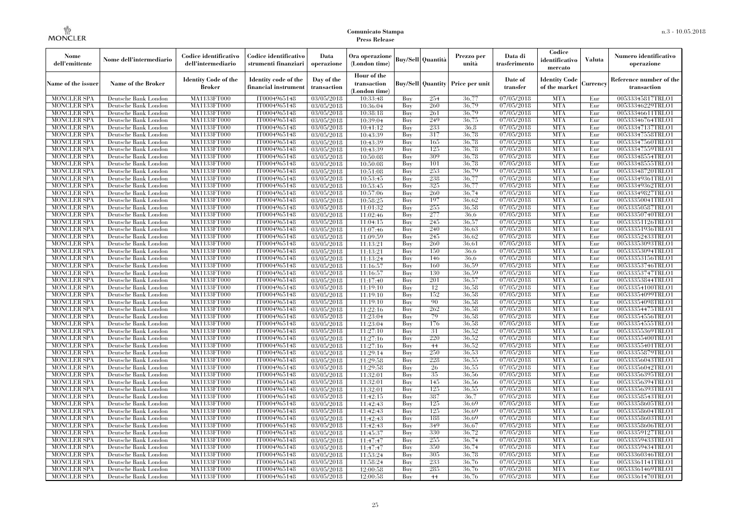| Nome dell'emittente | Nome dell'intermediario | Codice identificativo dell'intermediario | Codice identificativo strumenti finanziari | Data operazione | Ora operazione (London time) | Buy/Sell | Quantità | Prezzo per unità | Data di trasferimento | Codice identificativo mercato | Valuta | Numero identificativo operazione |
|---|---|---|---|---|---|---|---|---|---|---|---|---|
| Name of the issuer | Name of the Broker | Identity Code of the Broker | Identity code of the financial instrument | Day of the transaction | Hour of the transaction (London time) | Buy/Sell | Quantity | Price per unit | Date of transfer | Identity Code of the market | Currency | Reference number of the transaction |
| MONCLER SPA | Deutsche Bank London | MA1133FT000 | IT0004965148 | 03/05/2018 | 10:33:48 | Buy | 254 | 36,77 | 07/05/2018 | MTA | Eur | 00533345817TRLO1 |
| MONCLER SPA | Deutsche Bank London | MA1133FT000 | IT0004965148 | 03/05/2018 | 10:36:04 | Buy | 260 | 36,79 | 07/05/2018 | MTA | Eur | 00533346229TRLO1 |
| MONCLER SPA | Deutsche Bank London | MA1133FT000 | IT0004965148 | 03/05/2018 | 10:38:18 | Buy | 261 | 36,79 | 07/05/2018 | MTA | Eur | 00533346611TRLO1 |
| MONCLER SPA | Deutsche Bank London | MA1133FT000 | IT0004965148 | 03/05/2018 | 10:39:04 | Buy | 249 | 36,75 | 07/05/2018 | MTA | Eur | 00533346764TRLO1 |
| MONCLER SPA | Deutsche Bank London | MA1133FT000 | IT0004965148 | 03/05/2018 | 10:41:12 | Buy | 233 | 36,8 | 07/05/2018 | MTA | Eur | 00533347137TRLO1 |
| MONCLER SPA | Deutsche Bank London | MA1133FT000 | IT0004965148 | 03/05/2018 | 10:43:39 | Buy | 317 | 36,78 | 07/05/2018 | MTA | Eur | 00533347558TRLO1 |
| MONCLER SPA | Deutsche Bank London | MA1133FT000 | IT0004965148 | 03/05/2018 | 10:43:39 | Buy | 165 | 36,78 | 07/05/2018 | MTA | Eur | 00533347560TRLO1 |
| MONCLER SPA | Deutsche Bank London | MA1133FT000 | IT0004965148 | 03/05/2018 | 10:43:39 | Buy | 125 | 36,78 | 07/05/2018 | MTA | Eur | 00533347559TRLO1 |
| MONCLER SPA | Deutsche Bank London | MA1133FT000 | IT0004965148 | 03/05/2018 | 10:50:08 | Buy | 309 | 36,78 | 07/05/2018 | MTA | Eur | 00533348554TRLO1 |
| MONCLER SPA | Deutsche Bank London | MA1133FT000 | IT0004965148 | 03/05/2018 | 10:50:08 | Buy | 101 | 36,78 | 07/05/2018 | MTA | Eur | 00533348555TRLO1 |
| MONCLER SPA | Deutsche Bank London | MA1133FT000 | IT0004965148 | 03/05/2018 | 10:51:08 | Buy | 253 | 36,79 | 07/05/2018 | MTA | Eur | 00533348720TRLO1 |
| MONCLER SPA | Deutsche Bank London | MA1133FT000 | IT0004965148 | 03/05/2018 | 10:53:45 | Buy | 238 | 36,77 | 07/05/2018 | MTA | Eur | 00533349361TRLO1 |
| MONCLER SPA | Deutsche Bank London | MA1133FT000 | IT0004965148 | 03/05/2018 | 10:53:45 | Buy | 325 | 36,77 | 07/05/2018 | MTA | Eur | 00533349362TRLO1 |
| MONCLER SPA | Deutsche Bank London | MA1133FT000 | IT0004965148 | 03/05/2018 | 10:57:06 | Buy | 260 | 36,74 | 07/05/2018 | MTA | Eur | 00533349827TRLO1 |
| MONCLER SPA | Deutsche Bank London | MA1133FT000 | IT0004965148 | 03/05/2018 | 10:58:25 | Buy | 197 | 36,62 | 07/05/2018 | MTA | Eur | 00533350041TRLO1 |
| MONCLER SPA | Deutsche Bank London | MA1133FT000 | IT0004965148 | 03/05/2018 | 11:01:32 | Buy | 255 | 36,58 | 07/05/2018 | MTA | Eur | 00533350587TRLO1 |
| MONCLER SPA | Deutsche Bank London | MA1133FT000 | IT0004965148 | 03/05/2018 | 11:02:46 | Buy | 277 | 36,6 | 07/05/2018 | MTA | Eur | 00533350740TRLO1 |
| MONCLER SPA | Deutsche Bank London | MA1133FT000 | IT0004965148 | 03/05/2018 | 11:04:15 | Buy | 245 | 36,57 | 07/05/2018 | MTA | Eur | 00533351126TRLO1 |
| MONCLER SPA | Deutsche Bank London | MA1133FT000 | IT0004965148 | 03/05/2018 | 11:07:46 | Buy | 240 | 36,63 | 07/05/2018 | MTA | Eur | 00533351936TRLO1 |
| MONCLER SPA | Deutsche Bank London | MA1133FT000 | IT0004965148 | 03/05/2018 | 11:09:59 | Buy | 245 | 36,62 | 07/05/2018 | MTA | Eur | 00533352433TRLO1 |
| MONCLER SPA | Deutsche Bank London | MA1133FT000 | IT0004965148 | 03/05/2018 | 11:13:21 | Buy | 260 | 36,61 | 07/05/2018 | MTA | Eur | 00533353093TRLO1 |
| MONCLER SPA | Deutsche Bank London | MA1133FT000 | IT0004965148 | 03/05/2018 | 11:13:21 | Buy | 150 | 36,6 | 07/05/2018 | MTA | Eur | 00533353094TRLO1 |
| MONCLER SPA | Deutsche Bank London | MA1133FT000 | IT0004965148 | 03/05/2018 | 11:13:24 | Buy | 146 | 36,6 | 07/05/2018 | MTA | Eur | 00533353156TRLO1 |
| MONCLER SPA | Deutsche Bank London | MA1133FT000 | IT0004965148 | 03/05/2018 | 11:16:57 | Buy | 160 | 36,59 | 07/05/2018 | MTA | Eur | 00533353746TRLO1 |
| MONCLER SPA | Deutsche Bank London | MA1133FT000 | IT0004965148 | 03/05/2018 | 11:16:57 | Buy | 130 | 36,59 | 07/05/2018 | MTA | Eur | 00533353747TRLO1 |
| MONCLER SPA | Deutsche Bank London | MA1133FT000 | IT0004965148 | 03/05/2018 | 11:17:40 | Buy | 201 | 36,57 | 07/05/2018 | MTA | Eur | 00533353844TRLO1 |
| MONCLER SPA | Deutsche Bank London | MA1133FT000 | IT0004965148 | 03/05/2018 | 11:19:10 | Buy | 12 | 36,58 | 07/05/2018 | MTA | Eur | 00533354100TRLO1 |
| MONCLER SPA | Deutsche Bank London | MA1133FT000 | IT0004965148 | 03/05/2018 | 11:19:10 | Buy | 152 | 36,58 | 07/05/2018 | MTA | Eur | 00533354099TRLO1 |
| MONCLER SPA | Deutsche Bank London | MA1133FT000 | IT0004965148 | 03/05/2018 | 11:19:10 | Buy | 90 | 36,58 | 07/05/2018 | MTA | Eur | 00533354098TRLO1 |
| MONCLER SPA | Deutsche Bank London | MA1133FT000 | IT0004965148 | 03/05/2018 | 11:22:16 | Buy | 262 | 36,58 | 07/05/2018 | MTA | Eur | 00533354475TRLO1 |
| MONCLER SPA | Deutsche Bank London | MA1133FT000 | IT0004965148 | 03/05/2018 | 11:23:04 | Buy | 79 | 36,58 | 07/05/2018 | MTA | Eur | 00533354556TRLO1 |
| MONCLER SPA | Deutsche Bank London | MA1133FT000 | IT0004965148 | 03/05/2018 | 11:23:04 | Buy | 176 | 36,58 | 07/05/2018 | MTA | Eur | 00533354555TRLO1 |
| MONCLER SPA | Deutsche Bank London | MA1133FT000 | IT0004965148 | 03/05/2018 | 11:27:10 | Buy | 31 | 36,52 | 07/05/2018 | MTA | Eur | 00533355369TRLO1 |
| MONCLER SPA | Deutsche Bank London | MA1133FT000 | IT0004965148 | 03/05/2018 | 11:27:16 | Buy | 220 | 36,52 | 07/05/2018 | MTA | Eur | 00533355400TRLO1 |
| MONCLER SPA | Deutsche Bank London | MA1133FT000 | IT0004965148 | 03/05/2018 | 11:27:16 | Buy | 44 | 36,52 | 07/05/2018 | MTA | Eur | 00533355401TRLO1 |
| MONCLER SPA | Deutsche Bank London | MA1133FT000 | IT0004965148 | 03/05/2018 | 11:29:14 | Buy | 250 | 36,53 | 07/05/2018 | MTA | Eur | 00533355879TRLO1 |
| MONCLER SPA | Deutsche Bank London | MA1133FT000 | IT0004965148 | 03/05/2018 | 11:29:58 | Buy | 228 | 36,55 | 07/05/2018 | MTA | Eur | 00533356043TRLO1 |
| MONCLER SPA | Deutsche Bank London | MA1133FT000 | IT0004965148 | 03/05/2018 | 11:29:58 | Buy | 26 | 36,55 | 07/05/2018 | MTA | Eur | 00533356042TRLO1 |
| MONCLER SPA | Deutsche Bank London | MA1133FT000 | IT0004965148 | 03/05/2018 | 11:32:01 | Buy | 35 | 36,56 | 07/05/2018 | MTA | Eur | 00533356395TRLO1 |
| MONCLER SPA | Deutsche Bank London | MA1133FT000 | IT0004965148 | 03/05/2018 | 11:32:01 | Buy | 145 | 36,56 | 07/05/2018 | MTA | Eur | 00533356394TRLO1 |
| MONCLER SPA | Deutsche Bank London | MA1133FT000 | IT0004965148 | 03/05/2018 | 11:32:01 | Buy | 125 | 36,55 | 07/05/2018 | MTA | Eur | 00533356393TRLO1 |
| MONCLER SPA | Deutsche Bank London | MA1133FT000 | IT0004965148 | 03/05/2018 | 11:42:15 | Buy | 387 | 36,7 | 07/05/2018 | MTA | Eur | 00533358543TRLO1 |
| MONCLER SPA | Deutsche Bank London | MA1133FT000 | IT0004965148 | 03/05/2018 | 11:42:43 | Buy | 125 | 36,69 | 07/05/2018 | MTA | Eur | 00533358605TRLO1 |
| MONCLER SPA | Deutsche Bank London | MA1133FT000 | IT0004965148 | 03/05/2018 | 11:42:43 | Buy | 125 | 36,69 | 07/05/2018 | MTA | Eur | 00533358604TRLO1 |
| MONCLER SPA | Deutsche Bank London | MA1133FT000 | IT0004965148 | 03/05/2018 | 11:42:43 | Buy | 188 | 36,69 | 07/05/2018 | MTA | Eur | 00533358603TRLO1 |
| MONCLER SPA | Deutsche Bank London | MA1133FT000 | IT0004965148 | 03/05/2018 | 11:42:43 | Buy | 349 | 36,67 | 07/05/2018 | MTA | Eur | 00533358606TRLO1 |
| MONCLER SPA | Deutsche Bank London | MA1133FT000 | IT0004965148 | 03/05/2018 | 11:45:37 | Buy | 330 | 36,72 | 07/05/2018 | MTA | Eur | 00533359127TRLO1 |
| MONCLER SPA | Deutsche Bank London | MA1133FT000 | IT0004965148 | 03/05/2018 | 11:47:47 | Buy | 255 | 36,74 | 07/05/2018 | MTA | Eur | 00533359433TRLO1 |
| MONCLER SPA | Deutsche Bank London | MA1133FT000 | IT0004965148 | 03/05/2018 | 11:47:47 | Buy | 350 | 36,74 | 07/05/2018 | MTA | Eur | 00533359434TRLO1 |
| MONCLER SPA | Deutsche Bank London | MA1133FT000 | IT0004965148 | 03/05/2018 | 11:53:24 | Buy | 305 | 36,78 | 07/05/2018 | MTA | Eur | 00533360346TRLO1 |
| MONCLER SPA | Deutsche Bank London | MA1133FT000 | IT0004965148 | 03/05/2018 | 11:58:24 | Buy | 233 | 36,76 | 07/05/2018 | MTA | Eur | 00533361114TRLO1 |
| MONCLER SPA | Deutsche Bank London | MA1133FT000 | IT0004965148 | 03/05/2018 | 12:00:58 | Buy | 285 | 36,76 | 07/05/2018 | MTA | Eur | 00533361469TRLO1 |
| MONCLER SPA | Deutsche Bank London | MA1133FT000 | IT0004965148 | 03/05/2018 | 12:00:58 | Buy | 44 | 36,76 | 07/05/2018 | MTA | Eur | 00533361470TRLO1 |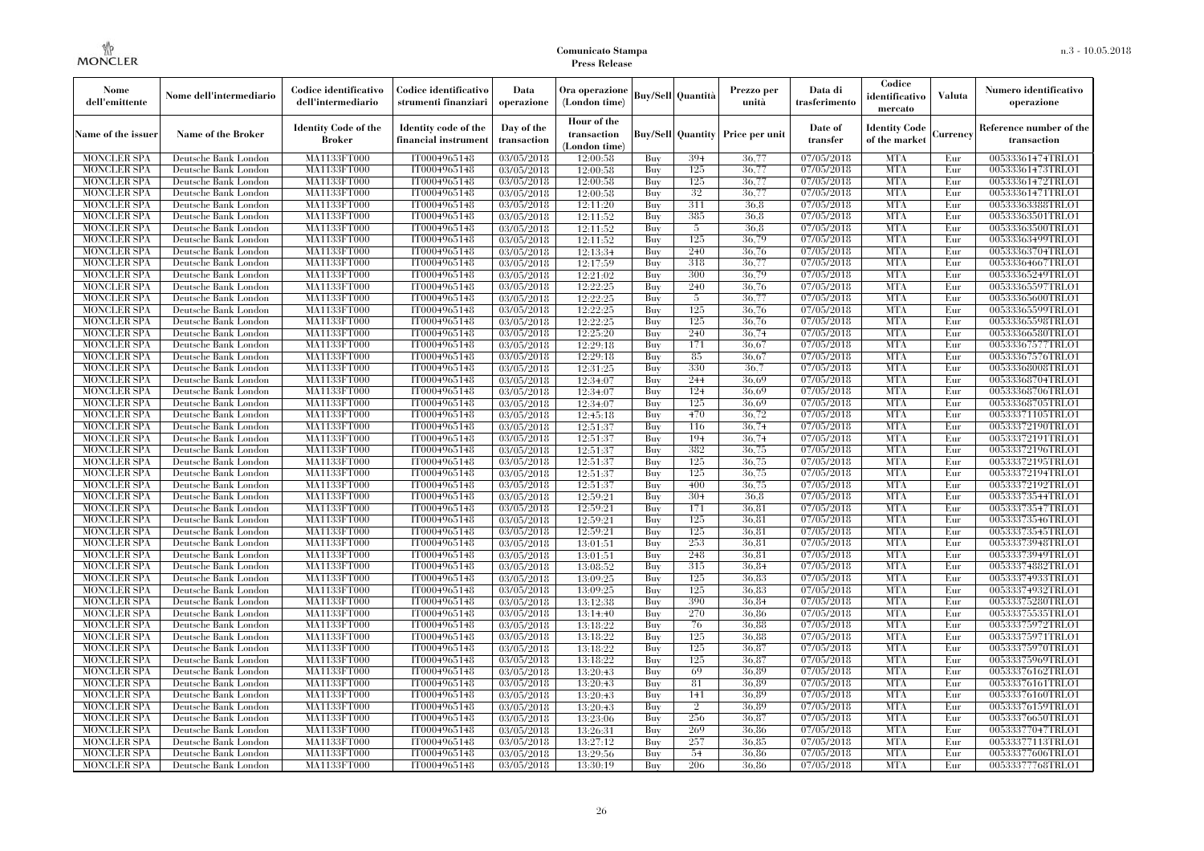| Nome dell'emittente | Nome dell'intermediario | Codice identificativo dell'intermediario | Codice identificativo strumenti finanziari | Data operazione | Ora operazione (London time) | Buy/Sell | Quantità | Prezzo per unità | Data di trasferimento | Codice identificativo mercato | Valuta | Numero identificativo operazione |
|---|---|---|---|---|---|---|---|---|---|---|---|---|
| Name of the issuer | Name of the Broker | Identity Code of the Broker | Identity code of the financial instrument | Day of the transaction | Hour of the transaction (London time) | Buy/Sell | Quantity | Price per unit | Date of transfer | Identity Code of the market | Currency | Reference number of the transaction |
| MONCLER SPA | Deutsche Bank London | MA1133FT000 | IT0004965148 | 03/05/2018 | 12:00:58 | Buy | 394 | 36.77 | 07/05/2018 | MTA | Eur | 00533361474TRLO1 |
| MONCLER SPA | Deutsche Bank London | MA1133FT000 | IT0004965148 | 03/05/2018 | 12:00:58 | Buy | 125 | 36.77 | 07/05/2018 | MTA | Eur | 00533361473TRLO1 |
| MONCLER SPA | Deutsche Bank London | MA1133FT000 | IT0004965148 | 03/05/2018 | 12:00:58 | Buy | 125 | 36.77 | 07/05/2018 | MTA | Eur | 00533361472TRLO1 |
| MONCLER SPA | Deutsche Bank London | MA1133FT000 | IT0004965148 | 03/05/2018 | 12:00:58 | Buy | 32 | 36.77 | 07/05/2018 | MTA | Eur | 00533361471TRLO1 |
| MONCLER SPA | Deutsche Bank London | MA1133FT000 | IT0004965148 | 03/05/2018 | 12:11:20 | Buy | 311 | 36.8 | 07/05/2018 | MTA | Eur | 00533363388TRLO1 |
| MONCLER SPA | Deutsche Bank London | MA1133FT000 | IT0004965148 | 03/05/2018 | 12:11:52 | Buy | 385 | 36.8 | 07/05/2018 | MTA | Eur | 00533363501TRLO1 |
| MONCLER SPA | Deutsche Bank London | MA1133FT000 | IT0004965148 | 03/05/2018 | 12:11:52 | Buy | 5 | 36.8 | 07/05/2018 | MTA | Eur | 00533363500TRLO1 |
| MONCLER SPA | Deutsche Bank London | MA1133FT000 | IT0004965148 | 03/05/2018 | 12:11:52 | Buy | 125 | 36.79 | 07/05/2018 | MTA | Eur | 00533363499TRLO1 |
| MONCLER SPA | Deutsche Bank London | MA1133FT000 | IT0004965148 | 03/05/2018 | 12:13:34 | Buy | 240 | 36.76 | 07/05/2018 | MTA | Eur | 00533363704TRLO1 |
| MONCLER SPA | Deutsche Bank London | MA1133FT000 | IT0004965148 | 03/05/2018 | 12:17:59 | Buy | 318 | 36.77 | 07/05/2018 | MTA | Eur | 00533364667TRLO1 |
| MONCLER SPA | Deutsche Bank London | MA1133FT000 | IT0004965148 | 03/05/2018 | 12:21:02 | Buy | 300 | 36.79 | 07/05/2018 | MTA | Eur | 00533365249TRLO1 |
| MONCLER SPA | Deutsche Bank London | MA1133FT000 | IT0004965148 | 03/05/2018 | 12:22:25 | Buy | 240 | 36.76 | 07/05/2018 | MTA | Eur | 00533365597TRLO1 |
| MONCLER SPA | Deutsche Bank London | MA1133FT000 | IT0004965148 | 03/05/2018 | 12:22:25 | Buy | 5 | 36.77 | 07/05/2018 | MTA | Eur | 00533365600TRLO1 |
| MONCLER SPA | Deutsche Bank London | MA1133FT000 | IT0004965148 | 03/05/2018 | 12:22:25 | Buy | 125 | 36.76 | 07/05/2018 | MTA | Eur | 00533365599TRLO1 |
| MONCLER SPA | Deutsche Bank London | MA1133FT000 | IT0004965148 | 03/05/2018 | 12:22:25 | Buy | 125 | 36.76 | 07/05/2018 | MTA | Eur | 00533365598TRLO1 |
| MONCLER SPA | Deutsche Bank London | MA1133FT000 | IT0004965148 | 03/05/2018 | 12:25:20 | Buy | 240 | 36.74 | 07/05/2018 | MTA | Eur | 00533366580TRLO1 |
| MONCLER SPA | Deutsche Bank London | MA1133FT000 | IT0004965148 | 03/05/2018 | 12:29:18 | Buy | 171 | 36.67 | 07/05/2018 | MTA | Eur | 00533367577TRLO1 |
| MONCLER SPA | Deutsche Bank London | MA1133FT000 | IT0004965148 | 03/05/2018 | 12:29:18 | Buy | 85 | 36.67 | 07/05/2018 | MTA | Eur | 00533367576TRLO1 |
| MONCLER SPA | Deutsche Bank London | MA1133FT000 | IT0004965148 | 03/05/2018 | 12:31:25 | Buy | 330 | 36.7 | 07/05/2018 | MTA | Eur | 00533368008TRLO1 |
| MONCLER SPA | Deutsche Bank London | MA1133FT000 | IT0004965148 | 03/05/2018 | 12:34:07 | Buy | 244 | 36.69 | 07/05/2018 | MTA | Eur | 00533368704TRLO1 |
| MONCLER SPA | Deutsche Bank London | MA1133FT000 | IT0004965148 | 03/05/2018 | 12:34:07 | Buy | 124 | 36.69 | 07/05/2018 | MTA | Eur | 00533368706TRLO1 |
| MONCLER SPA | Deutsche Bank London | MA1133FT000 | IT0004965148 | 03/05/2018 | 12:34:07 | Buy | 125 | 36.69 | 07/05/2018 | MTA | Eur | 00533368705TRLO1 |
| MONCLER SPA | Deutsche Bank London | MA1133FT000 | IT0004965148 | 03/05/2018 | 12:45:18 | Buy | 470 | 36.72 | 07/05/2018 | MTA | Eur | 00533371105TRLO1 |
| MONCLER SPA | Deutsche Bank London | MA1133FT000 | IT0004965148 | 03/05/2018 | 12:51:37 | Buy | 116 | 36.74 | 07/05/2018 | MTA | Eur | 00533372190TRLO1 |
| MONCLER SPA | Deutsche Bank London | MA1133FT000 | IT0004965148 | 03/05/2018 | 12:51:37 | Buy | 194 | 36.74 | 07/05/2018 | MTA | Eur | 00533372191TRLO1 |
| MONCLER SPA | Deutsche Bank London | MA1133FT000 | IT0004965148 | 03/05/2018 | 12:51:37 | Buy | 382 | 36.75 | 07/05/2018 | MTA | Eur | 00533372196TRLO1 |
| MONCLER SPA | Deutsche Bank London | MA1133FT000 | IT0004965148 | 03/05/2018 | 12:51:37 | Buy | 125 | 36.75 | 07/05/2018 | MTA | Eur | 00533372195TRLO1 |
| MONCLER SPA | Deutsche Bank London | MA1133FT000 | IT0004965148 | 03/05/2018 | 12:51:37 | Buy | 125 | 36.75 | 07/05/2018 | MTA | Eur | 00533372194TRLO1 |
| MONCLER SPA | Deutsche Bank London | MA1133FT000 | IT0004965148 | 03/05/2018 | 12:51:37 | Buy | 400 | 36.75 | 07/05/2018 | MTA | Eur | 00533372192TRLO1 |
| MONCLER SPA | Deutsche Bank London | MA1133FT000 | IT0004965148 | 03/05/2018 | 12:59:21 | Buy | 304 | 36.8 | 07/05/2018 | MTA | Eur | 00533373544TRLO1 |
| MONCLER SPA | Deutsche Bank London | MA1133FT000 | IT0004965148 | 03/05/2018 | 12:59:21 | Buy | 171 | 36.81 | 07/05/2018 | MTA | Eur | 00533373547TRLO1 |
| MONCLER SPA | Deutsche Bank London | MA1133FT000 | IT0004965148 | 03/05/2018 | 12:59:21 | Buy | 125 | 36.81 | 07/05/2018 | MTA | Eur | 00533373546TRLO1 |
| MONCLER SPA | Deutsche Bank London | MA1133FT000 | IT0004965148 | 03/05/2018 | 12:59:21 | Buy | 125 | 36.81 | 07/05/2018 | MTA | Eur | 00533373545TRLO1 |
| MONCLER SPA | Deutsche Bank London | MA1133FT000 | IT0004965148 | 03/05/2018 | 13:01:51 | Buy | 253 | 36.81 | 07/05/2018 | MTA | Eur | 00533373948TRLO1 |
| MONCLER SPA | Deutsche Bank London | MA1133FT000 | IT0004965148 | 03/05/2018 | 13:01:51 | Buy | 248 | 36.81 | 07/05/2018 | MTA | Eur | 00533373949TRLO1 |
| MONCLER SPA | Deutsche Bank London | MA1133FT000 | IT0004965148 | 03/05/2018 | 13:08:52 | Buy | 315 | 36.84 | 07/05/2018 | MTA | Eur | 00533374882TRLO1 |
| MONCLER SPA | Deutsche Bank London | MA1133FT000 | IT0004965148 | 03/05/2018 | 13:09:25 | Buy | 125 | 36.83 | 07/05/2018 | MTA | Eur | 00533374933TRLO1 |
| MONCLER SPA | Deutsche Bank London | MA1133FT000 | IT0004965148 | 03/05/2018 | 13:09:25 | Buy | 125 | 36.83 | 07/05/2018 | MTA | Eur | 00533374932TRLO1 |
| MONCLER SPA | Deutsche Bank London | MA1133FT000 | IT0004965148 | 03/05/2018 | 13:12:38 | Buy | 390 | 36.84 | 07/05/2018 | MTA | Eur | 00533375280TRLO1 |
| MONCLER SPA | Deutsche Bank London | MA1133FT000 | IT0004965148 | 03/05/2018 | 13:14:40 | Buy | 270 | 36.86 | 07/05/2018 | MTA | Eur | 00533375535TRLO1 |
| MONCLER SPA | Deutsche Bank London | MA1133FT000 | IT0004965148 | 03/05/2018 | 13:18:22 | Buy | 76 | 36.88 | 07/05/2018 | MTA | Eur | 00533375972TRLO1 |
| MONCLER SPA | Deutsche Bank London | MA1133FT000 | IT0004965148 | 03/05/2018 | 13:18:22 | Buy | 125 | 36.88 | 07/05/2018 | MTA | Eur | 00533375971TRLO1 |
| MONCLER SPA | Deutsche Bank London | MA1133FT000 | IT0004965148 | 03/05/2018 | 13:18:22 | Buy | 125 | 36.87 | 07/05/2018 | MTA | Eur | 00533375970TRLO1 |
| MONCLER SPA | Deutsche Bank London | MA1133FT000 | IT0004965148 | 03/05/2018 | 13:18:22 | Buy | 125 | 36.87 | 07/05/2018 | MTA | Eur | 00533375969TRLO1 |
| MONCLER SPA | Deutsche Bank London | MA1133FT000 | IT0004965148 | 03/05/2018 | 13:20:43 | Buy | 69 | 36.89 | 07/05/2018 | MTA | Eur | 00533376162TRLO1 |
| MONCLER SPA | Deutsche Bank London | MA1133FT000 | IT0004965148 | 03/05/2018 | 13:20:43 | Buy | 81 | 36.89 | 07/05/2018 | MTA | Eur | 00533376161TRLO1 |
| MONCLER SPA | Deutsche Bank London | MA1133FT000 | IT0004965148 | 03/05/2018 | 13:20:43 | Buy | 141 | 36.89 | 07/05/2018 | MTA | Eur | 00533376160TRLO1 |
| MONCLER SPA | Deutsche Bank London | MA1133FT000 | IT0004965148 | 03/05/2018 | 13:20:43 | Buy | 2 | 36.89 | 07/05/2018 | MTA | Eur | 00533376159TRLO1 |
| MONCLER SPA | Deutsche Bank London | MA1133FT000 | IT0004965148 | 03/05/2018 | 13:23:06 | Buy | 256 | 36.87 | 07/05/2018 | MTA | Eur | 00533376650TRLO1 |
| MONCLER SPA | Deutsche Bank London | MA1133FT000 | IT0004965148 | 03/05/2018 | 13:26:31 | Buy | 269 | 36.86 | 07/05/2018 | MTA | Eur | 00533377047TRLO1 |
| MONCLER SPA | Deutsche Bank London | MA1133FT000 | IT0004965148 | 03/05/2018 | 13:27:12 | Buy | 257 | 36.85 | 07/05/2018 | MTA | Eur | 00533377113TRLO1 |
| MONCLER SPA | Deutsche Bank London | MA1133FT000 | IT0004965148 | 03/05/2018 | 13:29:56 | Buy | 54 | 36.86 | 07/05/2018 | MTA | Eur | 00533377606TRLO1 |
| MONCLER SPA | Deutsche Bank London | MA1133FT000 | IT0004965148 | 03/05/2018 | 13:30:19 | Buy | 206 | 36.86 | 07/05/2018 | MTA | Eur | 00533377768TRLO1 |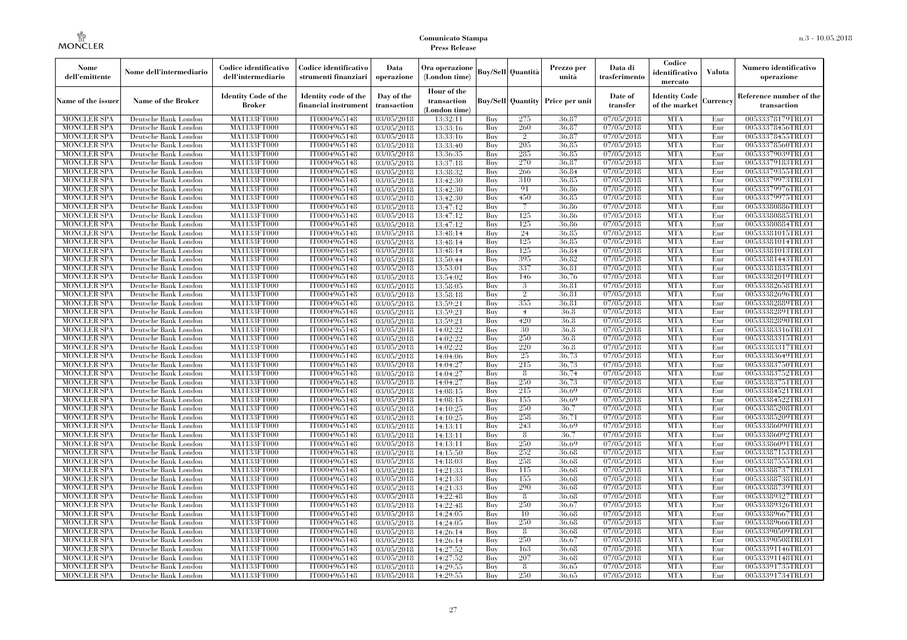| Nome dell'emittente | Nome dell'intermediario | Codice identificativo dell'intermediario | Codice identificativo strumenti finanziari | Data operazione | Ora operazione (London time) | Buy/Sell | Quantità | Prezzo per unità | Data di trasferimento | Codice identificativo mercato | Valuta | Numero identificativo operazione |
|---|---|---|---|---|---|---|---|---|---|---|---|---|
| Name of the issuer | Name of the Broker | Identity Code of the Broker | Identity code of the financial instrument | Day of the transaction | Hour of the transaction (London time) | Buy/Sell | Quantity | Price per unit | Date of transfer | Identity Code of the market | Currency | Reference number of the transaction |
| MONCLER SPA | Deutsche Bank London | MA1133FT000 | IT0004965148 | 03/05/2018 | 13:32:11 | Buy | 275 | 36,87 | 07/05/2018 | MTA | Eur | 00533378179TRLO1 |
| MONCLER SPA | Deutsche Bank London | MA1133FT000 | IT0004965148 | 03/05/2018 | 13:33:16 | Buy | 260 | 36,87 | 07/05/2018 | MTA | Eur | 00533378456TRLO1 |
| MONCLER SPA | Deutsche Bank London | MA1133FT000 | IT0004965148 | 03/05/2018 | 13:33:16 | Buy | 2 | 36,87 | 07/05/2018 | MTA | Eur | 00533378455TRLO1 |
| MONCLER SPA | Deutsche Bank London | MA1133FT000 | IT0004965148 | 03/05/2018 | 13:33:40 | Buy | 205 | 36,85 | 07/05/2018 | MTA | Eur | 00533378560TRLO1 |
| MONCLER SPA | Deutsche Bank London | MA1133FT000 | IT0004965148 | 03/05/2018 | 13:36:35 | Buy | 285 | 36,85 | 07/05/2018 | MTA | Eur | 00533379039TRLO1 |
| MONCLER SPA | Deutsche Bank London | MA1133FT000 | IT0004965148 | 03/05/2018 | 13:37:18 | Buy | 270 | 36,87 | 07/05/2018 | MTA | Eur | 00533379183TRLO1 |
| MONCLER SPA | Deutsche Bank London | MA1133FT000 | IT0004965148 | 03/05/2018 | 13:38:32 | Buy | 266 | 36,84 | 07/05/2018 | MTA | Eur | 00533379355TRLO1 |
| MONCLER SPA | Deutsche Bank London | MA1133FT000 | IT0004965148 | 03/05/2018 | 13:42:30 | Buy | 310 | 36,85 | 07/05/2018 | MTA | Eur | 00533379973TRLO1 |
| MONCLER SPA | Deutsche Bank London | MA1133FT000 | IT0004965148 | 03/05/2018 | 13:42:30 | Buy | 91 | 36,86 | 07/05/2018 | MTA | Eur | 00533379976TRLO1 |
| MONCLER SPA | Deutsche Bank London | MA1133FT000 | IT0004965148 | 03/05/2018 | 13:42:30 | Buy | 450 | 36,85 | 07/05/2018 | MTA | Eur | 00533379975TRLO1 |
| MONCLER SPA | Deutsche Bank London | MA1133FT000 | IT0004965148 | 03/05/2018 | 13:47:12 | Buy | 7 | 36,86 | 07/05/2018 | MTA | Eur | 00533380886TRLO1 |
| MONCLER SPA | Deutsche Bank London | MA1133FT000 | IT0004965148 | 03/05/2018 | 13:47:12 | Buy | 125 | 36,86 | 07/05/2018 | MTA | Eur | 00533380885TRLO1 |
| MONCLER SPA | Deutsche Bank London | MA1133FT000 | IT0004965148 | 03/05/2018 | 13:47:12 | Buy | 125 | 36,86 | 07/05/2018 | MTA | Eur | 00533380884TRLO1 |
| MONCLER SPA | Deutsche Bank London | MA1133FT000 | IT0004965148 | 03/05/2018 | 13:48:14 | Buy | 24 | 36,85 | 07/05/2018 | MTA | Eur | 00533381015TRLO1 |
| MONCLER SPA | Deutsche Bank London | MA1133FT000 | IT0004965148 | 03/05/2018 | 13:48:14 | Buy | 125 | 36,85 | 07/05/2018 | MTA | Eur | 00533381014TRLO1 |
| MONCLER SPA | Deutsche Bank London | MA1133FT000 | IT0004965148 | 03/05/2018 | 13:48:14 | Buy | 125 | 36,84 | 07/05/2018 | MTA | Eur | 00533381013TRLO1 |
| MONCLER SPA | Deutsche Bank London | MA1133FT000 | IT0004965148 | 03/05/2018 | 13:50:44 | Buy | 395 | 36,82 | 07/05/2018 | MTA | Eur | 00533381443TRLO1 |
| MONCLER SPA | Deutsche Bank London | MA1133FT000 | IT0004965148 | 03/05/2018 | 13:53:01 | Buy | 337 | 36,81 | 07/05/2018 | MTA | Eur | 00533381835TRLO1 |
| MONCLER SPA | Deutsche Bank London | MA1133FT000 | IT0004965148 | 03/05/2018 | 13:54:02 | Buy | 146 | 36,76 | 07/05/2018 | MTA | Eur | 00533382019TRLO1 |
| MONCLER SPA | Deutsche Bank London | MA1133FT000 | IT0004965148 | 03/05/2018 | 13:58:05 | Buy | 3 | 36,81 | 07/05/2018 | MTA | Eur | 00533382658TRLO1 |
| MONCLER SPA | Deutsche Bank London | MA1133FT000 | IT0004965148 | 03/05/2018 | 13:58:18 | Buy | 2 | 36,81 | 07/05/2018 | MTA | Eur | 00533382696TRLO1 |
| MONCLER SPA | Deutsche Bank London | MA1133FT000 | IT0004965148 | 03/05/2018 | 13:59:21 | Buy | 355 | 36,81 | 07/05/2018 | MTA | Eur | 00533382889TRLO1 |
| MONCLER SPA | Deutsche Bank London | MA1133FT000 | IT0004965148 | 03/05/2018 | 13:59:21 | Buy | 4 | 36,8 | 07/05/2018 | MTA | Eur | 00533382891TRLO1 |
| MONCLER SPA | Deutsche Bank London | MA1133FT000 | IT0004965148 | 03/05/2018 | 13:59:21 | Buy | 420 | 36,8 | 07/05/2018 | MTA | Eur | 00533382890TRLO1 |
| MONCLER SPA | Deutsche Bank London | MA1133FT000 | IT0004965148 | 03/05/2018 | 14:02:22 | Buy | 30 | 36,8 | 07/05/2018 | MTA | Eur | 00533383316TRLO1 |
| MONCLER SPA | Deutsche Bank London | MA1133FT000 | IT0004965148 | 03/05/2018 | 14:02:22 | Buy | 250 | 36,8 | 07/05/2018 | MTA | Eur | 00533383315TRLO1 |
| MONCLER SPA | Deutsche Bank London | MA1133FT000 | IT0004965148 | 03/05/2018 | 14:02:22 | Buy | 220 | 36,8 | 07/05/2018 | MTA | Eur | 00533383317TRLO1 |
| MONCLER SPA | Deutsche Bank London | MA1133FT000 | IT0004965148 | 03/05/2018 | 14:04:06 | Buy | 25 | 36,73 | 07/05/2018 | MTA | Eur | 00533383649TRLO1 |
| MONCLER SPA | Deutsche Bank London | MA1133FT000 | IT0004965148 | 03/05/2018 | 14:04:27 | Buy | 215 | 36,73 | 07/05/2018 | MTA | Eur | 00533383750TRLO1 |
| MONCLER SPA | Deutsche Bank London | MA1133FT000 | IT0004965148 | 03/05/2018 | 14:04:27 | Buy | 8 | 36,74 | 07/05/2018 | MTA | Eur | 00533383752TRLO1 |
| MONCLER SPA | Deutsche Bank London | MA1133FT000 | IT0004965148 | 03/05/2018 | 14:04:27 | Buy | 250 | 36,73 | 07/05/2018 | MTA | Eur | 00533383751TRLO1 |
| MONCLER SPA | Deutsche Bank London | MA1133FT000 | IT0004965148 | 03/05/2018 | 14:08:15 | Buy | 215 | 36,69 | 07/05/2018 | MTA | Eur | 00533384521TRLO1 |
| MONCLER SPA | Deutsche Bank London | MA1133FT000 | IT0004965148 | 03/05/2018 | 14:08:15 | Buy | 155 | 36,69 | 07/05/2018 | MTA | Eur | 00533384522TRLO1 |
| MONCLER SPA | Deutsche Bank London | MA1133FT000 | IT0004965148 | 03/05/2018 | 14:10:25 | Buy | 250 | 36,7 | 07/05/2018 | MTA | Eur | 00533385208TRLO1 |
| MONCLER SPA | Deutsche Bank London | MA1133FT000 | IT0004965148 | 03/05/2018 | 14:10:25 | Buy | 258 | 36,71 | 07/05/2018 | MTA | Eur | 00533385209TRLO1 |
| MONCLER SPA | Deutsche Bank London | MA1133FT000 | IT0004965148 | 03/05/2018 | 14:13:11 | Buy | 243 | 36,69 | 07/05/2018 | MTA | Eur | 00533386090TRLO1 |
| MONCLER SPA | Deutsche Bank London | MA1133FT000 | IT0004965148 | 03/05/2018 | 14:13:11 | Buy | 8 | 36,7 | 07/05/2018 | MTA | Eur | 00533386092TRLO1 |
| MONCLER SPA | Deutsche Bank London | MA1133FT000 | IT0004965148 | 03/05/2018 | 14:13:11 | Buy | 250 | 36,69 | 07/05/2018 | MTA | Eur | 00533386091TRLO1 |
| MONCLER SPA | Deutsche Bank London | MA1133FT000 | IT0004965148 | 03/05/2018 | 14:15:50 | Buy | 252 | 36,68 | 07/05/2018 | MTA | Eur | 00533387153TRLO1 |
| MONCLER SPA | Deutsche Bank London | MA1133FT000 | IT0004965148 | 03/05/2018 | 14:18:03 | Buy | 258 | 36,68 | 07/05/2018 | MTA | Eur | 00533387555TRLO1 |
| MONCLER SPA | Deutsche Bank London | MA1133FT000 | IT0004965148 | 03/05/2018 | 14:21:33 | Buy | 115 | 36,68 | 07/05/2018 | MTA | Eur | 00533388737TRLO1 |
| MONCLER SPA | Deutsche Bank London | MA1133FT000 | IT0004965148 | 03/05/2018 | 14:21:33 | Buy | 155 | 36,68 | 07/05/2018 | MTA | Eur | 00533388738TRLO1 |
| MONCLER SPA | Deutsche Bank London | MA1133FT000 | IT0004965148 | 03/05/2018 | 14:21:33 | Buy | 290 | 36,68 | 07/05/2018 | MTA | Eur | 00533388739TRLO1 |
| MONCLER SPA | Deutsche Bank London | MA1133FT000 | IT0004965148 | 03/05/2018 | 14:22:48 | Buy | 8 | 36,68 | 07/05/2018 | MTA | Eur | 00533389327TRLO1 |
| MONCLER SPA | Deutsche Bank London | MA1133FT000 | IT0004965148 | 03/05/2018 | 14:22:48 | Buy | 250 | 36,67 | 07/05/2018 | MTA | Eur | 00533389326TRLO1 |
| MONCLER SPA | Deutsche Bank London | MA1133FT000 | IT0004965148 | 03/05/2018 | 14:24:05 | Buy | 10 | 36,68 | 07/05/2018 | MTA | Eur | 00533389667TRLO1 |
| MONCLER SPA | Deutsche Bank London | MA1133FT000 | IT0004965148 | 03/05/2018 | 14:24:05 | Buy | 250 | 36,68 | 07/05/2018 | MTA | Eur | 00533389666TRLO1 |
| MONCLER SPA | Deutsche Bank London | MA1133FT000 | IT0004965148 | 03/05/2018 | 14:26:14 | Buy | 8 | 36,68 | 07/05/2018 | MTA | Eur | 00533390509TRLO1 |
| MONCLER SPA | Deutsche Bank London | MA1133FT000 | IT0004965148 | 03/05/2018 | 14:26:14 | Buy | 250 | 36,67 | 07/05/2018 | MTA | Eur | 00533390508TRLO1 |
| MONCLER SPA | Deutsche Bank London | MA1133FT000 | IT0004965148 | 03/05/2018 | 14:27:52 | Buy | 163 | 36,68 | 07/05/2018 | MTA | Eur | 00533391146TRLO1 |
| MONCLER SPA | Deutsche Bank London | MA1133FT000 | IT0004965148 | 03/05/2018 | 14:27:52 | Buy | 207 | 36,68 | 07/05/2018 | MTA | Eur | 00533391148TRLO1 |
| MONCLER SPA | Deutsche Bank London | MA1133FT000 | IT0004965148 | 03/05/2018 | 14:29:55 | Buy | 8 | 36,65 | 07/05/2018 | MTA | Eur | 00533391735TRLO1 |
| MONCLER SPA | Deutsche Bank London | MA1133FT000 | IT0004965148 | 03/05/2018 | 14:29:55 | Buy | 250 | 36,65 | 07/05/2018 | MTA | Eur | 00533391734TRLO1 |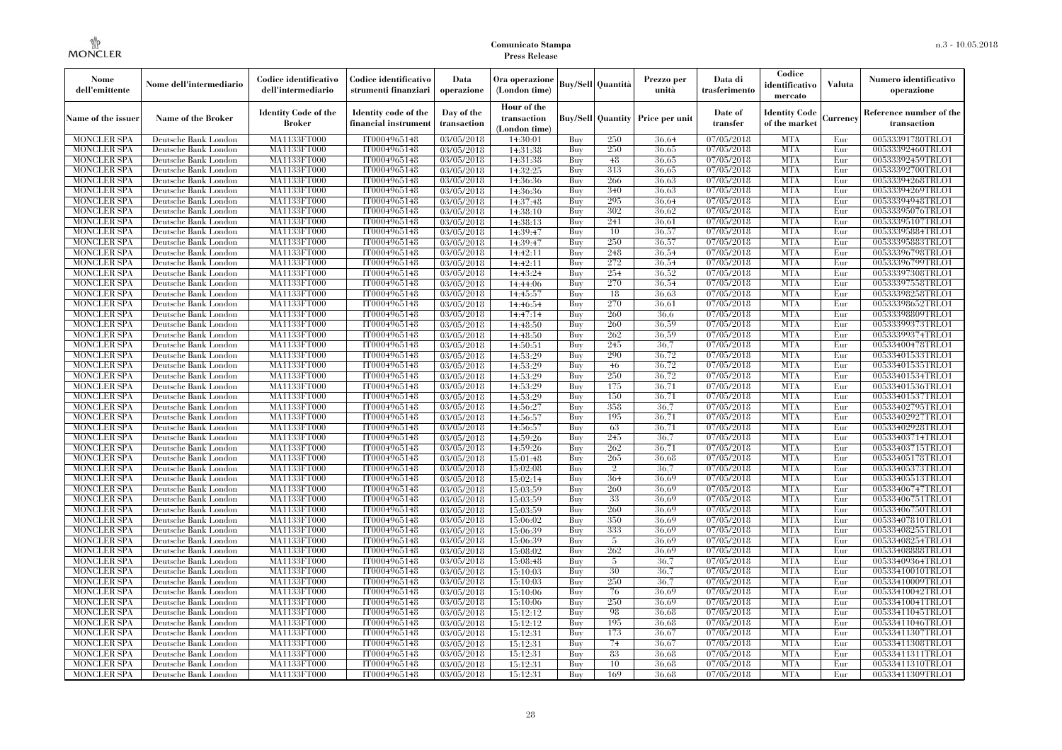| Nome dell'emittente | Nome dell'intermediario | Codice identificativo dell'intermediario | Codice identificativo strumenti finanziari | Data operazione | Ora operazione (London time) | Buy/Sell | Quantità | Prezzo per unità | Data di trasferimento | Codice identificativo mercato | Valuta | Numero identificativo operazione |
|---|---|---|---|---|---|---|---|---|---|---|---|---|
| Name of the issuer | Name of the Broker | Identity Code of the Broker | Identity code of the financial instrument | Day of the transaction | Hour of the transaction (London time) | Buy/Sell | Quantity | Price per unit | Date of transfer | Identity Code of the market | Currency | Reference number of the transaction |
| MONCLER SPA | Deutsche Bank London | MA1133FT000 | IT0004965148 | 03/05/2018 | 14:30:01 | Buy | 250 | 36.64 | 07/05/2018 | MTA | Eur | 00533391780TRLO1 |
| MONCLER SPA | Deutsche Bank London | MA1133FT000 | IT0004965148 | 03/05/2018 | 14:31:38 | Buy | 250 | 36.65 | 07/05/2018 | MTA | Eur | 00533392460TRLO1 |
| MONCLER SPA | Deutsche Bank London | MA1133FT000 | IT0004965148 | 03/05/2018 | 14:31:38 | Buy | 48 | 36.65 | 07/05/2018 | MTA | Eur | 00533392459TRLO1 |
| MONCLER SPA | Deutsche Bank London | MA1133FT000 | IT0004965148 | 03/05/2018 | 14:32:25 | Buy | 313 | 36.65 | 07/05/2018 | MTA | Eur | 00533392700TRLO1 |
| MONCLER SPA | Deutsche Bank London | MA1133FT000 | IT0004965148 | 03/05/2018 | 14:36:36 | Buy | 266 | 36.63 | 07/05/2018 | MTA | Eur | 00533394268TRLO1 |
| MONCLER SPA | Deutsche Bank London | MA1133FT000 | IT0004965148 | 03/05/2018 | 14:36:36 | Buy | 340 | 36.63 | 07/05/2018 | MTA | Eur | 00533394269TRLO1 |
| MONCLER SPA | Deutsche Bank London | MA1133FT000 | IT0004965148 | 03/05/2018 | 14:37:48 | Buy | 295 | 36.64 | 07/05/2018 | MTA | Eur | 00533394948TRLO1 |
| MONCLER SPA | Deutsche Bank London | MA1133FT000 | IT0004965148 | 03/05/2018 | 14:38:10 | Buy | 302 | 36.62 | 07/05/2018 | MTA | Eur | 00533395076TRLO1 |
| MONCLER SPA | Deutsche Bank London | MA1133FT000 | IT0004965148 | 03/05/2018 | 14:38:13 | Buy | 241 | 36.61 | 07/05/2018 | MTA | Eur | 00533395107TRLO1 |
| MONCLER SPA | Deutsche Bank London | MA1133FT000 | IT0004965148 | 03/05/2018 | 14:39:47 | Buy | 10 | 36.57 | 07/05/2018 | MTA | Eur | 00533395884TRLO1 |
| MONCLER SPA | Deutsche Bank London | MA1133FT000 | IT0004965148 | 03/05/2018 | 14:39:47 | Buy | 250 | 36.57 | 07/05/2018 | MTA | Eur | 00533395883TRLO1 |
| MONCLER SPA | Deutsche Bank London | MA1133FT000 | IT0004965148 | 03/05/2018 | 14:42:11 | Buy | 248 | 36.54 | 07/05/2018 | MTA | Eur | 00533396798TRLO1 |
| MONCLER SPA | Deutsche Bank London | MA1133FT000 | IT0004965148 | 03/05/2018 | 14:42:11 | Buy | 272 | 36.54 | 07/05/2018 | MTA | Eur | 00533396799TRLO1 |
| MONCLER SPA | Deutsche Bank London | MA1133FT000 | IT0004965148 | 03/05/2018 | 14:43:24 | Buy | 254 | 36.52 | 07/05/2018 | MTA | Eur | 00533397308TRLO1 |
| MONCLER SPA | Deutsche Bank London | MA1133FT000 | IT0004965148 | 03/05/2018 | 14:44:06 | Buy | 270 | 36.54 | 07/05/2018 | MTA | Eur | 00533397558TRLO1 |
| MONCLER SPA | Deutsche Bank London | MA1133FT000 | IT0004965148 | 03/05/2018 | 14:45:57 | Buy | 18 | 36.63 | 07/05/2018 | MTA | Eur | 00533398258TRLO1 |
| MONCLER SPA | Deutsche Bank London | MA1133FT000 | IT0004965148 | 03/05/2018 | 14:46:54 | Buy | 270 | 36.61 | 07/05/2018 | MTA | Eur | 00533398652TRLO1 |
| MONCLER SPA | Deutsche Bank London | MA1133FT000 | IT0004965148 | 03/05/2018 | 14:47:14 | Buy | 260 | 36.6 | 07/05/2018 | MTA | Eur | 00533398809TRLO1 |
| MONCLER SPA | Deutsche Bank London | MA1133FT000 | IT0004965148 | 03/05/2018 | 14:48:50 | Buy | 260 | 36.59 | 07/05/2018 | MTA | Eur | 00533399373TRLO1 |
| MONCLER SPA | Deutsche Bank London | MA1133FT000 | IT0004965148 | 03/05/2018 | 14:48:50 | Buy | 262 | 36.59 | 07/05/2018 | MTA | Eur | 00533399374TRLO1 |
| MONCLER SPA | Deutsche Bank London | MA1133FT000 | IT0004965148 | 03/05/2018 | 14:50:51 | Buy | 245 | 36.7 | 07/05/2018 | MTA | Eur | 00533400478TRLO1 |
| MONCLER SPA | Deutsche Bank London | MA1133FT000 | IT0004965148 | 03/05/2018 | 14:53:29 | Buy | 290 | 36.72 | 07/05/2018 | MTA | Eur | 00533401533TRLO1 |
| MONCLER SPA | Deutsche Bank London | MA1133FT000 | IT0004965148 | 03/05/2018 | 14:53:29 | Buy | 46 | 36.72 | 07/05/2018 | MTA | Eur | 00533401535TRLO1 |
| MONCLER SPA | Deutsche Bank London | MA1133FT000 | IT0004965148 | 03/05/2018 | 14:53:29 | Buy | 250 | 36.72 | 07/05/2018 | MTA | Eur | 00533401534TRLO1 |
| MONCLER SPA | Deutsche Bank London | MA1133FT000 | IT0004965148 | 03/05/2018 | 14:53:29 | Buy | 175 | 36.71 | 07/05/2018 | MTA | Eur | 00533401536TRLO1 |
| MONCLER SPA | Deutsche Bank London | MA1133FT000 | IT0004965148 | 03/05/2018 | 14:53:29 | Buy | 150 | 36.71 | 07/05/2018 | MTA | Eur | 00533401537TRLO1 |
| MONCLER SPA | Deutsche Bank London | MA1133FT000 | IT0004965148 | 03/05/2018 | 14:56:27 | Buy | 358 | 36.7 | 07/05/2018 | MTA | Eur | 00533402795TRLO1 |
| MONCLER SPA | Deutsche Bank London | MA1133FT000 | IT0004965148 | 03/05/2018 | 14:56:57 | Buy | 195 | 36.71 | 07/05/2018 | MTA | Eur | 00533402927TRLO1 |
| MONCLER SPA | Deutsche Bank London | MA1133FT000 | IT0004965148 | 03/05/2018 | 14:56:57 | Buy | 63 | 36.71 | 07/05/2018 | MTA | Eur | 00533402928TRLO1 |
| MONCLER SPA | Deutsche Bank London | MA1133FT000 | IT0004965148 | 03/05/2018 | 14:59:26 | Buy | 245 | 36.7 | 07/05/2018 | MTA | Eur | 00533403714TRLO1 |
| MONCLER SPA | Deutsche Bank London | MA1133FT000 | IT0004965148 | 03/05/2018 | 14:59:26 | Buy | 262 | 36.71 | 07/05/2018 | MTA | Eur | 00533403715TRLO1 |
| MONCLER SPA | Deutsche Bank London | MA1133FT000 | IT0004965148 | 03/05/2018 | 15:01:48 | Buy | 265 | 36.68 | 07/05/2018 | MTA | Eur | 00533405178TRLO1 |
| MONCLER SPA | Deutsche Bank London | MA1133FT000 | IT0004965148 | 03/05/2018 | 15:02:08 | Buy | 2 | 36.7 | 07/05/2018 | MTA | Eur | 00533405373TRLO1 |
| MONCLER SPA | Deutsche Bank London | MA1133FT000 | IT0004965148 | 03/05/2018 | 15:02:14 | Buy | 364 | 36.69 | 07/05/2018 | MTA | Eur | 00533405513TRLO1 |
| MONCLER SPA | Deutsche Bank London | MA1133FT000 | IT0004965148 | 03/05/2018 | 15:03:59 | Buy | 260 | 36.69 | 07/05/2018 | MTA | Eur | 00533406747TRLO1 |
| MONCLER SPA | Deutsche Bank London | MA1133FT000 | IT0004965148 | 03/05/2018 | 15:03:59 | Buy | 33 | 36.69 | 07/05/2018 | MTA | Eur | 00533406751TRLO1 |
| MONCLER SPA | Deutsche Bank London | MA1133FT000 | IT0004965148 | 03/05/2018 | 15:03:59 | Buy | 260 | 36.69 | 07/05/2018 | MTA | Eur | 00533406750TRLO1 |
| MONCLER SPA | Deutsche Bank London | MA1133FT000 | IT0004965148 | 03/05/2018 | 15:06:02 | Buy | 350 | 36.69 | 07/05/2018 | MTA | Eur | 00533407810TRLO1 |
| MONCLER SPA | Deutsche Bank London | MA1133FT000 | IT0004965148 | 03/05/2018 | 15:06:39 | Buy | 333 | 36.69 | 07/05/2018 | MTA | Eur | 00533408255TRLO1 |
| MONCLER SPA | Deutsche Bank London | MA1133FT000 | IT0004965148 | 03/05/2018 | 15:06:39 | Buy | 5 | 36.69 | 07/05/2018 | MTA | Eur | 00533408254TRLO1 |
| MONCLER SPA | Deutsche Bank London | MA1133FT000 | IT0004965148 | 03/05/2018 | 15:08:02 | Buy | 262 | 36.69 | 07/05/2018 | MTA | Eur | 00533408888TRLO1 |
| MONCLER SPA | Deutsche Bank London | MA1133FT000 | IT0004965148 | 03/05/2018 | 15:08:48 | Buy | 5 | 36.7 | 07/05/2018 | MTA | Eur | 00533409364TRLO1 |
| MONCLER SPA | Deutsche Bank London | MA1133FT000 | IT0004965148 | 03/05/2018 | 15:10:03 | Buy | 30 | 36.7 | 07/05/2018 | MTA | Eur | 00533410010TRLO1 |
| MONCLER SPA | Deutsche Bank London | MA1133FT000 | IT0004965148 | 03/05/2018 | 15:10:03 | Buy | 250 | 36.7 | 07/05/2018 | MTA | Eur | 00533410009TRLO1 |
| MONCLER SPA | Deutsche Bank London | MA1133FT000 | IT0004965148 | 03/05/2018 | 15:10:06 | Buy | 76 | 36.69 | 07/05/2018 | MTA | Eur | 00533410042TRLO1 |
| MONCLER SPA | Deutsche Bank London | MA1133FT000 | IT0004965148 | 03/05/2018 | 15:10:06 | Buy | 250 | 36.69 | 07/05/2018 | MTA | Eur | 00533410041TRLO1 |
| MONCLER SPA | Deutsche Bank London | MA1133FT000 | IT0004965148 | 03/05/2018 | 15:12:12 | Buy | 98 | 36.68 | 07/05/2018 | MTA | Eur | 00533411045TRLO1 |
| MONCLER SPA | Deutsche Bank London | MA1133FT000 | IT0004965148 | 03/05/2018 | 15:12:12 | Buy | 195 | 36.68 | 07/05/2018 | MTA | Eur | 00533411046TRLO1 |
| MONCLER SPA | Deutsche Bank London | MA1133FT000 | IT0004965148 | 03/05/2018 | 15:12:31 | Buy | 173 | 36.67 | 07/05/2018 | MTA | Eur | 00533411307TRLO1 |
| MONCLER SPA | Deutsche Bank London | MA1133FT000 | IT0004965148 | 03/05/2018 | 15:12:31 | Buy | 74 | 36.67 | 07/05/2018 | MTA | Eur | 00533411308TRLO1 |
| MONCLER SPA | Deutsche Bank London | MA1133FT000 | IT0004965148 | 03/05/2018 | 15:12:31 | Buy | 83 | 36.68 | 07/05/2018 | MTA | Eur | 00533411311TRLO1 |
| MONCLER SPA | Deutsche Bank London | MA1133FT000 | IT0004965148 | 03/05/2018 | 15:12:31 | Buy | 10 | 36.68 | 07/05/2018 | MTA | Eur | 00533411310TRLO1 |
| MONCLER SPA | Deutsche Bank London | MA1133FT000 | IT0004965148 | 03/05/2018 | 15:12:31 | Buy | 169 | 36.68 | 07/05/2018 | MTA | Eur | 00533411309TRLO1 |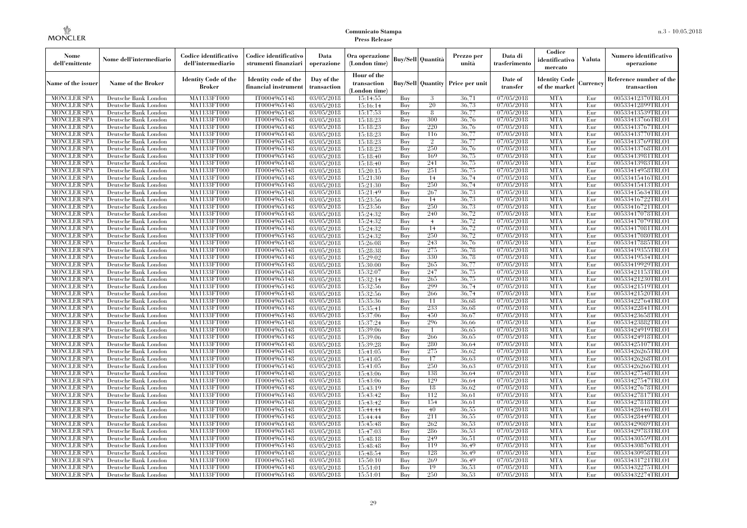| Nome dell'emittente | Nome dell'intermediario | Codice identificativo dell'intermediario | Codice identificativo strumenti finanziari | Data operazione | Ora operazione (London time) | Buy/Sell | Quantità | Prezzo per unità | Data di trasferimento | Codice identificativo mercato | Valuta | Numero identificativo operazione |
|---|---|---|---|---|---|---|---|---|---|---|---|---|
| Name of the issuer | Name of the Broker | Identity Code of the Broker | Identity code of the financial instrument | Day of the transaction | Hour of the transaction (London time) | Buy/Sell | Quantity | Price per unit | Date of transfer | Identity Code of the market | Currency | Reference number of the transaction |
| MONCLER SPA | Deutsche Bank London | MA1133FT000 | IT0004965148 | 03/05/2018 | 15:14:55 | Buy | 3 | 36,71 | 07/05/2018 | MTA | Eur | 00533412370TRLO1 |
| MONCLER SPA | Deutsche Bank London | MA1133FT000 | IT0004965148 | 03/05/2018 | 15:16:14 | Buy | 20 | 36,73 | 07/05/2018 | MTA | Eur | 00533412899TRLO1 |
| MONCLER SPA | Deutsche Bank London | MA1133FT000 | IT0004965148 | 03/05/2018 | 15:17:53 | Buy | 8 | 36,77 | 07/05/2018 | MTA | Eur | 00533413539TRLO1 |
| MONCLER SPA | Deutsche Bank London | MA1133FT000 | IT0004965148 | 03/05/2018 | 15:18:23 | Buy | 300 | 36,76 | 07/05/2018 | MTA | Eur | 00533413766TRLO1 |
| MONCLER SPA | Deutsche Bank London | MA1133FT000 | IT0004965148 | 03/05/2018 | 15:18:23 | Buy | 220 | 36,76 | 07/05/2018 | MTA | Eur | 00533413767TRLO1 |
| MONCLER SPA | Deutsche Bank London | MA1133FT000 | IT0004965148 | 03/05/2018 | 15:18:23 | Buy | 116 | 36,77 | 07/05/2018 | MTA | Eur | 00533413770TRLO1 |
| MONCLER SPA | Deutsche Bank London | MA1133FT000 | IT0004965148 | 03/05/2018 | 15:18:23 | Buy | 2 | 36,77 | 07/05/2018 | MTA | Eur | 00533413769TRLO1 |
| MONCLER SPA | Deutsche Bank London | MA1133FT000 | IT0004965148 | 03/05/2018 | 15:18:23 | Buy | 250 | 36,76 | 07/05/2018 | MTA | Eur | 00533413768TRLO1 |
| MONCLER SPA | Deutsche Bank London | MA1133FT000 | IT0004965148 | 03/05/2018 | 15:18:40 | Buy | 169 | 36,75 | 07/05/2018 | MTA | Eur | 00533413981TRLO1 |
| MONCLER SPA | Deutsche Bank London | MA1133FT000 | IT0004965148 | 03/05/2018 | 15:18:40 | Buy | 241 | 36,75 | 07/05/2018 | MTA | Eur | 00533413983TRLO1 |
| MONCLER SPA | Deutsche Bank London | MA1133FT000 | IT0004965148 | 03/05/2018 | 15:20:15 | Buy | 251 | 36,75 | 07/05/2018 | MTA | Eur | 00533414958TRLO1 |
| MONCLER SPA | Deutsche Bank London | MA1133FT000 | IT0004965148 | 03/05/2018 | 15:21:30 | Buy | 14 | 36,74 | 07/05/2018 | MTA | Eur | 00533415416TRLO1 |
| MONCLER SPA | Deutsche Bank London | MA1133FT000 | IT0004965148 | 03/05/2018 | 15:21:30 | Buy | 250 | 36,74 | 07/05/2018 | MTA | Eur | 00533415413TRLO1 |
| MONCLER SPA | Deutsche Bank London | MA1133FT000 | IT0004965148 | 03/05/2018 | 15:21:49 | Buy | 267 | 36,73 | 07/05/2018 | MTA | Eur | 00533415634TRLO1 |
| MONCLER SPA | Deutsche Bank London | MA1133FT000 | IT0004965148 | 03/05/2018 | 15:23:56 | Buy | 14 | 36,73 | 07/05/2018 | MTA | Eur | 00533416722TRLO1 |
| MONCLER SPA | Deutsche Bank London | MA1133FT000 | IT0004965148 | 03/05/2018 | 15:23:56 | Buy | 250 | 36,73 | 07/05/2018 | MTA | Eur | 00533416721TRLO1 |
| MONCLER SPA | Deutsche Bank London | MA1133FT000 | IT0004965148 | 03/05/2018 | 15:24:32 | Buy | 240 | 36,72 | 07/05/2018 | MTA | Eur | 00533417078TRLO1 |
| MONCLER SPA | Deutsche Bank London | MA1133FT000 | IT0004965148 | 03/05/2018 | 15:24:32 | Buy | 4 | 36,72 | 07/05/2018 | MTA | Eur | 00533417079TRLO1 |
| MONCLER SPA | Deutsche Bank London | MA1133FT000 | IT0004965148 | 03/05/2018 | 15:24:32 | Buy | 14 | 36,72 | 07/05/2018 | MTA | Eur | 00533417081TRLO1 |
| MONCLER SPA | Deutsche Bank London | MA1133FT000 | IT0004965148 | 03/05/2018 | 15:24:32 | Buy | 250 | 36,72 | 07/05/2018 | MTA | Eur | 00533417080TRLO1 |
| MONCLER SPA | Deutsche Bank London | MA1133FT000 | IT0004965148 | 03/05/2018 | 15:26:08 | Buy | 243 | 36,76 | 07/05/2018 | MTA | Eur | 00533417885TRLO1 |
| MONCLER SPA | Deutsche Bank London | MA1133FT000 | IT0004965148 | 03/05/2018 | 15:28:38 | Buy | 275 | 36,78 | 07/05/2018 | MTA | Eur | 00533419355TRLO1 |
| MONCLER SPA | Deutsche Bank London | MA1133FT000 | IT0004965148 | 03/05/2018 | 15:29:02 | Buy | 330 | 36,78 | 07/05/2018 | MTA | Eur | 00533419534TRLO1 |
| MONCLER SPA | Deutsche Bank London | MA1133FT000 | IT0004965148 | 03/05/2018 | 15:30:00 | Buy | 265 | 36,77 | 07/05/2018 | MTA | Eur | 00533419929TRLO1 |
| MONCLER SPA | Deutsche Bank London | MA1133FT000 | IT0004965148 | 03/05/2018 | 15:32:07 | Buy | 247 | 36,75 | 07/05/2018 | MTA | Eur | 00533421153TRLO1 |
| MONCLER SPA | Deutsche Bank London | MA1133FT000 | IT0004965148 | 03/05/2018 | 15:32:14 | Buy | 265 | 36,75 | 07/05/2018 | MTA | Eur | 00533421230TRLO1 |
| MONCLER SPA | Deutsche Bank London | MA1133FT000 | IT0004965148 | 03/05/2018 | 15:32:56 | Buy | 299 | 36,74 | 07/05/2018 | MTA | Eur | 00533421519TRLO1 |
| MONCLER SPA | Deutsche Bank London | MA1133FT000 | IT0004965148 | 03/05/2018 | 15:32:56 | Buy | 266 | 36,74 | 07/05/2018 | MTA | Eur | 00533421520TRLO1 |
| MONCLER SPA | Deutsche Bank London | MA1133FT000 | IT0004965148 | 03/05/2018 | 15:35:36 | Buy | 11 | 36,68 | 07/05/2018 | MTA | Eur | 00533422764TRLO1 |
| MONCLER SPA | Deutsche Bank London | MA1133FT000 | IT0004965148 | 03/05/2018 | 15:35:41 | Buy | 233 | 36,68 | 07/05/2018 | MTA | Eur | 00533422841TRLO1 |
| MONCLER SPA | Deutsche Bank London | MA1133FT000 | IT0004965148 | 03/05/2018 | 15:37:06 | Buy | 450 | 36,67 | 07/05/2018 | MTA | Eur | 00533423658TRLO1 |
| MONCLER SPA | Deutsche Bank London | MA1133FT000 | IT0004965148 | 03/05/2018 | 15:37:24 | Buy | 296 | 36,66 | 07/05/2018 | MTA | Eur | 00533423882TRLO1 |
| MONCLER SPA | Deutsche Bank London | MA1133FT000 | IT0004965148 | 03/05/2018 | 15:39:06 | Buy | 1 | 36,65 | 07/05/2018 | MTA | Eur | 00533424919TRLO1 |
| MONCLER SPA | Deutsche Bank London | MA1133FT000 | IT0004965148 | 03/05/2018 | 15:39:06 | Buy | 266 | 36,65 | 07/05/2018 | MTA | Eur | 00533424918TRLO1 |
| MONCLER SPA | Deutsche Bank London | MA1133FT000 | IT0004965148 | 03/05/2018 | 15:39:28 | Buy | 280 | 36,64 | 07/05/2018 | MTA | Eur | 00533425107TRLO1 |
| MONCLER SPA | Deutsche Bank London | MA1133FT000 | IT0004965148 | 03/05/2018 | 15:41:05 | Buy | 275 | 36,62 | 07/05/2018 | MTA | Eur | 00533426265TRLO1 |
| MONCLER SPA | Deutsche Bank London | MA1133FT000 | IT0004965148 | 03/05/2018 | 15:41:05 | Buy | 17 | 36,63 | 07/05/2018 | MTA | Eur | 00533426268TRLO1 |
| MONCLER SPA | Deutsche Bank London | MA1133FT000 | IT0004965148 | 03/05/2018 | 15:41:05 | Buy | 250 | 36,63 | 07/05/2018 | MTA | Eur | 00533426266TRLO1 |
| MONCLER SPA | Deutsche Bank London | MA1133FT000 | IT0004965148 | 03/05/2018 | 15:43:06 | Buy | 138 | 36,64 | 07/05/2018 | MTA | Eur | 00533427548TRLO1 |
| MONCLER SPA | Deutsche Bank London | MA1133FT000 | IT0004965148 | 03/05/2018 | 15:43:06 | Buy | 129 | 36,64 | 07/05/2018 | MTA | Eur | 00533427547TRLO1 |
| MONCLER SPA | Deutsche Bank London | MA1133FT000 | IT0004965148 | 03/05/2018 | 15:43:19 | Buy | 18 | 36,62 | 07/05/2018 | MTA | Eur | 00533427678TRLO1 |
| MONCLER SPA | Deutsche Bank London | MA1133FT000 | IT0004965148 | 03/05/2018 | 15:43:42 | Buy | 112 | 36,61 | 07/05/2018 | MTA | Eur | 00533427817TRLO1 |
| MONCLER SPA | Deutsche Bank London | MA1133FT000 | IT0004965148 | 03/05/2018 | 15:43:42 | Buy | 154 | 36,61 | 07/05/2018 | MTA | Eur | 00533427818TRLO1 |
| MONCLER SPA | Deutsche Bank London | MA1133FT000 | IT0004965148 | 03/05/2018 | 15:44:44 | Buy | 40 | 36,55 | 07/05/2018 | MTA | Eur | 00533428446TRLO1 |
| MONCLER SPA | Deutsche Bank London | MA1133FT000 | IT0004965148 | 03/05/2018 | 15:44:44 | Buy | 211 | 36,55 | 07/05/2018 | MTA | Eur | 00533428449TRLO1 |
| MONCLER SPA | Deutsche Bank London | MA1133FT000 | IT0004965148 | 03/05/2018 | 15:45:48 | Buy | 262 | 36,53 | 07/05/2018 | MTA | Eur | 00533429089TRLO1 |
| MONCLER SPA | Deutsche Bank London | MA1133FT000 | IT0004965148 | 03/05/2018 | 15:47:03 | Buy | 286 | 36,53 | 07/05/2018 | MTA | Eur | 00533429783TRLO1 |
| MONCLER SPA | Deutsche Bank London | MA1133FT000 | IT0004965148 | 03/05/2018 | 15:48:18 | Buy | 249 | 36,51 | 07/05/2018 | MTA | Eur | 00533430559TRLO1 |
| MONCLER SPA | Deutsche Bank London | MA1133FT000 | IT0004965148 | 03/05/2018 | 15:48:48 | Buy | 119 | 36,49 | 07/05/2018 | MTA | Eur | 00533430876TRLO1 |
| MONCLER SPA | Deutsche Bank London | MA1133FT000 | IT0004965148 | 03/05/2018 | 15:48:54 | Buy | 128 | 36,49 | 07/05/2018 | MTA | Eur | 00533430958TRLO1 |
| MONCLER SPA | Deutsche Bank London | MA1133FT000 | IT0004965148 | 03/05/2018 | 15:50:10 | Buy | 269 | 36,49 | 07/05/2018 | MTA | Eur | 00533431721TRLO1 |
| MONCLER SPA | Deutsche Bank London | MA1133FT000 | IT0004965148 | 03/05/2018 | 15:51:01 | Buy | 19 | 36,53 | 07/05/2018 | MTA | Eur | 00533432275TRLO1 |
| MONCLER SPA | Deutsche Bank London | MA1133FT000 | IT0004965148 | 03/05/2018 | 15:51:01 | Buy | 250 | 36,53 | 07/05/2018 | MTA | Eur | 00533432274TRLO1 |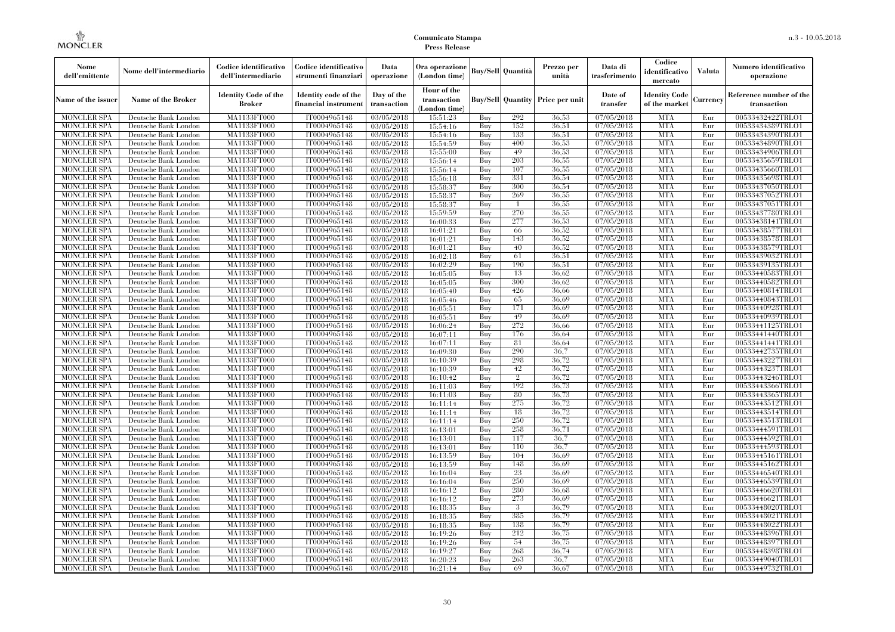| Nome dell'emittente | Nome dell'intermediario | Codice identificativo dell'intermediario | Codice identificativo strumenti finanziari | Data operazione | Ora operazione (London time) | Buy/Sell | Quantità | Prezzo per unità | Data di trasferimento | Codice identificativo mercato | Valuta | Numero identificativo operazione |
|---|---|---|---|---|---|---|---|---|---|---|---|---|
| Name of the issuer | Name of the Broker | Identity Code of the Broker | Identity code of the financial instrument | Day of the transaction | Hour of the transaction (London time) | Buy/Sell | Quantity | Price per unit | Date of transfer | Identity Code of the market | Currency | Reference number of the transaction |
| MONCLER SPA | Deutsche Bank London | MA1133FT000 | IT0004965148 | 03/05/2018 | 15:51:23 | Buy | 292 | 36,53 | 07/05/2018 | MTA | Eur | 00533432422TRLO1 |
| MONCLER SPA | Deutsche Bank London | MA1133FT000 | IT0004965148 | 03/05/2018 | 15:54:16 | Buy | 152 | 36,51 | 07/05/2018 | MTA | Eur | 00533434389TRLO1 |
| MONCLER SPA | Deutsche Bank London | MA1133FT000 | IT0004965148 | 03/05/2018 | 15:54:16 | Buy | 133 | 36,51 | 07/05/2018 | MTA | Eur | 00533434390TRLO1 |
| MONCLER SPA | Deutsche Bank London | MA1133FT000 | IT0004965148 | 03/05/2018 | 15:54:59 | Buy | 400 | 36,53 | 07/05/2018 | MTA | Eur | 00533434890TRLO1 |
| MONCLER SPA | Deutsche Bank London | MA1133FT000 | IT0004965148 | 03/05/2018 | 15:55:00 | Buy | 49 | 36,53 | 07/05/2018 | MTA | Eur | 00533434906TRLO1 |
| MONCLER SPA | Deutsche Bank London | MA1133FT000 | IT0004965148 | 03/05/2018 | 15:56:14 | Buy | 203 | 36,55 | 07/05/2018 | MTA | Eur | 00533435659TRLO1 |
| MONCLER SPA | Deutsche Bank London | MA1133FT000 | IT0004965148 | 03/05/2018 | 15:56:14 | Buy | 107 | 36,55 | 07/05/2018 | MTA | Eur | 00533435660TRLO1 |
| MONCLER SPA | Deutsche Bank London | MA1133FT000 | IT0004965148 | 03/05/2018 | 15:56:18 | Buy | 331 | 36,54 | 07/05/2018 | MTA | Eur | 00533435698TRLO1 |
| MONCLER SPA | Deutsche Bank London | MA1133FT000 | IT0004965148 | 03/05/2018 | 15:58:37 | Buy | 300 | 36,54 | 07/05/2018 | MTA | Eur | 00533437050TRLO1 |
| MONCLER SPA | Deutsche Bank London | MA1133FT000 | IT0004965148 | 03/05/2018 | 15:58:37 | Buy | 269 | 36,55 | 07/05/2018 | MTA | Eur | 00533437052TRLO1 |
| MONCLER SPA | Deutsche Bank London | MA1133FT000 | IT0004965148 | 03/05/2018 | 15:58:37 | Buy | 1 | 36,55 | 07/05/2018 | MTA | Eur | 00533437051TRLO1 |
| MONCLER SPA | Deutsche Bank London | MA1133FT000 | IT0004965148 | 03/05/2018 | 15:59:59 | Buy | 270 | 36,55 | 07/05/2018 | MTA | Eur | 00533437780TRLO1 |
| MONCLER SPA | Deutsche Bank London | MA1133FT000 | IT0004965148 | 03/05/2018 | 16:00:33 | Buy | 277 | 36,53 | 07/05/2018 | MTA | Eur | 00533438141TRLO1 |
| MONCLER SPA | Deutsche Bank London | MA1133FT000 | IT0004965148 | 03/05/2018 | 16:01:21 | Buy | 66 | 36,52 | 07/05/2018 | MTA | Eur | 00533438577TRLO1 |
| MONCLER SPA | Deutsche Bank London | MA1133FT000 | IT0004965148 | 03/05/2018 | 16:01:21 | Buy | 143 | 36,52 | 07/05/2018 | MTA | Eur | 00533438578TRLO1 |
| MONCLER SPA | Deutsche Bank London | MA1133FT000 | IT0004965148 | 03/05/2018 | 16:01:21 | Buy | 40 | 36,52 | 07/05/2018 | MTA | Eur | 00533438579TRLO1 |
| MONCLER SPA | Deutsche Bank London | MA1133FT000 | IT0004965148 | 03/05/2018 | 16:02:18 | Buy | 61 | 36,51 | 07/05/2018 | MTA | Eur | 00533439032TRLO1 |
| MONCLER SPA | Deutsche Bank London | MA1133FT000 | IT0004965148 | 03/05/2018 | 16:02:29 | Buy | 190 | 36,51 | 07/05/2018 | MTA | Eur | 00533439135TRLO1 |
| MONCLER SPA | Deutsche Bank London | MA1133FT000 | IT0004965148 | 03/05/2018 | 16:05:05 | Buy | 13 | 36,62 | 07/05/2018 | MTA | Eur | 00533440583TRLO1 |
| MONCLER SPA | Deutsche Bank London | MA1133FT000 | IT0004965148 | 03/05/2018 | 16:05:05 | Buy | 300 | 36,62 | 07/05/2018 | MTA | Eur | 00533440582TRLO1 |
| MONCLER SPA | Deutsche Bank London | MA1133FT000 | IT0004965148 | 03/05/2018 | 16:05:40 | Buy | 426 | 36,66 | 07/05/2018 | MTA | Eur | 00533440814TRLO1 |
| MONCLER SPA | Deutsche Bank London | MA1133FT000 | IT0004965148 | 03/05/2018 | 16:05:46 | Buy | 65 | 36,69 | 07/05/2018 | MTA | Eur | 00533440843TRLO1 |
| MONCLER SPA | Deutsche Bank London | MA1133FT000 | IT0004965148 | 03/05/2018 | 16:05:51 | Buy | 171 | 36,69 | 07/05/2018 | MTA | Eur | 00533440928TRLO1 |
| MONCLER SPA | Deutsche Bank London | MA1133FT000 | IT0004965148 | 03/05/2018 | 16:05:51 | Buy | 49 | 36,69 | 07/05/2018 | MTA | Eur | 00533440939TRLO1 |
| MONCLER SPA | Deutsche Bank London | MA1133FT000 | IT0004965148 | 03/05/2018 | 16:06:24 | Buy | 272 | 36,66 | 07/05/2018 | MTA | Eur | 00533441125TRLO1 |
| MONCLER SPA | Deutsche Bank London | MA1133FT000 | IT0004965148 | 03/05/2018 | 16:07:11 | Buy | 176 | 36,64 | 07/05/2018 | MTA | Eur | 00533441440TRLO1 |
| MONCLER SPA | Deutsche Bank London | MA1133FT000 | IT0004965148 | 03/05/2018 | 16:07:11 | Buy | 81 | 36,64 | 07/05/2018 | MTA | Eur | 00533441441TRLO1 |
| MONCLER SPA | Deutsche Bank London | MA1133FT000 | IT0004965148 | 03/05/2018 | 16:09:30 | Buy | 290 | 36,7 | 07/05/2018 | MTA | Eur | 00533442735TRLO1 |
| MONCLER SPA | Deutsche Bank London | MA1133FT000 | IT0004965148 | 03/05/2018 | 16:10:39 | Buy | 298 | 36,72 | 07/05/2018 | MTA | Eur | 00533443227TRLO1 |
| MONCLER SPA | Deutsche Bank London | MA1133FT000 | IT0004965148 | 03/05/2018 | 16:10:39 | Buy | 42 | 36,72 | 07/05/2018 | MTA | Eur | 00533443237TRLO1 |
| MONCLER SPA | Deutsche Bank London | MA1133FT000 | IT0004965148 | 03/05/2018 | 16:10:42 | Buy | 2 | 36,72 | 07/05/2018 | MTA | Eur | 00533443246TRLO1 |
| MONCLER SPA | Deutsche Bank London | MA1133FT000 | IT0004965148 | 03/05/2018 | 16:11:03 | Buy | 192 | 36,73 | 07/05/2018 | MTA | Eur | 00533443366TRLO1 |
| MONCLER SPA | Deutsche Bank London | MA1133FT000 | IT0004965148 | 03/05/2018 | 16:11:03 | Buy | 80 | 36,73 | 07/05/2018 | MTA | Eur | 00533443365TRLO1 |
| MONCLER SPA | Deutsche Bank London | MA1133FT000 | IT0004965148 | 03/05/2018 | 16:11:14 | Buy | 275 | 36,72 | 07/05/2018 | MTA | Eur | 00533443512TRLO1 |
| MONCLER SPA | Deutsche Bank London | MA1133FT000 | IT0004965148 | 03/05/2018 | 16:11:14 | Buy | 18 | 36,72 | 07/05/2018 | MTA | Eur | 00533443514TRLO1 |
| MONCLER SPA | Deutsche Bank London | MA1133FT000 | IT0004965148 | 03/05/2018 | 16:11:14 | Buy | 250 | 36,72 | 07/05/2018 | MTA | Eur | 00533443513TRLO1 |
| MONCLER SPA | Deutsche Bank London | MA1133FT000 | IT0004965148 | 03/05/2018 | 16:13:01 | Buy | 258 | 36,71 | 07/05/2018 | MTA | Eur | 00533444591TRLO1 |
| MONCLER SPA | Deutsche Bank London | MA1133FT000 | IT0004965148 | 03/05/2018 | 16:13:01 | Buy | 117 | 36,7 | 07/05/2018 | MTA | Eur | 00533444592TRLO1 |
| MONCLER SPA | Deutsche Bank London | MA1133FT000 | IT0004965148 | 03/05/2018 | 16:13:01 | Buy | 110 | 36,7 | 07/05/2018 | MTA | Eur | 00533444593TRLO1 |
| MONCLER SPA | Deutsche Bank London | MA1133FT000 | IT0004965148 | 03/05/2018 | 16:13:59 | Buy | 104 | 36,69 | 07/05/2018 | MTA | Eur | 00533445161TRLO1 |
| MONCLER SPA | Deutsche Bank London | MA1133FT000 | IT0004965148 | 03/05/2018 | 16:13:59 | Buy | 148 | 36,69 | 07/05/2018 | MTA | Eur | 00533445162TRLO1 |
| MONCLER SPA | Deutsche Bank London | MA1133FT000 | IT0004965148 | 03/05/2018 | 16:16:04 | Buy | 23 | 36,69 | 07/05/2018 | MTA | Eur | 00533446540TRLO1 |
| MONCLER SPA | Deutsche Bank London | MA1133FT000 | IT0004965148 | 03/05/2018 | 16:16:04 | Buy | 250 | 36,69 | 07/05/2018 | MTA | Eur | 00533446539TRLO1 |
| MONCLER SPA | Deutsche Bank London | MA1133FT000 | IT0004965148 | 03/05/2018 | 16:16:12 | Buy | 280 | 36,68 | 07/05/2018 | MTA | Eur | 00533446620TRLO1 |
| MONCLER SPA | Deutsche Bank London | MA1133FT000 | IT0004965148 | 03/05/2018 | 16:16:12 | Buy | 273 | 36,69 | 07/05/2018 | MTA | Eur | 00533446621TRLO1 |
| MONCLER SPA | Deutsche Bank London | MA1133FT000 | IT0004965148 | 03/05/2018 | 16:18:35 | Buy | 3 | 36,79 | 07/05/2018 | MTA | Eur | 00533448020TRLO1 |
| MONCLER SPA | Deutsche Bank London | MA1133FT000 | IT0004965148 | 03/05/2018 | 16:18:35 | Buy | 385 | 36,79 | 07/05/2018 | MTA | Eur | 00533448021TRLO1 |
| MONCLER SPA | Deutsche Bank London | MA1133FT000 | IT0004965148 | 03/05/2018 | 16:18:35 | Buy | 138 | 36,79 | 07/05/2018 | MTA | Eur | 00533448022TRLO1 |
| MONCLER SPA | Deutsche Bank London | MA1133FT000 | IT0004965148 | 03/05/2018 | 16:19:26 | Buy | 212 | 36,75 | 07/05/2018 | MTA | Eur | 00533448396TRLO1 |
| MONCLER SPA | Deutsche Bank London | MA1133FT000 | IT0004965148 | 03/05/2018 | 16:19:26 | Buy | 54 | 36,75 | 07/05/2018 | MTA | Eur | 00533448397TRLO1 |
| MONCLER SPA | Deutsche Bank London | MA1133FT000 | IT0004965148 | 03/05/2018 | 16:19:27 | Buy | 268 | 36,74 | 07/05/2018 | MTA | Eur | 00533448398TRLO1 |
| MONCLER SPA | Deutsche Bank London | MA1133FT000 | IT0004965148 | 03/05/2018 | 16:20:23 | Buy | 263 | 36,7 | 07/05/2018 | MTA | Eur | 00533449040TRLO1 |
| MONCLER SPA | Deutsche Bank London | MA1133FT000 | IT0004965148 | 03/05/2018 | 16:21:14 | Buy | 69 | 36,67 | 07/05/2018 | MTA | Eur | 00533449732TRLO1 |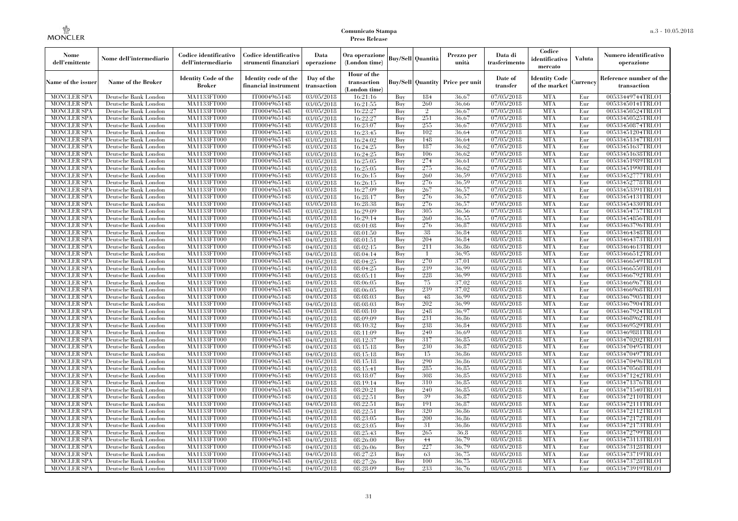| Nome dell'emittente | Nome dell'intermediario | Codice identificativo dell'intermediario | Codice identificativo strumenti finanziari | Data operazione | Ora operazione (London time) | Buy/Sell | Quantità | Prezzo per unità | Data di trasferimento | Codice identificativo mercato | Valuta | Numero identificativo operazione |
|---|---|---|---|---|---|---|---|---|---|---|---|---|
| Name of the issuer | Name of the Broker | Identity Code of the Broker | Identity code of the financial instrument | Day of the transaction | Hour of the transaction (London time) | Buy/Sell | Quantity | Price per unit | Date of transfer | Identity Code of the market | Currency | Reference number of the transaction |
| MONCLER SPA | Deutsche Bank London | MA1133FT000 | IT0004965148 | 03/05/2018 | 16:21:16 | Buy | 184 | 36,67 | 07/05/2018 | MTA | Eur | 00533449744TRLO1 |
| MONCLER SPA | Deutsche Bank London | MA1133FT000 | IT0004965148 | 03/05/2018 | 16:21:55 | Buy | 260 | 36,66 | 07/05/2018 | MTA | Eur | 00533450141TRLO1 |
| MONCLER SPA | Deutsche Bank London | MA1133FT000 | IT0004965148 | 03/05/2018 | 16:22:27 | Buy | 2 | 36,67 | 07/05/2018 | MTA | Eur | 00533450524TRLO1 |
| MONCLER SPA | Deutsche Bank London | MA1133FT000 | IT0004965148 | 03/05/2018 | 16:22:27 | Buy | 251 | 36,67 | 07/05/2018 | MTA | Eur | 00533450525TRLO1 |
| MONCLER SPA | Deutsche Bank London | MA1133FT000 | IT0004965148 | 03/05/2018 | 16:23:07 | Buy | 255 | 36,67 | 07/05/2018 | MTA | Eur | 00533450874TRLO1 |
| MONCLER SPA | Deutsche Bank London | MA1133FT000 | IT0004965148 | 03/05/2018 | 16:23:45 | Buy | 102 | 36,64 | 07/05/2018 | MTA | Eur | 00533451204TRLO1 |
| MONCLER SPA | Deutsche Bank London | MA1133FT000 | IT0004965148 | 03/05/2018 | 16:24:02 | Buy | 148 | 36,64 | 07/05/2018 | MTA | Eur | 00533451347TRLO1 |
| MONCLER SPA | Deutsche Bank London | MA1133FT000 | IT0004965148 | 03/05/2018 | 16:24:25 | Buy | 187 | 36,62 | 07/05/2018 | MTA | Eur | 00533451637TRLO1 |
| MONCLER SPA | Deutsche Bank London | MA1133FT000 | IT0004965148 | 03/05/2018 | 16:24:25 | Buy | 106 | 36,62 | 07/05/2018 | MTA | Eur | 00533451638TRLO1 |
| MONCLER SPA | Deutsche Bank London | MA1133FT000 | IT0004965148 | 03/05/2018 | 16:25:05 | Buy | 274 | 36,61 | 07/05/2018 | MTA | Eur | 00533451989TRLO1 |
| MONCLER SPA | Deutsche Bank London | MA1133FT000 | IT0004965148 | 03/05/2018 | 16:25:05 | Buy | 275 | 36,62 | 07/05/2018 | MTA | Eur | 00533451990TRLO1 |
| MONCLER SPA | Deutsche Bank London | MA1133FT000 | IT0004965148 | 03/05/2018 | 16:26:15 | Buy | 260 | 36,59 | 07/05/2018 | MTA | Eur | 00533452777TRLO1 |
| MONCLER SPA | Deutsche Bank London | MA1133FT000 | IT0004965148 | 03/05/2018 | 16:26:15 | Buy | 276 | 36,59 | 07/05/2018 | MTA | Eur | 00533452778TRLO1 |
| MONCLER SPA | Deutsche Bank London | MA1133FT000 | IT0004965148 | 03/05/2018 | 16:27:09 | Buy | 267 | 36,57 | 07/05/2018 | MTA | Eur | 00533453391TRLO1 |
| MONCLER SPA | Deutsche Bank London | MA1133FT000 | IT0004965148 | 03/05/2018 | 16:28:17 | Buy | 276 | 36,57 | 07/05/2018 | MTA | Eur | 00533454131TRLO1 |
| MONCLER SPA | Deutsche Bank London | MA1133FT000 | IT0004965148 | 03/05/2018 | 16:28:38 | Buy | 276 | 36,57 | 07/05/2018 | MTA | Eur | 00533454330TRLO1 |
| MONCLER SPA | Deutsche Bank London | MA1133FT000 | IT0004965148 | 03/05/2018 | 16:29:09 | Buy | 305 | 36,56 | 07/05/2018 | MTA | Eur | 00533454757TRLO1 |
| MONCLER SPA | Deutsche Bank London | MA1133FT000 | IT0004965148 | 03/05/2018 | 16:29:14 | Buy | 260 | 36,55 | 07/05/2018 | MTA | Eur | 00533454856TRLO1 |
| MONCLER SPA | Deutsche Bank London | MA1133FT000 | IT0004965148 | 04/05/2018 | 08:01:08 | Buy | 276 | 36,87 | 08/05/2018 | MTA | Eur | 00533463796TRLO1 |
| MONCLER SPA | Deutsche Bank London | MA1133FT000 | IT0004965148 | 04/05/2018 | 08:01:50 | Buy | 38 | 36,84 | 08/05/2018 | MTA | Eur | 00533464348TRLO1 |
| MONCLER SPA | Deutsche Bank London | MA1133FT000 | IT0004965148 | 04/05/2018 | 08:01:51 | Buy | 204 | 36,84 | 08/05/2018 | MTA | Eur | 00533464373TRLO1 |
| MONCLER SPA | Deutsche Bank London | MA1133FT000 | IT0004965148 | 04/05/2018 | 08:02:15 | Buy | 211 | 36,86 | 08/05/2018 | MTA | Eur | 00533464613TRLO1 |
| MONCLER SPA | Deutsche Bank London | MA1133FT000 | IT0004965148 | 04/05/2018 | 08:04:14 | Buy | 1 | 36,95 | 08/05/2018 | MTA | Eur | 00533466512TRLO1 |
| MONCLER SPA | Deutsche Bank London | MA1133FT000 | IT0004965148 | 04/05/2018 | 08:04:25 | Buy | 270 | 37,01 | 08/05/2018 | MTA | Eur | 00533466549TRLO1 |
| MONCLER SPA | Deutsche Bank London | MA1133FT000 | IT0004965148 | 04/05/2018 | 08:04:25 | Buy | 239 | 36,99 | 08/05/2018 | MTA | Eur | 00533466550TRLO1 |
| MONCLER SPA | Deutsche Bank London | MA1133FT000 | IT0004965148 | 04/05/2018 | 08:05:11 | Buy | 228 | 36,99 | 08/05/2018 | MTA | Eur | 00533466792TRLO1 |
| MONCLER SPA | Deutsche Bank London | MA1133FT000 | IT0004965148 | 04/05/2018 | 08:06:05 | Buy | 75 | 37,02 | 08/05/2018 | MTA | Eur | 00533466967TRLO1 |
| MONCLER SPA | Deutsche Bank London | MA1133FT000 | IT0004965148 | 04/05/2018 | 08:06:05 | Buy | 239 | 37,02 | 08/05/2018 | MTA | Eur | 00533466968TRLO1 |
| MONCLER SPA | Deutsche Bank London | MA1133FT000 | IT0004965148 | 04/05/2018 | 08:08:03 | Buy | 48 | 36,99 | 08/05/2018 | MTA | Eur | 00533467905TRLO1 |
| MONCLER SPA | Deutsche Bank London | MA1133FT000 | IT0004965148 | 04/05/2018 | 08:08:03 | Buy | 202 | 36,99 | 08/05/2018 | MTA | Eur | 00533467904TRLO1 |
| MONCLER SPA | Deutsche Bank London | MA1133FT000 | IT0004965148 | 04/05/2018 | 08:08:10 | Buy | 248 | 36,97 | 08/05/2018 | MTA | Eur | 00533467924TRLO1 |
| MONCLER SPA | Deutsche Bank London | MA1133FT000 | IT0004965148 | 04/05/2018 | 08:09:09 | Buy | 231 | 36,86 | 08/05/2018 | MTA | Eur | 00533468962TRLO1 |
| MONCLER SPA | Deutsche Bank London | MA1133FT000 | IT0004965148 | 04/05/2018 | 08:10:32 | Buy | 238 | 36,84 | 08/05/2018 | MTA | Eur | 00533469529TRLO1 |
| MONCLER SPA | Deutsche Bank London | MA1133FT000 | IT0004965148 | 04/05/2018 | 08:11:09 | Buy | 240 | 36,69 | 08/05/2018 | MTA | Eur | 00533469881TRLO1 |
| MONCLER SPA | Deutsche Bank London | MA1133FT000 | IT0004965148 | 04/05/2018 | 08:12:37 | Buy | 317 | 36,85 | 08/05/2018 | MTA | Eur | 00533470202TRLO1 |
| MONCLER SPA | Deutsche Bank London | MA1133FT000 | IT0004965148 | 04/05/2018 | 08:15:18 | Buy | 230 | 36,87 | 08/05/2018 | MTA | Eur | 00533470495TRLO1 |
| MONCLER SPA | Deutsche Bank London | MA1133FT000 | IT0004965148 | 04/05/2018 | 08:15:18 | Buy | 15 | 36,86 | 08/05/2018 | MTA | Eur | 00533470497TRLO1 |
| MONCLER SPA | Deutsche Bank London | MA1133FT000 | IT0004965148 | 04/05/2018 | 08:15:18 | Buy | 290 | 36,86 | 08/05/2018 | MTA | Eur | 00533470496TRLO1 |
| MONCLER SPA | Deutsche Bank London | MA1133FT000 | IT0004965148 | 04/05/2018 | 08:15:41 | Buy | 285 | 36,85 | 08/05/2018 | MTA | Eur | 00533470568TRLO1 |
| MONCLER SPA | Deutsche Bank London | MA1133FT000 | IT0004965148 | 04/05/2018 | 08:18:07 | Buy | 308 | 36,85 | 08/05/2018 | MTA | Eur | 00533471242TRLO1 |
| MONCLER SPA | Deutsche Bank London | MA1133FT000 | IT0004965148 | 04/05/2018 | 08:19:14 | Buy | 310 | 36,85 | 08/05/2018 | MTA | Eur | 00533471376TRLO1 |
| MONCLER SPA | Deutsche Bank London | MA1133FT000 | IT0004965148 | 04/05/2018 | 08:20:21 | Buy | 240 | 36,85 | 08/05/2018 | MTA | Eur | 00533471540TRLO1 |
| MONCLER SPA | Deutsche Bank London | MA1133FT000 | IT0004965148 | 04/05/2018 | 08:22:51 | Buy | 39 | 36,87 | 08/05/2018 | MTA | Eur | 00533472110TRLO1 |
| MONCLER SPA | Deutsche Bank London | MA1133FT000 | IT0004965148 | 04/05/2018 | 08:22:51 | Buy | 191 | 36,87 | 08/05/2018 | MTA | Eur | 00533472111TRLO1 |
| MONCLER SPA | Deutsche Bank London | MA1133FT000 | IT0004965148 | 04/05/2018 | 08:22:51 | Buy | 320 | 36,86 | 08/05/2018 | MTA | Eur | 00533472112TRLO1 |
| MONCLER SPA | Deutsche Bank London | MA1133FT000 | IT0004965148 | 04/05/2018 | 08:23:05 | Buy | 200 | 36,86 | 08/05/2018 | MTA | Eur | 00533472172TRLO1 |
| MONCLER SPA | Deutsche Bank London | MA1133FT000 | IT0004965148 | 04/05/2018 | 08:23:05 | Buy | 31 | 36,86 | 08/05/2018 | MTA | Eur | 00533472173TRLO1 |
| MONCLER SPA | Deutsche Bank London | MA1133FT000 | IT0004965148 | 04/05/2018 | 08:25:43 | Buy | 265 | 36,8 | 08/05/2018 | MTA | Eur | 00533472799TRLO1 |
| MONCLER SPA | Deutsche Bank London | MA1133FT000 | IT0004965148 | 04/05/2018 | 08:26:00 | Buy | 44 | 36,79 | 08/05/2018 | MTA | Eur | 00533473113TRLO1 |
| MONCLER SPA | Deutsche Bank London | MA1133FT000 | IT0004965148 | 04/05/2018 | 08:26:06 | Buy | 227 | 36,79 | 08/05/2018 | MTA | Eur | 00533473128TRLO1 |
| MONCLER SPA | Deutsche Bank London | MA1133FT000 | IT0004965148 | 04/05/2018 | 08:27:23 | Buy | 63 | 36,75 | 08/05/2018 | MTA | Eur | 00533473719TRLO1 |
| MONCLER SPA | Deutsche Bank London | MA1133FT000 | IT0004965148 | 04/05/2018 | 08:27:26 | Buy | 100 | 36,75 | 08/05/2018 | MTA | Eur | 00533473728TRLO1 |
| MONCLER SPA | Deutsche Bank London | MA1133FT000 | IT0004965148 | 04/05/2018 | 08:28:09 | Buy | 233 | 36,76 | 08/05/2018 | MTA | Eur | 00533473919TRLO1 |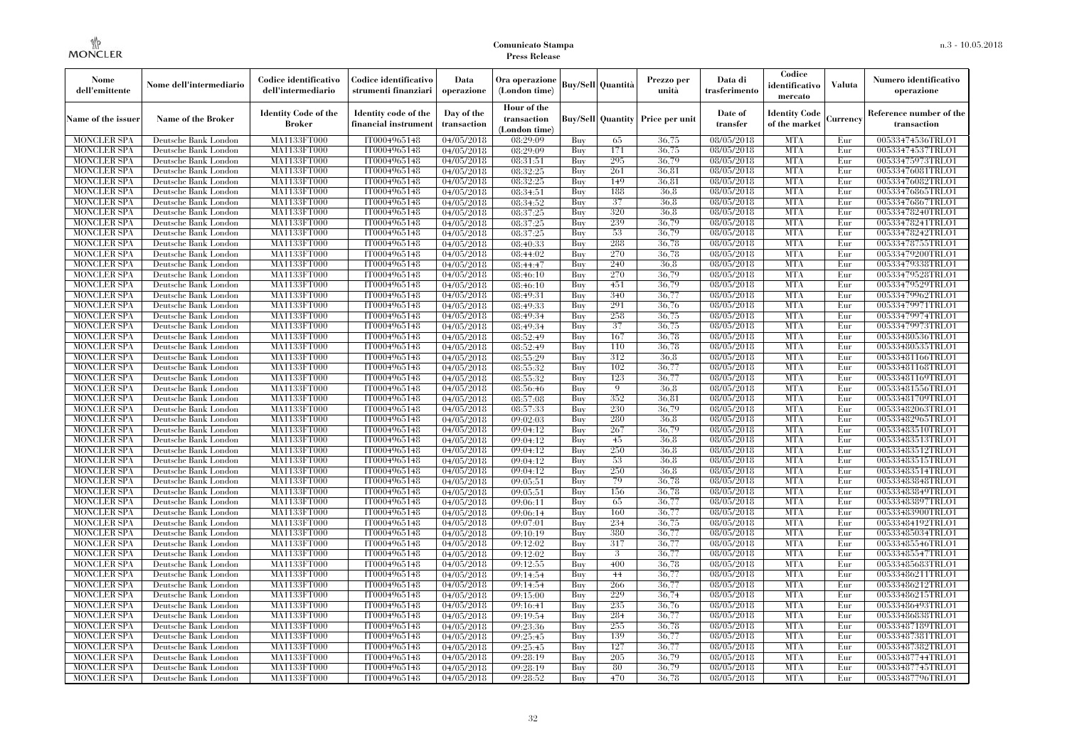| Nome dell'emittente | Nome dell'intermediario | Codice identificativo dell'intermediario | Codice identificativo strumenti finanziari | Data operazione | Ora operazione (London time) | Buy/Sell | Quantità | Prezzo per unità | Data di trasferimento | Codice identificativo mercato | Valuta | Numero identificativo operazione |
|---|---|---|---|---|---|---|---|---|---|---|---|---|
| Name of the issuer | Name of the Broker | Identity Code of the Broker | Identity code of the financial instrument | Day of the transaction | Hour of the transaction (London time) | Buy/Sell | Quantity | Price per unit | Date of transfer | Identity Code of the market | Currency | Reference number of the transaction |
| MONCLER SPA | Deutsche Bank London | MA1133FT000 | IT0004965148 | 04/05/2018 | 08:29:09 | Buy | 65 | 36,75 | 08/05/2018 | MTA | Eur | 00533474536TRLO1 |
| MONCLER SPA | Deutsche Bank London | MA1133FT000 | IT0004965148 | 04/05/2018 | 08:29:09 | Buy | 171 | 36,75 | 08/05/2018 | MTA | Eur | 00533474537TRLO1 |
| MONCLER SPA | Deutsche Bank London | MA1133FT000 | IT0004965148 | 04/05/2018 | 08:31:51 | Buy | 295 | 36,79 | 08/05/2018 | MTA | Eur | 00533475973TRLO1 |
| MONCLER SPA | Deutsche Bank London | MA1133FT000 | IT0004965148 | 04/05/2018 | 08:32:25 | Buy | 261 | 36,81 | 08/05/2018 | MTA | Eur | 00533476081TRLO1 |
| MONCLER SPA | Deutsche Bank London | MA1133FT000 | IT0004965148 | 04/05/2018 | 08:32:25 | Buy | 149 | 36,81 | 08/05/2018 | MTA | Eur | 00533476082TRLO1 |
| MONCLER SPA | Deutsche Bank London | MA1133FT000 | IT0004965148 | 04/05/2018 | 08:34:51 | Buy | 188 | 36,8 | 08/05/2018 | MTA | Eur | 00533476865TRLO1 |
| MONCLER SPA | Deutsche Bank London | MA1133FT000 | IT0004965148 | 04/05/2018 | 08:34:52 | Buy | 37 | 36,8 | 08/05/2018 | MTA | Eur | 00533476867TRLO1 |
| MONCLER SPA | Deutsche Bank London | MA1133FT000 | IT0004965148 | 04/05/2018 | 08:37:25 | Buy | 320 | 36,8 | 08/05/2018 | MTA | Eur | 00533478240TRLO1 |
| MONCLER SPA | Deutsche Bank London | MA1133FT000 | IT0004965148 | 04/05/2018 | 08:37:25 | Buy | 239 | 36,79 | 08/05/2018 | MTA | Eur | 00533478241TRLO1 |
| MONCLER SPA | Deutsche Bank London | MA1133FT000 | IT0004965148 | 04/05/2018 | 08:37:25 | Buy | 53 | 36,79 | 08/05/2018 | MTA | Eur | 00533478242TRLO1 |
| MONCLER SPA | Deutsche Bank London | MA1133FT000 | IT0004965148 | 04/05/2018 | 08:40:33 | Buy | 288 | 36,78 | 08/05/2018 | MTA | Eur | 00533478755TRLO1 |
| MONCLER SPA | Deutsche Bank London | MA1133FT000 | IT0004965148 | 04/05/2018 | 08:44:02 | Buy | 270 | 36,78 | 08/05/2018 | MTA | Eur | 00533479200TRLO1 |
| MONCLER SPA | Deutsche Bank London | MA1133FT000 | IT0004965148 | 04/05/2018 | 08:44:47 | Buy | 240 | 36,8 | 08/05/2018 | MTA | Eur | 00533479338TRLO1 |
| MONCLER SPA | Deutsche Bank London | MA1133FT000 | IT0004965148 | 04/05/2018 | 08:46:10 | Buy | 270 | 36,79 | 08/05/2018 | MTA | Eur | 00533479528TRLO1 |
| MONCLER SPA | Deutsche Bank London | MA1133FT000 | IT0004965148 | 04/05/2018 | 08:46:10 | Buy | 451 | 36,79 | 08/05/2018 | MTA | Eur | 00533479529TRLO1 |
| MONCLER SPA | Deutsche Bank London | MA1133FT000 | IT0004965148 | 04/05/2018 | 08:49:31 | Buy | 340 | 36,77 | 08/05/2018 | MTA | Eur | 00533479962TRLO1 |
| MONCLER SPA | Deutsche Bank London | MA1133FT000 | IT0004965148 | 04/05/2018 | 08:49:33 | Buy | 291 | 36,76 | 08/05/2018 | MTA | Eur | 00533479971TRLO1 |
| MONCLER SPA | Deutsche Bank London | MA1133FT000 | IT0004965148 | 04/05/2018 | 08:49:34 | Buy | 258 | 36,75 | 08/05/2018 | MTA | Eur | 00533479974TRLO1 |
| MONCLER SPA | Deutsche Bank London | MA1133FT000 | IT0004965148 | 04/05/2018 | 08:49:34 | Buy | 37 | 36,75 | 08/05/2018 | MTA | Eur | 00533479973TRLO1 |
| MONCLER SPA | Deutsche Bank London | MA1133FT000 | IT0004965148 | 04/05/2018 | 08:52:49 | Buy | 167 | 36,78 | 08/05/2018 | MTA | Eur | 00533480536TRLO1 |
| MONCLER SPA | Deutsche Bank London | MA1133FT000 | IT0004965148 | 04/05/2018 | 08:52:49 | Buy | 110 | 36,78 | 08/05/2018 | MTA | Eur | 00533480535TRLO1 |
| MONCLER SPA | Deutsche Bank London | MA1133FT000 | IT0004965148 | 04/05/2018 | 08:55:29 | Buy | 312 | 36,8 | 08/05/2018 | MTA | Eur | 00533481166TRLO1 |
| MONCLER SPA | Deutsche Bank London | MA1133FT000 | IT0004965148 | 04/05/2018 | 08:55:32 | Buy | 102 | 36,77 | 08/05/2018 | MTA | Eur | 00533481168TRLO1 |
| MONCLER SPA | Deutsche Bank London | MA1133FT000 | IT0004965148 | 04/05/2018 | 08:55:32 | Buy | 123 | 36,77 | 08/05/2018 | MTA | Eur | 00533481169TRLO1 |
| MONCLER SPA | Deutsche Bank London | MA1133FT000 | IT0004965148 | 04/05/2018 | 08:56:46 | Buy | 9 | 36,8 | 08/05/2018 | MTA | Eur | 00533481556TRLO1 |
| MONCLER SPA | Deutsche Bank London | MA1133FT000 | IT0004965148 | 04/05/2018 | 08:57:08 | Buy | 352 | 36,81 | 08/05/2018 | MTA | Eur | 00533481709TRLO1 |
| MONCLER SPA | Deutsche Bank London | MA1133FT000 | IT0004965148 | 04/05/2018 | 08:57:33 | Buy | 230 | 36,79 | 08/05/2018 | MTA | Eur | 00533482063TRLO1 |
| MONCLER SPA | Deutsche Bank London | MA1133FT000 | IT0004965148 | 04/05/2018 | 09:02:03 | Buy | 280 | 36,8 | 08/05/2018 | MTA | Eur | 00533482965TRLO1 |
| MONCLER SPA | Deutsche Bank London | MA1133FT000 | IT0004965148 | 04/05/2018 | 09:04:12 | Buy | 267 | 36,79 | 08/05/2018 | MTA | Eur | 00533483510TRLO1 |
| MONCLER SPA | Deutsche Bank London | MA1133FT000 | IT0004965148 | 04/05/2018 | 09:04:12 | Buy | 45 | 36,8 | 08/05/2018 | MTA | Eur | 00533483513TRLO1 |
| MONCLER SPA | Deutsche Bank London | MA1133FT000 | IT0004965148 | 04/05/2018 | 09:04:12 | Buy | 250 | 36,8 | 08/05/2018 | MTA | Eur | 00533483512TRLO1 |
| MONCLER SPA | Deutsche Bank London | MA1133FT000 | IT0004965148 | 04/05/2018 | 09:04:12 | Buy | 53 | 36,8 | 08/05/2018 | MTA | Eur | 00533483515TRLO1 |
| MONCLER SPA | Deutsche Bank London | MA1133FT000 | IT0004965148 | 04/05/2018 | 09:04:12 | Buy | 250 | 36,8 | 08/05/2018 | MTA | Eur | 00533483514TRLO1 |
| MONCLER SPA | Deutsche Bank London | MA1133FT000 | IT0004965148 | 04/05/2018 | 09:05:51 | Buy | 79 | 36,78 | 08/05/2018 | MTA | Eur | 00533483848TRLO1 |
| MONCLER SPA | Deutsche Bank London | MA1133FT000 | IT0004965148 | 04/05/2018 | 09:05:51 | Buy | 156 | 36,78 | 08/05/2018 | MTA | Eur | 00533483849TRLO1 |
| MONCLER SPA | Deutsche Bank London | MA1133FT000 | IT0004965148 | 04/05/2018 | 09:06:11 | Buy | 65 | 36,77 | 08/05/2018 | MTA | Eur | 00533483897TRLO1 |
| MONCLER SPA | Deutsche Bank London | MA1133FT000 | IT0004965148 | 04/05/2018 | 09:06:14 | Buy | 160 | 36,77 | 08/05/2018 | MTA | Eur | 00533483900TRLO1 |
| MONCLER SPA | Deutsche Bank London | MA1133FT000 | IT0004965148 | 04/05/2018 | 09:07:01 | Buy | 234 | 36,75 | 08/05/2018 | MTA | Eur | 00533484192TRLO1 |
| MONCLER SPA | Deutsche Bank London | MA1133FT000 | IT0004965148 | 04/05/2018 | 09:10:19 | Buy | 380 | 36,77 | 08/05/2018 | MTA | Eur | 00533485034TRLO1 |
| MONCLER SPA | Deutsche Bank London | MA1133FT000 | IT0004965148 | 04/05/2018 | 09:12:02 | Buy | 317 | 36,77 | 08/05/2018 | MTA | Eur | 00533485546TRLO1 |
| MONCLER SPA | Deutsche Bank London | MA1133FT000 | IT0004965148 | 04/05/2018 | 09:12:02 | Buy | 3 | 36,77 | 08/05/2018 | MTA | Eur | 00533485547TRLO1 |
| MONCLER SPA | Deutsche Bank London | MA1133FT000 | IT0004965148 | 04/05/2018 | 09:12:55 | Buy | 400 | 36,78 | 08/05/2018 | MTA | Eur | 00533485683TRLO1 |
| MONCLER SPA | Deutsche Bank London | MA1133FT000 | IT0004965148 | 04/05/2018 | 09:14:54 | Buy | 44 | 36,77 | 08/05/2018 | MTA | Eur | 00533486211TRLO1 |
| MONCLER SPA | Deutsche Bank London | MA1133FT000 | IT0004965148 | 04/05/2018 | 09:14:54 | Buy | 266 | 36,77 | 08/05/2018 | MTA | Eur | 00533486212TRLO1 |
| MONCLER SPA | Deutsche Bank London | MA1133FT000 | IT0004965148 | 04/05/2018 | 09:15:00 | Buy | 229 | 36,74 | 08/05/2018 | MTA | Eur | 00533486215TRLO1 |
| MONCLER SPA | Deutsche Bank London | MA1133FT000 | IT0004965148 | 04/05/2018 | 09:16:41 | Buy | 235 | 36,76 | 08/05/2018 | MTA | Eur | 00533486493TRLO1 |
| MONCLER SPA | Deutsche Bank London | MA1133FT000 | IT0004965148 | 04/05/2018 | 09:19:54 | Buy | 284 | 36,77 | 08/05/2018 | MTA | Eur | 00533486838TRLO1 |
| MONCLER SPA | Deutsche Bank London | MA1133FT000 | IT0004965148 | 04/05/2018 | 09:23:36 | Buy | 255 | 36,78 | 08/05/2018 | MTA | Eur | 00533487189TRLO1 |
| MONCLER SPA | Deutsche Bank London | MA1133FT000 | IT0004965148 | 04/05/2018 | 09:25:45 | Buy | 139 | 36,77 | 08/05/2018 | MTA | Eur | 00533487381TRLO1 |
| MONCLER SPA | Deutsche Bank London | MA1133FT000 | IT0004965148 | 04/05/2018 | 09:25:45 | Buy | 127 | 36,77 | 08/05/2018 | MTA | Eur | 00533487382TRLO1 |
| MONCLER SPA | Deutsche Bank London | MA1133FT000 | IT0004965148 | 04/05/2018 | 09:28:19 | Buy | 205 | 36,79 | 08/05/2018 | MTA | Eur | 00533487744TRLO1 |
| MONCLER SPA | Deutsche Bank London | MA1133FT000 | IT0004965148 | 04/05/2018 | 09:28:19 | Buy | 80 | 36,79 | 08/05/2018 | MTA | Eur | 00533487745TRLO1 |
| MONCLER SPA | Deutsche Bank London | MA1133FT000 | IT0004965148 | 04/05/2018 | 09:28:52 | Buy | 470 | 36,78 | 08/05/2018 | MTA | Eur | 00533487796TRLO1 |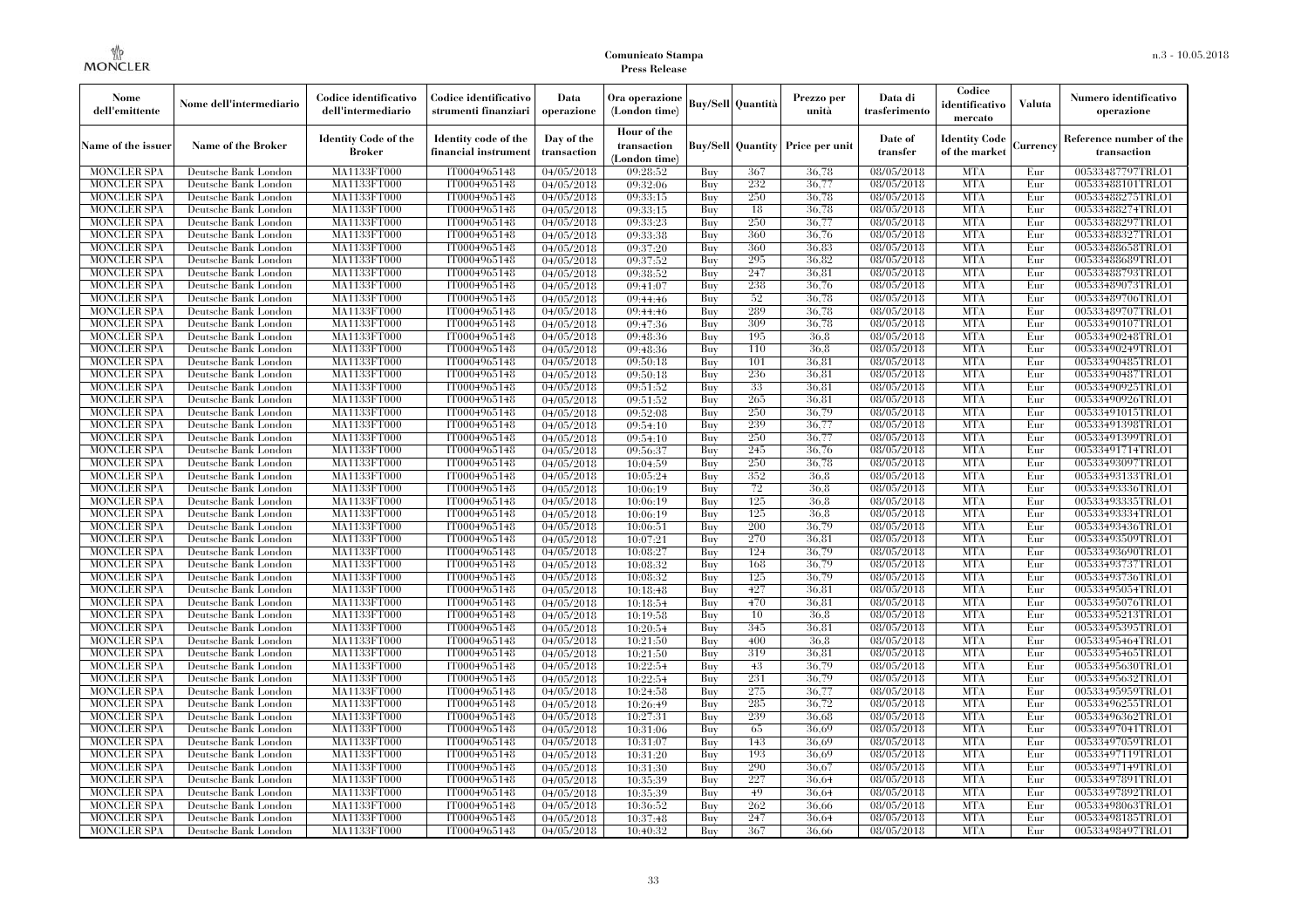| Nome dell'emittente | Nome dell'intermediario | Codice identificativo dell'intermediario | Codice identificativo strumenti finanziari | Data operazione | Ora operazione (London time) | Buy/Sell | Quantità | Prezzo per unità | Data di trasferimento | Codice identificativo mercato | Valuta | Numero identificativo operazione |
|---|---|---|---|---|---|---|---|---|---|---|---|---|
| Name of the issuer | Name of the Broker | Identity Code of the Broker | Identity code of the financial instrument | Day of the transaction | Hour of the transaction (London time) | Buy/Sell | Quantity | Price per unit | Date of transfer | Identity Code of the market | Currency | Reference number of the transaction |
| MONCLER SPA | Deutsche Bank London | MA1133FT000 | IT0004965148 | 04/05/2018 | 09:28:52 | Buy | 367 | 36.78 | 08/05/2018 | MTA | Eur | 00533487797TRLO1 |
| MONCLER SPA | Deutsche Bank London | MA1133FT000 | IT0004965148 | 04/05/2018 | 09:32:06 | Buy | 232 | 36.77 | 08/05/2018 | MTA | Eur | 00533488101TRLO1 |
| MONCLER SPA | Deutsche Bank London | MA1133FT000 | IT0004965148 | 04/05/2018 | 09:33:15 | Buy | 250 | 36.78 | 08/05/2018 | MTA | Eur | 00533488275TRLO1 |
| MONCLER SPA | Deutsche Bank London | MA1133FT000 | IT0004965148 | 04/05/2018 | 09:33:15 | Buy | 18 | 36.78 | 08/05/2018 | MTA | Eur | 00533488274TRLO1 |
| MONCLER SPA | Deutsche Bank London | MA1133FT000 | IT0004965148 | 04/05/2018 | 09:33:23 | Buy | 250 | 36.77 | 08/05/2018 | MTA | Eur | 00533488297TRLO1 |
| MONCLER SPA | Deutsche Bank London | MA1133FT000 | IT0004965148 | 04/05/2018 | 09:33:38 | Buy | 360 | 36.76 | 08/05/2018 | MTA | Eur | 00533488327TRLO1 |
| MONCLER SPA | Deutsche Bank London | MA1133FT000 | IT0004965148 | 04/05/2018 | 09:37:20 | Buy | 360 | 36.83 | 08/05/2018 | MTA | Eur | 00533488658TRLO1 |
| MONCLER SPA | Deutsche Bank London | MA1133FT000 | IT0004965148 | 04/05/2018 | 09:37:52 | Buy | 295 | 36.82 | 08/05/2018 | MTA | Eur | 00533488689TRLO1 |
| MONCLER SPA | Deutsche Bank London | MA1133FT000 | IT0004965148 | 04/05/2018 | 09:38:52 | Buy | 247 | 36.81 | 08/05/2018 | MTA | Eur | 00533488793TRLO1 |
| MONCLER SPA | Deutsche Bank London | MA1133FT000 | IT0004965148 | 04/05/2018 | 09:41:07 | Buy | 238 | 36.76 | 08/05/2018 | MTA | Eur | 00533489073TRLO1 |
| MONCLER SPA | Deutsche Bank London | MA1133FT000 | IT0004965148 | 04/05/2018 | 09:44:46 | Buy | 52 | 36.78 | 08/05/2018 | MTA | Eur | 00533489706TRLO1 |
| MONCLER SPA | Deutsche Bank London | MA1133FT000 | IT0004965148 | 04/05/2018 | 09:44:46 | Buy | 289 | 36.78 | 08/05/2018 | MTA | Eur | 00533489707TRLO1 |
| MONCLER SPA | Deutsche Bank London | MA1133FT000 | IT0004965148 | 04/05/2018 | 09:47:36 | Buy | 309 | 36.78 | 08/05/2018 | MTA | Eur | 00533490107TRLO1 |
| MONCLER SPA | Deutsche Bank London | MA1133FT000 | IT0004965148 | 04/05/2018 | 09:48:36 | Buy | 195 | 36.8 | 08/05/2018 | MTA | Eur | 00533490248TRLO1 |
| MONCLER SPA | Deutsche Bank London | MA1133FT000 | IT0004965148 | 04/05/2018 | 09:48:36 | Buy | 110 | 36.8 | 08/05/2018 | MTA | Eur | 00533490249TRLO1 |
| MONCLER SPA | Deutsche Bank London | MA1133FT000 | IT0004965148 | 04/05/2018 | 09:50:18 | Buy | 101 | 36.81 | 08/05/2018 | MTA | Eur | 00533490485TRLO1 |
| MONCLER SPA | Deutsche Bank London | MA1133FT000 | IT0004965148 | 04/05/2018 | 09:50:18 | Buy | 236 | 36.81 | 08/05/2018 | MTA | Eur | 00533490487TRLO1 |
| MONCLER SPA | Deutsche Bank London | MA1133FT000 | IT0004965148 | 04/05/2018 | 09:51:52 | Buy | 33 | 36.81 | 08/05/2018 | MTA | Eur | 00533490925TRLO1 |
| MONCLER SPA | Deutsche Bank London | MA1133FT000 | IT0004965148 | 04/05/2018 | 09:51:52 | Buy | 265 | 36.81 | 08/05/2018 | MTA | Eur | 00533490926TRLO1 |
| MONCLER SPA | Deutsche Bank London | MA1133FT000 | IT0004965148 | 04/05/2018 | 09:52:08 | Buy | 250 | 36.79 | 08/05/2018 | MTA | Eur | 00533491015TRLO1 |
| MONCLER SPA | Deutsche Bank London | MA1133FT000 | IT0004965148 | 04/05/2018 | 09:54:10 | Buy | 239 | 36.77 | 08/05/2018 | MTA | Eur | 00533491398TRLO1 |
| MONCLER SPA | Deutsche Bank London | MA1133FT000 | IT0004965148 | 04/05/2018 | 09:54:10 | Buy | 250 | 36.77 | 08/05/2018 | MTA | Eur | 00533491399TRLO1 |
| MONCLER SPA | Deutsche Bank London | MA1133FT000 | IT0004965148 | 04/05/2018 | 09:56:37 | Buy | 245 | 36.76 | 08/05/2018 | MTA | Eur | 00533491714TRLO1 |
| MONCLER SPA | Deutsche Bank London | MA1133FT000 | IT0004965148 | 04/05/2018 | 10:04:59 | Buy | 250 | 36.78 | 08/05/2018 | MTA | Eur | 00533493097TRLO1 |
| MONCLER SPA | Deutsche Bank London | MA1133FT000 | IT0004965148 | 04/05/2018 | 10:05:24 | Buy | 352 | 36.8 | 08/05/2018 | MTA | Eur | 00533493133TRLO1 |
| MONCLER SPA | Deutsche Bank London | MA1133FT000 | IT0004965148 | 04/05/2018 | 10:06:19 | Buy | 72 | 36.8 | 08/05/2018 | MTA | Eur | 00533493336TRLO1 |
| MONCLER SPA | Deutsche Bank London | MA1133FT000 | IT0004965148 | 04/05/2018 | 10:06:19 | Buy | 125 | 36.8 | 08/05/2018 | MTA | Eur | 00533493335TRLO1 |
| MONCLER SPA | Deutsche Bank London | MA1133FT000 | IT0004965148 | 04/05/2018 | 10:06:19 | Buy | 125 | 36.8 | 08/05/2018 | MTA | Eur | 00533493334TRLO1 |
| MONCLER SPA | Deutsche Bank London | MA1133FT000 | IT0004965148 | 04/05/2018 | 10:06:51 | Buy | 200 | 36.79 | 08/05/2018 | MTA | Eur | 00533493436TRLO1 |
| MONCLER SPA | Deutsche Bank London | MA1133FT000 | IT0004965148 | 04/05/2018 | 10:07:21 | Buy | 270 | 36.81 | 08/05/2018 | MTA | Eur | 00533493509TRLO1 |
| MONCLER SPA | Deutsche Bank London | MA1133FT000 | IT0004965148 | 04/05/2018 | 10:08:27 | Buy | 124 | 36.79 | 08/05/2018 | MTA | Eur | 00533493690TRLO1 |
| MONCLER SPA | Deutsche Bank London | MA1133FT000 | IT0004965148 | 04/05/2018 | 10:08:32 | Buy | 168 | 36.79 | 08/05/2018 | MTA | Eur | 00533493737TRLO1 |
| MONCLER SPA | Deutsche Bank London | MA1133FT000 | IT0004965148 | 04/05/2018 | 10:08:32 | Buy | 125 | 36.79 | 08/05/2018 | MTA | Eur | 00533493736TRLO1 |
| MONCLER SPA | Deutsche Bank London | MA1133FT000 | IT0004965148 | 04/05/2018 | 10:18:48 | Buy | 427 | 36.81 | 08/05/2018 | MTA | Eur | 00533495054TRLO1 |
| MONCLER SPA | Deutsche Bank London | MA1133FT000 | IT0004965148 | 04/05/2018 | 10:18:54 | Buy | 470 | 36.81 | 08/05/2018 | MTA | Eur | 00533495076TRLO1 |
| MONCLER SPA | Deutsche Bank London | MA1133FT000 | IT0004965148 | 04/05/2018 | 10:19:58 | Buy | 10 | 36.8 | 08/05/2018 | MTA | Eur | 00533495213TRLO1 |
| MONCLER SPA | Deutsche Bank London | MA1133FT000 | IT0004965148 | 04/05/2018 | 10:20:54 | Buy | 345 | 36.81 | 08/05/2018 | MTA | Eur | 00533495395TRLO1 |
| MONCLER SPA | Deutsche Bank London | MA1133FT000 | IT0004965148 | 04/05/2018 | 10:21:50 | Buy | 400 | 36.8 | 08/05/2018 | MTA | Eur | 00533495464TRLO1 |
| MONCLER SPA | Deutsche Bank London | MA1133FT000 | IT0004965148 | 04/05/2018 | 10:21:50 | Buy | 319 | 36.81 | 08/05/2018 | MTA | Eur | 00533495465TRLO1 |
| MONCLER SPA | Deutsche Bank London | MA1133FT000 | IT0004965148 | 04/05/2018 | 10:22:54 | Buy | 43 | 36.79 | 08/05/2018 | MTA | Eur | 00533495630TRLO1 |
| MONCLER SPA | Deutsche Bank London | MA1133FT000 | IT0004965148 | 04/05/2018 | 10:22:54 | Buy | 231 | 36.79 | 08/05/2018 | MTA | Eur | 00533495632TRLO1 |
| MONCLER SPA | Deutsche Bank London | MA1133FT000 | IT0004965148 | 04/05/2018 | 10:24:58 | Buy | 275 | 36.77 | 08/05/2018 | MTA | Eur | 00533495959TRLO1 |
| MONCLER SPA | Deutsche Bank London | MA1133FT000 | IT0004965148 | 04/05/2018 | 10:26:49 | Buy | 285 | 36.72 | 08/05/2018 | MTA | Eur | 00533496255TRLO1 |
| MONCLER SPA | Deutsche Bank London | MA1133FT000 | IT0004965148 | 04/05/2018 | 10:27:31 | Buy | 239 | 36.68 | 08/05/2018 | MTA | Eur | 00533496362TRLO1 |
| MONCLER SPA | Deutsche Bank London | MA1133FT000 | IT0004965148 | 04/05/2018 | 10:31:06 | Buy | 65 | 36.69 | 08/05/2018 | MTA | Eur | 00533497041TRLO1 |
| MONCLER SPA | Deutsche Bank London | MA1133FT000 | IT0004965148 | 04/05/2018 | 10:31:07 | Buy | 143 | 36.69 | 08/05/2018 | MTA | Eur | 00533497059TRLO1 |
| MONCLER SPA | Deutsche Bank London | MA1133FT000 | IT0004965148 | 04/05/2018 | 10:31:20 | Buy | 193 | 36.69 | 08/05/2018 | MTA | Eur | 00533497119TRLO1 |
| MONCLER SPA | Deutsche Bank London | MA1133FT000 | IT0004965148 | 04/05/2018 | 10:31:30 | Buy | 290 | 36.67 | 08/05/2018 | MTA | Eur | 00533497149TRLO1 |
| MONCLER SPA | Deutsche Bank London | MA1133FT000 | IT0004965148 | 04/05/2018 | 10:35:39 | Buy | 227 | 36.64 | 08/05/2018 | MTA | Eur | 00533497891TRLO1 |
| MONCLER SPA | Deutsche Bank London | MA1133FT000 | IT0004965148 | 04/05/2018 | 10:35:39 | Buy | 49 | 36.64 | 08/05/2018 | MTA | Eur | 00533497892TRLO1 |
| MONCLER SPA | Deutsche Bank London | MA1133FT000 | IT0004965148 | 04/05/2018 | 10:36:52 | Buy | 262 | 36.66 | 08/05/2018 | MTA | Eur | 00533498063TRLO1 |
| MONCLER SPA | Deutsche Bank London | MA1133FT000 | IT0004965148 | 04/05/2018 | 10:37:48 | Buy | 247 | 36.64 | 08/05/2018 | MTA | Eur | 00533498185TRLO1 |
| MONCLER SPA | Deutsche Bank London | MA1133FT000 | IT0004965148 | 04/05/2018 | 10:40:32 | Buy | 367 | 36.66 | 08/05/2018 | MTA | Eur | 00533498497TRLO1 |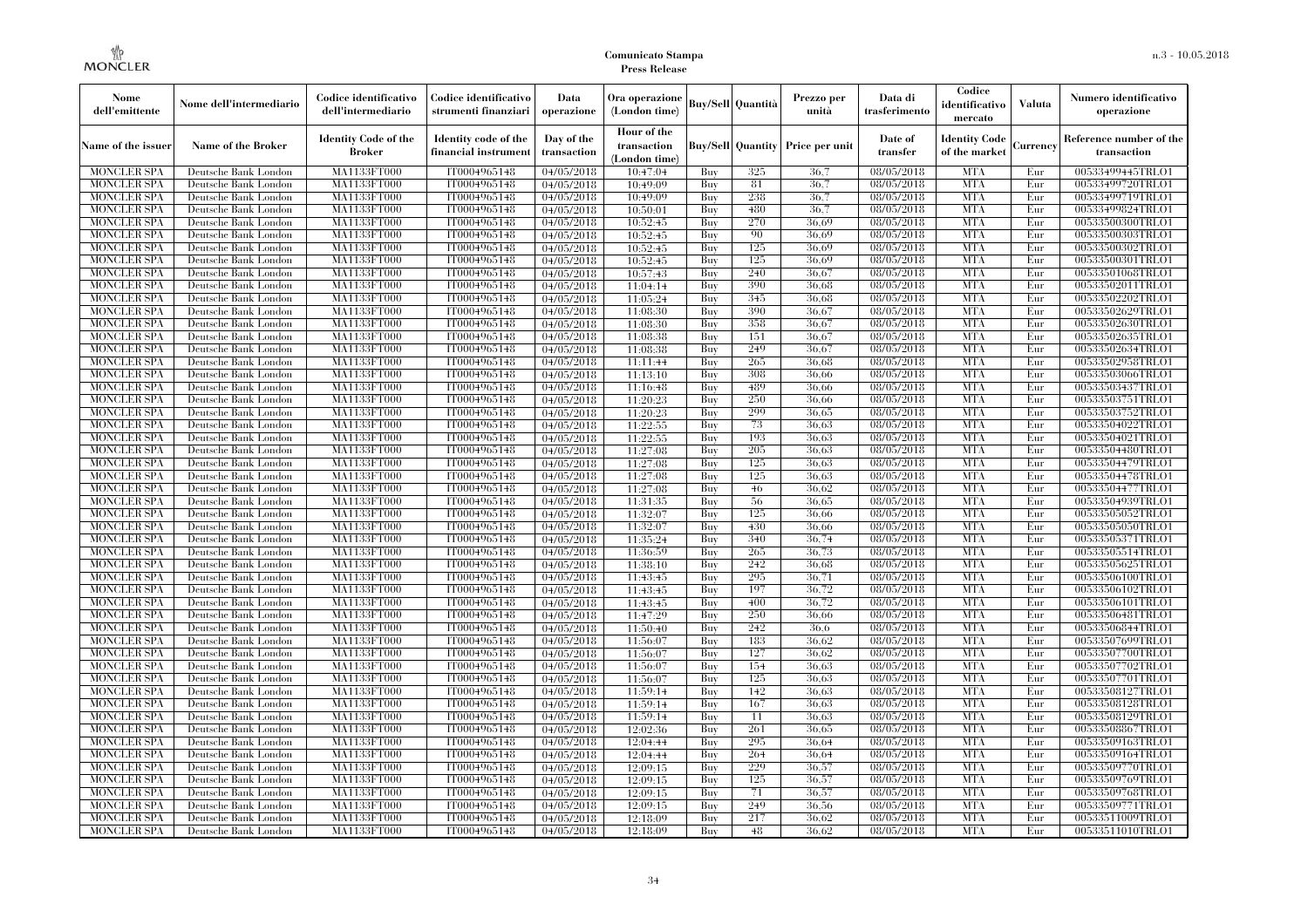| Nome dell'emittente | Nome dell'intermediario | Codice identificativo dell'intermediario | Codice identificativo strumenti finanziari | Data operazione | Ora operazione (London time) | Buy/Sell | Quantità | Prezzo per unità | Data di trasferimento | Codice identificativo mercato | Valuta | Numero identificativo operazione |
|---|---|---|---|---|---|---|---|---|---|---|---|---|
| Name of the issuer | Name of the Broker | Identity Code of the Broker | Identity code of the financial instrument | Day of the transaction | Hour of the transaction (London time) | Buy/Sell | Quantity | Price per unit | Date of transfer | Identity Code of the market | Currency | Reference number of the transaction |
| MONCLER SPA | Deutsche Bank London | MA1133FT000 | IT0004965148 | 04/05/2018 | 10:47:04 | Buy | 325 | 36.7 | 08/05/2018 | MTA | Eur | 00533499445TRLO1 |
| MONCLER SPA | Deutsche Bank London | MA1133FT000 | IT0004965148 | 04/05/2018 | 10:49:09 | Buy | 81 | 36.7 | 08/05/2018 | MTA | Eur | 00533499720TRLO1 |
| MONCLER SPA | Deutsche Bank London | MA1133FT000 | IT0004965148 | 04/05/2018 | 10:49:09 | Buy | 238 | 36.7 | 08/05/2018 | MTA | Eur | 00533499719TRLO1 |
| MONCLER SPA | Deutsche Bank London | MA1133FT000 | IT0004965148 | 04/05/2018 | 10:50:01 | Buy | 480 | 36.7 | 08/05/2018 | MTA | Eur | 00533499824TRLO1 |
| MONCLER SPA | Deutsche Bank London | MA1133FT000 | IT0004965148 | 04/05/2018 | 10:52:45 | Buy | 270 | 36.69 | 08/05/2018 | MTA | Eur | 00533500300TRLO1 |
| MONCLER SPA | Deutsche Bank London | MA1133FT000 | IT0004965148 | 04/05/2018 | 10:52:45 | Buy | 90 | 36.69 | 08/05/2018 | MTA | Eur | 00533500303TRLO1 |
| MONCLER SPA | Deutsche Bank London | MA1133FT000 | IT0004965148 | 04/05/2018 | 10:52:45 | Buy | 125 | 36.69 | 08/05/2018 | MTA | Eur | 00533500302TRLO1 |
| MONCLER SPA | Deutsche Bank London | MA1133FT000 | IT0004965148 | 04/05/2018 | 10:52:45 | Buy | 125 | 36.69 | 08/05/2018 | MTA | Eur | 00533500301TRLO1 |
| MONCLER SPA | Deutsche Bank London | MA1133FT000 | IT0004965148 | 04/05/2018 | 10:57:43 | Buy | 240 | 36.67 | 08/05/2018 | MTA | Eur | 00533501068TRLO1 |
| MONCLER SPA | Deutsche Bank London | MA1133FT000 | IT0004965148 | 04/05/2018 | 11:04:14 | Buy | 390 | 36.68 | 08/05/2018 | MTA | Eur | 00533502011TRLO1 |
| MONCLER SPA | Deutsche Bank London | MA1133FT000 | IT0004965148 | 04/05/2018 | 11:05:24 | Buy | 345 | 36.68 | 08/05/2018 | MTA | Eur | 00533502202TRLO1 |
| MONCLER SPA | Deutsche Bank London | MA1133FT000 | IT0004965148 | 04/05/2018 | 11:08:30 | Buy | 390 | 36.67 | 08/05/2018 | MTA | Eur | 00533502629TRLO1 |
| MONCLER SPA | Deutsche Bank London | MA1133FT000 | IT0004965148 | 04/05/2018 | 11:08:30 | Buy | 358 | 36.67 | 08/05/2018 | MTA | Eur | 00533502630TRLO1 |
| MONCLER SPA | Deutsche Bank London | MA1133FT000 | IT0004965148 | 04/05/2018 | 11:08:38 | Buy | 151 | 36.67 | 08/05/2018 | MTA | Eur | 00533502635TRLO1 |
| MONCLER SPA | Deutsche Bank London | MA1133FT000 | IT0004965148 | 04/05/2018 | 11:08:38 | Buy | 249 | 36.67 | 08/05/2018 | MTA | Eur | 00533502634TRLO1 |
| MONCLER SPA | Deutsche Bank London | MA1133FT000 | IT0004965148 | 04/05/2018 | 11:11:44 | Buy | 265 | 36.68 | 08/05/2018 | MTA | Eur | 00533502958TRLO1 |
| MONCLER SPA | Deutsche Bank London | MA1133FT000 | IT0004965148 | 04/05/2018 | 11:13:10 | Buy | 308 | 36.66 | 08/05/2018 | MTA | Eur | 00533503066TRLO1 |
| MONCLER SPA | Deutsche Bank London | MA1133FT000 | IT0004965148 | 04/05/2018 | 11:16:48 | Buy | 489 | 36.66 | 08/05/2018 | MTA | Eur | 00533503437TRLO1 |
| MONCLER SPA | Deutsche Bank London | MA1133FT000 | IT0004965148 | 04/05/2018 | 11:20:23 | Buy | 250 | 36.66 | 08/05/2018 | MTA | Eur | 00533503751TRLO1 |
| MONCLER SPA | Deutsche Bank London | MA1133FT000 | IT0004965148 | 04/05/2018 | 11:20:23 | Buy | 299 | 36.65 | 08/05/2018 | MTA | Eur | 00533503752TRLO1 |
| MONCLER SPA | Deutsche Bank London | MA1133FT000 | IT0004965148 | 04/05/2018 | 11:22:55 | Buy | 73 | 36.63 | 08/05/2018 | MTA | Eur | 00533504022TRLO1 |
| MONCLER SPA | Deutsche Bank London | MA1133FT000 | IT0004965148 | 04/05/2018 | 11:22:55 | Buy | 193 | 36.63 | 08/05/2018 | MTA | Eur | 00533504021TRLO1 |
| MONCLER SPA | Deutsche Bank London | MA1133FT000 | IT0004965148 | 04/05/2018 | 11:27:08 | Buy | 205 | 36.63 | 08/05/2018 | MTA | Eur | 00533504480TRLO1 |
| MONCLER SPA | Deutsche Bank London | MA1133FT000 | IT0004965148 | 04/05/2018 | 11:27:08 | Buy | 125 | 36.63 | 08/05/2018 | MTA | Eur | 00533504479TRLO1 |
| MONCLER SPA | Deutsche Bank London | MA1133FT000 | IT0004965148 | 04/05/2018 | 11:27:08 | Buy | 125 | 36.63 | 08/05/2018 | MTA | Eur | 00533504478TRLO1 |
| MONCLER SPA | Deutsche Bank London | MA1133FT000 | IT0004965148 | 04/05/2018 | 11:27:08 | Buy | 46 | 36.62 | 08/05/2018 | MTA | Eur | 00533504477TRLO1 |
| MONCLER SPA | Deutsche Bank London | MA1133FT000 | IT0004965148 | 04/05/2018 | 11:31:35 | Buy | 56 | 36.65 | 08/05/2018 | MTA | Eur | 00533504939TRLO1 |
| MONCLER SPA | Deutsche Bank London | MA1133FT000 | IT0004965148 | 04/05/2018 | 11:32:07 | Buy | 125 | 36.66 | 08/05/2018 | MTA | Eur | 00533505052TRLO1 |
| MONCLER SPA | Deutsche Bank London | MA1133FT000 | IT0004965148 | 04/05/2018 | 11:32:07 | Buy | 430 | 36.66 | 08/05/2018 | MTA | Eur | 00533505050TRLO1 |
| MONCLER SPA | Deutsche Bank London | MA1133FT000 | IT0004965148 | 04/05/2018 | 11:35:24 | Buy | 340 | 36.74 | 08/05/2018 | MTA | Eur | 00533505371TRLO1 |
| MONCLER SPA | Deutsche Bank London | MA1133FT000 | IT0004965148 | 04/05/2018 | 11:36:59 | Buy | 265 | 36.73 | 08/05/2018 | MTA | Eur | 00533505514TRLO1 |
| MONCLER SPA | Deutsche Bank London | MA1133FT000 | IT0004965148 | 04/05/2018 | 11:38:10 | Buy | 242 | 36.68 | 08/05/2018 | MTA | Eur | 00533505625TRLO1 |
| MONCLER SPA | Deutsche Bank London | MA1133FT000 | IT0004965148 | 04/05/2018 | 11:43:45 | Buy | 295 | 36.71 | 08/05/2018 | MTA | Eur | 00533506100TRLO1 |
| MONCLER SPA | Deutsche Bank London | MA1133FT000 | IT0004965148 | 04/05/2018 | 11:43:45 | Buy | 197 | 36.72 | 08/05/2018 | MTA | Eur | 00533506102TRLO1 |
| MONCLER SPA | Deutsche Bank London | MA1133FT000 | IT0004965148 | 04/05/2018 | 11:43:45 | Buy | 400 | 36.72 | 08/05/2018 | MTA | Eur | 00533506101TRLO1 |
| MONCLER SPA | Deutsche Bank London | MA1133FT000 | IT0004965148 | 04/05/2018 | 11:47:29 | Buy | 250 | 36.66 | 08/05/2018 | MTA | Eur | 00533506481TRLO1 |
| MONCLER SPA | Deutsche Bank London | MA1133FT000 | IT0004965148 | 04/05/2018 | 11:50:40 | Buy | 242 | 36.6 | 08/05/2018 | MTA | Eur | 00533506844TRLO1 |
| MONCLER SPA | Deutsche Bank London | MA1133FT000 | IT0004965148 | 04/05/2018 | 11:56:07 | Buy | 183 | 36.62 | 08/05/2018 | MTA | Eur | 00533507699TRLO1 |
| MONCLER SPA | Deutsche Bank London | MA1133FT000 | IT0004965148 | 04/05/2018 | 11:56:07 | Buy | 127 | 36.62 | 08/05/2018 | MTA | Eur | 00533507700TRLO1 |
| MONCLER SPA | Deutsche Bank London | MA1133FT000 | IT0004965148 | 04/05/2018 | 11:56:07 | Buy | 154 | 36.63 | 08/05/2018 | MTA | Eur | 00533507702TRLO1 |
| MONCLER SPA | Deutsche Bank London | MA1133FT000 | IT0004965148 | 04/05/2018 | 11:56:07 | Buy | 125 | 36.63 | 08/05/2018 | MTA | Eur | 00533507701TRLO1 |
| MONCLER SPA | Deutsche Bank London | MA1133FT000 | IT0004965148 | 04/05/2018 | 11:59:14 | Buy | 142 | 36.63 | 08/05/2018 | MTA | Eur | 00533508127TRLO1 |
| MONCLER SPA | Deutsche Bank London | MA1133FT000 | IT0004965148 | 04/05/2018 | 11:59:14 | Buy | 167 | 36.63 | 08/05/2018 | MTA | Eur | 00533508128TRLO1 |
| MONCLER SPA | Deutsche Bank London | MA1133FT000 | IT0004965148 | 04/05/2018 | 11:59:14 | Buy | 11 | 36.63 | 08/05/2018 | MTA | Eur | 00533508129TRLO1 |
| MONCLER SPA | Deutsche Bank London | MA1133FT000 | IT0004965148 | 04/05/2018 | 12:02:36 | Buy | 261 | 36.65 | 08/05/2018 | MTA | Eur | 00533508867TRLO1 |
| MONCLER SPA | Deutsche Bank London | MA1133FT000 | IT0004965148 | 04/05/2018 | 12:04:44 | Buy | 295 | 36.64 | 08/05/2018 | MTA | Eur | 00533509163TRLO1 |
| MONCLER SPA | Deutsche Bank London | MA1133FT000 | IT0004965148 | 04/05/2018 | 12:04:44 | Buy | 264 | 36.64 | 08/05/2018 | MTA | Eur | 00533509164TRLO1 |
| MONCLER SPA | Deutsche Bank London | MA1133FT000 | IT0004965148 | 04/05/2018 | 12:09:15 | Buy | 229 | 36.57 | 08/05/2018 | MTA | Eur | 00533509770TRLO1 |
| MONCLER SPA | Deutsche Bank London | MA1133FT000 | IT0004965148 | 04/05/2018 | 12:09:15 | Buy | 125 | 36.57 | 08/05/2018 | MTA | Eur | 00533509769TRLO1 |
| MONCLER SPA | Deutsche Bank London | MA1133FT000 | IT0004965148 | 04/05/2018 | 12:09:15 | Buy | 71 | 36.57 | 08/05/2018 | MTA | Eur | 00533509768TRLO1 |
| MONCLER SPA | Deutsche Bank London | MA1133FT000 | IT0004965148 | 04/05/2018 | 12:09:15 | Buy | 249 | 36.56 | 08/05/2018 | MTA | Eur | 00533509771TRLO1 |
| MONCLER SPA | Deutsche Bank London | MA1133FT000 | IT0004965148 | 04/05/2018 | 12:18:09 | Buy | 217 | 36.62 | 08/05/2018 | MTA | Eur | 00533511009TRLO1 |
| MONCLER SPA | Deutsche Bank London | MA1133FT000 | IT0004965148 | 04/05/2018 | 12:18:09 | Buy | 48 | 36.62 | 08/05/2018 | MTA | Eur | 00533511010TRLO1 |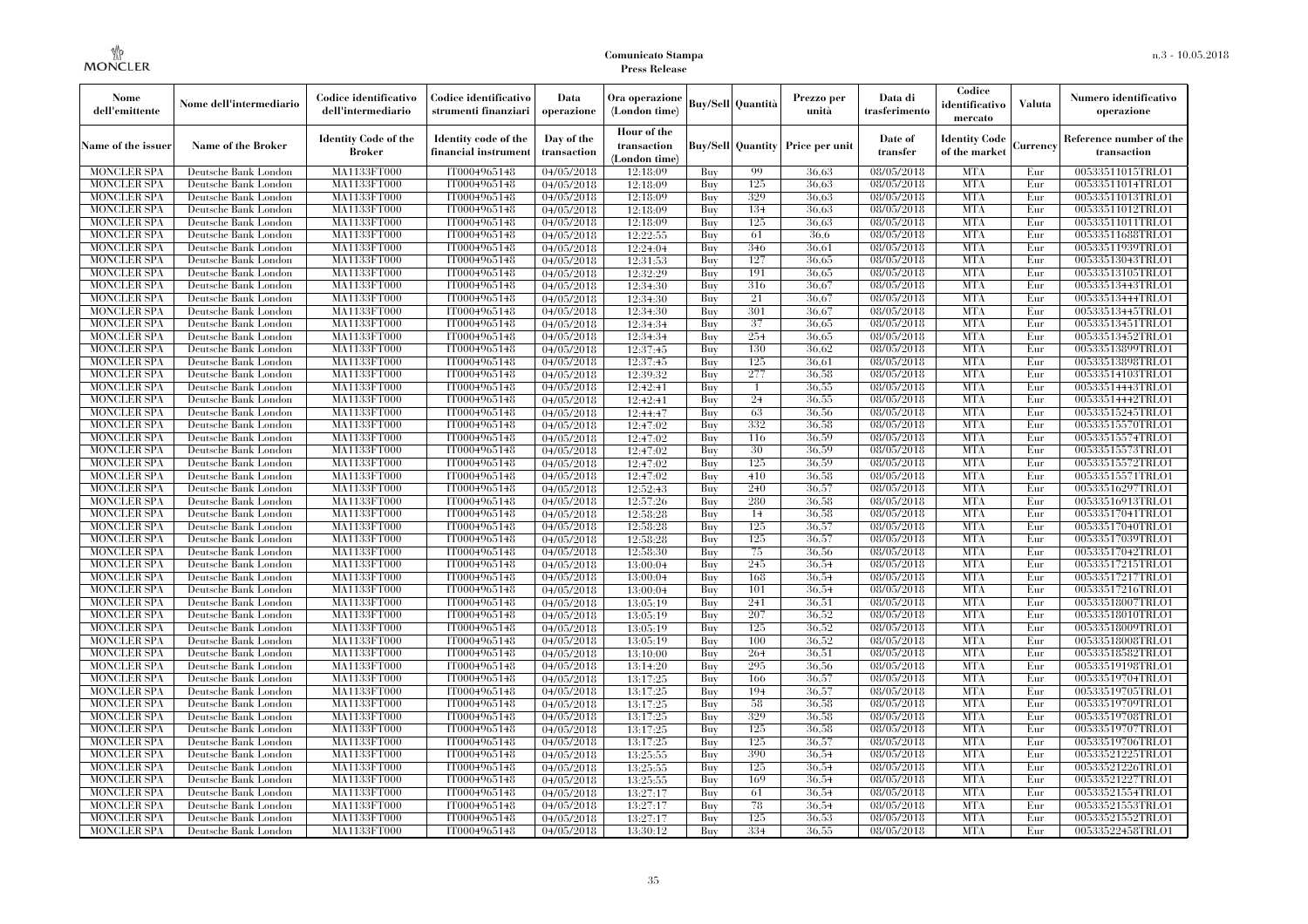| Nome dell'emittente | Nome dell'intermediario | Codice identificativo dell'intermediario | Codice identificativo strumenti finanziari | Data operazione | Ora operazione (London time) | Buy/Sell | Quantità | Prezzo per unità | Data di trasferimento | Codice identificativo mercato | Valuta | Numero identificativo operazione |
|---|---|---|---|---|---|---|---|---|---|---|---|---|
| Name of the issuer | Name of the Broker | Identity Code of the Broker | Identity code of the financial instrument | Day of the transaction | Hour of the transaction (London time) | Buy/Sell | Quantity | Price per unit | Date of transfer | Identity Code of the market | Currency | Reference number of the transaction |
| MONCLER SPA | Deutsche Bank London | MA1133FT000 | IT0004965148 | 04/05/2018 | 12:18:09 | Buy | 99 | 36,63 | 08/05/2018 | MTA | Eur | 00533511015TRLO1 |
| MONCLER SPA | Deutsche Bank London | MA1133FT000 | IT0004965148 | 04/05/2018 | 12:18:09 | Buy | 125 | 36,63 | 08/05/2018 | MTA | Eur | 00533511014TRLO1 |
| MONCLER SPA | Deutsche Bank London | MA1133FT000 | IT0004965148 | 04/05/2018 | 12:18:09 | Buy | 329 | 36,63 | 08/05/2018 | MTA | Eur | 00533511013TRLO1 |
| MONCLER SPA | Deutsche Bank London | MA1133FT000 | IT0004965148 | 04/05/2018 | 12:18:09 | Buy | 134 | 36,63 | 08/05/2018 | MTA | Eur | 00533511012TRLO1 |
| MONCLER SPA | Deutsche Bank London | MA1133FT000 | IT0004965148 | 04/05/2018 | 12:18:09 | Buy | 125 | 36,63 | 08/05/2018 | MTA | Eur | 00533511011TRLO1 |
| MONCLER SPA | Deutsche Bank London | MA1133FT000 | IT0004965148 | 04/05/2018 | 12:22:55 | Buy | 61 | 36,6 | 08/05/2018 | MTA | Eur | 00533511688TRLO1 |
| MONCLER SPA | Deutsche Bank London | MA1133FT000 | IT0004965148 | 04/05/2018 | 12:24:04 | Buy | 346 | 36,61 | 08/05/2018 | MTA | Eur | 00533511939TRLO1 |
| MONCLER SPA | Deutsche Bank London | MA1133FT000 | IT0004965148 | 04/05/2018 | 12:31:53 | Buy | 127 | 36,65 | 08/05/2018 | MTA | Eur | 00533513043TRLO1 |
| MONCLER SPA | Deutsche Bank London | MA1133FT000 | IT0004965148 | 04/05/2018 | 12:32:29 | Buy | 191 | 36,65 | 08/05/2018 | MTA | Eur | 00533513105TRLO1 |
| MONCLER SPA | Deutsche Bank London | MA1133FT000 | IT0004965148 | 04/05/2018 | 12:34:30 | Buy | 316 | 36,67 | 08/05/2018 | MTA | Eur | 00533513443TRLO1 |
| MONCLER SPA | Deutsche Bank London | MA1133FT000 | IT0004965148 | 04/05/2018 | 12:34:30 | Buy | 21 | 36,67 | 08/05/2018 | MTA | Eur | 00533513444TRLO1 |
| MONCLER SPA | Deutsche Bank London | MA1133FT000 | IT0004965148 | 04/05/2018 | 12:34:30 | Buy | 301 | 36,67 | 08/05/2018 | MTA | Eur | 00533513445TRLO1 |
| MONCLER SPA | Deutsche Bank London | MA1133FT000 | IT0004965148 | 04/05/2018 | 12:34:34 | Buy | 37 | 36,65 | 08/05/2018 | MTA | Eur | 00533513451TRLO1 |
| MONCLER SPA | Deutsche Bank London | MA1133FT000 | IT0004965148 | 04/05/2018 | 12:34:34 | Buy | 254 | 36,65 | 08/05/2018 | MTA | Eur | 00533513452TRLO1 |
| MONCLER SPA | Deutsche Bank London | MA1133FT000 | IT0004965148 | 04/05/2018 | 12:37:45 | Buy | 130 | 36,62 | 08/05/2018 | MTA | Eur | 00533513899TRLO1 |
| MONCLER SPA | Deutsche Bank London | MA1133FT000 | IT0004965148 | 04/05/2018 | 12:37:45 | Buy | 125 | 36,61 | 08/05/2018 | MTA | Eur | 00533513898TRLO1 |
| MONCLER SPA | Deutsche Bank London | MA1133FT000 | IT0004965148 | 04/05/2018 | 12:39:32 | Buy | 277 | 36,58 | 08/05/2018 | MTA | Eur | 00533514103TRLO1 |
| MONCLER SPA | Deutsche Bank London | MA1133FT000 | IT0004965148 | 04/05/2018 | 12:42:41 | Buy | 1 | 36,55 | 08/05/2018 | MTA | Eur | 00533514443TRLO1 |
| MONCLER SPA | Deutsche Bank London | MA1133FT000 | IT0004965148 | 04/05/2018 | 12:42:41 | Buy | 24 | 36,55 | 08/05/2018 | MTA | Eur | 00533514442TRLO1 |
| MONCLER SPA | Deutsche Bank London | MA1133FT000 | IT0004965148 | 04/05/2018 | 12:44:47 | Buy | 63 | 36,56 | 08/05/2018 | MTA | Eur | 00533515245TRLO1 |
| MONCLER SPA | Deutsche Bank London | MA1133FT000 | IT0004965148 | 04/05/2018 | 12:47:02 | Buy | 332 | 36,58 | 08/05/2018 | MTA | Eur | 00533515570TRLO1 |
| MONCLER SPA | Deutsche Bank London | MA1133FT000 | IT0004965148 | 04/05/2018 | 12:47:02 | Buy | 116 | 36,59 | 08/05/2018 | MTA | Eur | 00533515574TRLO1 |
| MONCLER SPA | Deutsche Bank London | MA1133FT000 | IT0004965148 | 04/05/2018 | 12:47:02 | Buy | 30 | 36,59 | 08/05/2018 | MTA | Eur | 00533515573TRLO1 |
| MONCLER SPA | Deutsche Bank London | MA1133FT000 | IT0004965148 | 04/05/2018 | 12:47:02 | Buy | 125 | 36,59 | 08/05/2018 | MTA | Eur | 00533515572TRLO1 |
| MONCLER SPA | Deutsche Bank London | MA1133FT000 | IT0004965148 | 04/05/2018 | 12:47:02 | Buy | 410 | 36,58 | 08/05/2018 | MTA | Eur | 00533515571TRLO1 |
| MONCLER SPA | Deutsche Bank London | MA1133FT000 | IT0004965148 | 04/05/2018 | 12:52:43 | Buy | 240 | 36,57 | 08/05/2018 | MTA | Eur | 00533516297TRLO1 |
| MONCLER SPA | Deutsche Bank London | MA1133FT000 | IT0004965148 | 04/05/2018 | 12:57:26 | Buy | 280 | 36,58 | 08/05/2018 | MTA | Eur | 00533516913TRLO1 |
| MONCLER SPA | Deutsche Bank London | MA1133FT000 | IT0004965148 | 04/05/2018 | 12:58:28 | Buy | 14 | 36,58 | 08/05/2018 | MTA | Eur | 00533517041TRLO1 |
| MONCLER SPA | Deutsche Bank London | MA1133FT000 | IT0004965148 | 04/05/2018 | 12:58:28 | Buy | 125 | 36,57 | 08/05/2018 | MTA | Eur | 00533517040TRLO1 |
| MONCLER SPA | Deutsche Bank London | MA1133FT000 | IT0004965148 | 04/05/2018 | 12:58:28 | Buy | 125 | 36,57 | 08/05/2018 | MTA | Eur | 00533517039TRLO1 |
| MONCLER SPA | Deutsche Bank London | MA1133FT000 | IT0004965148 | 04/05/2018 | 12:58:30 | Buy | 75 | 36,56 | 08/05/2018 | MTA | Eur | 00533517042TRLO1 |
| MONCLER SPA | Deutsche Bank London | MA1133FT000 | IT0004965148 | 04/05/2018 | 13:00:04 | Buy | 245 | 36,54 | 08/05/2018 | MTA | Eur | 00533517215TRLO1 |
| MONCLER SPA | Deutsche Bank London | MA1133FT000 | IT0004965148 | 04/05/2018 | 13:00:04 | Buy | 168 | 36,54 | 08/05/2018 | MTA | Eur | 00533517217TRLO1 |
| MONCLER SPA | Deutsche Bank London | MA1133FT000 | IT0004965148 | 04/05/2018 | 13:00:04 | Buy | 101 | 36,54 | 08/05/2018 | MTA | Eur | 00533517216TRLO1 |
| MONCLER SPA | Deutsche Bank London | MA1133FT000 | IT0004965148 | 04/05/2018 | 13:05:19 | Buy | 241 | 36,51 | 08/05/2018 | MTA | Eur | 00533518007TRLO1 |
| MONCLER SPA | Deutsche Bank London | MA1133FT000 | IT0004965148 | 04/05/2018 | 13:05:19 | Buy | 207 | 36,52 | 08/05/2018 | MTA | Eur | 00533518010TRLO1 |
| MONCLER SPA | Deutsche Bank London | MA1133FT000 | IT0004965148 | 04/05/2018 | 13:05:19 | Buy | 125 | 36,52 | 08/05/2018 | MTA | Eur | 00533518009TRLO1 |
| MONCLER SPA | Deutsche Bank London | MA1133FT000 | IT0004965148 | 04/05/2018 | 13:05:19 | Buy | 100 | 36,52 | 08/05/2018 | MTA | Eur | 00533518008TRLO1 |
| MONCLER SPA | Deutsche Bank London | MA1133FT000 | IT0004965148 | 04/05/2018 | 13:10:00 | Buy | 264 | 36,51 | 08/05/2018 | MTA | Eur | 00533518582TRLO1 |
| MONCLER SPA | Deutsche Bank London | MA1133FT000 | IT0004965148 | 04/05/2018 | 13:14:20 | Buy | 295 | 36,56 | 08/05/2018 | MTA | Eur | 00533519198TRLO1 |
| MONCLER SPA | Deutsche Bank London | MA1133FT000 | IT0004965148 | 04/05/2018 | 13:17:25 | Buy | 166 | 36,57 | 08/05/2018 | MTA | Eur | 00533519704TRLO1 |
| MONCLER SPA | Deutsche Bank London | MA1133FT000 | IT0004965148 | 04/05/2018 | 13:17:25 | Buy | 194 | 36,57 | 08/05/2018 | MTA | Eur | 00533519705TRLO1 |
| MONCLER SPA | Deutsche Bank London | MA1133FT000 | IT0004965148 | 04/05/2018 | 13:17:25 | Buy | 58 | 36,58 | 08/05/2018 | MTA | Eur | 00533519709TRLO1 |
| MONCLER SPA | Deutsche Bank London | MA1133FT000 | IT0004965148 | 04/05/2018 | 13:17:25 | Buy | 329 | 36,58 | 08/05/2018 | MTA | Eur | 00533519708TRLO1 |
| MONCLER SPA | Deutsche Bank London | MA1133FT000 | IT0004965148 | 04/05/2018 | 13:17:25 | Buy | 125 | 36,58 | 08/05/2018 | MTA | Eur | 00533519707TRLO1 |
| MONCLER SPA | Deutsche Bank London | MA1133FT000 | IT0004965148 | 04/05/2018 | 13:17:25 | Buy | 125 | 36,57 | 08/05/2018 | MTA | Eur | 00533519706TRLO1 |
| MONCLER SPA | Deutsche Bank London | MA1133FT000 | IT0004965148 | 04/05/2018 | 13:25:55 | Buy | 390 | 36,54 | 08/05/2018 | MTA | Eur | 00533521225TRLO1 |
| MONCLER SPA | Deutsche Bank London | MA1133FT000 | IT0004965148 | 04/05/2018 | 13:25:55 | Buy | 125 | 36,54 | 08/05/2018 | MTA | Eur | 00533521226TRLO1 |
| MONCLER SPA | Deutsche Bank London | MA1133FT000 | IT0004965148 | 04/05/2018 | 13:25:55 | Buy | 169 | 36,54 | 08/05/2018 | MTA | Eur | 00533521227TRLO1 |
| MONCLER SPA | Deutsche Bank London | MA1133FT000 | IT0004965148 | 04/05/2018 | 13:27:17 | Buy | 61 | 36,54 | 08/05/2018 | MTA | Eur | 00533521554TRLO1 |
| MONCLER SPA | Deutsche Bank London | MA1133FT000 | IT0004965148 | 04/05/2018 | 13:27:17 | Buy | 78 | 36,54 | 08/05/2018 | MTA | Eur | 00533521553TRLO1 |
| MONCLER SPA | Deutsche Bank London | MA1133FT000 | IT0004965148 | 04/05/2018 | 13:27:17 | Buy | 125 | 36,53 | 08/05/2018 | MTA | Eur | 00533521552TRLO1 |
| MONCLER SPA | Deutsche Bank London | MA1133FT000 | IT0004965148 | 04/05/2018 | 13:30:12 | Buy | 334 | 36,55 | 08/05/2018 | MTA | Eur | 00533522458TRLO1 |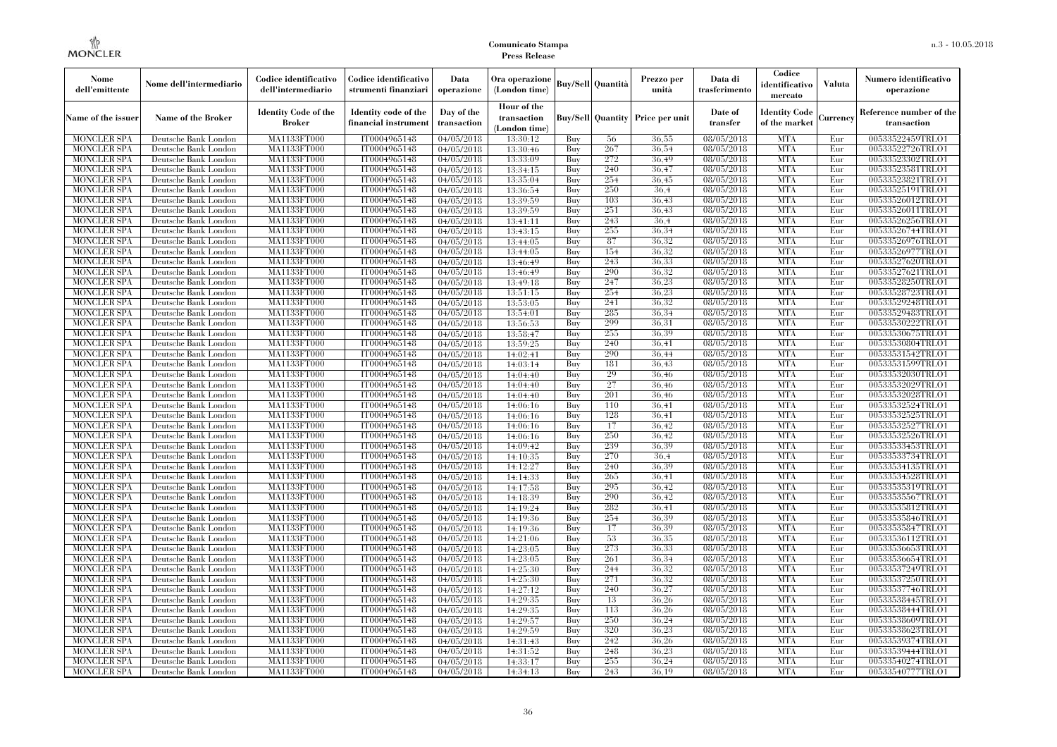| Nome dell'emittente | Nome dell'intermediario | Codice identificativo dell'intermediario | Codice identificativo strumenti finanziari | Data operazione | Ora operazione (London time) | Buy/Sell | Quantità | Prezzo per unità | Data di trasferimento | Codice identificativo mercato | Valuta | Numero identificativo operazione |
|---|---|---|---|---|---|---|---|---|---|---|---|---|
| Name of the issuer | Name of the Broker | Identity Code of the Broker | Identity code of the financial instrument | Day of the transaction | Hour of the transaction (London time) | Buy/Sell | Quantity | Price per unit | Date of transfer | Identity Code of the market | Currency | Reference number of the transaction |
| MONCLER SPA | Deutsche Bank London | MA1133FT000 | IT0004965148 | 04/05/2018 | 13:30:12 | Buy | 56 | 36.55 | 08/05/2018 | MTA | Eur | 00533522459TRLO1 |
| MONCLER SPA | Deutsche Bank London | MA1133FT000 | IT0004965148 | 04/05/2018 | 13:30:46 | Buy | 267 | 36.54 | 08/05/2018 | MTA | Eur | 00533522726TRLO1 |
| MONCLER SPA | Deutsche Bank London | MA1133FT000 | IT0004965148 | 04/05/2018 | 13:33:09 | Buy | 272 | 36.49 | 08/05/2018 | MTA | Eur | 00533523302TRLO1 |
| MONCLER SPA | Deutsche Bank London | MA1133FT000 | IT0004965148 | 04/05/2018 | 13:34:15 | Buy | 240 | 36.47 | 08/05/2018 | MTA | Eur | 00533523581TRLO1 |
| MONCLER SPA | Deutsche Bank London | MA1133FT000 | IT0004965148 | 04/05/2018 | 13:35:04 | Buy | 254 | 36.45 | 08/05/2018 | MTA | Eur | 00533523821TRLO1 |
| MONCLER SPA | Deutsche Bank London | MA1133FT000 | IT0004965148 | 04/05/2018 | 13:36:54 | Buy | 250 | 36.4 | 08/05/2018 | MTA | Eur | 00533525191TRLO1 |
| MONCLER SPA | Deutsche Bank London | MA1133FT000 | IT0004965148 | 04/05/2018 | 13:39:59 | Buy | 103 | 36.43 | 08/05/2018 | MTA | Eur | 00533526012TRLO1 |
| MONCLER SPA | Deutsche Bank London | MA1133FT000 | IT0004965148 | 04/05/2018 | 13:39:59 | Buy | 251 | 36.43 | 08/05/2018 | MTA | Eur | 00533526011TRLO1 |
| MONCLER SPA | Deutsche Bank London | MA1133FT000 | IT0004965148 | 04/05/2018 | 13:41:11 | Buy | 243 | 36.4 | 08/05/2018 | MTA | Eur | 00533526256TRLO1 |
| MONCLER SPA | Deutsche Bank London | MA1133FT000 | IT0004965148 | 04/05/2018 | 13:43:15 | Buy | 255 | 36.34 | 08/05/2018 | MTA | Eur | 00533526744TRLO1 |
| MONCLER SPA | Deutsche Bank London | MA1133FT000 | IT0004965148 | 04/05/2018 | 13:44:05 | Buy | 87 | 36.32 | 08/05/2018 | MTA | Eur | 00533526976TRLO1 |
| MONCLER SPA | Deutsche Bank London | MA1133FT000 | IT0004965148 | 04/05/2018 | 13:44:05 | Buy | 154 | 36.32 | 08/05/2018 | MTA | Eur | 00533526977TRLO1 |
| MONCLER SPA | Deutsche Bank London | MA1133FT000 | IT0004965148 | 04/05/2018 | 13:46:49 | Buy | 243 | 36.33 | 08/05/2018 | MTA | Eur | 00533527620TRLO1 |
| MONCLER SPA | Deutsche Bank London | MA1133FT000 | IT0004965148 | 04/05/2018 | 13:46:49 | Buy | 290 | 36.32 | 08/05/2018 | MTA | Eur | 00533527621TRLO1 |
| MONCLER SPA | Deutsche Bank London | MA1133FT000 | IT0004965148 | 04/05/2018 | 13:49:18 | Buy | 247 | 36.23 | 08/05/2018 | MTA | Eur | 00533528250TRLO1 |
| MONCLER SPA | Deutsche Bank London | MA1133FT000 | IT0004965148 | 04/05/2018 | 13:51:15 | Buy | 254 | 36.23 | 08/05/2018 | MTA | Eur | 00533528723TRLO1 |
| MONCLER SPA | Deutsche Bank London | MA1133FT000 | IT0004965148 | 04/05/2018 | 13:53:05 | Buy | 241 | 36.32 | 08/05/2018 | MTA | Eur | 00533529248TRLO1 |
| MONCLER SPA | Deutsche Bank London | MA1133FT000 | IT0004965148 | 04/05/2018 | 13:54:01 | Buy | 285 | 36.34 | 08/05/2018 | MTA | Eur | 00533529483TRLO1 |
| MONCLER SPA | Deutsche Bank London | MA1133FT000 | IT0004965148 | 04/05/2018 | 13:56:53 | Buy | 299 | 36.31 | 08/05/2018 | MTA | Eur | 00533530222TRLO1 |
| MONCLER SPA | Deutsche Bank London | MA1133FT000 | IT0004965148 | 04/05/2018 | 13:58:47 | Buy | 255 | 36.39 | 08/05/2018 | MTA | Eur | 00533530675TRLO1 |
| MONCLER SPA | Deutsche Bank London | MA1133FT000 | IT0004965148 | 04/05/2018 | 13:59:25 | Buy | 240 | 36.41 | 08/05/2018 | MTA | Eur | 00533530804TRLO1 |
| MONCLER SPA | Deutsche Bank London | MA1133FT000 | IT0004965148 | 04/05/2018 | 14:02:41 | Buy | 290 | 36.44 | 08/05/2018 | MTA | Eur | 00533531542TRLO1 |
| MONCLER SPA | Deutsche Bank London | MA1133FT000 | IT0004965148 | 04/05/2018 | 14:03:14 | Buy | 181 | 36.43 | 08/05/2018 | MTA | Eur | 00533531599TRLO1 |
| MONCLER SPA | Deutsche Bank London | MA1133FT000 | IT0004965148 | 04/05/2018 | 14:04:40 | Buy | 29 | 36.46 | 08/05/2018 | MTA | Eur | 00533532030TRLO1 |
| MONCLER SPA | Deutsche Bank London | MA1133FT000 | IT0004965148 | 04/05/2018 | 14:04:40 | Buy | 27 | 36.46 | 08/05/2018 | MTA | Eur | 00533532029TRLO1 |
| MONCLER SPA | Deutsche Bank London | MA1133FT000 | IT0004965148 | 04/05/2018 | 14:04:40 | Buy | 201 | 36.46 | 08/05/2018 | MTA | Eur | 00533532028TRLO1 |
| MONCLER SPA | Deutsche Bank London | MA1133FT000 | IT0004965148 | 04/05/2018 | 14:06:16 | Buy | 110 | 36.41 | 08/05/2018 | MTA | Eur | 00533532524TRLO1 |
| MONCLER SPA | Deutsche Bank London | MA1133FT000 | IT0004965148 | 04/05/2018 | 14:06:16 | Buy | 128 | 36.41 | 08/05/2018 | MTA | Eur | 00533532525TRLO1 |
| MONCLER SPA | Deutsche Bank London | MA1133FT000 | IT0004965148 | 04/05/2018 | 14:06:16 | Buy | 17 | 36.42 | 08/05/2018 | MTA | Eur | 00533532527TRLO1 |
| MONCLER SPA | Deutsche Bank London | MA1133FT000 | IT0004965148 | 04/05/2018 | 14:06:16 | Buy | 250 | 36.42 | 08/05/2018 | MTA | Eur | 00533532526TRLO1 |
| MONCLER SPA | Deutsche Bank London | MA1133FT000 | IT0004965148 | 04/05/2018 | 14:09:42 | Buy | 239 | 36.39 | 08/05/2018 | MTA | Eur | 00533533453TRLO1 |
| MONCLER SPA | Deutsche Bank London | MA1133FT000 | IT0004965148 | 04/05/2018 | 14:10:35 | Buy | 270 | 36.4 | 08/05/2018 | MTA | Eur | 00533533734TRLO1 |
| MONCLER SPA | Deutsche Bank London | MA1133FT000 | IT0004965148 | 04/05/2018 | 14:12:27 | Buy | 240 | 36.39 | 08/05/2018 | MTA | Eur | 00533534135TRLO1 |
| MONCLER SPA | Deutsche Bank London | MA1133FT000 | IT0004965148 | 04/05/2018 | 14:14:33 | Buy | 265 | 36.41 | 08/05/2018 | MTA | Eur | 00533534528TRLO1 |
| MONCLER SPA | Deutsche Bank London | MA1133FT000 | IT0004965148 | 04/05/2018 | 14:17:58 | Buy | 295 | 36.42 | 08/05/2018 | MTA | Eur | 00533535319TRLO1 |
| MONCLER SPA | Deutsche Bank London | MA1133FT000 | IT0004965148 | 04/05/2018 | 14:18:39 | Buy | 290 | 36.42 | 08/05/2018 | MTA | Eur | 00533535567TRLO1 |
| MONCLER SPA | Deutsche Bank London | MA1133FT000 | IT0004965148 | 04/05/2018 | 14:19:24 | Buy | 282 | 36.41 | 08/05/2018 | MTA | Eur | 00533535812TRLO1 |
| MONCLER SPA | Deutsche Bank London | MA1133FT000 | IT0004965148 | 04/05/2018 | 14:19:36 | Buy | 254 | 36.39 | 08/05/2018 | MTA | Eur | 00533535846TRLO1 |
| MONCLER SPA | Deutsche Bank London | MA1133FT000 | IT0004965148 | 04/05/2018 | 14:19:36 | Buy | 17 | 36.39 | 08/05/2018 | MTA | Eur | 00533535847TRLO1 |
| MONCLER SPA | Deutsche Bank London | MA1133FT000 | IT0004965148 | 04/05/2018 | 14:21:06 | Buy | 53 | 36.35 | 08/05/2018 | MTA | Eur | 00533536112TRLO1 |
| MONCLER SPA | Deutsche Bank London | MA1133FT000 | IT0004965148 | 04/05/2018 | 14:23:05 | Buy | 273 | 36.33 | 08/05/2018 | MTA | Eur | 00533536653TRLO1 |
| MONCLER SPA | Deutsche Bank London | MA1133FT000 | IT0004965148 | 04/05/2018 | 14:23:05 | Buy | 261 | 36.34 | 08/05/2018 | MTA | Eur | 00533536654TRLO1 |
| MONCLER SPA | Deutsche Bank London | MA1133FT000 | IT0004965148 | 04/05/2018 | 14:25:30 | Buy | 244 | 36.32 | 08/05/2018 | MTA | Eur | 00533537249TRLO1 |
| MONCLER SPA | Deutsche Bank London | MA1133FT000 | IT0004965148 | 04/05/2018 | 14:25:30 | Buy | 271 | 36.32 | 08/05/2018 | MTA | Eur | 00533537250TRLO1 |
| MONCLER SPA | Deutsche Bank London | MA1133FT000 | IT0004965148 | 04/05/2018 | 14:27:12 | Buy | 240 | 36.27 | 08/05/2018 | MTA | Eur | 00533537746TRLO1 |
| MONCLER SPA | Deutsche Bank London | MA1133FT000 | IT0004965148 | 04/05/2018 | 14:29:35 | Buy | 13 | 36.26 | 08/05/2018 | MTA | Eur | 00533538445TRLO1 |
| MONCLER SPA | Deutsche Bank London | MA1133FT000 | IT0004965148 | 04/05/2018 | 14:29:35 | Buy | 113 | 36.26 | 08/05/2018 | MTA | Eur | 00533538444TRLO1 |
| MONCLER SPA | Deutsche Bank London | MA1133FT000 | IT0004965148 | 04/05/2018 | 14:29:57 | Buy | 250 | 36.24 | 08/05/2018 | MTA | Eur | 00533538609TRLO1 |
| MONCLER SPA | Deutsche Bank London | MA1133FT000 | IT0004965148 | 04/05/2018 | 14:29:59 | Buy | 320 | 36.23 | 08/05/2018 | MTA | Eur | 00533538623TRLO1 |
| MONCLER SPA | Deutsche Bank London | MA1133FT000 | IT0004965148 | 04/05/2018 | 14:31:43 | Buy | 242 | 36.26 | 08/05/2018 | MTA | Eur | 00533539374TRLO1 |
| MONCLER SPA | Deutsche Bank London | MA1133FT000 | IT0004965148 | 04/05/2018 | 14:31:52 | Buy | 248 | 36.23 | 08/05/2018 | MTA | Eur | 00533539444TRLO1 |
| MONCLER SPA | Deutsche Bank London | MA1133FT000 | IT0004965148 | 04/05/2018 | 14:33:17 | Buy | 255 | 36.24 | 08/05/2018 | MTA | Eur | 00533540274TRLO1 |
| MONCLER SPA | Deutsche Bank London | MA1133FT000 | IT0004965148 | 04/05/2018 | 14:34:13 | Buy | 243 | 36.19 | 08/05/2018 | MTA | Eur | 00533540777TRLO1 |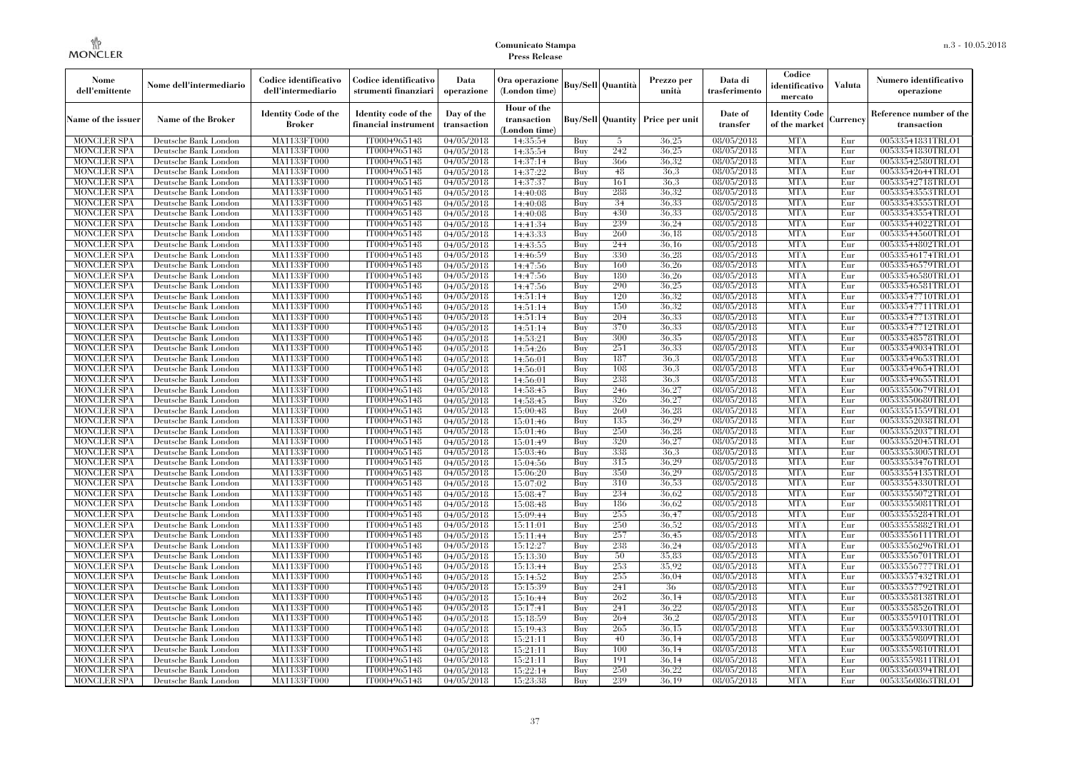| Nome dell'emittente | Nome dell'intermediario | Codice identificativo dell'intermediario | Codice identificativo strumenti finanziari | Data operazione | Ora operazione (London time) | Buy/Sell | Quantità | Prezzo per unità | Data di trasferimento | Codice identificativo mercato | Valuta | Numero identificativo operazione |
|---|---|---|---|---|---|---|---|---|---|---|---|---|
| Name of the issuer | Name of the Broker | Identity Code of the Broker | Identity code of the financial instrument | Day of the transaction | Hour of the transaction (London time) | Buy/Sell | Quantity | Price per unit | Date of transfer | Identity Code of the market | Currency | Reference number of the transaction |
| MONCLER SPA | Deutsche Bank London | MA1133FT000 | IT0004965148 | 04/05/2018 | 14:35:54 | Buy | 5 | 36,25 | 08/05/2018 | MTA | Eur | 00533541831TRLO1 |
| MONCLER SPA | Deutsche Bank London | MA1133FT000 | IT0004965148 | 04/05/2018 | 14:35:54 | Buy | 242 | 36,25 | 08/05/2018 | MTA | Eur | 00533541830TRLO1 |
| MONCLER SPA | Deutsche Bank London | MA1133FT000 | IT0004965148 | 04/05/2018 | 14:37:14 | Buy | 366 | 36,32 | 08/05/2018 | MTA | Eur | 00533542580TRLO1 |
| MONCLER SPA | Deutsche Bank London | MA1133FT000 | IT0004965148 | 04/05/2018 | 14:37:22 | Buy | 48 | 36,3 | 08/05/2018 | MTA | Eur | 00533542644TRLO1 |
| MONCLER SPA | Deutsche Bank London | MA1133FT000 | IT0004965148 | 04/05/2018 | 14:37:37 | Buy | 161 | 36,3 | 08/05/2018 | MTA | Eur | 00533542718TRLO1 |
| MONCLER SPA | Deutsche Bank London | MA1133FT000 | IT0004965148 | 04/05/2018 | 14:40:08 | Buy | 288 | 36,32 | 08/05/2018 | MTA | Eur | 00533543553TRLO1 |
| MONCLER SPA | Deutsche Bank London | MA1133FT000 | IT0004965148 | 04/05/2018 | 14:40:08 | Buy | 34 | 36,33 | 08/05/2018 | MTA | Eur | 00533543555TRLO1 |
| MONCLER SPA | Deutsche Bank London | MA1133FT000 | IT0004965148 | 04/05/2018 | 14:40:08 | Buy | 430 | 36,33 | 08/05/2018 | MTA | Eur | 00533543554TRLO1 |
| MONCLER SPA | Deutsche Bank London | MA1133FT000 | IT0004965148 | 04/05/2018 | 14:41:34 | Buy | 239 | 36,24 | 08/05/2018 | MTA | Eur | 00533544022TRLO1 |
| MONCLER SPA | Deutsche Bank London | MA1133FT000 | IT0004965148 | 04/05/2018 | 14:43:33 | Buy | 260 | 36,18 | 08/05/2018 | MTA | Eur | 00533544560TRLO1 |
| MONCLER SPA | Deutsche Bank London | MA1133FT000 | IT0004965148 | 04/05/2018 | 14:43:55 | Buy | 244 | 36,16 | 08/05/2018 | MTA | Eur | 00533544802TRLO1 |
| MONCLER SPA | Deutsche Bank London | MA1133FT000 | IT0004965148 | 04/05/2018 | 14:46:59 | Buy | 330 | 36,28 | 08/05/2018 | MTA | Eur | 00533546174TRLO1 |
| MONCLER SPA | Deutsche Bank London | MA1133FT000 | IT0004965148 | 04/05/2018 | 14:47:56 | Buy | 160 | 36,26 | 08/05/2018 | MTA | Eur | 00533546579TRLO1 |
| MONCLER SPA | Deutsche Bank London | MA1133FT000 | IT0004965148 | 04/05/2018 | 14:47:56 | Buy | 180 | 36,26 | 08/05/2018 | MTA | Eur | 00533546580TRLO1 |
| MONCLER SPA | Deutsche Bank London | MA1133FT000 | IT0004965148 | 04/05/2018 | 14:47:56 | Buy | 290 | 36,25 | 08/05/2018 | MTA | Eur | 00533546581TRLO1 |
| MONCLER SPA | Deutsche Bank London | MA1133FT000 | IT0004965148 | 04/05/2018 | 14:51:14 | Buy | 120 | 36,32 | 08/05/2018 | MTA | Eur | 00533547710TRLO1 |
| MONCLER SPA | Deutsche Bank London | MA1133FT000 | IT0004965148 | 04/05/2018 | 14:51:14 | Buy | 150 | 36,32 | 08/05/2018 | MTA | Eur | 00533547711TRLO1 |
| MONCLER SPA | Deutsche Bank London | MA1133FT000 | IT0004965148 | 04/05/2018 | 14:51:14 | Buy | 204 | 36,33 | 08/05/2018 | MTA | Eur | 00533547713TRLO1 |
| MONCLER SPA | Deutsche Bank London | MA1133FT000 | IT0004965148 | 04/05/2018 | 14:51:14 | Buy | 370 | 36,33 | 08/05/2018 | MTA | Eur | 00533547712TRLO1 |
| MONCLER SPA | Deutsche Bank London | MA1133FT000 | IT0004965148 | 04/05/2018 | 14:53:21 | Buy | 300 | 36,35 | 08/05/2018 | MTA | Eur | 00533548578TRLO1 |
| MONCLER SPA | Deutsche Bank London | MA1133FT000 | IT0004965148 | 04/05/2018 | 14:54:26 | Buy | 251 | 36,33 | 08/05/2018 | MTA | Eur | 00533549034TRLO1 |
| MONCLER SPA | Deutsche Bank London | MA1133FT000 | IT0004965148 | 04/05/2018 | 14:56:01 | Buy | 187 | 36,3 | 08/05/2018 | MTA | Eur | 00533549653TRLO1 |
| MONCLER SPA | Deutsche Bank London | MA1133FT000 | IT0004965148 | 04/05/2018 | 14:56:01 | Buy | 108 | 36,3 | 08/05/2018 | MTA | Eur | 00533549654TRLO1 |
| MONCLER SPA | Deutsche Bank London | MA1133FT000 | IT0004965148 | 04/05/2018 | 14:56:01 | Buy | 238 | 36,3 | 08/05/2018 | MTA | Eur | 00533549655TRLO1 |
| MONCLER SPA | Deutsche Bank London | MA1133FT000 | IT0004965148 | 04/05/2018 | 14:58:45 | Buy | 246 | 36,27 | 08/05/2018 | MTA | Eur | 00533550679TRLO1 |
| MONCLER SPA | Deutsche Bank London | MA1133FT000 | IT0004965148 | 04/05/2018 | 14:58:45 | Buy | 326 | 36,27 | 08/05/2018 | MTA | Eur | 00533550680TRLO1 |
| MONCLER SPA | Deutsche Bank London | MA1133FT000 | IT0004965148 | 04/05/2018 | 15:00:48 | Buy | 260 | 36,28 | 08/05/2018 | MTA | Eur | 00533551559TRLO1 |
| MONCLER SPA | Deutsche Bank London | MA1133FT000 | IT0004965148 | 04/05/2018 | 15:01:46 | Buy | 135 | 36,29 | 08/05/2018 | MTA | Eur | 00533552038TRLO1 |
| MONCLER SPA | Deutsche Bank London | MA1133FT000 | IT0004965148 | 04/05/2018 | 15:01:46 | Buy | 250 | 36,28 | 08/05/2018 | MTA | Eur | 00533552037TRLO1 |
| MONCLER SPA | Deutsche Bank London | MA1133FT000 | IT0004965148 | 04/05/2018 | 15:01:49 | Buy | 320 | 36,27 | 08/05/2018 | MTA | Eur | 00533552045TRLO1 |
| MONCLER SPA | Deutsche Bank London | MA1133FT000 | IT0004965148 | 04/05/2018 | 15:03:46 | Buy | 338 | 36,3 | 08/05/2018 | MTA | Eur | 00533553005TRLO1 |
| MONCLER SPA | Deutsche Bank London | MA1133FT000 | IT0004965148 | 04/05/2018 | 15:04:56 | Buy | 315 | 36,29 | 08/05/2018 | MTA | Eur | 00533553476TRLO1 |
| MONCLER SPA | Deutsche Bank London | MA1133FT000 | IT0004965148 | 04/05/2018 | 15:06:20 | Buy | 350 | 36,29 | 08/05/2018 | MTA | Eur | 00533554135TRLO1 |
| MONCLER SPA | Deutsche Bank London | MA1133FT000 | IT0004965148 | 04/05/2018 | 15:07:02 | Buy | 310 | 36,53 | 08/05/2018 | MTA | Eur | 00533554330TRLO1 |
| MONCLER SPA | Deutsche Bank London | MA1133FT000 | IT0004965148 | 04/05/2018 | 15:08:47 | Buy | 234 | 36,62 | 08/05/2018 | MTA | Eur | 00533555072TRLO1 |
| MONCLER SPA | Deutsche Bank London | MA1133FT000 | IT0004965148 | 04/05/2018 | 15:08:48 | Buy | 186 | 36,62 | 08/05/2018 | MTA | Eur | 00533555081TRLO1 |
| MONCLER SPA | Deutsche Bank London | MA1133FT000 | IT0004965148 | 04/05/2018 | 15:09:44 | Buy | 255 | 36,47 | 08/05/2018 | MTA | Eur | 00533555284TRLO1 |
| MONCLER SPA | Deutsche Bank London | MA1133FT000 | IT0004965148 | 04/05/2018 | 15:11:01 | Buy | 250 | 36,52 | 08/05/2018 | MTA | Eur | 00533555882TRLO1 |
| MONCLER SPA | Deutsche Bank London | MA1133FT000 | IT0004965148 | 04/05/2018 | 15:11:44 | Buy | 257 | 36,45 | 08/05/2018 | MTA | Eur | 00533556111TRLO1 |
| MONCLER SPA | Deutsche Bank London | MA1133FT000 | IT0004965148 | 04/05/2018 | 15:12:27 | Buy | 238 | 36,24 | 08/05/2018 | MTA | Eur | 00533556296TRLO1 |
| MONCLER SPA | Deutsche Bank London | MA1133FT000 | IT0004965148 | 04/05/2018 | 15:13:30 | Buy | 50 | 35,83 | 08/05/2018 | MTA | Eur | 00533556701TRLO1 |
| MONCLER SPA | Deutsche Bank London | MA1133FT000 | IT0004965148 | 04/05/2018 | 15:13:44 | Buy | 253 | 35,92 | 08/05/2018 | MTA | Eur | 00533556777TRLO1 |
| MONCLER SPA | Deutsche Bank London | MA1133FT000 | IT0004965148 | 04/05/2018 | 15:14:52 | Buy | 255 | 36,04 | 08/05/2018 | MTA | Eur | 00533557432TRLO1 |
| MONCLER SPA | Deutsche Bank London | MA1133FT000 | IT0004965148 | 04/05/2018 | 15:15:39 | Buy | 241 | 36 | 08/05/2018 | MTA | Eur | 00533557792TRLO1 |
| MONCLER SPA | Deutsche Bank London | MA1133FT000 | IT0004965148 | 04/05/2018 | 15:16:44 | Buy | 262 | 36,14 | 08/05/2018 | MTA | Eur | 00533558138TRLO1 |
| MONCLER SPA | Deutsche Bank London | MA1133FT000 | IT0004965148 | 04/05/2018 | 15:17:41 | Buy | 241 | 36,22 | 08/05/2018 | MTA | Eur | 00533558526TRLO1 |
| MONCLER SPA | Deutsche Bank London | MA1133FT000 | IT0004965148 | 04/05/2018 | 15:18:59 | Buy | 264 | 36,2 | 08/05/2018 | MTA | Eur | 00533559101TRLO1 |
| MONCLER SPA | Deutsche Bank London | MA1133FT000 | IT0004965148 | 04/05/2018 | 15:19:43 | Buy | 265 | 36,15 | 08/05/2018 | MTA | Eur | 00533559330TRLO1 |
| MONCLER SPA | Deutsche Bank London | MA1133FT000 | IT0004965148 | 04/05/2018 | 15:21:11 | Buy | 40 | 36,14 | 08/05/2018 | MTA | Eur | 00533559809TRLO1 |
| MONCLER SPA | Deutsche Bank London | MA1133FT000 | IT0004965148 | 04/05/2018 | 15:21:11 | Buy | 100 | 36,14 | 08/05/2018 | MTA | Eur | 00533559810TRLO1 |
| MONCLER SPA | Deutsche Bank London | MA1133FT000 | IT0004965148 | 04/05/2018 | 15:21:11 | Buy | 191 | 36,14 | 08/05/2018 | MTA | Eur | 00533559811TRLO1 |
| MONCLER SPA | Deutsche Bank London | MA1133FT000 | IT0004965148 | 04/05/2018 | 15:22:14 | Buy | 250 | 36,22 | 08/05/2018 | MTA | Eur | 00533560394TRLO1 |
| MONCLER SPA | Deutsche Bank London | MA1133FT000 | IT0004965148 | 04/05/2018 | 15:23:38 | Buy | 239 | 36,19 | 08/05/2018 | MTA | Eur | 00533560863TRLO1 |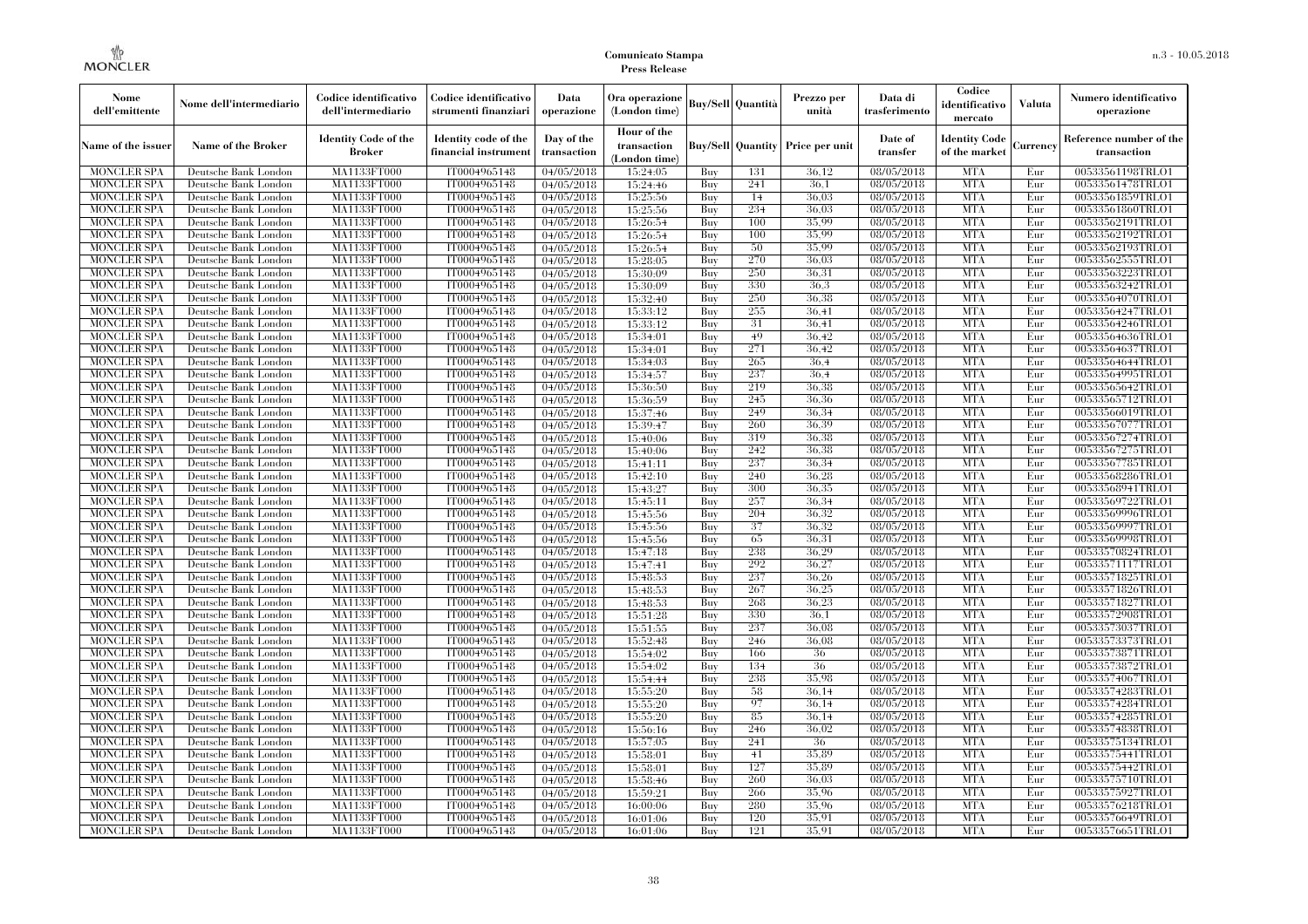**Comunicato Stampa**
**Press Release**

| Nome dell'emittente | Nome dell'intermediario | Codice identificativo dell'intermediario | Codice identificativo strumenti finanziari | Data operazione | Ora operazione (London time) | Buy/Sell | Quantità | Prezzo per unità | Data di trasferimento | Codice identificativo mercato | Valuta | Numero identificativo operazione |
|---|---|---|---|---|---|---|---|---|---|---|---|---|
| **Name of the issuer** | **Name of the Broker** | **Identity Code of the Broker** | **Identity code of the financial instrument** | **Day of the transaction** | **Hour of the transaction (London time)** | **Buy/Sell** | **Quantity** | **Price per unit** | **Date of transfer** | **Identity Code of the market** | **Currency** | **Reference number of the transaction** |
| MONCLER SPA | Deutsche Bank London | MA1133FT000 | IT0004965148 | 04/05/2018 | 15:24:05 | Buy | 131 | 36,12 | 08/05/2018 | MTA | Eur | 00533561198TRLO1 |
| MONCLER SPA | Deutsche Bank London | MA1133FT000 | IT0004965148 | 04/05/2018 | 15:24:46 | Buy | 241 | 36,1 | 08/05/2018 | MTA | Eur | 00533561478TRLO1 |
| MONCLER SPA | Deutsche Bank London | MA1133FT000 | IT0004965148 | 04/05/2018 | 15:25:56 | Buy | 14 | 36,03 | 08/05/2018 | MTA | Eur | 00533561859TRLO1 |
| MONCLER SPA | Deutsche Bank London | MA1133FT000 | IT0004965148 | 04/05/2018 | 15:25:56 | Buy | 234 | 36,03 | 08/05/2018 | MTA | Eur | 00533561860TRLO1 |
| MONCLER SPA | Deutsche Bank London | MA1133FT000 | IT0004965148 | 04/05/2018 | 15:26:54 | Buy | 100 | 35,99 | 08/05/2018 | MTA | Eur | 00533562191TRLO1 |
| MONCLER SPA | Deutsche Bank London | MA1133FT000 | IT0004965148 | 04/05/2018 | 15:26:54 | Buy | 100 | 35,99 | 08/05/2018 | MTA | Eur | 00533562192TRLO1 |
| MONCLER SPA | Deutsche Bank London | MA1133FT000 | IT0004965148 | 04/05/2018 | 15:26:54 | Buy | 50 | 35,99 | 08/05/2018 | MTA | Eur | 00533562193TRLO1 |
| MONCLER SPA | Deutsche Bank London | MA1133FT000 | IT0004965148 | 04/05/2018 | 15:28:05 | Buy | 270 | 36,03 | 08/05/2018 | MTA | Eur | 00533562555TRLO1 |
| MONCLER SPA | Deutsche Bank London | MA1133FT000 | IT0004965148 | 04/05/2018 | 15:30:09 | Buy | 250 | 36,31 | 08/05/2018 | MTA | Eur | 00533563223TRLO1 |
| MONCLER SPA | Deutsche Bank London | MA1133FT000 | IT0004965148 | 04/05/2018 | 15:30:09 | Buy | 330 | 36,3 | 08/05/2018 | MTA | Eur | 00533563242TRLO1 |
| MONCLER SPA | Deutsche Bank London | MA1133FT000 | IT0004965148 | 04/05/2018 | 15:32:40 | Buy | 250 | 36,38 | 08/05/2018 | MTA | Eur | 00533564070TRLO1 |
| MONCLER SPA | Deutsche Bank London | MA1133FT000 | IT0004965148 | 04/05/2018 | 15:33:12 | Buy | 255 | 36,41 | 08/05/2018 | MTA | Eur | 00533564247TRLO1 |
| MONCLER SPA | Deutsche Bank London | MA1133FT000 | IT0004965148 | 04/05/2018 | 15:33:12 | Buy | 31 | 36,41 | 08/05/2018 | MTA | Eur | 00533564246TRLO1 |
| MONCLER SPA | Deutsche Bank London | MA1133FT000 | IT0004965148 | 04/05/2018 | 15:34:01 | Buy | 49 | 36,42 | 08/05/2018 | MTA | Eur | 00533564636TRLO1 |
| MONCLER SPA | Deutsche Bank London | MA1133FT000 | IT0004965148 | 04/05/2018 | 15:34:01 | Buy | 271 | 36,42 | 08/05/2018 | MTA | Eur | 00533564637TRLO1 |
| MONCLER SPA | Deutsche Bank London | MA1133FT000 | IT0004965148 | 04/05/2018 | 15:34:03 | Buy | 265 | 36,4 | 08/05/2018 | MTA | Eur | 00533564644TRLO1 |
| MONCLER SPA | Deutsche Bank London | MA1133FT000 | IT0004965148 | 04/05/2018 | 15:34:57 | Buy | 237 | 36,4 | 08/05/2018 | MTA | Eur | 00533564995TRLO1 |
| MONCLER SPA | Deutsche Bank London | MA1133FT000 | IT0004965148 | 04/05/2018 | 15:36:50 | Buy | 219 | 36,38 | 08/05/2018 | MTA | Eur | 00533565642TRLO1 |
| MONCLER SPA | Deutsche Bank London | MA1133FT000 | IT0004965148 | 04/05/2018 | 15:36:59 | Buy | 245 | 36,36 | 08/05/2018 | MTA | Eur | 00533565712TRLO1 |
| MONCLER SPA | Deutsche Bank London | MA1133FT000 | IT0004965148 | 04/05/2018 | 15:37:46 | Buy | 249 | 36,34 | 08/05/2018 | MTA | Eur | 00533566019TRLO1 |
| MONCLER SPA | Deutsche Bank London | MA1133FT000 | IT0004965148 | 04/05/2018 | 15:39:47 | Buy | 260 | 36,39 | 08/05/2018 | MTA | Eur | 00533567077TRLO1 |
| MONCLER SPA | Deutsche Bank London | MA1133FT000 | IT0004965148 | 04/05/2018 | 15:40:06 | Buy | 319 | 36,38 | 08/05/2018 | MTA | Eur | 00533567274TRLO1 |
| MONCLER SPA | Deutsche Bank London | MA1133FT000 | IT0004965148 | 04/05/2018 | 15:40:06 | Buy | 242 | 36,38 | 08/05/2018 | MTA | Eur | 00533567275TRLO1 |
| MONCLER SPA | Deutsche Bank London | MA1133FT000 | IT0004965148 | 04/05/2018 | 15:41:11 | Buy | 237 | 36,34 | 08/05/2018 | MTA | Eur | 00533567785TRLO1 |
| MONCLER SPA | Deutsche Bank London | MA1133FT000 | IT0004965148 | 04/05/2018 | 15:42:10 | Buy | 240 | 36,28 | 08/05/2018 | MTA | Eur | 00533568286TRLO1 |
| MONCLER SPA | Deutsche Bank London | MA1133FT000 | IT0004965148 | 04/05/2018 | 15:43:27 | Buy | 300 | 36,35 | 08/05/2018 | MTA | Eur | 00533568941TRLO1 |
| MONCLER SPA | Deutsche Bank London | MA1133FT000 | IT0004965148 | 04/05/2018 | 15:45:11 | Buy | 257 | 36,34 | 08/05/2018 | MTA | Eur | 00533569722TRLO1 |
| MONCLER SPA | Deutsche Bank London | MA1133FT000 | IT0004965148 | 04/05/2018 | 15:45:56 | Buy | 204 | 36,32 | 08/05/2018 | MTA | Eur | 00533569996TRLO1 |
| MONCLER SPA | Deutsche Bank London | MA1133FT000 | IT0004965148 | 04/05/2018 | 15:45:56 | Buy | 37 | 36,32 | 08/05/2018 | MTA | Eur | 00533569997TRLO1 |
| MONCLER SPA | Deutsche Bank London | MA1133FT000 | IT0004965148 | 04/05/2018 | 15:45:56 | Buy | 65 | 36,31 | 08/05/2018 | MTA | Eur | 00533569998TRLO1 |
| MONCLER SPA | Deutsche Bank London | MA1133FT000 | IT0004965148 | 04/05/2018 | 15:47:18 | Buy | 238 | 36,29 | 08/05/2018 | MTA | Eur | 00533570824TRLO1 |
| MONCLER SPA | Deutsche Bank London | MA1133FT000 | IT0004965148 | 04/05/2018 | 15:47:41 | Buy | 292 | 36,27 | 08/05/2018 | MTA | Eur | 00533571117TRLO1 |
| MONCLER SPA | Deutsche Bank London | MA1133FT000 | IT0004965148 | 04/05/2018 | 15:48:53 | Buy | 237 | 36,26 | 08/05/2018 | MTA | Eur | 00533571825TRLO1 |
| MONCLER SPA | Deutsche Bank London | MA1133FT000 | IT0004965148 | 04/05/2018 | 15:48:53 | Buy | 267 | 36,25 | 08/05/2018 | MTA | Eur | 00533571826TRLO1 |
| MONCLER SPA | Deutsche Bank London | MA1133FT000 | IT0004965148 | 04/05/2018 | 15:48:53 | Buy | 268 | 36,23 | 08/05/2018 | MTA | Eur | 00533571827TRLO1 |
| MONCLER SPA | Deutsche Bank London | MA1133FT000 | IT0004965148 | 04/05/2018 | 15:51:28 | Buy | 330 | 36,1 | 08/05/2018 | MTA | Eur | 00533572908TRLO1 |
| MONCLER SPA | Deutsche Bank London | MA1133FT000 | IT0004965148 | 04/05/2018 | 15:51:55 | Buy | 237 | 36,08 | 08/05/2018 | MTA | Eur | 00533573037TRLO1 |
| MONCLER SPA | Deutsche Bank London | MA1133FT000 | IT0004965148 | 04/05/2018 | 15:52:48 | Buy | 246 | 36,08 | 08/05/2018 | MTA | Eur | 00533573373TRLO1 |
| MONCLER SPA | Deutsche Bank London | MA1133FT000 | IT0004965148 | 04/05/2018 | 15:54:02 | Buy | 166 | 36 | 08/05/2018 | MTA | Eur | 00533573871TRLO1 |
| MONCLER SPA | Deutsche Bank London | MA1133FT000 | IT0004965148 | 04/05/2018 | 15:54:02 | Buy | 134 | 36 | 08/05/2018 | MTA | Eur | 00533573872TRLO1 |
| MONCLER SPA | Deutsche Bank London | MA1133FT000 | IT0004965148 | 04/05/2018 | 15:54:44 | Buy | 238 | 35,98 | 08/05/2018 | MTA | Eur | 00533574067TRLO1 |
| MONCLER SPA | Deutsche Bank London | MA1133FT000 | IT0004965148 | 04/05/2018 | 15:55:20 | Buy | 58 | 36,14 | 08/05/2018 | MTA | Eur | 00533574283TRLO1 |
| MONCLER SPA | Deutsche Bank London | MA1133FT000 | IT0004965148 | 04/05/2018 | 15:55:20 | Buy | 97 | 36,14 | 08/05/2018 | MTA | Eur | 00533574284TRLO1 |
| MONCLER SPA | Deutsche Bank London | MA1133FT000 | IT0004965148 | 04/05/2018 | 15:55:20 | Buy | 85 | 36,14 | 08/05/2018 | MTA | Eur | 00533574285TRLO1 |
| MONCLER SPA | Deutsche Bank London | MA1133FT000 | IT0004965148 | 04/05/2018 | 15:56:16 | Buy | 246 | 36,02 | 08/05/2018 | MTA | Eur | 00533574838TRLO1 |
| MONCLER SPA | Deutsche Bank London | MA1133FT000 | IT0004965148 | 04/05/2018 | 15:57:05 | Buy | 241 | 36 | 08/05/2018 | MTA | Eur | 00533575134TRLO1 |
| MONCLER SPA | Deutsche Bank London | MA1133FT000 | IT0004965148 | 04/05/2018 | 15:58:01 | Buy | 41 | 35,89 | 08/05/2018 | MTA | Eur | 00533575441TRLO1 |
| MONCLER SPA | Deutsche Bank London | MA1133FT000 | IT0004965148 | 04/05/2018 | 15:58:01 | Buy | 127 | 35,89 | 08/05/2018 | MTA | Eur | 00533575442TRLO1 |
| MONCLER SPA | Deutsche Bank London | MA1133FT000 | IT0004965148 | 04/05/2018 | 15:58:46 | Buy | 260 | 36,03 | 08/05/2018 | MTA | Eur | 00533575710TRLO1 |
| MONCLER SPA | Deutsche Bank London | MA1133FT000 | IT0004965148 | 04/05/2018 | 15:59:21 | Buy | 266 | 35,96 | 08/05/2018 | MTA | Eur | 00533575927TRLO1 |
| MONCLER SPA | Deutsche Bank London | MA1133FT000 | IT0004965148 | 04/05/2018 | 16:00:06 | Buy | 280 | 35,96 | 08/05/2018 | MTA | Eur | 00533576218TRLO1 |
| MONCLER SPA | Deutsche Bank London | MA1133FT000 | IT0004965148 | 04/05/2018 | 16:01:06 | Buy | 120 | 35,91 | 08/05/2018 | MTA | Eur | 00533576649TRLO1 |
| MONCLER SPA | Deutsche Bank London | MA1133FT000 | IT0004965148 | 04/05/2018 | 16:01:06 | Buy | 121 | 35,91 | 08/05/2018 | MTA | Eur | 00533576651TRLO1 |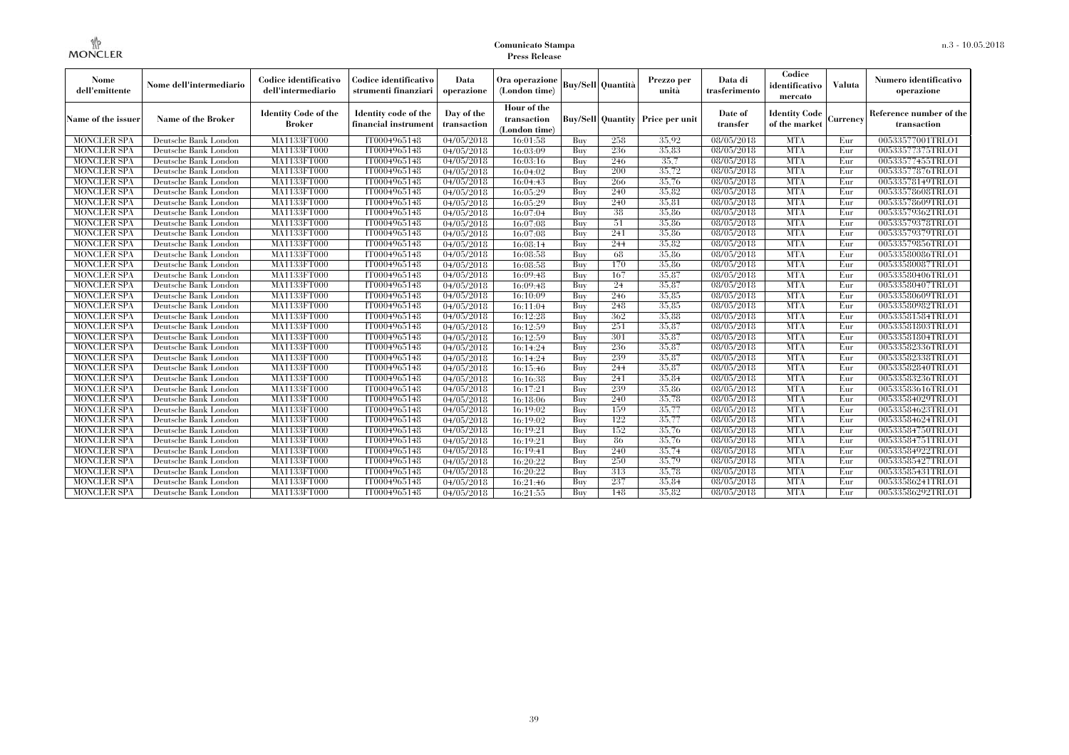**Comunicato Stampa**
**Press Release**

| Nome dell'emittente | Nome dell'intermediario | Codice identificativo dell'intermediario | Codice identificativo strumenti finanziari | Data operazione | Ora operazione (London time) | Buy/Sell | Quantità | Prezzo per unità | Data di trasferimento | Codice identificativo mercato | Valuta | Numero identificativo operazione |
|---|---|---|---|---|---|---|---|---|---|---|---|---|
| **Name of the issuer** | **Name of the Broker** | **Identity Code of the Broker** | **Identity code of the financial instrument** | **Day of the transaction** | **Hour of the transaction (London time)** | **Buy/Sell** | **Quantity** | **Price per unit** | **Date of transfer** | **Identity Code of the market** | **Currency** | **Reference number of the transaction** |
| MONCLER SPA | Deutsche Bank London | MA1133FT000 | IT0004965148 | 04/05/2018 | 16:01:58 | Buy | 258 | 35,92 | 08/05/2018 | MTA | Eur | 00533577001TRLO1 |
| MONCLER SPA | Deutsche Bank London | MA1133FT000 | IT0004965148 | 04/05/2018 | 16:03:09 | Buy | 236 | 35,83 | 08/05/2018 | MTA | Eur | 00533577375TRLO1 |
| MONCLER SPA | Deutsche Bank London | MA1133FT000 | IT0004965148 | 04/05/2018 | 16:03:16 | Buy | 246 | 35,7 | 08/05/2018 | MTA | Eur | 00533577455TRLO1 |
| MONCLER SPA | Deutsche Bank London | MA1133FT000 | IT0004965148 | 04/05/2018 | 16:04:02 | Buy | 200 | 35,72 | 08/05/2018 | MTA | Eur | 00533577876TRLO1 |
| MONCLER SPA | Deutsche Bank London | MA1133FT000 | IT0004965148 | 04/05/2018 | 16:04:43 | Buy | 266 | 35,76 | 08/05/2018 | MTA | Eur | 00533578149TRLO1 |
| MONCLER SPA | Deutsche Bank London | MA1133FT000 | IT0004965148 | 04/05/2018 | 16:05:29 | Buy | 240 | 35,82 | 08/05/2018 | MTA | Eur | 00533578608TRLO1 |
| MONCLER SPA | Deutsche Bank London | MA1133FT000 | IT0004965148 | 04/05/2018 | 16:05:29 | Buy | 240 | 35,81 | 08/05/2018 | MTA | Eur | 00533578609TRLO1 |
| MONCLER SPA | Deutsche Bank London | MA1133FT000 | IT0004965148 | 04/05/2018 | 16:07:04 | Buy | 38 | 35,86 | 08/05/2018 | MTA | Eur | 00533579362TRLO1 |
| MONCLER SPA | Deutsche Bank London | MA1133FT000 | IT0004965148 | 04/05/2018 | 16:07:08 | Buy | 51 | 35,86 | 08/05/2018 | MTA | Eur | 00533579378TRLO1 |
| MONCLER SPA | Deutsche Bank London | MA1133FT000 | IT0004965148 | 04/05/2018 | 16:07:08 | Buy | 241 | 35,86 | 08/05/2018 | MTA | Eur | 00533579379TRLO1 |
| MONCLER SPA | Deutsche Bank London | MA1133FT000 | IT0004965148 | 04/05/2018 | 16:08:14 | Buy | 244 | 35,82 | 08/05/2018 | MTA | Eur | 00533579856TRLO1 |
| MONCLER SPA | Deutsche Bank London | MA1133FT000 | IT0004965148 | 04/05/2018 | 16:08:58 | Buy | 68 | 35,86 | 08/05/2018 | MTA | Eur | 00533580086TRLO1 |
| MONCLER SPA | Deutsche Bank London | MA1133FT000 | IT0004965148 | 04/05/2018 | 16:08:58 | Buy | 170 | 35,86 | 08/05/2018 | MTA | Eur | 00533580087TRLO1 |
| MONCLER SPA | Deutsche Bank London | MA1133FT000 | IT0004965148 | 04/05/2018 | 16:09:48 | Buy | 167 | 35,87 | 08/05/2018 | MTA | Eur | 00533580406TRLO1 |
| MONCLER SPA | Deutsche Bank London | MA1133FT000 | IT0004965148 | 04/05/2018 | 16:09:48 | Buy | 24 | 35,87 | 08/05/2018 | MTA | Eur | 00533580407TRLO1 |
| MONCLER SPA | Deutsche Bank London | MA1133FT000 | IT0004965148 | 04/05/2018 | 16:10:09 | Buy | 246 | 35,85 | 08/05/2018 | MTA | Eur | 00533580609TRLO1 |
| MONCLER SPA | Deutsche Bank London | MA1133FT000 | IT0004965148 | 04/05/2018 | 16:11:04 | Buy | 248 | 35,85 | 08/05/2018 | MTA | Eur | 00533580982TRLO1 |
| MONCLER SPA | Deutsche Bank London | MA1133FT000 | IT0004965148 | 04/05/2018 | 16:12:28 | Buy | 362 | 35,88 | 08/05/2018 | MTA | Eur | 00533581584TRLO1 |
| MONCLER SPA | Deutsche Bank London | MA1133FT000 | IT0004965148 | 04/05/2018 | 16:12:59 | Buy | 251 | 35,87 | 08/05/2018 | MTA | Eur | 00533581803TRLO1 |
| MONCLER SPA | Deutsche Bank London | MA1133FT000 | IT0004965148 | 04/05/2018 | 16:12:59 | Buy | 301 | 35,87 | 08/05/2018 | MTA | Eur | 00533581804TRLO1 |
| MONCLER SPA | Deutsche Bank London | MA1133FT000 | IT0004965148 | 04/05/2018 | 16:14:24 | Buy | 236 | 35,87 | 08/05/2018 | MTA | Eur | 00533582336TRLO1 |
| MONCLER SPA | Deutsche Bank London | MA1133FT000 | IT0004965148 | 04/05/2018 | 16:14:24 | Buy | 239 | 35,87 | 08/05/2018 | MTA | Eur | 00533582338TRLO1 |
| MONCLER SPA | Deutsche Bank London | MA1133FT000 | IT0004965148 | 04/05/2018 | 16:15:46 | Buy | 244 | 35,87 | 08/05/2018 | MTA | Eur | 00533582840TRLO1 |
| MONCLER SPA | Deutsche Bank London | MA1133FT000 | IT0004965148 | 04/05/2018 | 16:16:38 | Buy | 241 | 35,84 | 08/05/2018 | MTA | Eur | 00533583236TRLO1 |
| MONCLER SPA | Deutsche Bank London | MA1133FT000 | IT0004965148 | 04/05/2018 | 16:17:21 | Buy | 239 | 35,86 | 08/05/2018 | MTA | Eur | 00533583616TRLO1 |
| MONCLER SPA | Deutsche Bank London | MA1133FT000 | IT0004965148 | 04/05/2018 | 16:18:06 | Buy | 240 | 35,78 | 08/05/2018 | MTA | Eur | 00533584029TRLO1 |
| MONCLER SPA | Deutsche Bank London | MA1133FT000 | IT0004965148 | 04/05/2018 | 16:19:02 | Buy | 159 | 35,77 | 08/05/2018 | MTA | Eur | 00533584623TRLO1 |
| MONCLER SPA | Deutsche Bank London | MA1133FT000 | IT0004965148 | 04/05/2018 | 16:19:02 | Buy | 122 | 35,77 | 08/05/2018 | MTA | Eur | 00533584624TRLO1 |
| MONCLER SPA | Deutsche Bank London | MA1133FT000 | IT0004965148 | 04/05/2018 | 16:19:21 | Buy | 152 | 35,76 | 08/05/2018 | MTA | Eur | 00533584750TRLO1 |
| MONCLER SPA | Deutsche Bank London | MA1133FT000 | IT0004965148 | 04/05/2018 | 16:19:21 | Buy | 86 | 35,76 | 08/05/2018 | MTA | Eur | 00533584751TRLO1 |
| MONCLER SPA | Deutsche Bank London | MA1133FT000 | IT0004965148 | 04/05/2018 | 16:19:41 | Buy | 240 | 35,74 | 08/05/2018 | MTA | Eur | 00533584922TRLO1 |
| MONCLER SPA | Deutsche Bank London | MA1133FT000 | IT0004965148 | 04/05/2018 | 16:20:22 | Buy | 250 | 35,79 | 08/05/2018 | MTA | Eur | 00533585427TRLO1 |
| MONCLER SPA | Deutsche Bank London | MA1133FT000 | IT0004965148 | 04/05/2018 | 16:20:22 | Buy | 313 | 35,78 | 08/05/2018 | MTA | Eur | 00533585431TRLO1 |
| MONCLER SPA | Deutsche Bank London | MA1133FT000 | IT0004965148 | 04/05/2018 | 16:21:46 | Buy | 237 | 35,84 | 08/05/2018 | MTA | Eur | 00533586241TRLO1 |
| MONCLER SPA | Deutsche Bank London | MA1133FT000 | IT0004965148 | 04/05/2018 | 16:21:55 | Buy | 148 | 35,82 | 08/05/2018 | MTA | Eur | 00533586292TRLO1 |